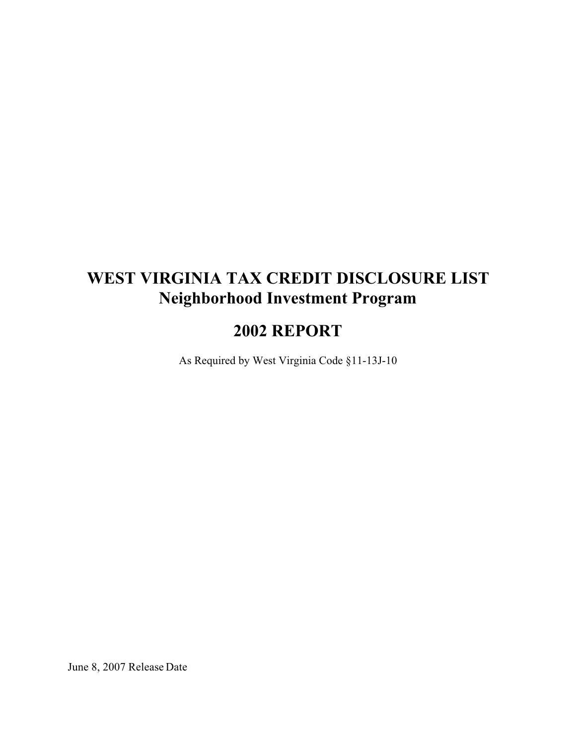# WEST VIRGINIA TAX CREDIT DISCLOSURE LIST
# Neighborhood Investment Program

## 2002 REPORT

As Required by West Virginia Code §11-13J-10

June 8, 2007 Release Date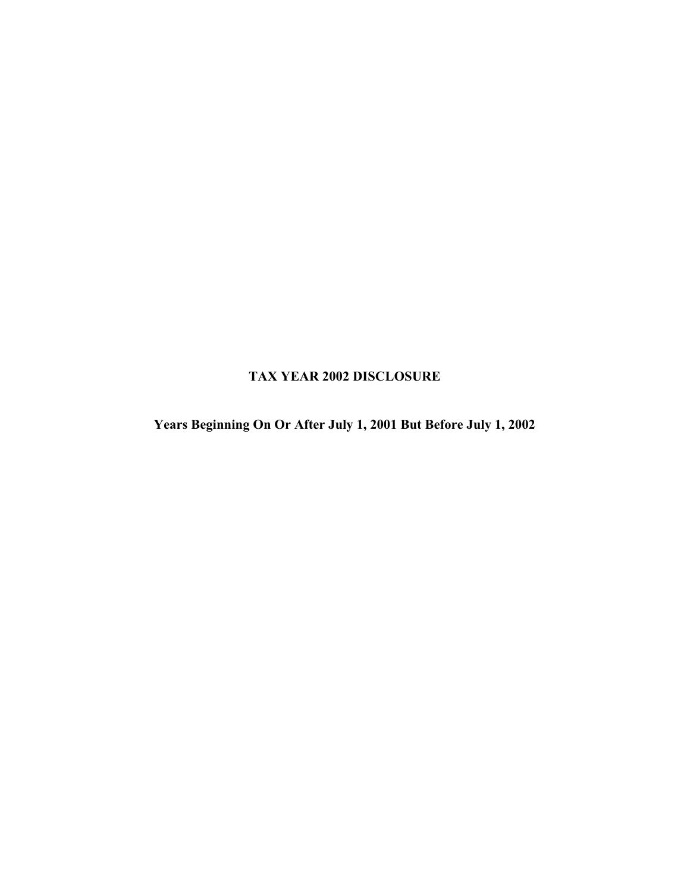# TAX YEAR 2002 DISCLOSURE

## Years Beginning On Or After July 1, 2001 But Before July 1, 2002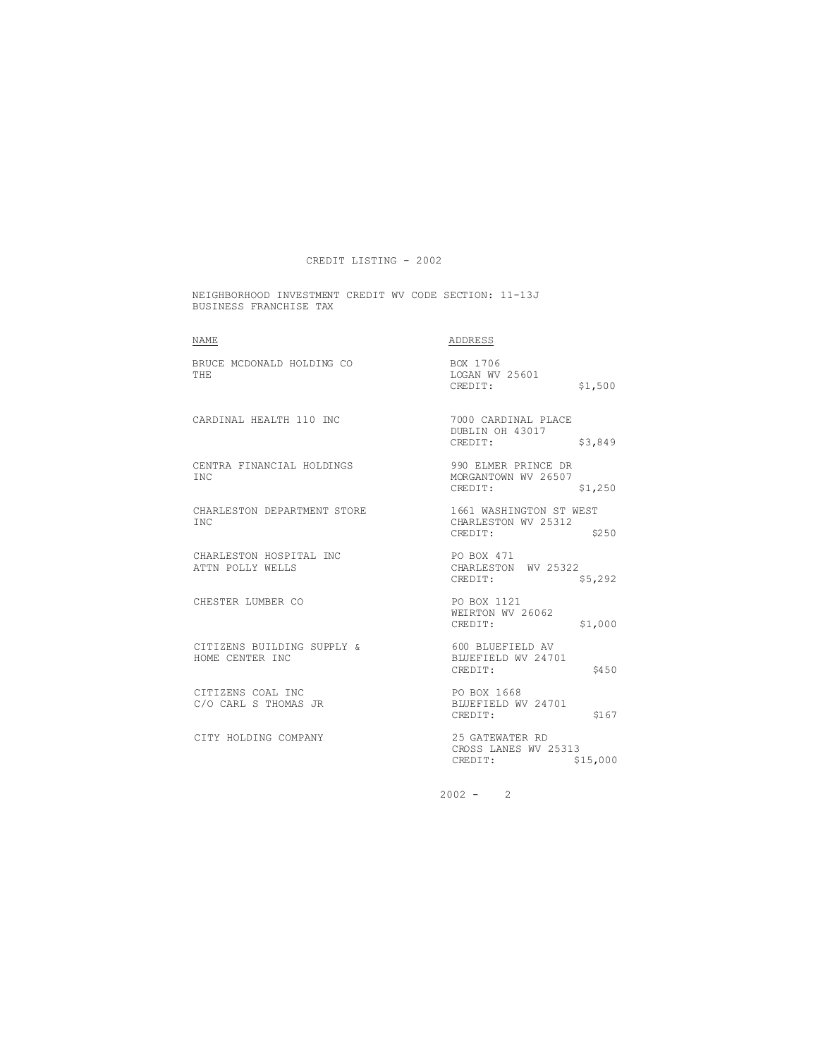CREDIT LISTING - 2002

NEIGHBORHOOD INVESTMENT CREDIT WV CODE SECTION: 11-13J
BUSINESS FRANCHISE TAX

| NAME | ADDRESS | CREDIT |
| --- | --- | --- |
| BRUCE MCDONALD HOLDING CO THE | BOX 1706 LOGAN WV 25601 | $1,500 |
| CARDINAL HEALTH 110 INC | 7000 CARDINAL PLACE DUBLIN OH 43017 | $3,849 |
| CENTRA FINANCIAL HOLDINGS INC | 990 ELMER PRINCE DR MORGANTOWN WV 26507 | $1,250 |
| CHARLESTON DEPARTMENT STORE INC | 1661 WASHINGTON ST WEST CHARLESTON WV 25312 | $250 |
| CHARLESTON HOSPITAL INC ATTN POLLY WELLS | PO BOX 471 CHARLESTON WV 25322 | $5,292 |
| CHESTER LUMBER CO | PO BOX 1121 WEIRTON WV 26062 | $1,000 |
| CITIZENS BUILDING SUPPLY & HOME CENTER INC | 600 BLUEFIELD AV BLUEFIELD WV 24701 | $450 |
| CITIZENS COAL INC C/O CARL S THOMAS JR | PO BOX 1668 BLUEFIELD WV 24701 | $167 |
| CITY HOLDING COMPANY | 25 GATEWATER RD CROSS LANES WV 25313 | $15,000 |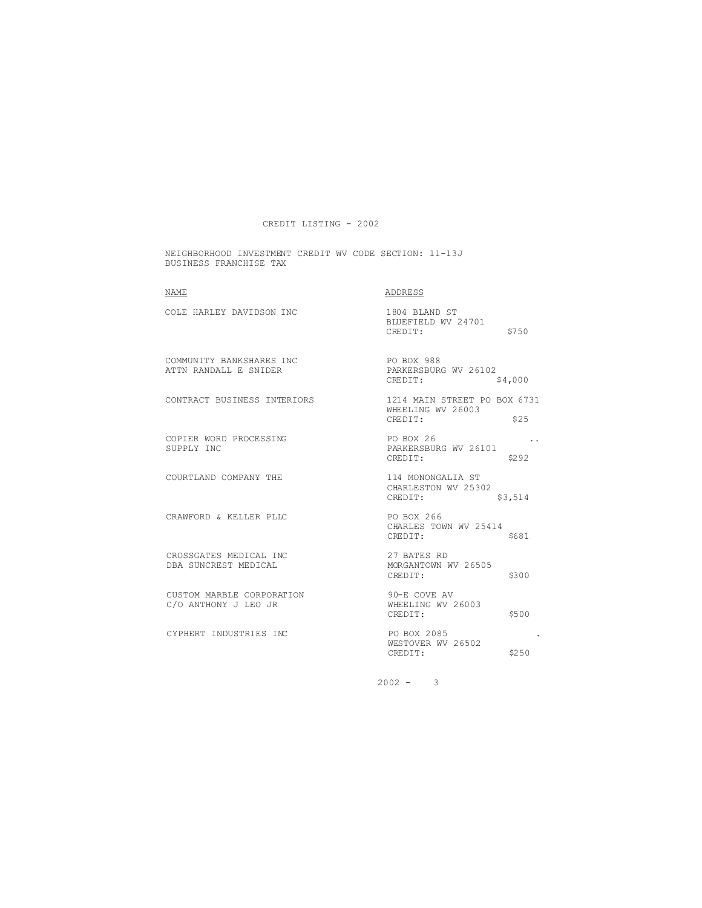CREDIT LISTING - 2002

NEIGHBORHOOD INVESTMENT CREDIT WV CODE SECTION: 11-13J
BUSINESS FRANCHISE TAX

| NAME | ADDRESS |
|---|---|
| COLE HARLEY DAVIDSON INC | 1804 BLAND ST<br>BLUEFIELD WV 24701<br>CREDIT: $750 |
| COMMUNITY BANKSHARES INC<br>ATTN RANDALL E SNIDER | PO BOX 988<br>PARKERSBURG WV 26102<br>CREDIT: $4,000 |
| CONTRACT BUSINESS INTERIORS | 1214 MAIN STREET PO BOX 6731<br>WHEELING WV 26003<br>CREDIT: $25 |
| COPIER WORD PROCESSING<br>SUPPLY INC | PO BOX 26<br>PARKERSBURG WV 26101<br>CREDIT: $292 |
| COURTLAND COMPANY THE | 114 MONONGALIA ST<br>CHARLESTON WV 25302<br>CREDIT: $3,514 |
| CRAWFORD & KELLER PLLC | PO BOX 266<br>CHARLES TOWN WV 25414<br>CREDIT: $681 |
| CROSSGATES MEDICAL INC<br>DBA SUNCREST MEDICAL | 27 BATES RD<br>MORGANTOWN WV 26505<br>CREDIT: $300 |
| CUSTOM MARBLE CORPORATION<br>C/O ANTHONY J LEO JR | 90-E COVE AV<br>WHEELING WV 26003<br>CREDIT: $500 |
| CYPHERT INDUSTRIES INC | PO BOX 2085<br>WESTOVER WV 26502<br>CREDIT: $250 |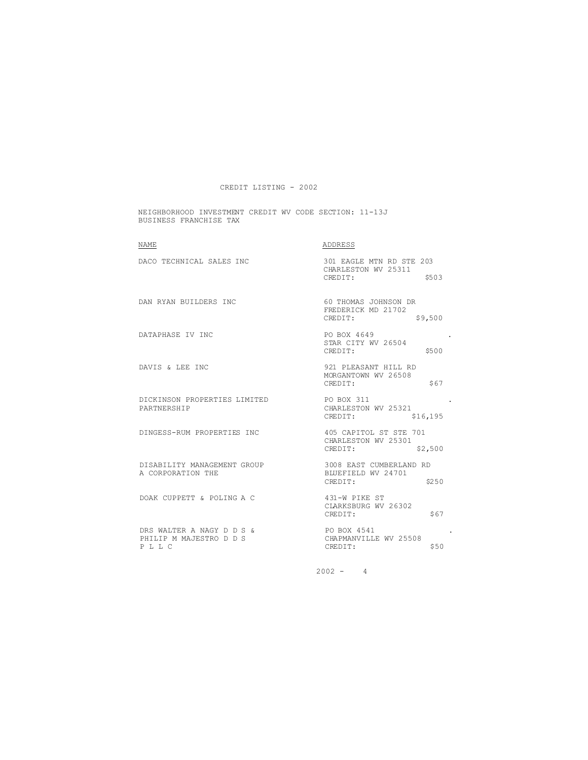# CREDIT LISTING - 2002

NEIGHBORHOOD INVESTMENT CREDIT WV CODE SECTION: 11-13J
BUSINESS FRANCHISE TAX

| NAME | ADDRESS |
| --- | --- |
| DACO TECHNICAL SALES INC | 301 EAGLE MTN RD STE 203<br>CHARLESTON WV 25311<br>CREDIT: $503 |
| DAN RYAN BUILDERS INC | 60 THOMAS JOHNSON DR<br>FREDERICK MD 21702<br>CREDIT: $9,500 |
| DATAPHASE IV INC | PO BOX 4649<br>STAR CITY WV 26504<br>CREDIT: $500 |
| DAVIS & LEE INC | 921 PLEASANT HILL RD<br>MORGANTOWN WV 26508<br>CREDIT: $67 |
| DICKINSON PROPERTIES LIMITED PARTNERSHIP | PO BOX 311<br>CHARLESTON WV 25321<br>CREDIT: $16,195 |
| DINGESS-RUM PROPERTIES INC | 405 CAPITOL ST STE 701<br>CHARLESTON WV 25301<br>CREDIT: $2,500 |
| DISABILITY MANAGEMENT GROUP A CORPORATION THE | 3008 EAST CUMBERLAND RD<br>BLUEFIELD WV 24701<br>CREDIT: $250 |
| DOAK CUPPETT & POLING A C | 431-W PIKE ST<br>CLARKSBURG WV 26302<br>CREDIT: $67 |
| DRS WALTER A NAGY D D S & PHILIP M MAJESTRO D D S P L L C | PO BOX 4541<br>CHAPMANVILLE WV 25508<br>CREDIT: $50 |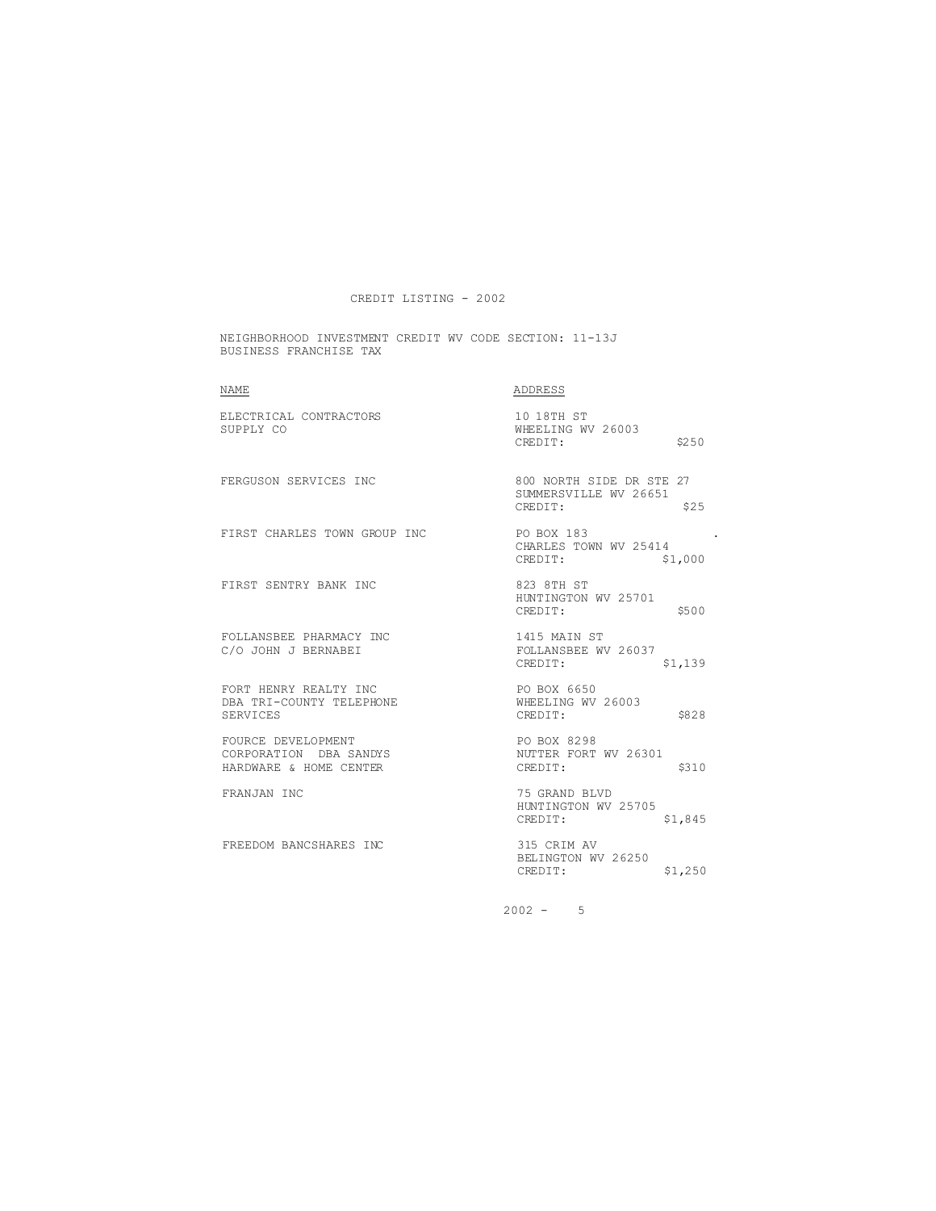CREDIT LISTING - 2002

NEIGHBORHOOD INVESTMENT CREDIT WV CODE SECTION: 11-13J
BUSINESS FRANCHISE TAX

| NAME | ADDRESS | |
|---|---|---|
| ELECTRICAL CONTRACTORS SUPPLY CO | 10 18TH ST<br>WHEELING WV 26003<br>CREDIT: | $250 |
| FERGUSON SERVICES INC | 800 NORTH SIDE DR STE 27<br>SUMMERSVILLE WV 26651<br>CREDIT: | $25 |
| FIRST CHARLES TOWN GROUP INC | PO BOX 183<br>CHARLES TOWN WV 25414<br>CREDIT: | $1,000 |
| FIRST SENTRY BANK INC | 823 8TH ST<br>HUNTINGTON WV 25701<br>CREDIT: | $500 |
| FOLLANSBEE PHARMACY INC<br>C/O JOHN J BERNABEI | 1415 MAIN ST<br>FOLLANSBEE WV 26037<br>CREDIT: | $1,139 |
| FORT HENRY REALTY INC<br>DBA TRI-COUNTY TELEPHONE SERVICES | PO BOX 6650<br>WHEELING WV 26003<br>CREDIT: | $828 |
| FOURCE DEVELOPMENT CORPORATION DBA SANDYS HARDWARE & HOME CENTER | PO BOX 8298<br>NUTTER FORT WV 26301<br>CREDIT: | $310 |
| FRANJAN INC | 75 GRAND BLVD<br>HUNTINGTON WV 25705<br>CREDIT: | $1,845 |
| FREEDOM BANCSHARES INC | 315 CRIM AV<br>BELINGTON WV 26250<br>CREDIT: | $1,250 |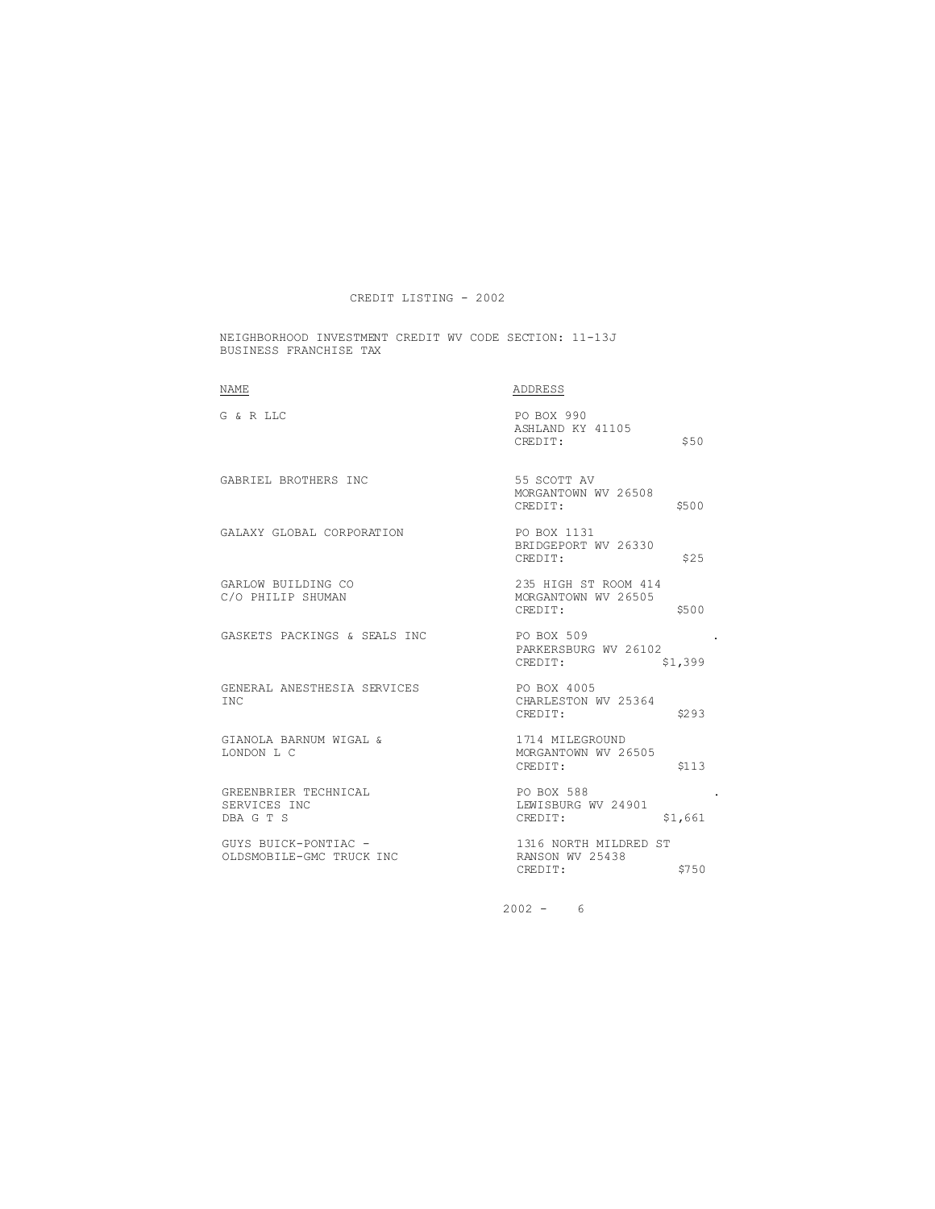# CREDIT LISTING - 2002

NEIGHBORHOOD INVESTMENT CREDIT WV CODE SECTION: 11-13J
BUSINESS FRANCHISE TAX

| NAME | ADDRESS |
|---|---|
| G & R LLC | PO BOX 990<br>ASHLAND KY 41105<br>CREDIT: $50 |
| GABRIEL BROTHERS INC | 55 SCOTT AV<br>MORGANTOWN WV 26508<br>CREDIT: $500 |
| GALAXY GLOBAL CORPORATION | PO BOX 1131<br>BRIDGEPORT WV 26330<br>CREDIT: $25 |
| GARLOW BUILDING CO<br>C/O PHILIP SHUMAN | 235 HIGH ST ROOM 414<br>MORGANTOWN WV 26505<br>CREDIT: $500 |
| GASKETS PACKINGS & SEALS INC | PO BOX 509<br>PARKERSBURG WV 26102<br>CREDIT: $1,399 |
| GENERAL ANESTHESIA SERVICES<br>INC | PO BOX 4005<br>CHARLESTON WV 25364<br>CREDIT: $293 |
| GIANOLA BARNUM WIGAL &<br>LONDON L C | 1714 MILEGROUND<br>MORGANTOWN WV 26505<br>CREDIT: $113 |
| GREENBRIER TECHNICAL<br>SERVICES INC<br>DBA G T S | PO BOX 588<br>LEWISBURG WV 24901<br>CREDIT: $1,661 |
| GUYS BUICK-PONTIAC -<br>OLDSMOBILE-GMC TRUCK INC | 1316 NORTH MILDRED ST<br>RANSON WV 25438<br>CREDIT: $750 |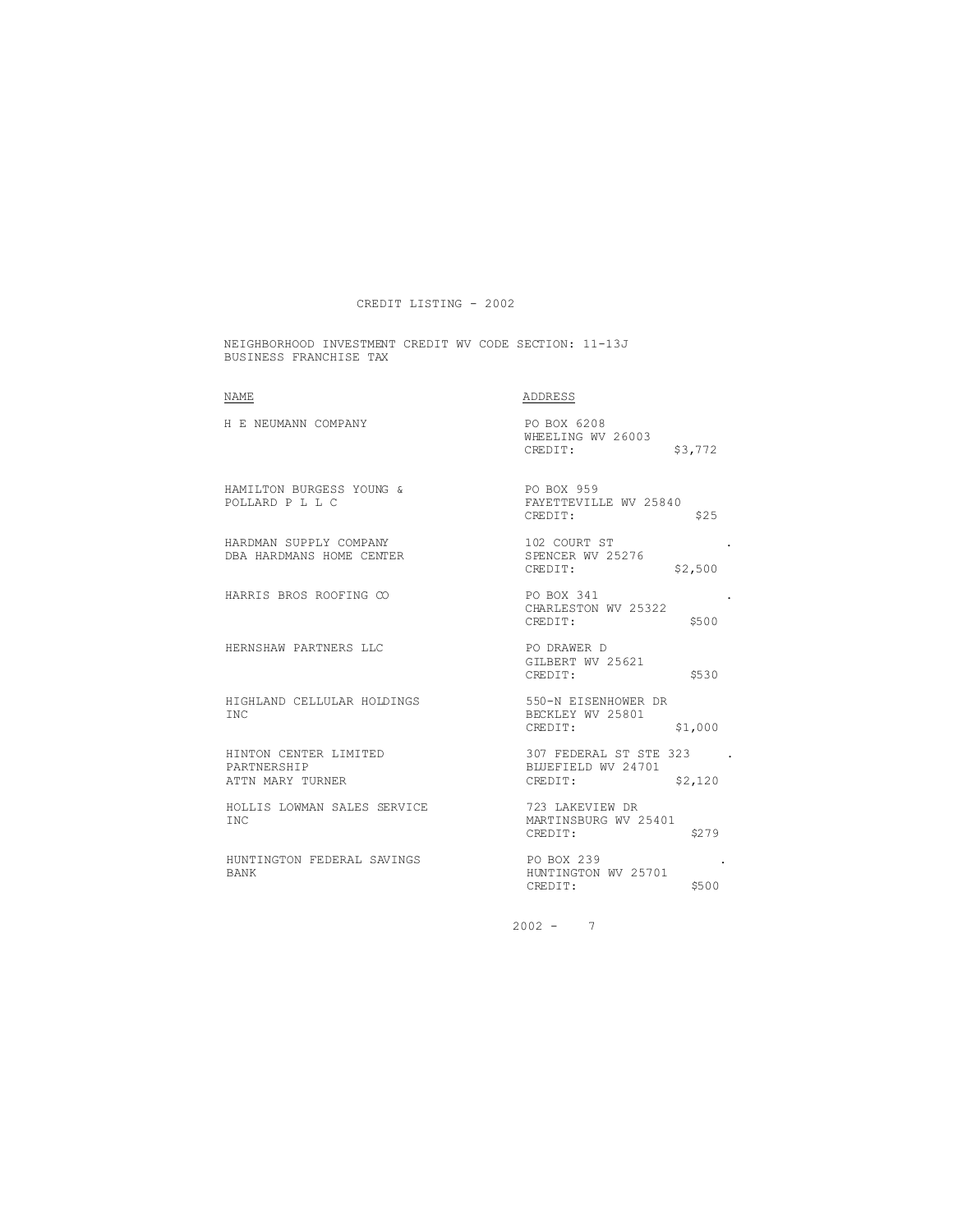CREDIT LISTING - 2002

NEIGHBORHOOD INVESTMENT CREDIT WV CODE SECTION: 11-13J
BUSINESS FRANCHISE TAX

| NAME | ADDRESS |
|---|---|
| H E NEUMANN COMPANY | PO BOX 6208<br>WHEELING WV 26003<br>CREDIT: $3,772 |
| HAMILTON BURGESS YOUNG &<br>POLLARD P L L C | PO BOX 959<br>FAYETTEVILLE WV 25840<br>CREDIT: $25 |
| HARDMAN SUPPLY COMPANY<br>DBA HARDMANS HOME CENTER | 102 COURT ST<br>SPENCER WV 25276<br>CREDIT: $2,500 |
| HARRIS BROS ROOFING CO | PO BOX 341<br>CHARLESTON WV 25322<br>CREDIT: $500 |
| HERNSHAW PARTNERS LLC | PO DRAWER D<br>GILBERT WV 25621<br>CREDIT: $530 |
| HIGHLAND CELLULAR HOLDINGS<br>INC | 550-N EISENHOWER DR<br>BECKLEY WV 25801<br>CREDIT: $1,000 |
| HINTON CENTER LIMITED<br>PARTNERSHIP<br>ATTN MARY TURNER | 307 FEDERAL ST STE 323<br>BLUEFIELD WV 24701<br>CREDIT: $2,120 |
| HOLLIS LOWMAN SALES SERVICE<br>INC | 723 LAKEVIEW DR<br>MARTINSBURG WV 25401<br>CREDIT: $279 |
| HUNTINGTON FEDERAL SAVINGS<br>BANK | PO BOX 239<br>HUNTINGTON WV 25701<br>CREDIT: $500 |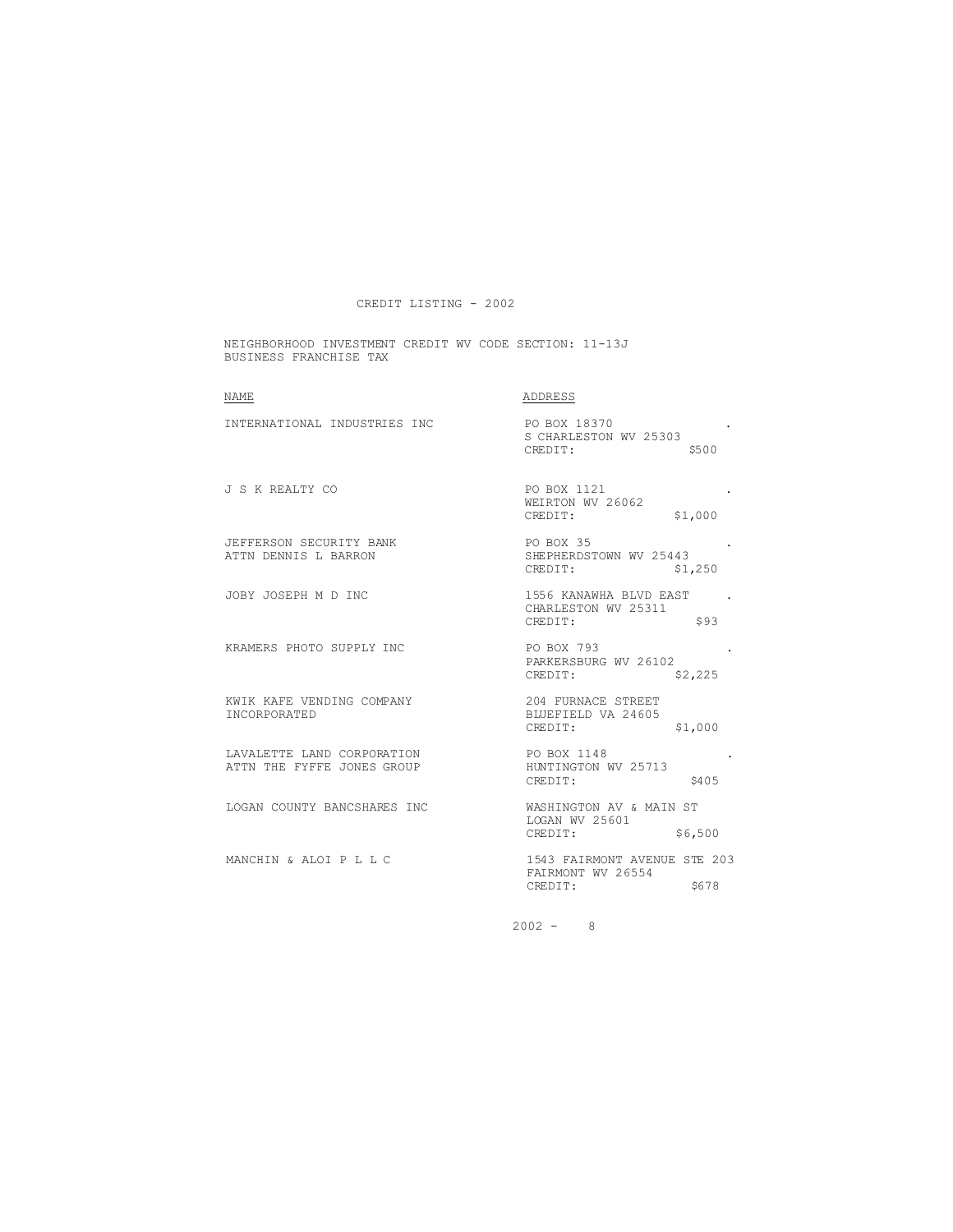# CREDIT LISTING - 2002

NEIGHBORHOOD INVESTMENT CREDIT WV CODE SECTION: 11-13J
BUSINESS FRANCHISE TAX

| NAME | ADDRESS |
|---|---|
| INTERNATIONAL INDUSTRIES INC | PO BOX 18370<br>S CHARLESTON WV 25303<br>CREDIT: $500 |
| J S K REALTY CO | PO BOX 1121<br>WEIRTON WV 26062<br>CREDIT: $1,000 |
| JEFFERSON SECURITY BANK<br>ATTN DENNIS L BARRON | PO BOX 35<br>SHEPHERDSTOWN WV 25443<br>CREDIT: $1,250 |
| JOBY JOSEPH M D INC | 1556 KANAWHA BLVD EAST<br>CHARLESTON WV 25311<br>CREDIT: $93 |
| KRAMERS PHOTO SUPPLY INC | PO BOX 793<br>PARKERSBURG WV 26102<br>CREDIT: $2,225 |
| KWIK KAFE VENDING COMPANY<br>INCORPORATED | 204 FURNACE STREET<br>BLUEFIELD VA 24605<br>CREDIT: $1,000 |
| LAVALETTE LAND CORPORATION<br>ATTN THE FYFFE JONES GROUP | PO BOX 1148<br>HUNTINGTON WV 25713<br>CREDIT: $405 |
| LOGAN COUNTY BANCSHARES INC | WASHINGTON AV & MAIN ST<br>LOGAN WV 25601<br>CREDIT: $6,500 |
| MANCHIN & ALOI P L L C | 1543 FAIRMONT AVENUE STE 203<br>FAIRMONT WV 26554<br>CREDIT: $678 |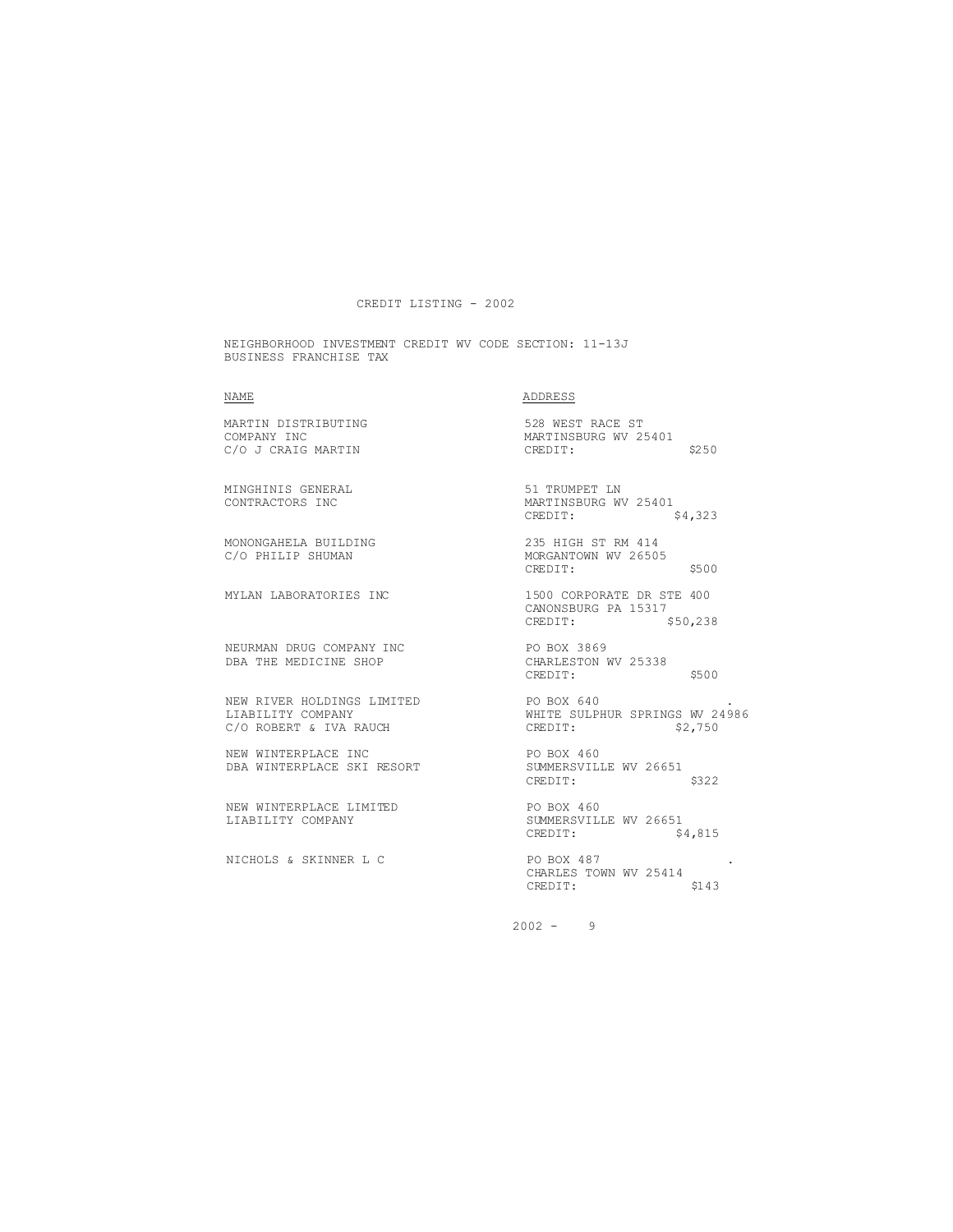CREDIT LISTING - 2002

NEIGHBORHOOD INVESTMENT CREDIT WV CODE SECTION: 11-13J
BUSINESS FRANCHISE TAX

| NAME | ADDRESS |
| --- | --- |
| MARTIN DISTRIBUTING COMPANY INC C/O J CRAIG MARTIN | 528 WEST RACE ST MARTINSBURG WV 25401 CREDIT: $250 |
| MINGHINIS GENERAL CONTRACTORS INC | 51 TRUMPET LN MARTINSBURG WV 25401 CREDIT: $4,323 |
| MONONGAHELA BUILDING C/O PHILIP SHUMAN | 235 HIGH ST RM 414 MORGANTOWN WV 26505 CREDIT: $500 |
| MYLAN LABORATORIES INC | 1500 CORPORATE DR STE 400 CANONSBURG PA 15317 CREDIT: $50,238 |
| NEURMAN DRUG COMPANY INC DBA THE MEDICINE SHOP | PO BOX 3869 CHARLESTON WV 25338 CREDIT: $500 |
| NEW RIVER HOLDINGS LIMITED LIABILITY COMPANY C/O ROBERT & IVA RAUCH | PO BOX 640 . WHITE SULPHUR SPRINGS WV 24986 CREDIT: $2,750 |
| NEW WINTERPLACE INC DBA WINTERPLACE SKI RESORT | PO BOX 460 SUMMERSVILLE WV 26651 CREDIT: $322 |
| NEW WINTERPLACE LIMITED LIABILITY COMPANY | PO BOX 460 SUMMERSVILLE WV 26651 CREDIT: $4,815 |
| NICHOLS & SKINNER L C | PO BOX 487 . CHARLES TOWN WV 25414 CREDIT: $143 |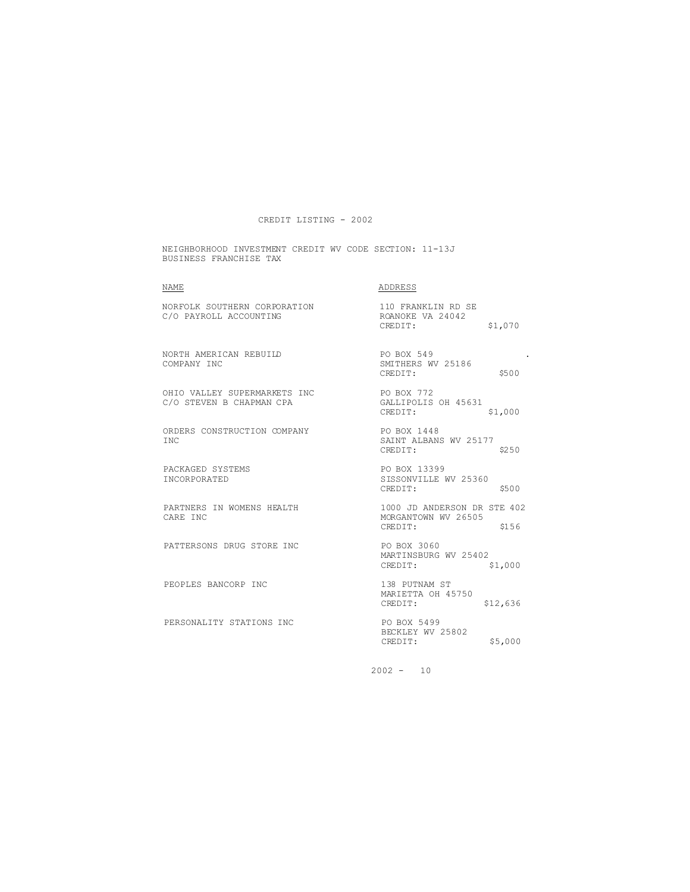CREDIT LISTING - 2002

NEIGHBORHOOD INVESTMENT CREDIT WV CODE SECTION: 11-13J
BUSINESS FRANCHISE TAX

| NAME | ADDRESS |
|---|---|
| NORFOLK SOUTHERN CORPORATION<br>C/O PAYROLL ACCOUNTING | 110 FRANKLIN RD SE<br>ROANOKE VA 24042<br>CREDIT: $1,070 |
| NORTH AMERICAN REBUILD<br>COMPANY INC | PO BOX 549<br>SMITHERS WV 25186<br>CREDIT: $500 |
| OHIO VALLEY SUPERMARKETS INC<br>C/O STEVEN B CHAPMAN CPA | PO BOX 772<br>GALLIPOLIS OH 45631<br>CREDIT: $1,000 |
| ORDERS CONSTRUCTION COMPANY<br>INC | PO BOX 1448<br>SAINT ALBANS WV 25177<br>CREDIT: $250 |
| PACKAGED SYSTEMS<br>INCORPORATED | PO BOX 13399<br>SISSONVILLE WV 25360<br>CREDIT: $500 |
| PARTNERS IN WOMENS HEALTH<br>CARE INC | 1000 JD ANDERSON DR STE 402<br>MORGANTOWN WV 26505<br>CREDIT: $156 |
| PATTERSONS DRUG STORE INC | PO BOX 3060<br>MARTINSBURG WV 25402<br>CREDIT: $1,000 |
| PEOPLES BANCORP INC | 138 PUTNAM ST<br>MARIETTA OH 45750<br>CREDIT: $12,636 |
| PERSONALITY STATIONS INC | PO BOX 5499<br>BECKLEY WV 25802<br>CREDIT: $5,000 |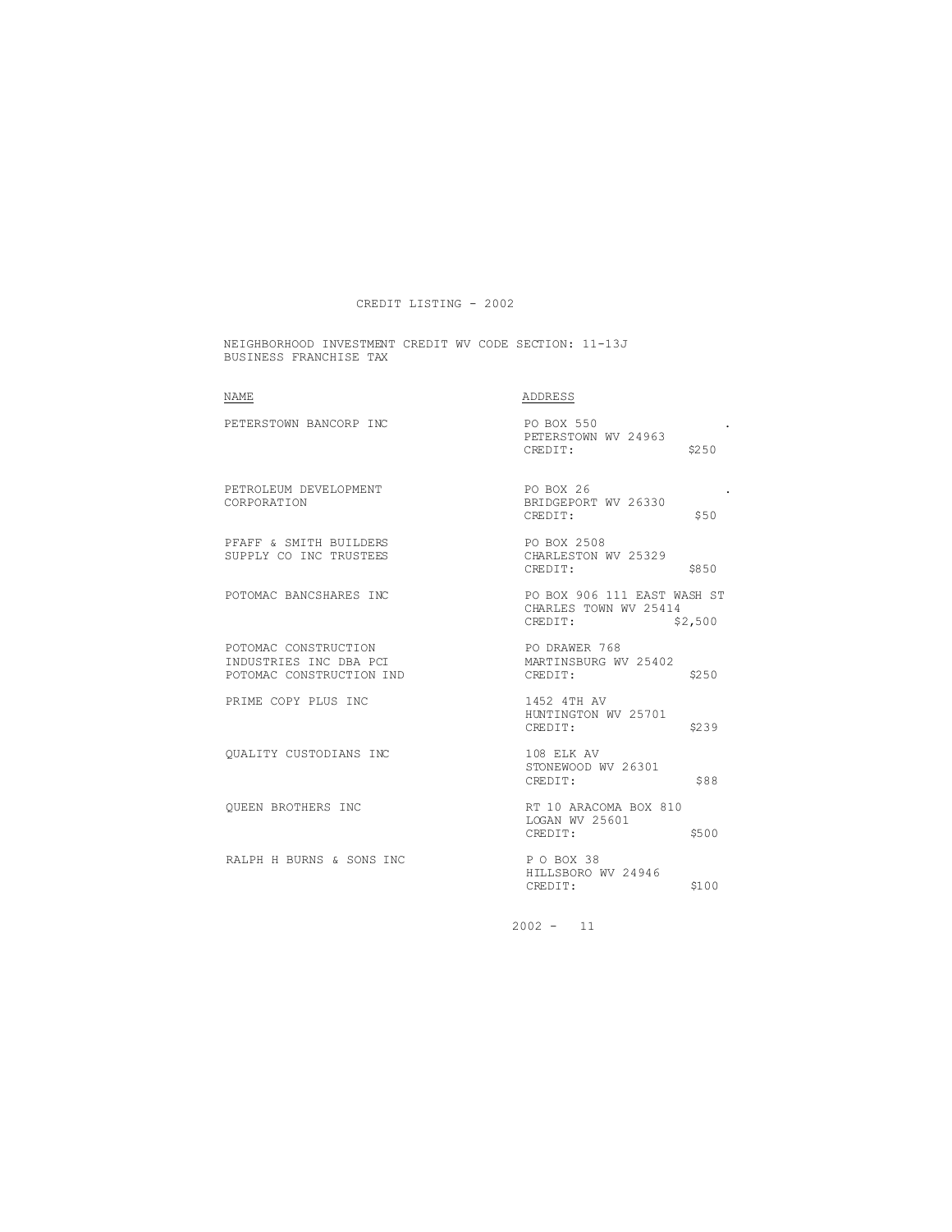# CREDIT LISTING - 2002

NEIGHBORHOOD INVESTMENT CREDIT WV CODE SECTION: 11-13J
BUSINESS FRANCHISE TAX

| NAME | ADDRESS |
|---|---|
| PETERSTOWN BANCORP INC | PO BOX 550<br>PETERSTOWN WV 24963<br>CREDIT: $250 |
| PETROLEUM DEVELOPMENT CORPORATION | PO BOX 26<br>BRIDGEPORT WV 26330<br>CREDIT: $50 |
| PFAFF & SMITH BUILDERS SUPPLY CO INC TRUSTEES | PO BOX 2508<br>CHARLESTON WV 25329<br>CREDIT: $850 |
| POTOMAC BANCSHARES INC | PO BOX 906 111 EAST WASH ST<br>CHARLES TOWN WV 25414<br>CREDIT: $2,500 |
| POTOMAC CONSTRUCTION INDUSTRIES INC DBA PCI POTOMAC CONSTRUCTION IND | PO DRAWER 768<br>MARTINSBURG WV 25402<br>CREDIT: $250 |
| PRIME COPY PLUS INC | 1452 4TH AV<br>HUNTINGTON WV 25701<br>CREDIT: $239 |
| QUALITY CUSTODIANS INC | 108 ELK AV<br>STONEWOOD WV 26301<br>CREDIT: $88 |
| QUEEN BROTHERS INC | RT 10 ARACOMA BOX 810<br>LOGAN WV 25601<br>CREDIT: $500 |
| RALPH H BURNS & SONS INC | P O BOX 38<br>HILLSBORO WV 24946<br>CREDIT: $100 |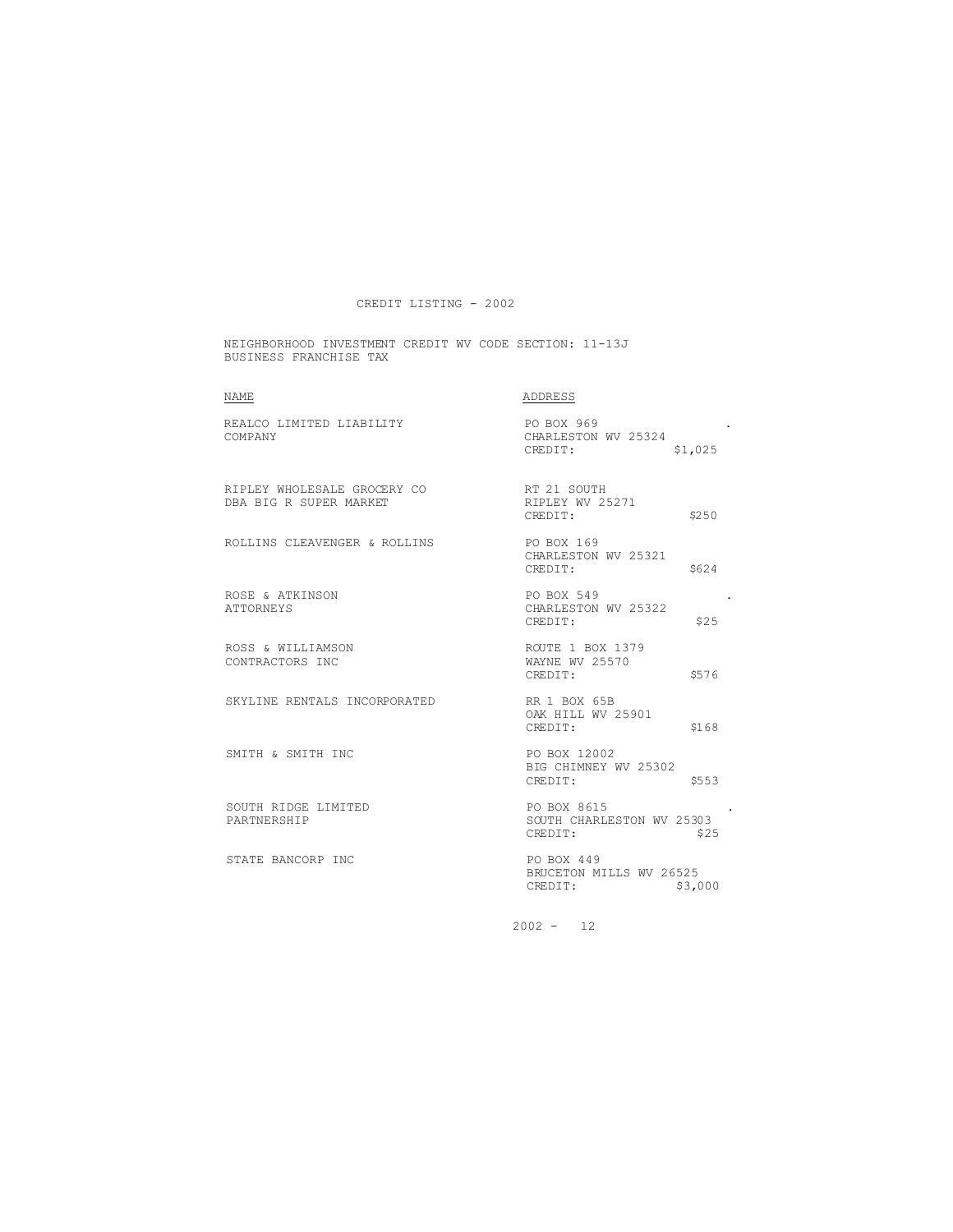# CREDIT LISTING - 2002

NEIGHBORHOOD INVESTMENT CREDIT WV CODE SECTION: 11-13J
BUSINESS FRANCHISE TAX

| NAME | ADDRESS |
|---|---|
| REALCO LIMITED LIABILITY COMPANY | PO BOX 969<br>CHARLESTON WV 25324<br>CREDIT: $1,025 |
| RIPLEY WHOLESALE GROCERY CO<br>DBA BIG R SUPER MARKET | RT 21 SOUTH<br>RIPLEY WV 25271<br>CREDIT: $250 |
| ROLLINS CLEAVENGER & ROLLINS | PO BOX 169<br>CHARLESTON WV 25321<br>CREDIT: $624 |
| ROSE & ATKINSON<br>ATTORNEYS | PO BOX 549<br>CHARLESTON WV 25322<br>CREDIT: $25 |
| ROSS & WILLIAMSON<br>CONTRACTORS INC | ROUTE 1 BOX 1379<br>WAYNE WV 25570<br>CREDIT: $576 |
| SKYLINE RENTALS INCORPORATED | RR 1 BOX 65B<br>OAK HILL WV 25901<br>CREDIT: $168 |
| SMITH & SMITH INC | PO BOX 12002<br>BIG CHIMNEY WV 25302<br>CREDIT: $553 |
| SOUTH RIDGE LIMITED PARTNERSHIP | PO BOX 8615<br>SOUTH CHARLESTON WV 25303<br>CREDIT: $25 |
| STATE BANCORP INC | PO BOX 449<br>BRUCETON MILLS WV 26525<br>CREDIT: $3,000 |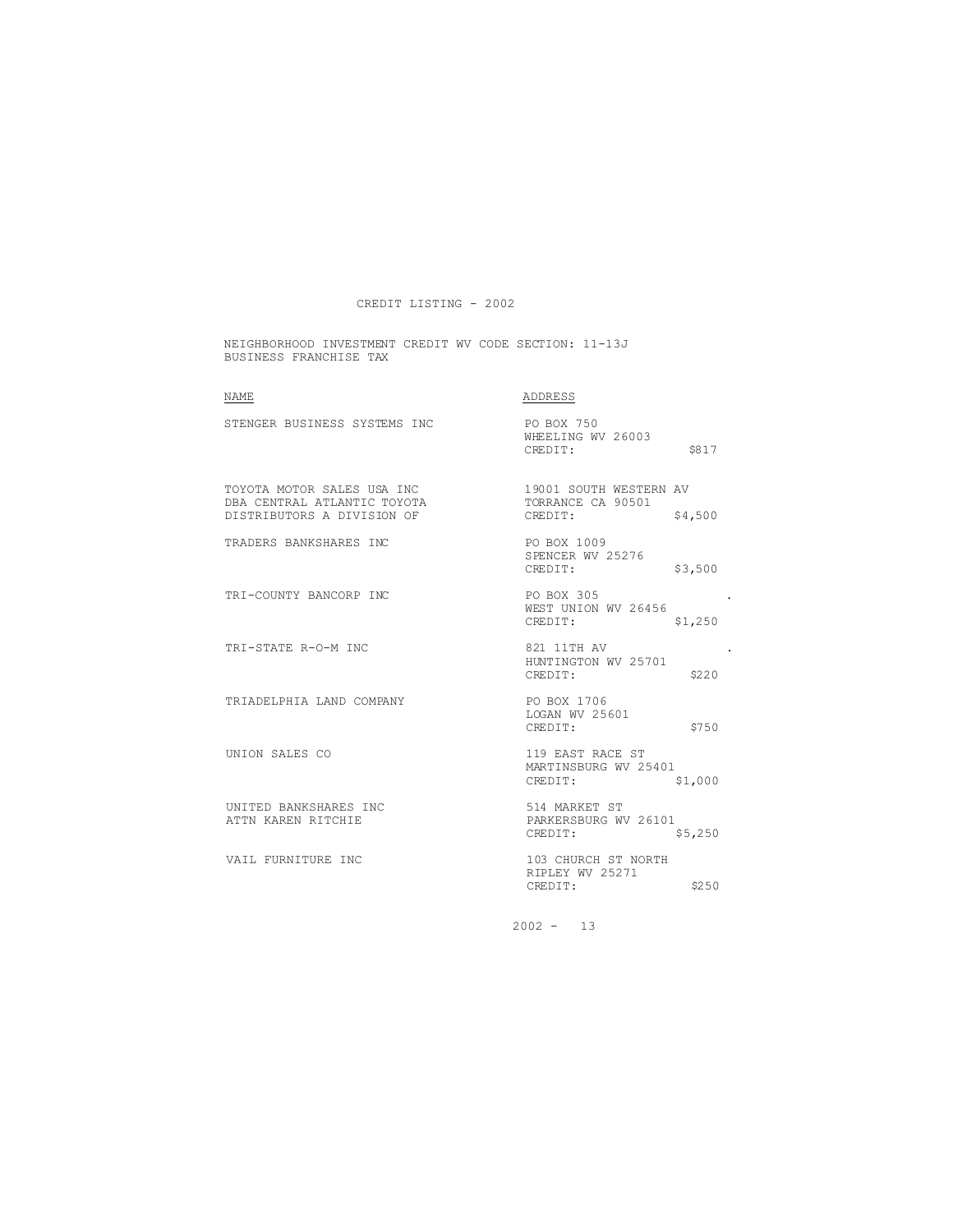CREDIT LISTING - 2002

NEIGHBORHOOD INVESTMENT CREDIT WV CODE SECTION: 11-13J
BUSINESS FRANCHISE TAX

| NAME | ADDRESS |
| --- | --- |
| STENGER BUSINESS SYSTEMS INC | PO BOX 750<br>WHEELING WV 26003<br>CREDIT: $817 |
| TOYOTA MOTOR SALES USA INC<br>DBA CENTRAL ATLANTIC TOYOTA<br>DISTRIBUTORS A DIVISION OF | 19001 SOUTH WESTERN AV<br>TORRANCE CA 90501<br>CREDIT: $4,500 |
| TRADERS BANKSHARES INC | PO BOX 1009<br>SPENCER WV 25276<br>CREDIT: $3,500 |
| TRI-COUNTY BANCORP INC | PO BOX 305<br>WEST UNION WV 26456<br>CREDIT: $1,250 |
| TRI-STATE R-O-M INC | 821 11TH AV<br>HUNTINGTON WV 25701<br>CREDIT: $220 |
| TRIADELPHIA LAND COMPANY | PO BOX 1706<br>LOGAN WV 25601<br>CREDIT: $750 |
| UNION SALES CO | 119 EAST RACE ST<br>MARTINSBURG WV 25401<br>CREDIT: $1,000 |
| UNITED BANKSHARES INC<br>ATTN KAREN RITCHIE | 514 MARKET ST<br>PARKERSBURG WV 26101<br>CREDIT: $5,250 |
| VAIL FURNITURE INC | 103 CHURCH ST NORTH<br>RIPLEY WV 25271<br>CREDIT: $250 |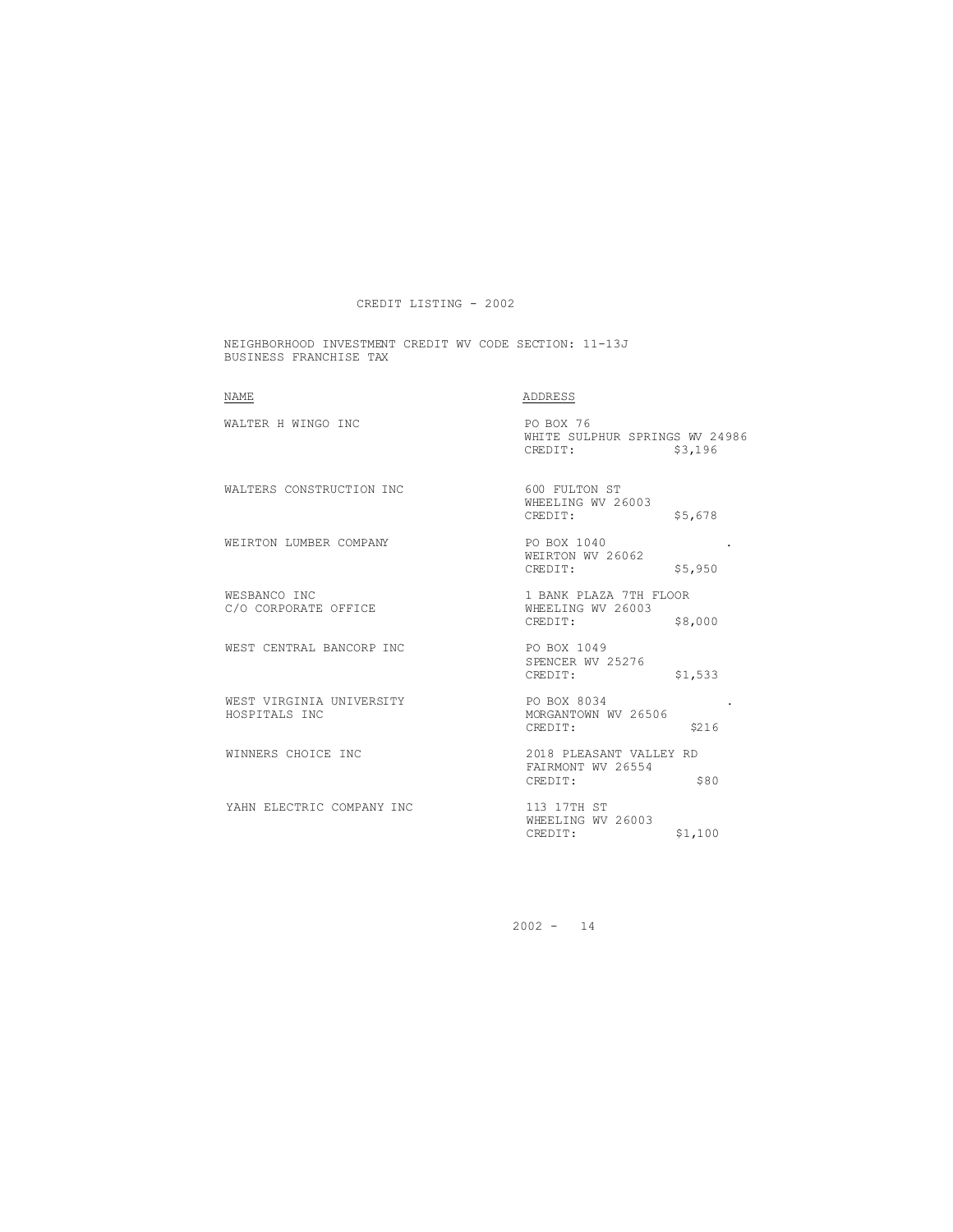# CREDIT LISTING - 2002

## NEIGHBORHOOD INVESTMENT CREDIT WV CODE SECTION: 11-13J
## BUSINESS FRANCHISE TAX

| NAME | ADDRESS |
|---|---|
| WALTER H WINGO INC | PO BOX 76<br>WHITE SULPHUR SPRINGS WV 24986<br>CREDIT: $3,196 |
| WALTERS CONSTRUCTION INC | 600 FULTON ST<br>WHEELING WV 26003<br>CREDIT: $5,678 |
| WEIRTON LUMBER COMPANY | PO BOX 1040<br>WEIRTON WV 26062<br>CREDIT: $5,950 |
| WESBANCO INC<br>C/O CORPORATE OFFICE | 1 BANK PLAZA 7TH FLOOR<br>WHEELING WV 26003<br>CREDIT: $8,000 |
| WEST CENTRAL BANCORP INC | PO BOX 1049<br>SPENCER WV 25276<br>CREDIT: $1,533 |
| WEST VIRGINIA UNIVERSITY<br>HOSPITALS INC | PO BOX 8034<br>MORGANTOWN WV 26506<br>CREDIT: $216 |
| WINNERS CHOICE INC | 2018 PLEASANT VALLEY RD<br>FAIRMONT WV 26554<br>CREDIT: $80 |
| YAHN ELECTRIC COMPANY INC | 113 17TH ST<br>WHEELING WV 26003<br>CREDIT: $1,100 |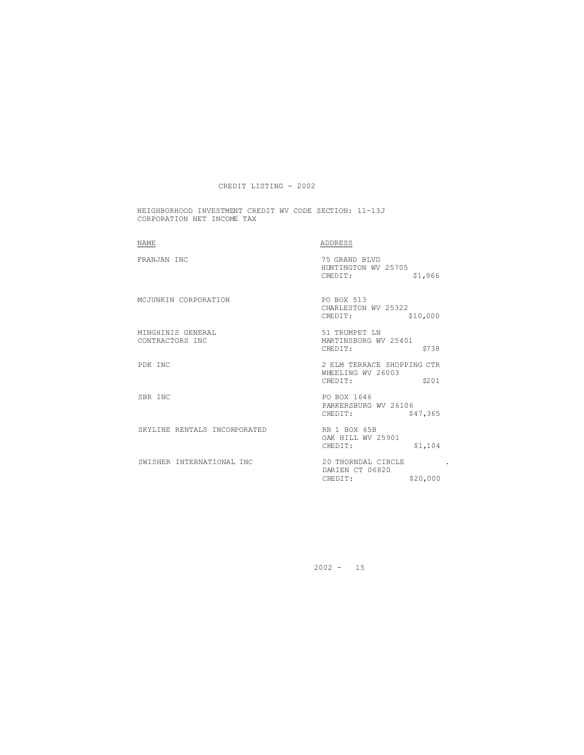# CREDIT LISTING - 2002

NEIGHBORHOOD INVESTMENT CREDIT WV CODE SECTION: 11-13J
CORPORATION NET INCOME TAX

| NAME | ADDRESS |
| --- | --- |
| FRANJAN INC | 75 GRAND BLVD<br>HUNTINGTON WV 25705<br>CREDIT: $1,966 |
| MCJUNKIN CORPORATION | PO BOX 513<br>CHARLESTON WV 25322<br>CREDIT: $10,000 |
| MINGHINIS GENERAL CONTRACTORS INC | 51 TRUMPET LN<br>MARTINSBURG WV 25401<br>CREDIT: $738 |
| PDK INC | 2 ELM TERRACE SHOPPING CTR<br>WHEELING WV 26003<br>CREDIT: $201 |
| SBR INC | PO BOX 1646<br>PARKERSBURG WV 26106<br>CREDIT: $47,365 |
| SKYLINE RENTALS INCORPORATED | RR 1 BOX 65B<br>OAK HILL WV 25901<br>CREDIT: $1,104 |
| SWISHER INTERNATIONAL INC | 20 THORNDAL CIRCLE<br>DARIEN CT 06820<br>CREDIT: $20,000 |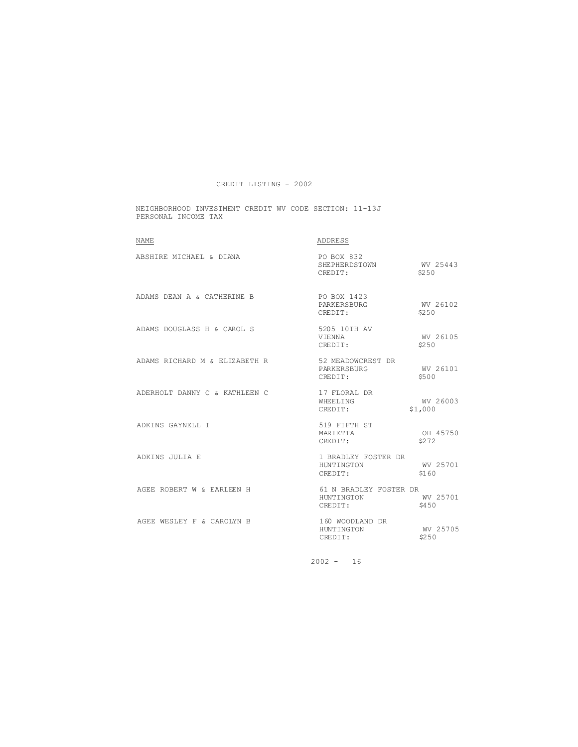# CREDIT LISTING - 2002

NEIGHBORHOOD INVESTMENT CREDIT WV CODE SECTION: 11-13J
PERSONAL INCOME TAX

| NAME | ADDRESS | |
|---|---|---|
| ABSHIRE MICHAEL & DIANA | PO BOX 832<br>SHEPHERDSTOWN<br>CREDIT: | <br>WV 25443<br>$250 |
| ADAMS DEAN A & CATHERINE B | PO BOX 1423<br>PARKERSBURG<br>CREDIT: | <br>WV 26102<br>$250 |
| ADAMS DOUGLASS H & CAROL S | 5205 10TH AV<br>VIENNA<br>CREDIT: | <br>WV 26105<br>$250 |
| ADAMS RICHARD M & ELIZABETH R | 52 MEADOWCREST DR<br>PARKERSBURG<br>CREDIT: | <br>WV 26101<br>$500 |
| ADERHOLT DANNY C & KATHLEEN C | 17 FLORAL DR<br>WHEELING<br>CREDIT: | <br>WV 26003<br>$1,000 |
| ADKINS GAYNELL I | 519 FIFTH ST<br>MARIETTA<br>CREDIT: | <br>OH 45750<br>$272 |
| ADKINS JULIA E | 1 BRADLEY FOSTER DR<br>HUNTINGTON<br>CREDIT: | <br>WV 25701<br>$160 |
| AGEE ROBERT W & EARLEEN H | 61 N BRADLEY FOSTER DR<br>HUNTINGTON<br>CREDIT: | <br>WV 25701<br>$450 |
| AGEE WESLEY F & CAROLYN B | 160 WOODLAND DR<br>HUNTINGTON<br>CREDIT: | <br>WV 25705<br>$250 |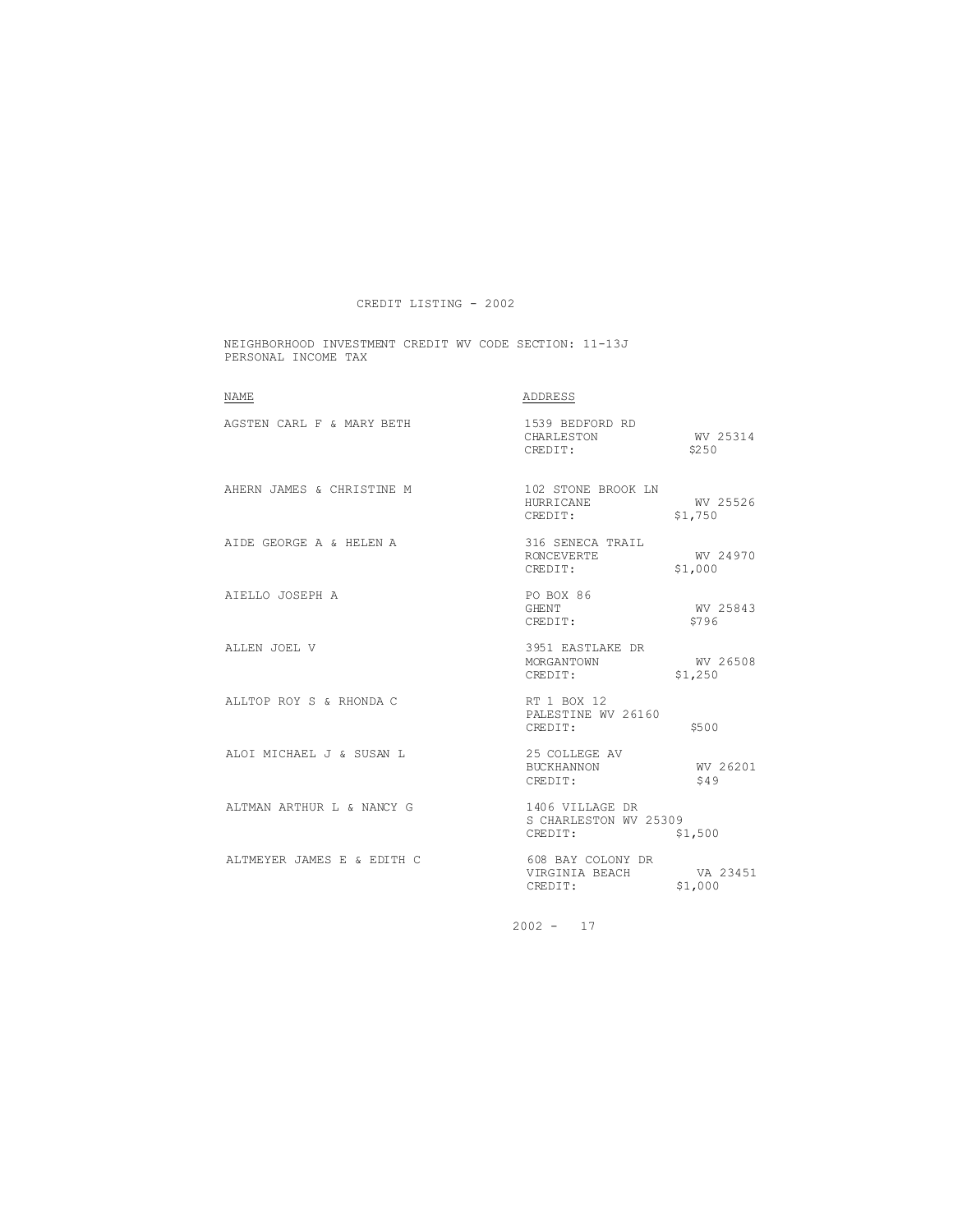CREDIT LISTING - 2002

NEIGHBORHOOD INVESTMENT CREDIT WV CODE SECTION: 11-13J
PERSONAL INCOME TAX

| NAME | ADDRESS |
| --- | --- |
| AGSTEN CARL F & MARY BETH | 1539 BEDFORD RD<br>CHARLESTON WV 25314<br>CREDIT: $250 |
| AHERN JAMES & CHRISTINE M | 102 STONE BROOK LN<br>HURRICANE WV 25526<br>CREDIT: $1,750 |
| AIDE GEORGE A & HELEN A | 316 SENECA TRAIL<br>RONCEVERTE WV 24970<br>CREDIT: $1,000 |
| AIELLO JOSEPH A | PO BOX 86<br>GHENT WV 25843<br>CREDIT: $796 |
| ALLEN JOEL V | 3951 EASTLAKE DR<br>MORGANTOWN WV 26508<br>CREDIT: $1,250 |
| ALLTOP ROY S & RHONDA C | RT 1 BOX 12<br>PALESTINE WV 26160<br>CREDIT: $500 |
| ALOI MICHAEL J & SUSAN L | 25 COLLEGE AV<br>BUCKHANNON WV 26201<br>CREDIT: $49 |
| ALTMAN ARTHUR L & NANCY G | 1406 VILLAGE DR<br>S CHARLESTON WV 25309<br>CREDIT: $1,500 |
| ALTMEYER JAMES E & EDITH C | 608 BAY COLONY DR<br>VIRGINIA BEACH VA 23451<br>CREDIT: $1,000 |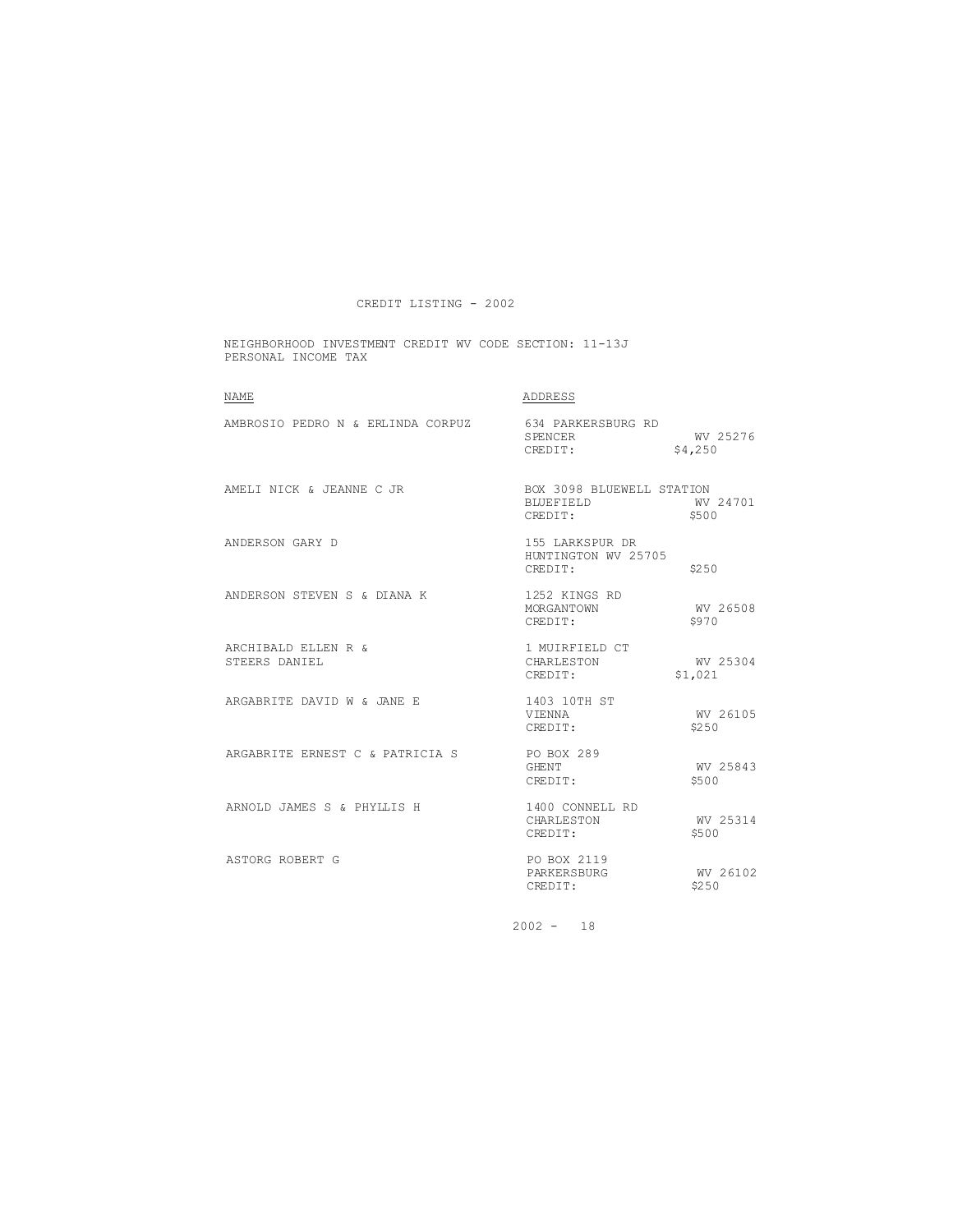# CREDIT LISTING - 2002

NEIGHBORHOOD INVESTMENT CREDIT WV CODE SECTION: 11-13J
PERSONAL INCOME TAX

| NAME | ADDRESS |
| --- | --- |
| AMBROSIO PEDRO N & ERLINDA CORPUZ | 634 PARKERSBURG RD<br>SPENCER WV 25276<br>CREDIT: $4,250 |
| AMELI NICK & JEANNE C JR | BOX 3098 BLUEWELL STATION<br>BLUEFIELD WV 24701<br>CREDIT: $500 |
| ANDERSON GARY D | 155 LARKSPUR DR<br>HUNTINGTON WV 25705<br>CREDIT: $250 |
| ANDERSON STEVEN S & DIANA K | 1252 KINGS RD<br>MORGANTOWN WV 26508<br>CREDIT: $970 |
| ARCHIBALD ELLEN R &<br>STEERS DANIEL | 1 MUIRFIELD CT<br>CHARLESTON WV 25304<br>CREDIT: $1,021 |
| ARGABRITE DAVID W & JANE E | 1403 10TH ST<br>VIENNA WV 26105<br>CREDIT: $250 |
| ARGABRITE ERNEST C & PATRICIA S | PO BOX 289<br>GHENT WV 25843<br>CREDIT: $500 |
| ARNOLD JAMES S & PHYLLIS H | 1400 CONNELL RD<br>CHARLESTON WV 25314<br>CREDIT: $500 |
| ASTORG ROBERT G | PO BOX 2119<br>PARKERSBURG WV 26102<br>CREDIT: $250 |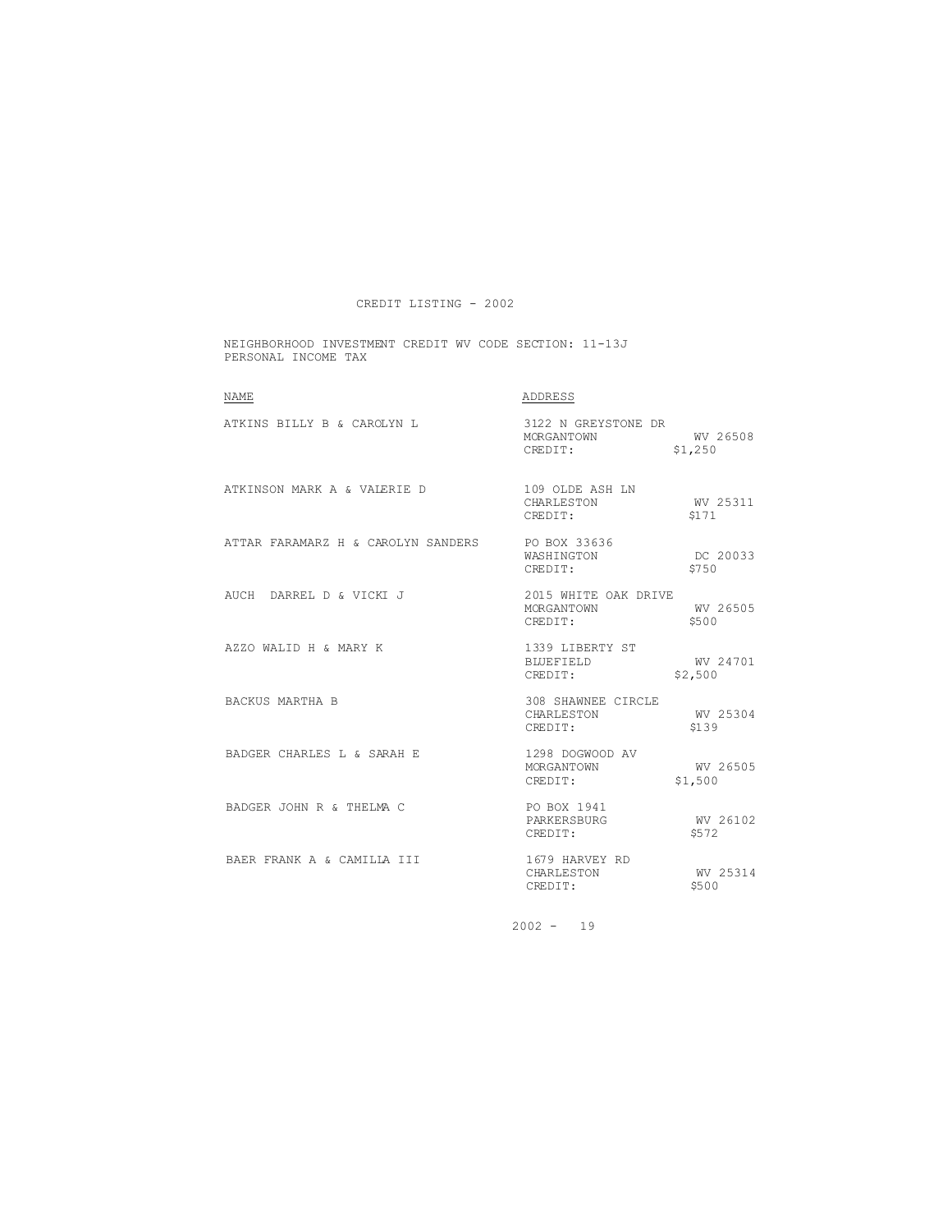CREDIT LISTING - 2002

NEIGHBORHOOD INVESTMENT CREDIT WV CODE SECTION: 11-13J
PERSONAL INCOME TAX

| NAME | ADDRESS | |
|---|---|---|
| ATKINS BILLY B & CAROLYN L | 3122 N GREYSTONE DR | |
| | MORGANTOWN | WV 26508 |
| | CREDIT: | $1,250 |
| ATKINSON MARK A & VALERIE D | 109 OLDE ASH LN | |
| | CHARLESTON | WV 25311 |
| | CREDIT: | $171 |
| ATTAR FARAMARZ H & CAROLYN SANDERS | PO BOX 33636 | |
| | WASHINGTON | DC 20033 |
| | CREDIT: | $750 |
| AUCH DARREL D & VICKI J | 2015 WHITE OAK DRIVE | |
| | MORGANTOWN | WV 26505 |
| | CREDIT: | $500 |
| AZZO WALID H & MARY K | 1339 LIBERTY ST | |
| | BLUEFIELD | WV 24701 |
| | CREDIT: | $2,500 |
| BACKUS MARTHA B | 308 SHAWNEE CIRCLE | |
| | CHARLESTON | WV 25304 |
| | CREDIT: | $139 |
| BADGER CHARLES L & SARAH E | 1298 DOGWOOD AV | |
| | MORGANTOWN | WV 26505 |
| | CREDIT: | $1,500 |
| BADGER JOHN R & THELMA C | PO BOX 1941 | |
| | PARKERSBURG | WV 26102 |
| | CREDIT: | $572 |
| BAER FRANK A & CAMILLA III | 1679 HARVEY RD | |
| | CHARLESTON | WV 25314 |
| | CREDIT: | $500 |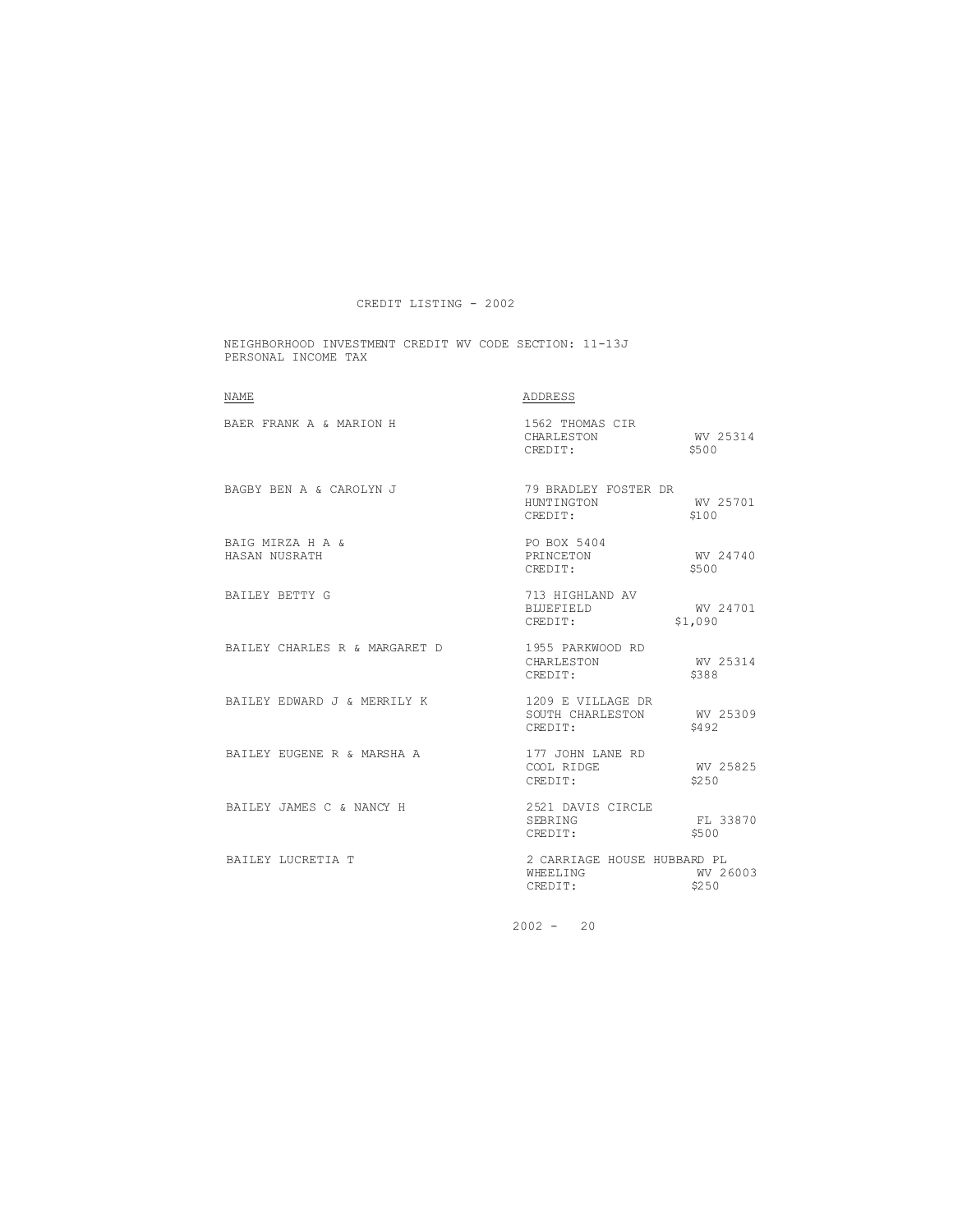# CREDIT LISTING - 2002

NEIGHBORHOOD INVESTMENT CREDIT WV CODE SECTION: 11-13J
PERSONAL INCOME TAX

| NAME | ADDRESS |
|---|---|
| BAER FRANK A & MARION H | 1562 THOMAS CIR<br>CHARLESTON WV 25314<br>CREDIT: $500 |
| BAGBY BEN A & CAROLYN J | 79 BRADLEY FOSTER DR<br>HUNTINGTON WV 25701<br>CREDIT: $100 |
| BAIG MIRZA H A &<br>HASAN NUSRATH | PO BOX 5404<br>PRINCETON WV 24740<br>CREDIT: $500 |
| BAILEY BETTY G | 713 HIGHLAND AV<br>BLUEFIELD WV 24701<br>CREDIT: $1,090 |
| BAILEY CHARLES R & MARGARET D | 1955 PARKWOOD RD<br>CHARLESTON WV 25314<br>CREDIT: $388 |
| BAILEY EDWARD J & MERRILY K | 1209 E VILLAGE DR<br>SOUTH CHARLESTON WV 25309<br>CREDIT: $492 |
| BAILEY EUGENE R & MARSHA A | 177 JOHN LANE RD<br>COOL RIDGE WV 25825<br>CREDIT: $250 |
| BAILEY JAMES C & NANCY H | 2521 DAVIS CIRCLE<br>SEBRING FL 33870<br>CREDIT: $500 |
| BAILEY LUCRETIA T | 2 CARRIAGE HOUSE HUBBARD PL<br>WHEELING WV 26003<br>CREDIT: $250 |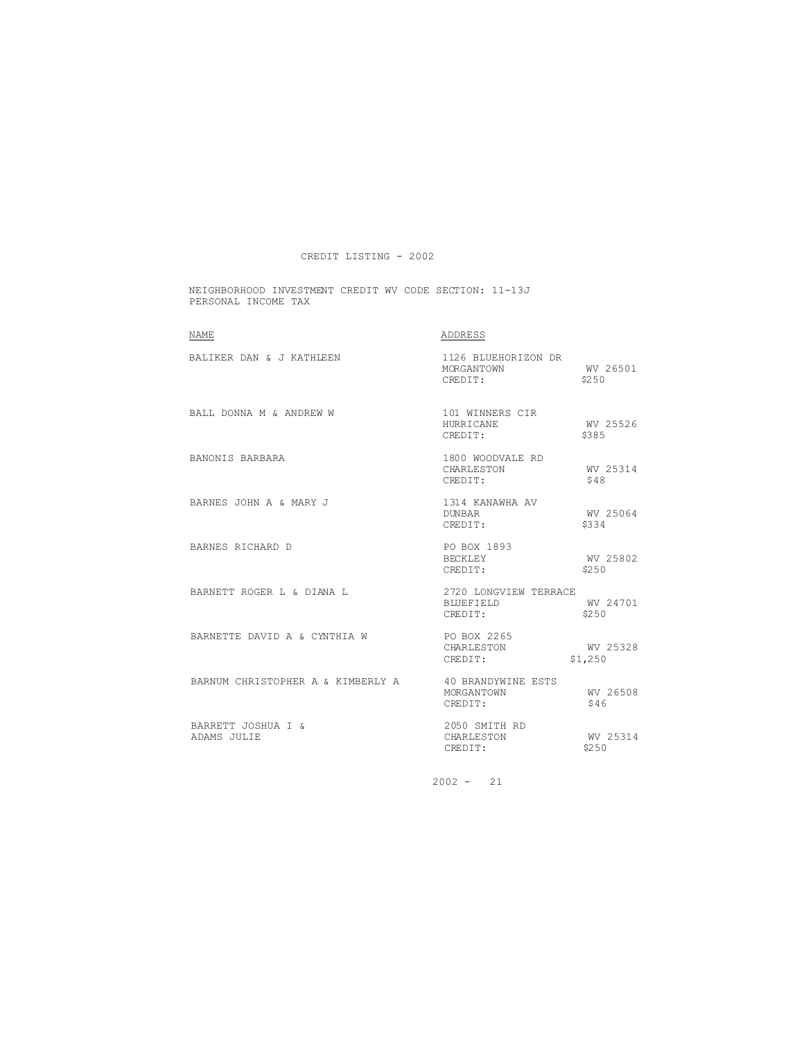CREDIT LISTING - 2002

NEIGHBORHOOD INVESTMENT CREDIT WV CODE SECTION: 11-13J
PERSONAL INCOME TAX

| NAME | ADDRESS | | |
|---|---|---|---|
| BALIKER DAN & J KATHLEEN | 1126 BLUEHORIZON DR<br>MORGANTOWN<br>CREDIT: | WV 26501<br>$250 | |
| BALL DONNA M & ANDREW W | 101 WINNERS CIR<br>HURRICANE<br>CREDIT: | WV 25526<br>$385 | |
| BANONIS BARBARA | 1800 WOODVALE RD<br>CHARLESTON<br>CREDIT: | WV 25314<br>$48 | |
| BARNES JOHN A & MARY J | 1314 KANAWHA AV<br>DUNBAR<br>CREDIT: | WV 25064<br>$334 | |
| BARNES RICHARD D | PO BOX 1893<br>BECKLEY<br>CREDIT: | WV 25802<br>$250 | |
| BARNETT ROGER L & DIANA L | 2720 LONGVIEW TERRACE<br>BLUEFIELD<br>CREDIT: | WV 24701<br>$250 | |
| BARNETTE DAVID A & CYNTHIA W | PO BOX 2265<br>CHARLESTON<br>CREDIT: | WV 25328<br>$1,250 | |
| BARNUM CHRISTOPHER A & KIMBERLY A | 40 BRANDYWINE ESTS<br>MORGANTOWN<br>CREDIT: | WV 26508<br>$46 | |
| BARRETT JOSHUA I &<br>ADAMS JULIE | 2050 SMITH RD<br>CHARLESTON<br>CREDIT: | WV 25314<br>$250 | |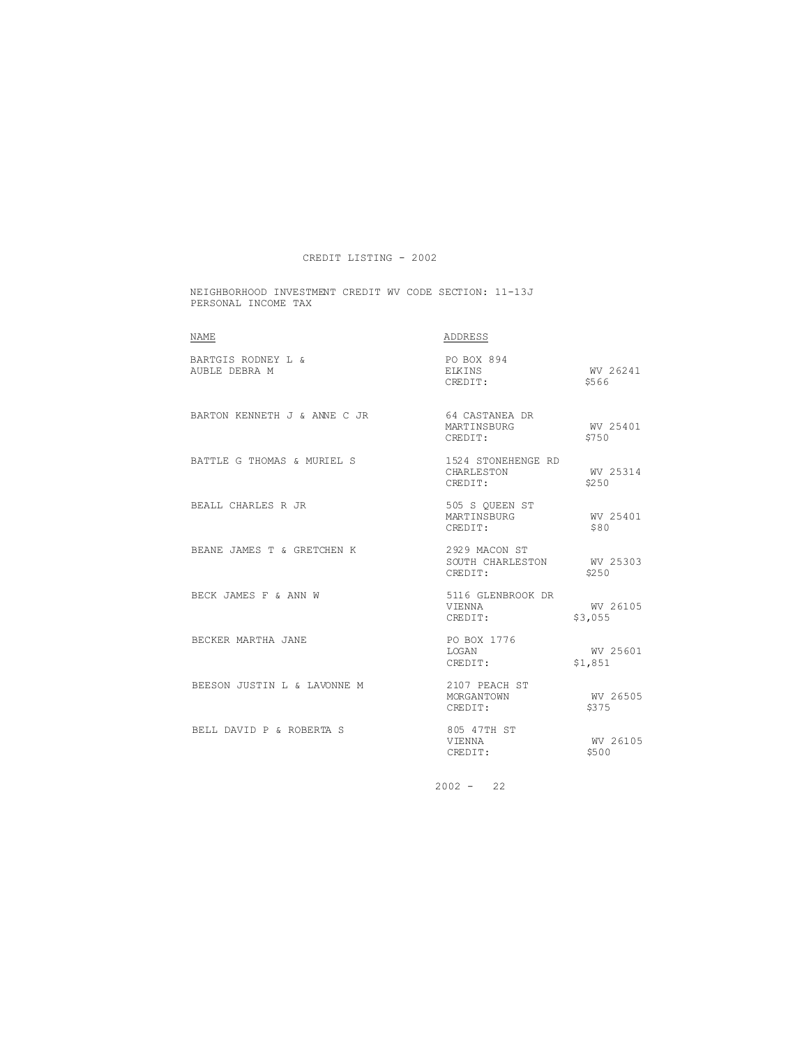# CREDIT LISTING - 2002

NEIGHBORHOOD INVESTMENT CREDIT WV CODE SECTION: 11-13J
PERSONAL INCOME TAX

| NAME | ADDRESS | |
|---|---|---|
| BARTGIS RODNEY L & AUBLE DEBRA M | PO BOX 894<br>ELKINS<br>CREDIT: | <br>WV 26241<br>$566 |
| BARTON KENNETH J & ANNE C JR | 64 CASTANEA DR<br>MARTINSBURG<br>CREDIT: | <br>WV 25401<br>$750 |
| BATTLE G THOMAS & MURIEL S | 1524 STONEHENGE RD<br>CHARLESTON<br>CREDIT: | <br>WV 25314<br>$250 |
| BEALL CHARLES R JR | 505 S QUEEN ST<br>MARTINSBURG<br>CREDIT: | <br>WV 25401<br>$80 |
| BEANE JAMES T & GRETCHEN K | 2929 MACON ST<br>SOUTH CHARLESTON<br>CREDIT: | <br>WV 25303<br>$250 |
| BECK JAMES F & ANN W | 5116 GLENBROOK DR<br>VIENNA<br>CREDIT: | <br>WV 26105<br>$3,055 |
| BECKER MARTHA JANE | PO BOX 1776<br>LOGAN<br>CREDIT: | <br>WV 25601<br>$1,851 |
| BEESON JUSTIN L & LAVONNE M | 2107 PEACH ST<br>MORGANTOWN<br>CREDIT: | <br>WV 26505<br>$375 |
| BELL DAVID P & ROBERTA S | 805 47TH ST<br>VIENNA<br>CREDIT: | <br>WV 26105<br>$500 |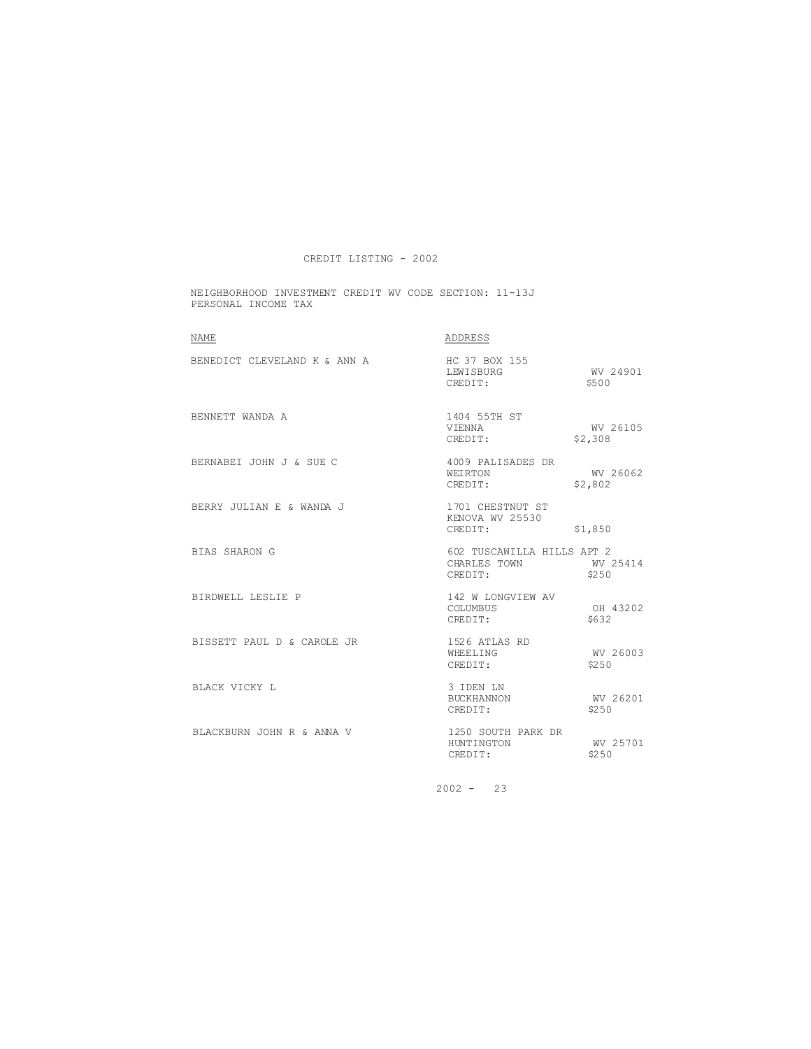CREDIT LISTING - 2002

NEIGHBORHOOD INVESTMENT CREDIT WV CODE SECTION: 11-13J
PERSONAL INCOME TAX

| NAME | ADDRESS | |
|---|---|---|
| BENEDICT CLEVELAND K & ANN A | HC 37 BOX 155<br>LEWISBURG<br>CREDIT: | <br>WV 24901<br>$500 |
| BENNETT WANDA A | 1404 55TH ST<br>VIENNA<br>CREDIT: | <br>WV 26105<br>$2,308 |
| BERNABEI JOHN J & SUE C | 4009 PALISADES DR<br>WEIRTON<br>CREDIT: | <br>WV 26062<br>$2,802 |
| BERRY JULIAN E & WANDA J | 1701 CHESTNUT ST<br>KENOVA WV 25530<br>CREDIT: | <br><br>$1,850 |
| BIAS SHARON G | 602 TUSCAWILLA HILLS APT 2<br>CHARLES TOWN<br>CREDIT: | <br>WV 25414<br>$250 |
| BIRDWELL LESLIE P | 142 W LONGVIEW AV<br>COLUMBUS<br>CREDIT: | <br>OH 43202<br>$632 |
| BISSETT PAUL D & CAROLE JR | 1526 ATLAS RD<br>WHEELING<br>CREDIT: | <br>WV 26003<br>$250 |
| BLACK VICKY L | 3 IDEN LN<br>BUCKHANNON<br>CREDIT: | <br>WV 26201<br>$250 |
| BLACKBURN JOHN R & ANNA V | 1250 SOUTH PARK DR<br>HUNTINGTON<br>CREDIT: | <br>WV 25701<br>$250 |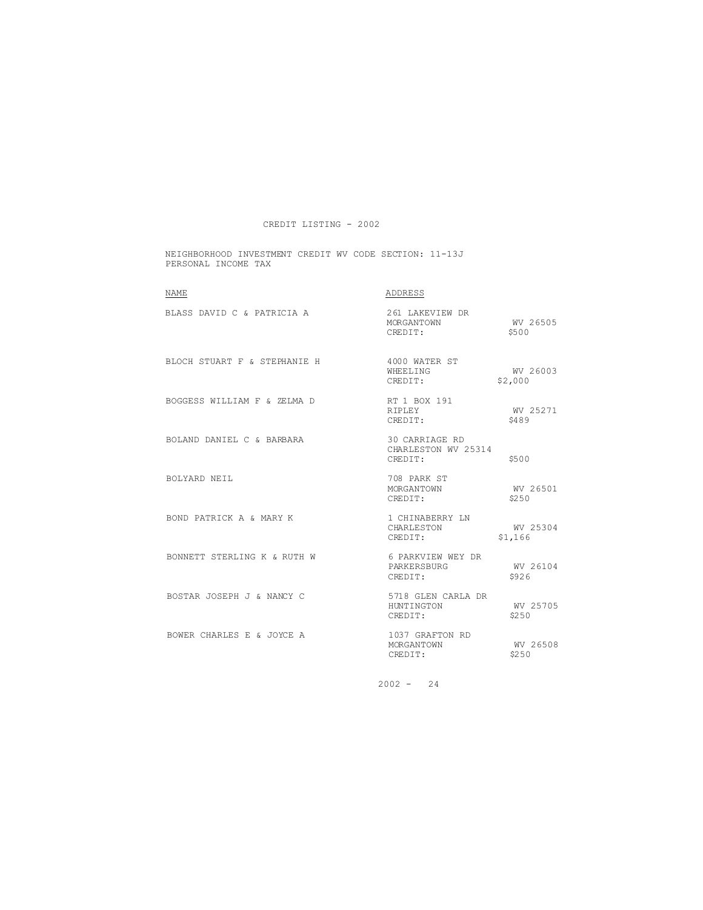CREDIT LISTING - 2002

NEIGHBORHOOD INVESTMENT CREDIT WV CODE SECTION: 11-13J
PERSONAL INCOME TAX

| NAME | ADDRESS | |
|---|---|---|
| BLASS DAVID C & PATRICIA A | 261 LAKEVIEW DR<br>MORGANTOWN<br>CREDIT: | <br>WV 26505<br>$500 |
| BLOCH STUART F & STEPHANIE H | 4000 WATER ST<br>WHEELING<br>CREDIT: | <br>WV 26003<br>$2,000 |
| BOGGESS WILLIAM F & ZELMA D | RT 1 BOX 191<br>RIPLEY<br>CREDIT: | <br>WV 25271<br>$489 |
| BOLAND DANIEL C & BARBARA | 30 CARRIAGE RD<br>CHARLESTON WV 25314<br>CREDIT: | <br><br>$500 |
| BOLYARD NEIL | 708 PARK ST<br>MORGANTOWN<br>CREDIT: | <br>WV 26501<br>$250 |
| BOND PATRICK A & MARY K | 1 CHINABERRY LN<br>CHARLESTON<br>CREDIT: | <br>WV 25304<br>$1,166 |
| BONNETT STERLING K & RUTH W | 6 PARKVIEW WEY DR<br>PARKERSBURG<br>CREDIT: | <br>WV 26104<br>$926 |
| BOSTAR JOSEPH J & NANCY C | 5718 GLEN CARLA DR<br>HUNTINGTON<br>CREDIT: | <br>WV 25705<br>$250 |
| BOWER CHARLES E & JOYCE A | 1037 GRAFTON RD<br>MORGANTOWN<br>CREDIT: | <br>WV 26508<br>$250 |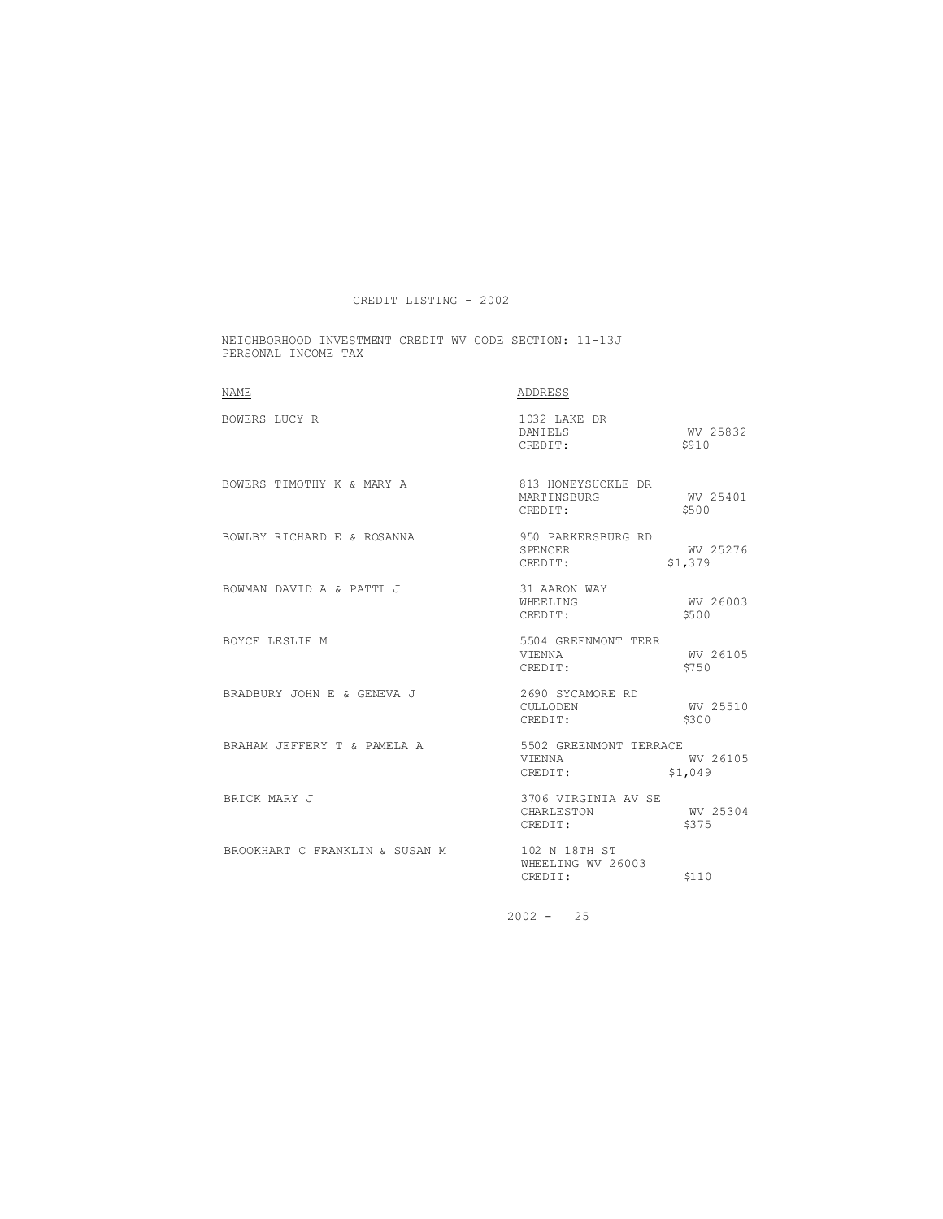CREDIT LISTING - 2002

NEIGHBORHOOD INVESTMENT CREDIT WV CODE SECTION: 11-13J
PERSONAL INCOME TAX

| NAME | ADDRESS | |
|---|---|---|
| BOWERS LUCY R | 1032 LAKE DR | |
| | DANIELS | WV 25832 |
| | CREDIT: | $910 |
| BOWERS TIMOTHY K & MARY A | 813 HONEYSUCKLE DR | |
| | MARTINSBURG | WV 25401 |
| | CREDIT: | $500 |
| BOWLBY RICHARD E & ROSANNA | 950 PARKERSBURG RD | |
| | SPENCER | WV 25276 |
| | CREDIT: | $1,379 |
| BOWMAN DAVID A & PATTI J | 31 AARON WAY | |
| | WHEELING | WV 26003 |
| | CREDIT: | $500 |
| BOYCE LESLIE M | 5504 GREENMONT TERR | |
| | VIENNA | WV 26105 |
| | CREDIT: | $750 |
| BRADBURY JOHN E & GENEVA J | 2690 SYCAMORE RD | |
| | CULLODEN | WV 25510 |
| | CREDIT: | $300 |
| BRAHAM JEFFERY T & PAMELA A | 5502 GREENMONT TERRACE | |
| | VIENNA | WV 26105 |
| | CREDIT: | $1,049 |
| BRICK MARY J | 3706 VIRGINIA AV SE | |
| | CHARLESTON | WV 25304 |
| | CREDIT: | $375 |
| BROOKHART C FRANKLIN & SUSAN M | 102 N 18TH ST | |
| | WHEELING WV 26003 | |
| | CREDIT: | $110 |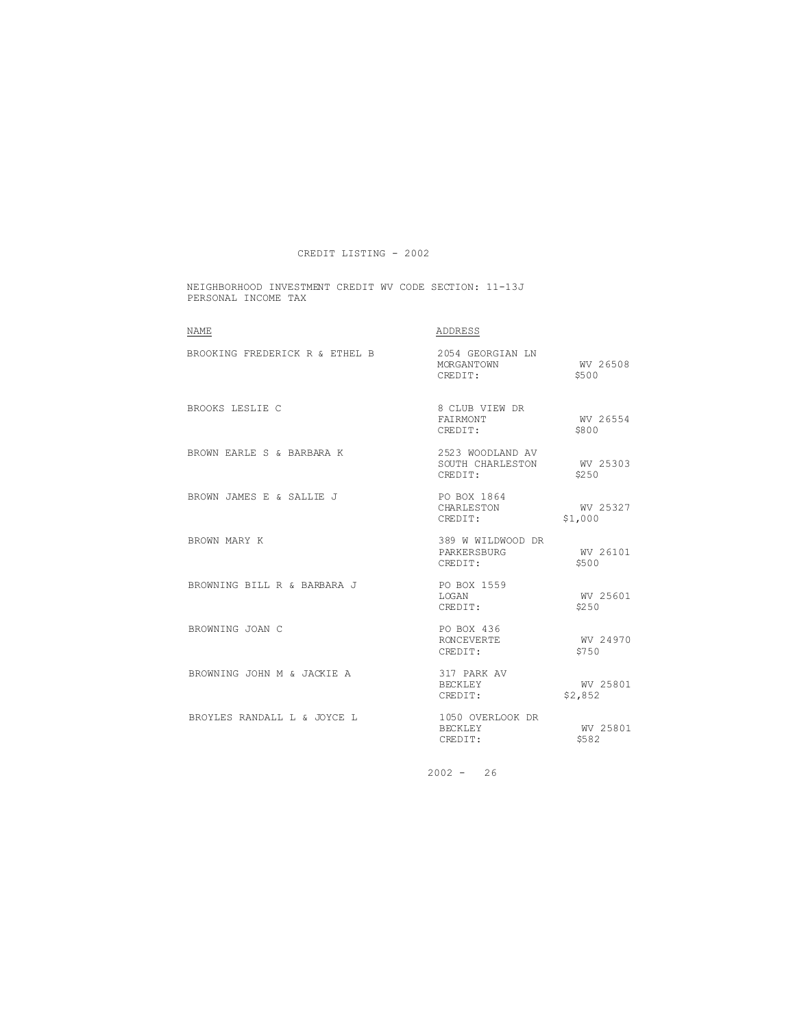CREDIT LISTING - 2002

NEIGHBORHOOD INVESTMENT CREDIT WV CODE SECTION: 11-13J
PERSONAL INCOME TAX

| NAME | ADDRESS | |
|---|---|---|
| BROOKING FREDERICK R & ETHEL B | 2054 GEORGIAN LN<br>MORGANTOWN<br>CREDIT: | <br>WV 26508<br>$500 |
| BROOKS LESLIE C | 8 CLUB VIEW DR<br>FAIRMONT<br>CREDIT: | <br>WV 26554<br>$800 |
| BROWN EARLE S & BARBARA K | 2523 WOODLAND AV<br>SOUTH CHARLESTON<br>CREDIT: | <br>WV 25303<br>$250 |
| BROWN JAMES E & SALLIE J | PO BOX 1864<br>CHARLESTON<br>CREDIT: | <br>WV 25327<br>$1,000 |
| BROWN MARY K | 389 W WILDWOOD DR<br>PARKERSBURG<br>CREDIT: | <br>WV 26101<br>$500 |
| BROWNING BILL R & BARBARA J | PO BOX 1559<br>LOGAN<br>CREDIT: | <br>WV 25601<br>$250 |
| BROWNING JOAN C | PO BOX 436<br>RONCEVERTE<br>CREDIT: | <br>WV 24970<br>$750 |
| BROWNING JOHN M & JACKIE A | 317 PARK AV<br>BECKLEY<br>CREDIT: | <br>WV 25801<br>$2,852 |
| BROYLES RANDALL L & JOYCE L | 1050 OVERLOOK DR<br>BECKLEY<br>CREDIT: | <br>WV 25801<br>$582 |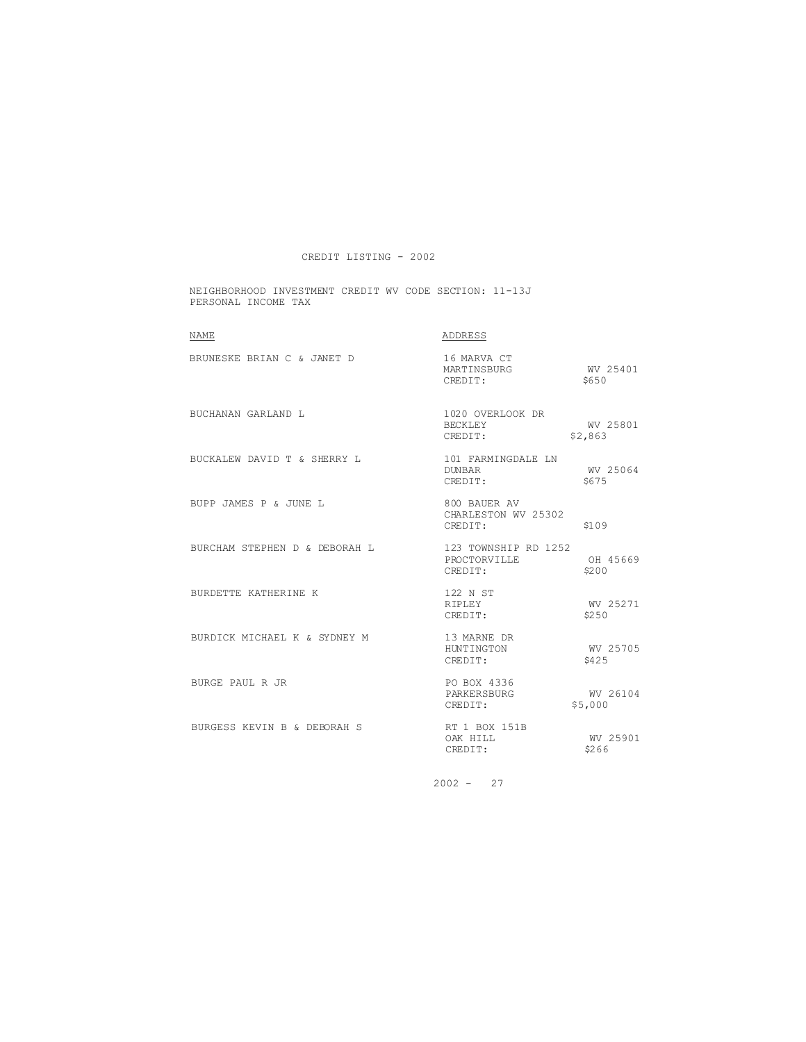# CREDIT LISTING - 2002

NEIGHBORHOOD INVESTMENT CREDIT WV CODE SECTION: 11-13J
PERSONAL INCOME TAX

| NAME | ADDRESS | | |
|---|---|---|---|
| BRUNESKE BRIAN C & JANET D | 16 MARVA CT<br>MARTINSBURG<br>CREDIT: | WV 25401<br>$650 | |
| BUCHANAN GARLAND L | 1020 OVERLOOK DR<br>BECKLEY<br>CREDIT: | WV 25801<br>$2,863 | |
| BUCKALEW DAVID T & SHERRY L | 101 FARMINGDALE LN<br>DUNBAR<br>CREDIT: | WV 25064<br>$675 | |
| BUPP JAMES P & JUNE L | 800 BAUER AV<br>CHARLESTON WV 25302<br>CREDIT: | $109 | |
| BURCHAM STEPHEN D & DEBORAH L | 123 TOWNSHIP RD 1252<br>PROCTORVILLE<br>CREDIT: | OH 45669<br>$200 | |
| BURDETTE KATHERINE K | 122 N ST<br>RIPLEY<br>CREDIT: | WV 25271<br>$250 | |
| BURDICK MICHAEL K & SYDNEY M | 13 MARNE DR<br>HUNTINGTON<br>CREDIT: | WV 25705<br>$425 | |
| BURGE PAUL R JR | PO BOX 4336<br>PARKERSBURG<br>CREDIT: | WV 26104<br>$5,000 | |
| BURGESS KEVIN B & DEBORAH S | RT 1 BOX 151B<br>OAK HILL<br>CREDIT: | WV 25901<br>$266 | |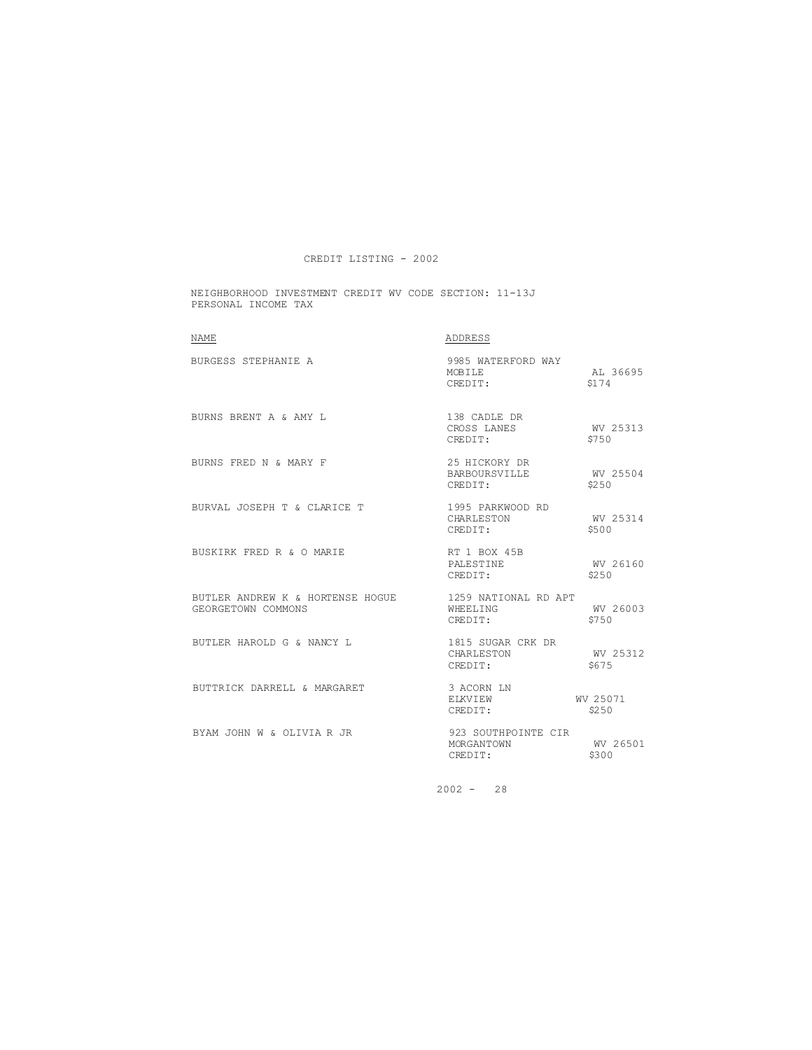CREDIT LISTING - 2002

NEIGHBORHOOD INVESTMENT CREDIT WV CODE SECTION: 11-13J
PERSONAL INCOME TAX

| NAME | ADDRESS | |
|---|---|---|
| BURGESS STEPHANIE A | 9985 WATERFORD WAY<br>MOBILE<br>CREDIT: | <br>AL 36695<br>$174 |
| BURNS BRENT A & AMY L | 138 CADLE DR<br>CROSS LANES<br>CREDIT: | <br>WV 25313<br>$750 |
| BURNS FRED N & MARY F | 25 HICKORY DR<br>BARBOURSVILLE<br>CREDIT: | <br>WV 25504<br>$250 |
| BURVAL JOSEPH T & CLARICE T | 1995 PARKWOOD RD<br>CHARLESTON<br>CREDIT: | <br>WV 25314<br>$500 |
| BUSKIRK FRED R & O MARIE | RT 1 BOX 45B<br>PALESTINE<br>CREDIT: | <br>WV 26160<br>$250 |
| BUTLER ANDREW K & HORTENSE HOGUE<br>GEORGETOWN COMMONS | 1259 NATIONAL RD APT<br>WHEELING<br>CREDIT: | <br>WV 26003<br>$750 |
| BUTLER HAROLD G & NANCY L | 1815 SUGAR CRK DR<br>CHARLESTON<br>CREDIT: | <br>WV 25312<br>$675 |
| BUTTRICK DARRELL & MARGARET | 3 ACORN LN<br>ELKVIEW<br>CREDIT: | <br>WV 25071<br>$250 |
| BYAM JOHN W & OLIVIA R JR | 923 SOUTHPOINTE CIR<br>MORGANTOWN<br>CREDIT: | <br>WV 26501<br>$300 |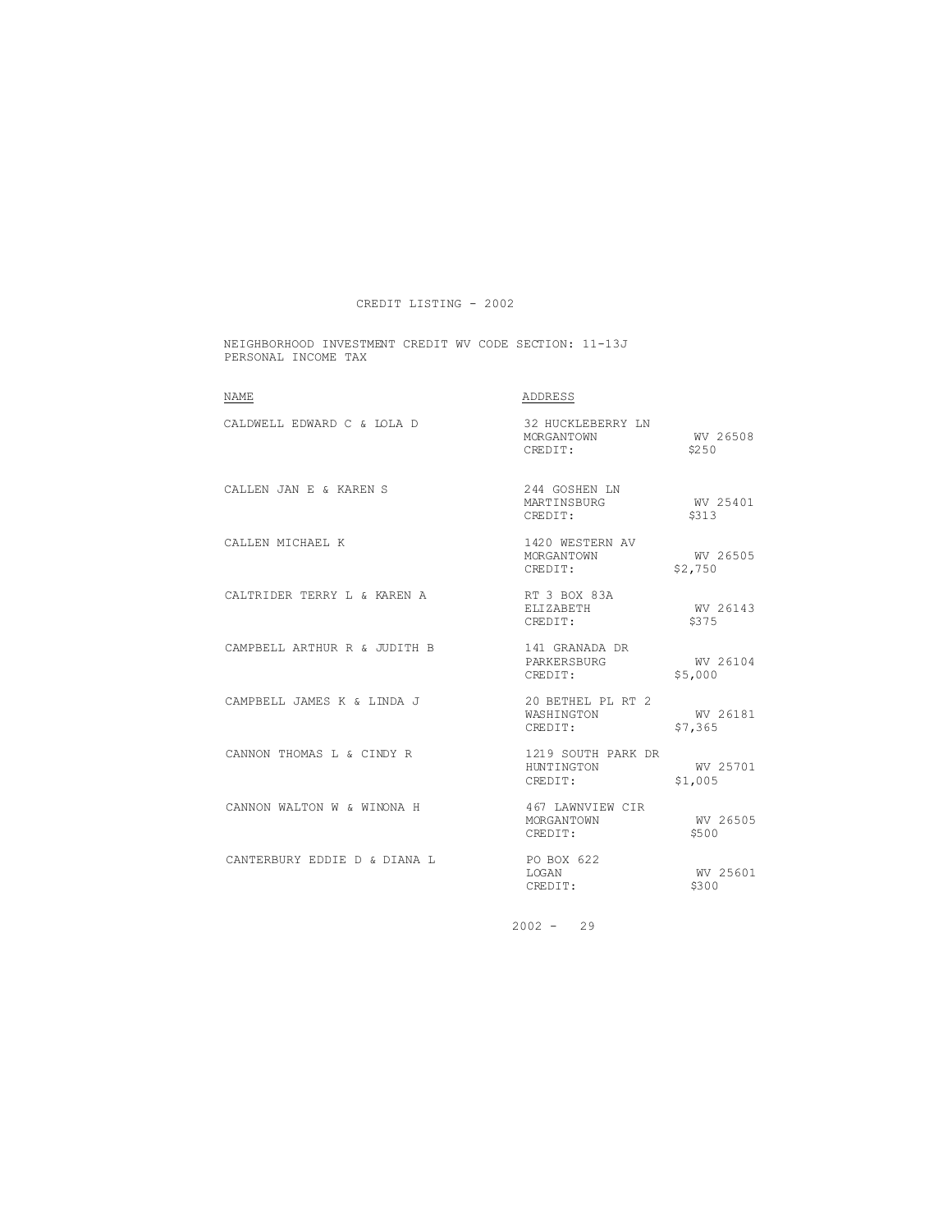# CREDIT LISTING - 2002

NEIGHBORHOOD INVESTMENT CREDIT WV CODE SECTION: 11-13J
PERSONAL INCOME TAX

| NAME | ADDRESS | |
|---|---|---|
| CALDWELL EDWARD C & LOLA D | 32 HUCKLEBERRY LN<br>MORGANTOWN<br>CREDIT: | <br>WV 26508<br>$250 |
| CALLEN JAN E & KAREN S | 244 GOSHEN LN<br>MARTINSBURG<br>CREDIT: | <br>WV 25401<br>$313 |
| CALLEN MICHAEL K | 1420 WESTERN AV<br>MORGANTOWN<br>CREDIT: | <br>WV 26505<br>$2,750 |
| CALTRIDER TERRY L & KAREN A | RT 3 BOX 83A<br>ELIZABETH<br>CREDIT: | <br>WV 26143<br>$375 |
| CAMPBELL ARTHUR R & JUDITH B | 141 GRANADA DR<br>PARKERSBURG<br>CREDIT: | <br>WV 26104<br>$5,000 |
| CAMPBELL JAMES K & LINDA J | 20 BETHEL PL RT 2<br>WASHINGTON<br>CREDIT: | <br>WV 26181<br>$7,365 |
| CANNON THOMAS L & CINDY R | 1219 SOUTH PARK DR<br>HUNTINGTON<br>CREDIT: | <br>WV 25701<br>$1,005 |
| CANNON WALTON W & WINONA H | 467 LAWNVIEW CIR<br>MORGANTOWN<br>CREDIT: | <br>WV 26505<br>$500 |
| CANTERBURY EDDIE D & DIANA L | PO BOX 622<br>LOGAN<br>CREDIT: | <br>WV 25601<br>$300 |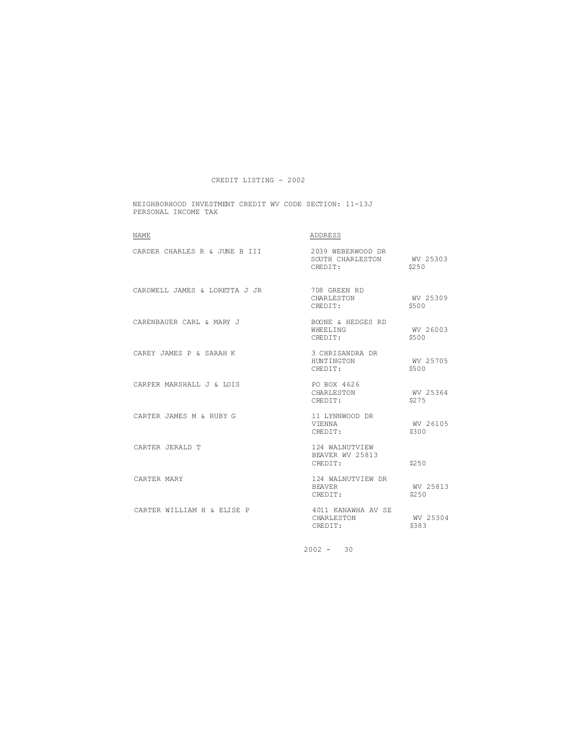CREDIT LISTING - 2002

NEIGHBORHOOD INVESTMENT CREDIT WV CODE SECTION: 11-13J
PERSONAL INCOME TAX

| NAME | ADDRESS | |
|---|---|---|
| CARDER CHARLES R & JUNE B III | 2039 WEBERWOOD DR<br>SOUTH CHARLESTON<br>CREDIT: | <br>WV 25303<br>$250 |
| CARDWELL JAMES & LORETTA J JR | 708 GREEN RD<br>CHARLESTON<br>CREDIT: | <br>WV 25309<br>$500 |
| CARENBAUER CARL & MARY J | BOONE & HEDGES RD<br>WHEELING<br>CREDIT: | <br>WV 26003<br>$500 |
| CAREY JAMES P & SARAH K | 3 CHRISANDRA DR<br>HUNTINGTON<br>CREDIT: | <br>WV 25705<br>$500 |
| CARPER MARSHALL J & LOIS | PO BOX 4626<br>CHARLESTON<br>CREDIT: | <br>WV 25364<br>$275 |
| CARTER JAMES M & RUBY G | 11 LYNNWOOD DR<br>VIENNA<br>CREDIT: | <br>WV 26105<br>$300 |
| CARTER JERALD T | 124 WALNUTVIEW<br>BEAVER WV 25813<br>CREDIT: | <br><br>$250 |
| CARTER MARY | 124 WALNUTVIEW DR<br>BEAVER<br>CREDIT: | <br>WV 25813<br>$250 |
| CARTER WILLIAM H & ELISE P | 4011 KANAWHA AV SE<br>CHARLESTON<br>CREDIT: | <br>WV 25304<br>$383 |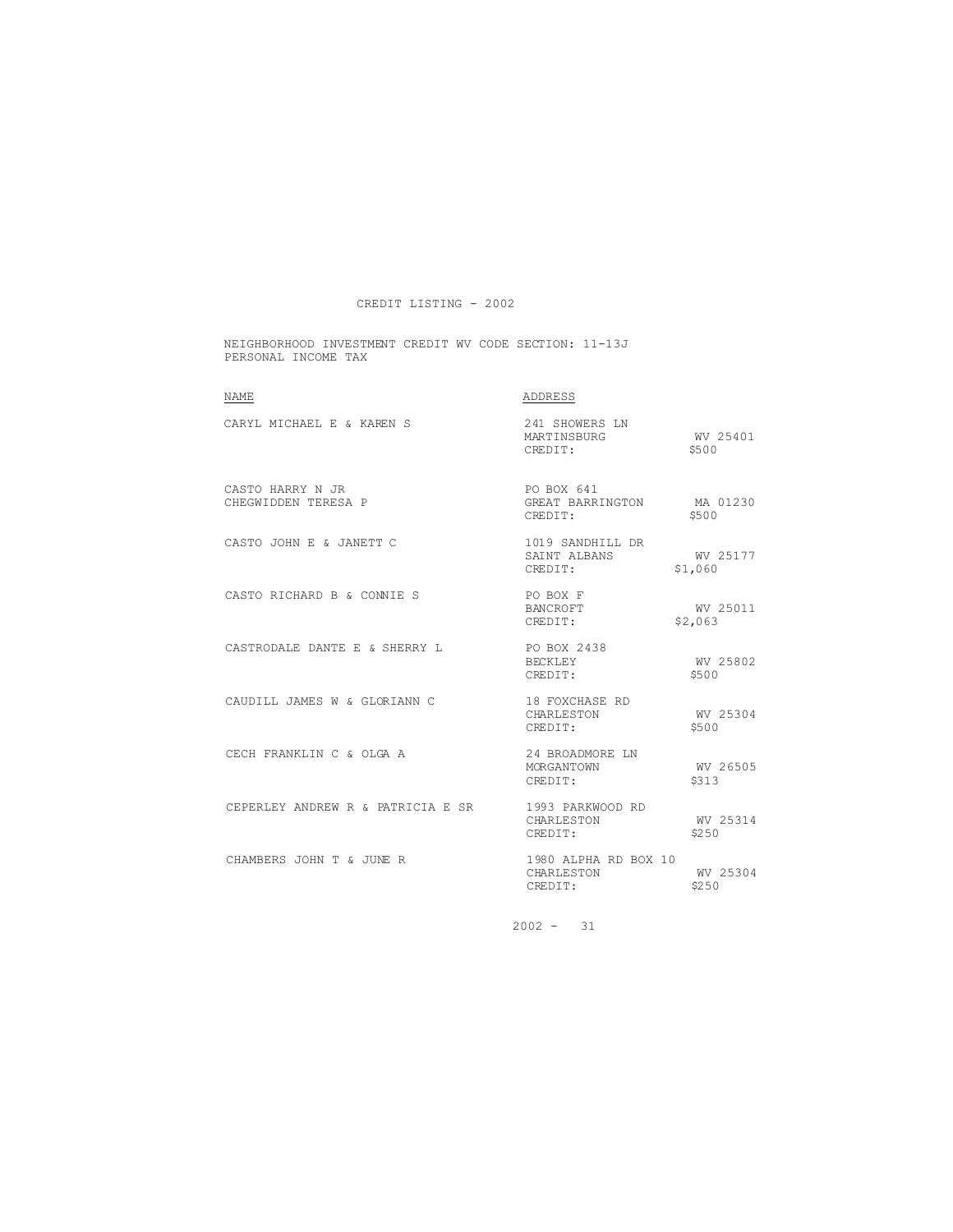CREDIT LISTING - 2002

NEIGHBORHOOD INVESTMENT CREDIT WV CODE SECTION: 11-13J
PERSONAL INCOME TAX

| NAME | ADDRESS | |
|---|---|---|
| CARYL MICHAEL E & KAREN S | 241 SHOWERS LN<br>MARTINSBURG<br>CREDIT: | <br>WV 25401<br>$500 |
| CASTO HARRY N JR<br>CHEGWIDDEN TERESA P | PO BOX 641<br>GREAT BARRINGTON<br>CREDIT: | <br>MA 01230<br>$500 |
| CASTO JOHN E & JANETT C | 1019 SANDHILL DR<br>SAINT ALBANS<br>CREDIT: | <br>WV 25177<br>$1,060 |
| CASTO RICHARD B & CONNIE S | PO BOX F<br>BANCROFT<br>CREDIT: | <br>WV 25011<br>$2,063 |
| CASTRODALE DANTE E & SHERRY L | PO BOX 2438<br>BECKLEY<br>CREDIT: | <br>WV 25802<br>$500 |
| CAUDILL JAMES W & GLORIANN C | 18 FOXCHASE RD<br>CHARLESTON<br>CREDIT: | <br>WV 25304<br>$500 |
| CECH FRANKLIN C & OLGA A | 24 BROADMORE LN<br>MORGANTOWN<br>CREDIT: | <br>WV 26505<br>$313 |
| CEPERLEY ANDREW R & PATRICIA E SR | 1993 PARKWOOD RD<br>CHARLESTON<br>CREDIT: | <br>WV 25314<br>$250 |
| CHAMBERS JOHN T & JUNE R | 1980 ALPHA RD BOX 10<br>CHARLESTON<br>CREDIT: | <br>WV 25304<br>$250 |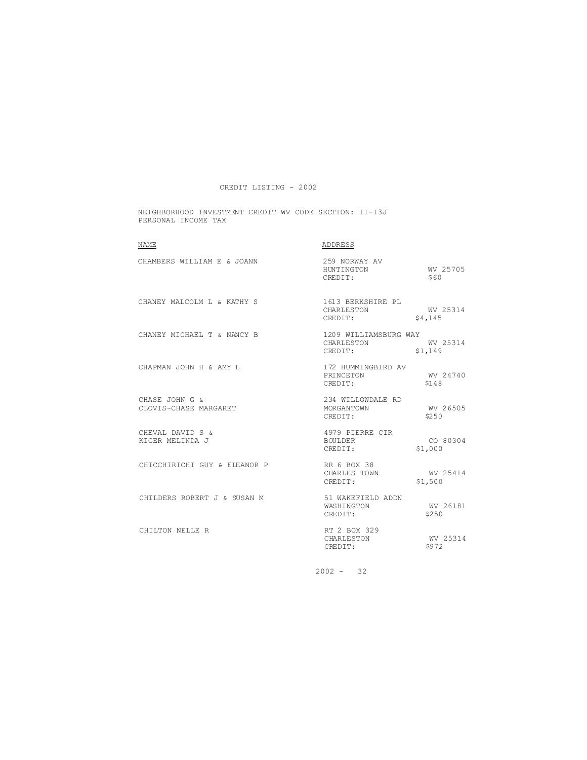# CREDIT LISTING - 2002

NEIGHBORHOOD INVESTMENT CREDIT WV CODE SECTION: 11-13J
PERSONAL INCOME TAX

| NAME | ADDRESS | |
|---|---|---|
| CHAMBERS WILLIAM E & JOANN | 259 NORWAY AV | |
| | HUNTINGTON | WV 25705 |
| | CREDIT: | $60 |
| CHANEY MALCOLM L & KATHY S | 1613 BERKSHIRE PL | |
| | CHARLESTON | WV 25314 |
| | CREDIT: | $4,145 |
| CHANEY MICHAEL T & NANCY B | 1209 WILLIAMSBURG WAY | |
| | CHARLESTON | WV 25314 |
| | CREDIT: | $1,149 |
| CHAPMAN JOHN H & AMY L | 172 HUMMINGBIRD AV | |
| | PRINCETON | WV 24740 |
| | CREDIT: | $148 |
| CHASE JOHN G & | 234 WILLOWDALE RD | |
| CLOVIS-CHASE MARGARET | MORGANTOWN | WV 26505 |
| | CREDIT: | $250 |
| CHEVAL DAVID S & | 4979 PIERRE CIR | |
| KIGER MELINDA J | BOULDER | CO 80304 |
| | CREDIT: | $1,000 |
| CHICCHIRICHI GUY & ELEANOR P | RR 6 BOX 38 | |
| | CHARLES TOWN | WV 25414 |
| | CREDIT: | $1,500 |
| CHILDERS ROBERT J & SUSAN M | 51 WAKEFIELD ADDN | |
| | WASHINGTON | WV 26181 |
| | CREDIT: | $250 |
| CHILTON NELLE R | RT 2 BOX 329 | |
| | CHARLESTON | WV 25314 |
| | CREDIT: | $972 |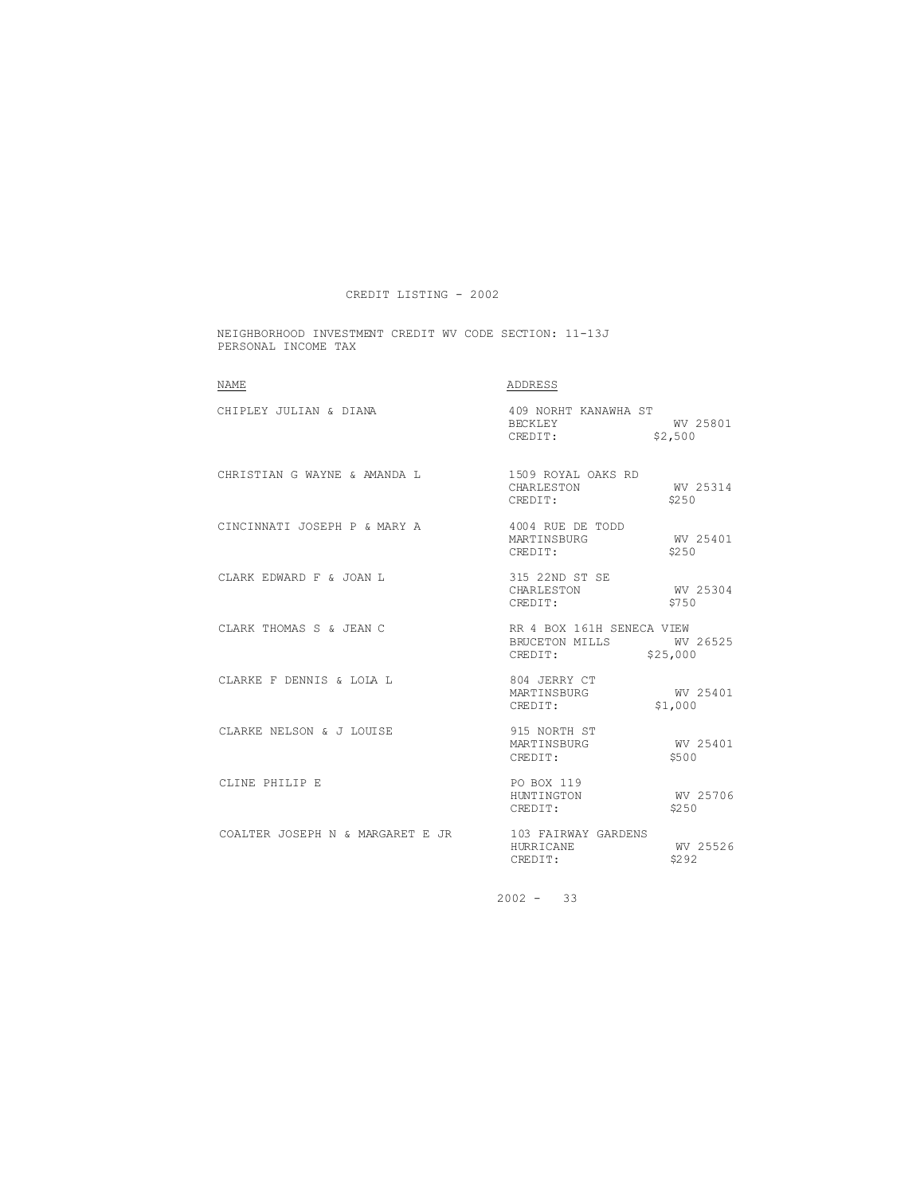CREDIT LISTING - 2002

NEIGHBORHOOD INVESTMENT CREDIT WV CODE SECTION: 11-13J
PERSONAL INCOME TAX

| NAME | ADDRESS |
|---|---|
| CHIPLEY JULIAN & DIANA | 409 NORHT KANAWHA ST<br>BECKLEY WV 25801<br>CREDIT: $2,500 |
| CHRISTIAN G WAYNE & AMANDA L | 1509 ROYAL OAKS RD<br>CHARLESTON WV 25314<br>CREDIT: $250 |
| CINCINNATI JOSEPH P & MARY A | 4004 RUE DE TODD<br>MARTINSBURG WV 25401<br>CREDIT: $250 |
| CLARK EDWARD F & JOAN L | 315 22ND ST SE<br>CHARLESTON WV 25304<br>CREDIT: $750 |
| CLARK THOMAS S & JEAN C | RR 4 BOX 161H SENECA VIEW<br>BRUCETON MILLS WV 26525<br>CREDIT: $25,000 |
| CLARKE F DENNIS & LOLA L | 804 JERRY CT<br>MARTINSBURG WV 25401<br>CREDIT: $1,000 |
| CLARKE NELSON & J LOUISE | 915 NORTH ST<br>MARTINSBURG WV 25401<br>CREDIT: $500 |
| CLINE PHILIP E | PO BOX 119<br>HUNTINGTON WV 25706<br>CREDIT: $250 |
| COALTER JOSEPH N & MARGARET E JR | 103 FAIRWAY GARDENS<br>HURRICANE WV 25526<br>CREDIT: $292 |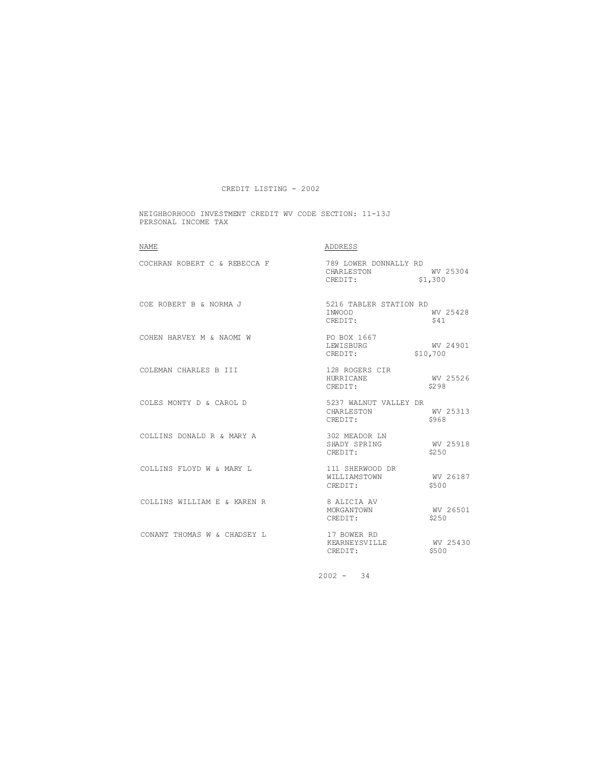CREDIT LISTING - 2002

NEIGHBORHOOD INVESTMENT CREDIT WV CODE SECTION: 11-13J
PERSONAL INCOME TAX

| NAME | ADDRESS |
|---|---|
| COCHRAN ROBERT C & REBECCA F | 789 LOWER DONNALLY RD<br>CHARLESTON WV 25304<br>CREDIT: $1,300 |
| COE ROBERT B & NORMA J | 5216 TABLER STATION RD<br>INWOOD WV 25428<br>CREDIT: $41 |
| COHEN HARVEY M & NAOMI W | PO BOX 1667<br>LEWISBURG WV 24901<br>CREDIT: $10,700 |
| COLEMAN CHARLES B III | 128 ROGERS CIR<br>HURRICANE WV 25526<br>CREDIT: $298 |
| COLES MONTY D & CAROL D | 5237 WALNUT VALLEY DR<br>CHARLESTON WV 25313<br>CREDIT: $968 |
| COLLINS DONALD R & MARY A | 302 MEADOR LN<br>SHADY SPRING WV 25918<br>CREDIT: $250 |
| COLLINS FLOYD W & MARY L | 111 SHERWOOD DR<br>WILLIAMSTOWN WV 26187<br>CREDIT: $500 |
| COLLINS WILLIAM E & KAREN R | 8 ALICIA AV<br>MORGANTOWN WV 26501<br>CREDIT: $250 |
| CONANT THOMAS W & CHADSEY L | 17 BOWER RD<br>KEARNEYSVILLE WV 25430<br>CREDIT: $500 |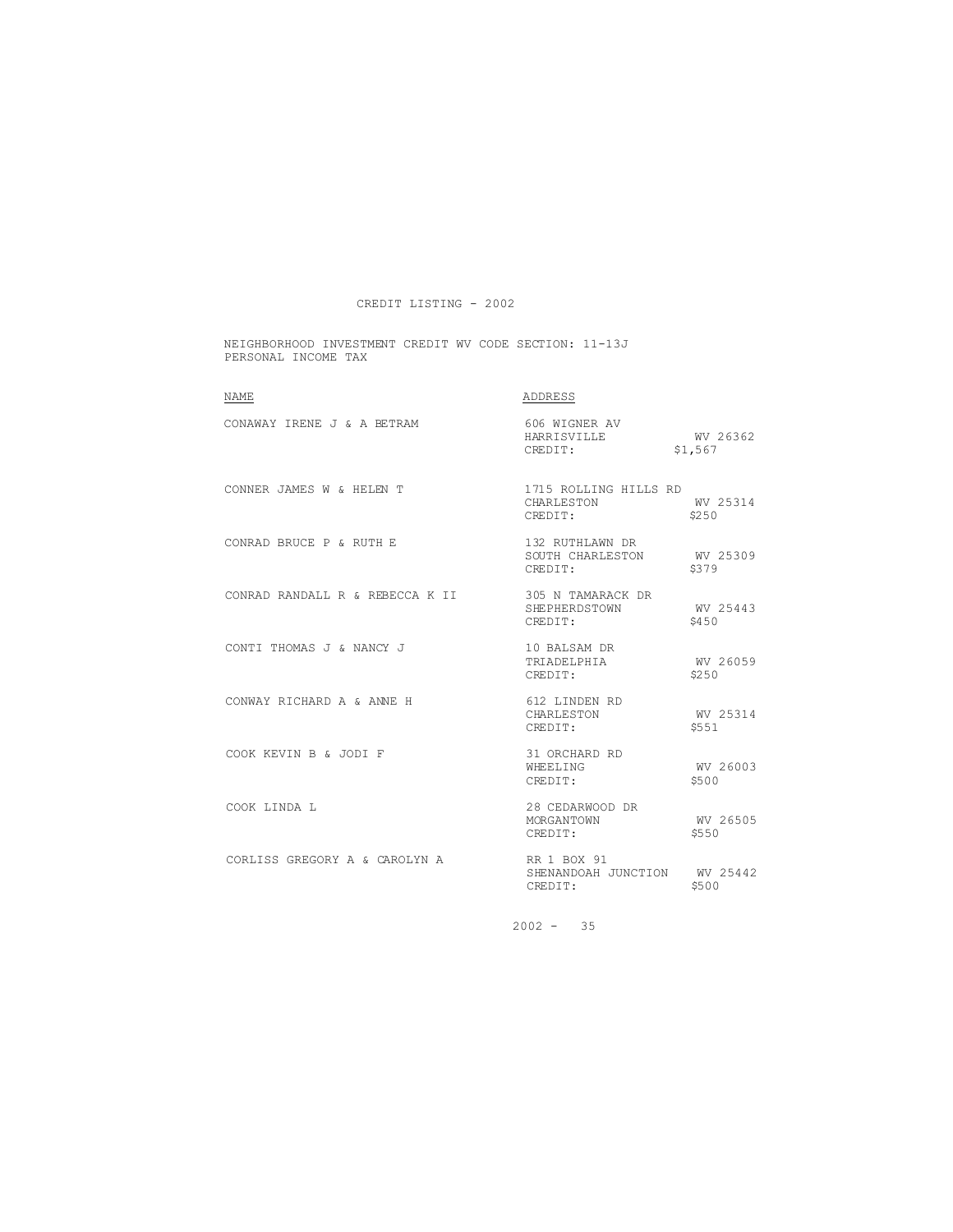# CREDIT LISTING - 2002

NEIGHBORHOOD INVESTMENT CREDIT WV CODE SECTION: 11-13J
PERSONAL INCOME TAX

| NAME | ADDRESS | |
|---|---|---|
| CONAWAY IRENE J & A BETRAM | 606 WIGNER AV | |
| | HARRISVILLE | WV 26362 |
| | CREDIT: | $1,567 |
| CONNER JAMES W & HELEN T | 1715 ROLLING HILLS RD | |
| | CHARLESTON | WV 25314 |
| | CREDIT: | $250 |
| CONRAD BRUCE P & RUTH E | 132 RUTHLAWN DR | |
| | SOUTH CHARLESTON | WV 25309 |
| | CREDIT: | $379 |
| CONRAD RANDALL R & REBECCA K II | 305 N TAMARACK DR | |
| | SHEPHERDSTOWN | WV 25443 |
| | CREDIT: | $450 |
| CONTI THOMAS J & NANCY J | 10 BALSAM DR | |
| | TRIADELPHIA | WV 26059 |
| | CREDIT: | $250 |
| CONWAY RICHARD A & ANNE H | 612 LINDEN RD | |
| | CHARLESTON | WV 25314 |
| | CREDIT: | $551 |
| COOK KEVIN B & JODI F | 31 ORCHARD RD | |
| | WHEELING | WV 26003 |
| | CREDIT: | $500 |
| COOK LINDA L | 28 CEDARWOOD DR | |
| | MORGANTOWN | WV 26505 |
| | CREDIT: | $550 |
| CORLISS GREGORY A & CAROLYN A | RR 1 BOX 91 | |
| | SHENANDOAH JUNCTION | WV 25442 |
| | CREDIT: | $500 |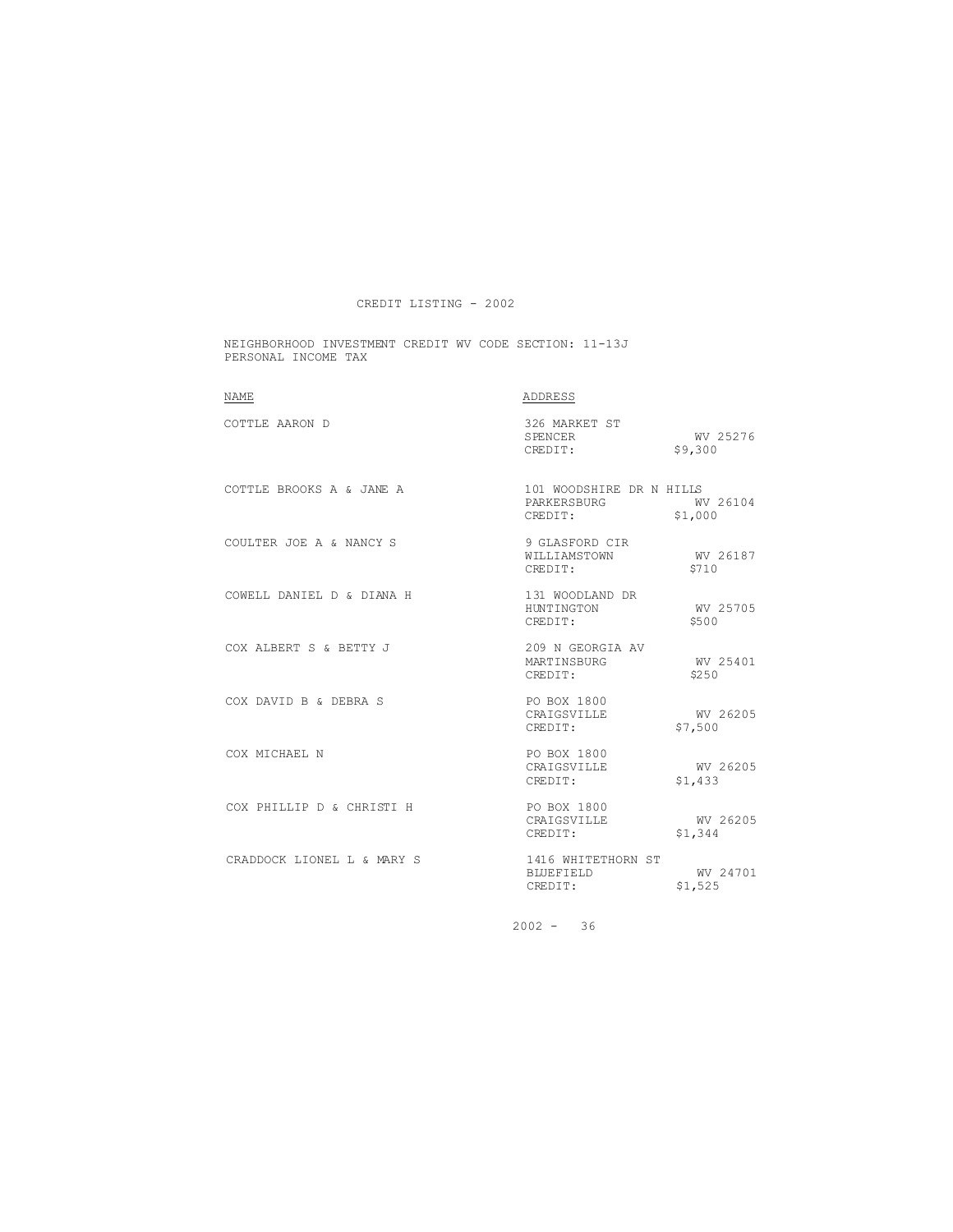CREDIT LISTING - 2002

NEIGHBORHOOD INVESTMENT CREDIT WV CODE SECTION: 11-13J
PERSONAL INCOME TAX

| NAME | ADDRESS | | |
|---|---|---|---|
| COTTLE AARON D | 326 MARKET ST<br>SPENCER<br>CREDIT: | WV 25276<br>$9,300 | |
| COTTLE BROOKS A & JANE A | 101 WOODSHIRE DR N HILLS<br>PARKERSBURG<br>CREDIT: | WV 26104<br>$1,000 | |
| COULTER JOE A & NANCY S | 9 GLASFORD CIR<br>WILLIAMSTOWN<br>CREDIT: | WV 26187<br>$710 | |
| COWELL DANIEL D & DIANA H | 131 WOODLAND DR<br>HUNTINGTON<br>CREDIT: | WV 25705<br>$500 | |
| COX ALBERT S & BETTY J | 209 N GEORGIA AV<br>MARTINSBURG<br>CREDIT: | WV 25401<br>$250 | |
| COX DAVID B & DEBRA S | PO BOX 1800<br>CRAIGSVILLE<br>CREDIT: | WV 26205<br>$7,500 | |
| COX MICHAEL N | PO BOX 1800<br>CRAIGSVILLE<br>CREDIT: | WV 26205<br>$1,433 | |
| COX PHILLIP D & CHRISTI H | PO BOX 1800<br>CRAIGSVILLE<br>CREDIT: | WV 26205<br>$1,344 | |
| CRADDOCK LIONEL L & MARY S | 1416 WHITETHORN ST<br>BLUEFIELD<br>CREDIT: | WV 24701<br>$1,525 | |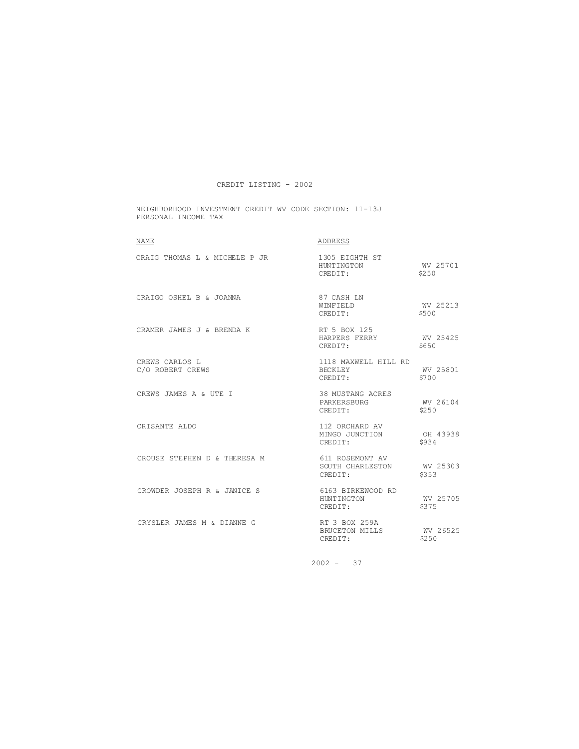# CREDIT LISTING - 2002

NEIGHBORHOOD INVESTMENT CREDIT WV CODE SECTION: 11-13J
PERSONAL INCOME TAX

| NAME | ADDRESS | |
|---|---|---|
| CRAIG THOMAS L & MICHELE P JR | 1305 EIGHTH ST<br>HUNTINGTON<br>CREDIT: | <br>WV 25701<br>$250 |
| CRAIGO OSHEL B & JOANNA | 87 CASH LN<br>WINFIELD<br>CREDIT: | <br>WV 25213<br>$500 |
| CRAMER JAMES J & BRENDA K | RT 5 BOX 125<br>HARPERS FERRY<br>CREDIT: | <br>WV 25425<br>$650 |
| CREWS CARLOS L<br>C/O ROBERT CREWS | 1118 MAXWELL HILL RD<br>BECKLEY<br>CREDIT: | <br>WV 25801<br>$700 |
| CREWS JAMES A & UTE I | 38 MUSTANG ACRES<br>PARKERSBURG<br>CREDIT: | <br>WV 26104<br>$250 |
| CRISANTE ALDO | 112 ORCHARD AV<br>MINGO JUNCTION<br>CREDIT: | <br>OH 43938<br>$934 |
| CROUSE STEPHEN D & THERESA M | 611 ROSEMONT AV<br>SOUTH CHARLESTON<br>CREDIT: | <br>WV 25303<br>$353 |
| CROWDER JOSEPH R & JANICE S | 6163 BIRKEWOOD RD<br>HUNTINGTON<br>CREDIT: | <br>WV 25705<br>$375 |
| CRYSLER JAMES M & DIANNE G | RT 3 BOX 259A<br>BRUCETON MILLS<br>CREDIT: | <br>WV 26525<br>$250 |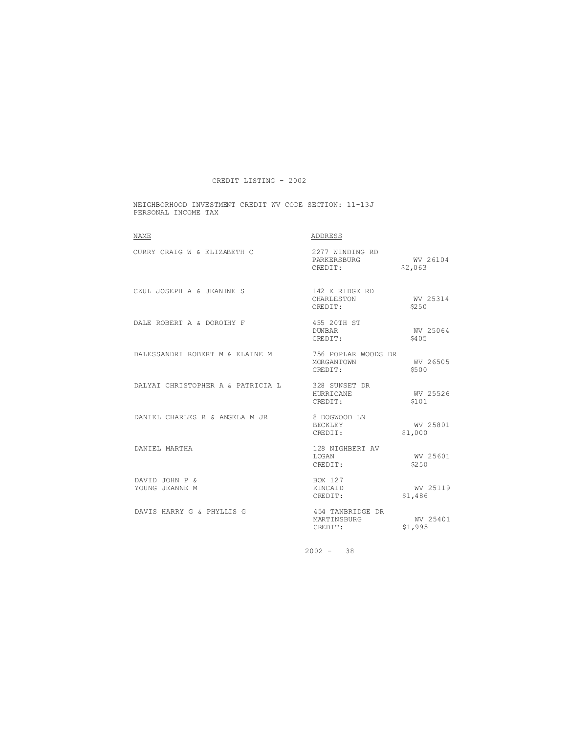CREDIT LISTING - 2002

NEIGHBORHOOD INVESTMENT CREDIT WV CODE SECTION: 11-13J
PERSONAL INCOME TAX

| NAME | ADDRESS | |
|---|---|---|
| CURRY CRAIG W & ELIZABETH C | 2277 WINDING RD<br>PARKERSBURG<br>CREDIT: | <br>WV 26104<br>$2,063 |
| CZUL JOSEPH A & JEANINE S | 142 E RIDGE RD<br>CHARLESTON<br>CREDIT: | <br>WV 25314<br>$250 |
| DALE ROBERT A & DOROTHY F | 455 20TH ST<br>DUNBAR<br>CREDIT: | <br>WV 25064<br>$405 |
| DALESSANDRI ROBERT M & ELAINE M | 756 POPLAR WOODS DR<br>MORGANTOWN<br>CREDIT: | <br>WV 26505<br>$500 |
| DALYAI CHRISTOPHER A & PATRICIA L | 328 SUNSET DR<br>HURRICANE<br>CREDIT: | <br>WV 25526<br>$101 |
| DANIEL CHARLES R & ANGELA M JR | 8 DOGWOOD LN<br>BECKLEY<br>CREDIT: | <br>WV 25801<br>$1,000 |
| DANIEL MARTHA | 128 NIGHBERT AV<br>LOGAN<br>CREDIT: | <br>WV 25601<br>$250 |
| DAVID JOHN P &<br>YOUNG JEANNE M | BOX 127<br>KINCAID<br>CREDIT: | <br>WV 25119<br>$1,486 |
| DAVIS HARRY G & PHYLLIS G | 454 TANBRIDGE DR<br>MARTINSBURG<br>CREDIT: | <br>WV 25401<br>$1,995 |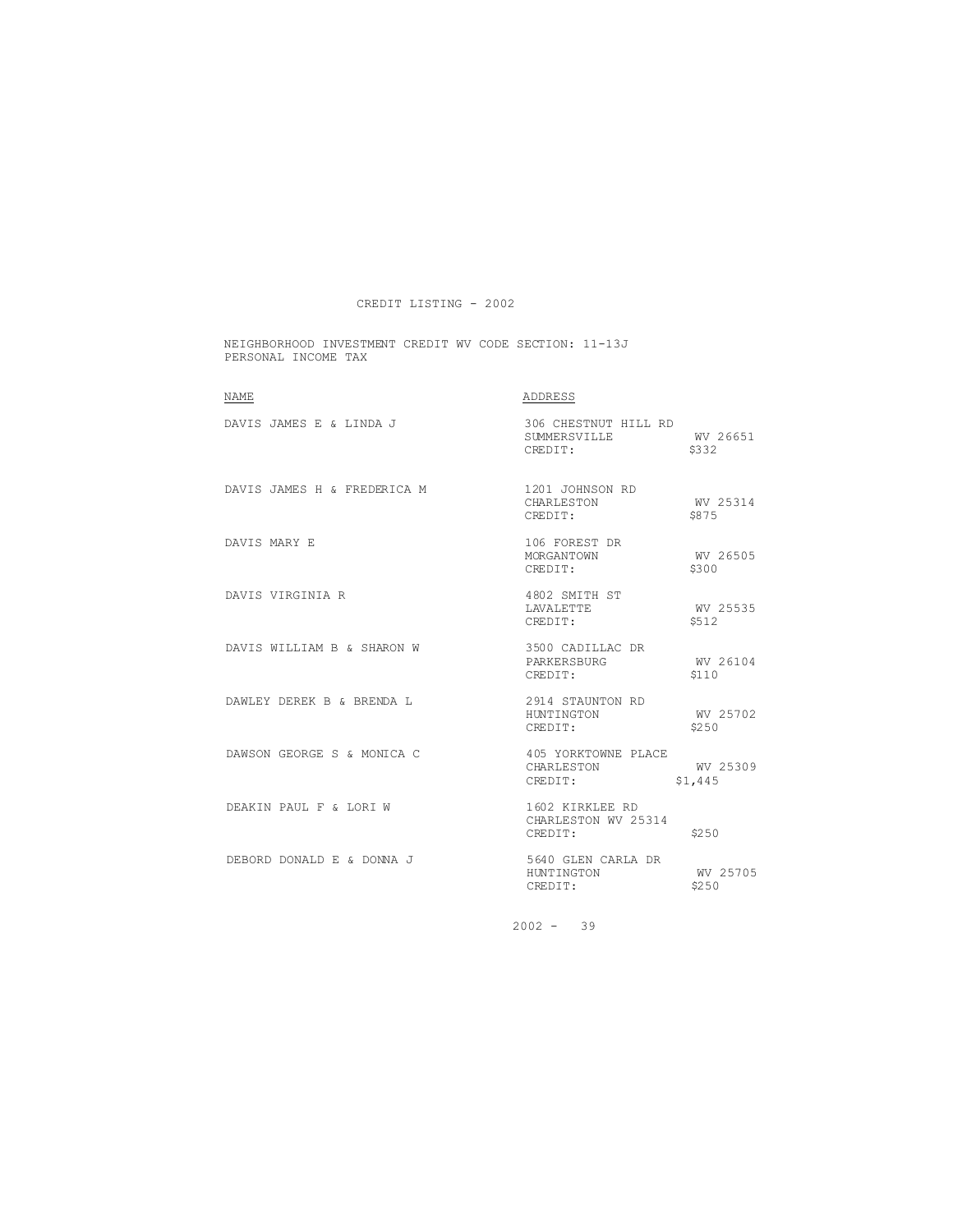CREDIT LISTING - 2002

NEIGHBORHOOD INVESTMENT CREDIT WV CODE SECTION: 11-13J
PERSONAL INCOME TAX

| NAME | ADDRESS | |
|---|---|---|
| DAVIS JAMES E & LINDA J | 306 CHESTNUT HILL RD<br>SUMMERSVILLE<br>CREDIT: | <br>WV 26651<br>$332 |
| DAVIS JAMES H & FREDERICA M | 1201 JOHNSON RD<br>CHARLESTON<br>CREDIT: | <br>WV 25314<br>$875 |
| DAVIS MARY E | 106 FOREST DR<br>MORGANTOWN<br>CREDIT: | <br>WV 26505<br>$300 |
| DAVIS VIRGINIA R | 4802 SMITH ST<br>LAVALETTE<br>CREDIT: | <br>WV 25535<br>$512 |
| DAVIS WILLIAM B & SHARON W | 3500 CADILLAC DR<br>PARKERSBURG<br>CREDIT: | <br>WV 26104<br>$110 |
| DAWLEY DEREK B & BRENDA L | 2914 STAUNTON RD<br>HUNTINGTON<br>CREDIT: | <br>WV 25702<br>$250 |
| DAWSON GEORGE S & MONICA C | 405 YORKTOWNE PLACE<br>CHARLESTON<br>CREDIT: | <br>WV 25309<br>$1,445 |
| DEAKIN PAUL F & LORI W | 1602 KIRKLEE RD<br>CHARLESTON WV 25314<br>CREDIT: | <br><br>$250 |
| DEBORD DONALD E & DONNA J | 5640 GLEN CARLA DR<br>HUNTINGTON<br>CREDIT: | <br>WV 25705<br>$250 |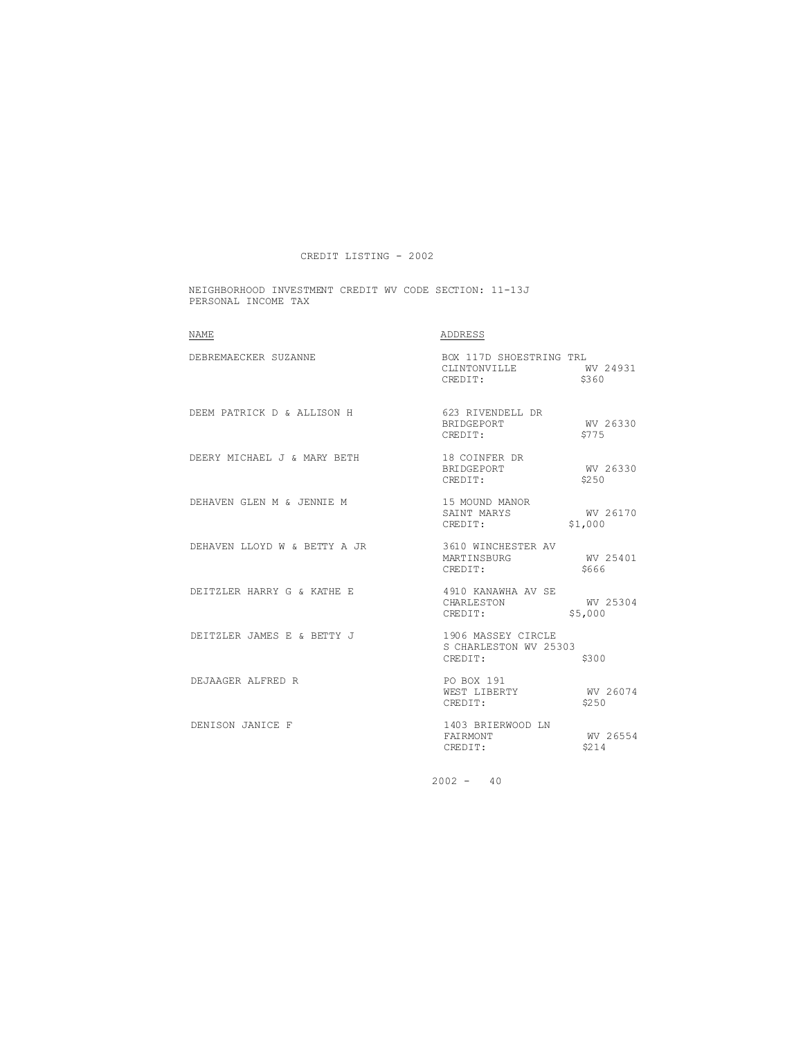CREDIT LISTING - 2002

NEIGHBORHOOD INVESTMENT CREDIT WV CODE SECTION: 11-13J
PERSONAL INCOME TAX

| NAME | ADDRESS |
|---|---|
| DEBREMAECKER SUZANNE | BOX 117D SHOESTRING TRL<br>CLINTONVILLE WV 24931<br>CREDIT: $360 |
| DEEM PATRICK D & ALLISON H | 623 RIVENDELL DR<br>BRIDGEPORT WV 26330<br>CREDIT: $775 |
| DEERY MICHAEL J & MARY BETH | 18 COINFER DR<br>BRIDGEPORT WV 26330<br>CREDIT: $250 |
| DEHAVEN GLEN M & JENNIE M | 15 MOUND MANOR<br>SAINT MARYS WV 26170<br>CREDIT: $1,000 |
| DEHAVEN LLOYD W & BETTY A JR | 3610 WINCHESTER AV<br>MARTINSBURG WV 25401<br>CREDIT: $666 |
| DEITZLER HARRY G & KATHE E | 4910 KANAWHA AV SE<br>CHARLESTON WV 25304<br>CREDIT: $5,000 |
| DEITZLER JAMES E & BETTY J | 1906 MASSEY CIRCLE<br>S CHARLESTON WV 25303<br>CREDIT: $300 |
| DEJAAGER ALFRED R | PO BOX 191<br>WEST LIBERTY WV 26074<br>CREDIT: $250 |
| DENISON JANICE F | 1403 BRIERWOOD LN<br>FAIRMONT WV 26554<br>CREDIT: $214 |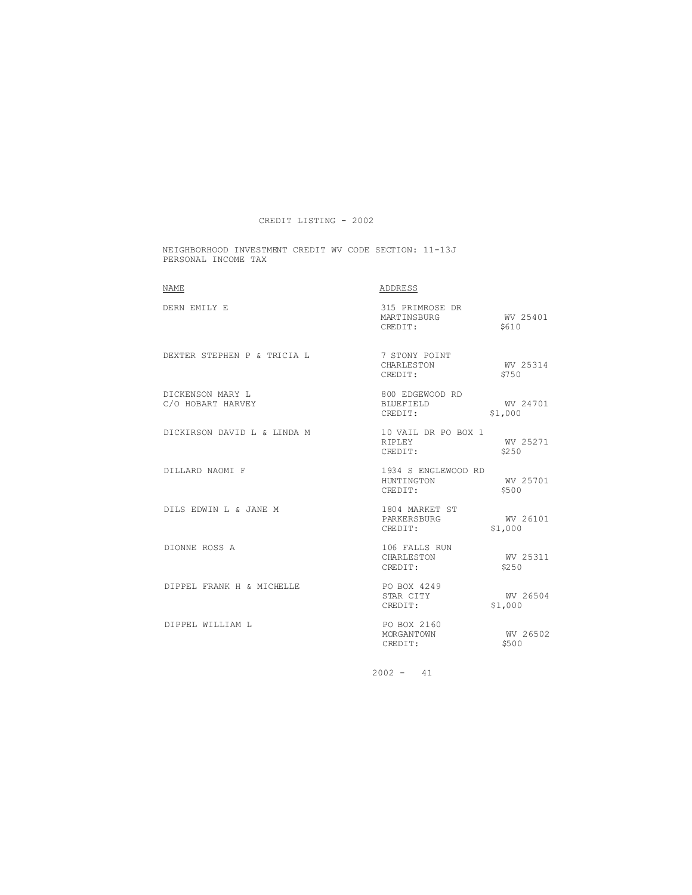CREDIT LISTING - 2002

NEIGHBORHOOD INVESTMENT CREDIT WV CODE SECTION: 11-13J
PERSONAL INCOME TAX

| NAME | ADDRESS | |
|---|---|---|
| DERN EMILY E | 315 PRIMROSE DR | |
| | MARTINSBURG | WV 25401 |
| | CREDIT: | $610 |
| DEXTER STEPHEN P & TRICIA L | 7 STONY POINT | |
| | CHARLESTON | WV 25314 |
| | CREDIT: | $750 |
| DICKENSON MARY L<br>C/O HOBART HARVEY | 800 EDGEWOOD RD | |
| | BLUEFIELD | WV 24701 |
| | CREDIT: | $1,000 |
| DICKIRSON DAVID L & LINDA M | 10 VAIL DR PO BOX 1 | |
| | RIPLEY | WV 25271 |
| | CREDIT: | $250 |
| DILLARD NAOMI F | 1934 S ENGLEWOOD RD | |
| | HUNTINGTON | WV 25701 |
| | CREDIT: | $500 |
| DILS EDWIN L & JANE M | 1804 MARKET ST | |
| | PARKERSBURG | WV 26101 |
| | CREDIT: | $1,000 |
| DIONNE ROSS A | 106 FALLS RUN | |
| | CHARLESTON | WV 25311 |
| | CREDIT: | $250 |
| DIPPEL FRANK H & MICHELLE | PO BOX 4249 | |
| | STAR CITY | WV 26504 |
| | CREDIT: | $1,000 |
| DIPPEL WILLIAM L | PO BOX 2160 | |
| | MORGANTOWN | WV 26502 |
| | CREDIT: | $500 |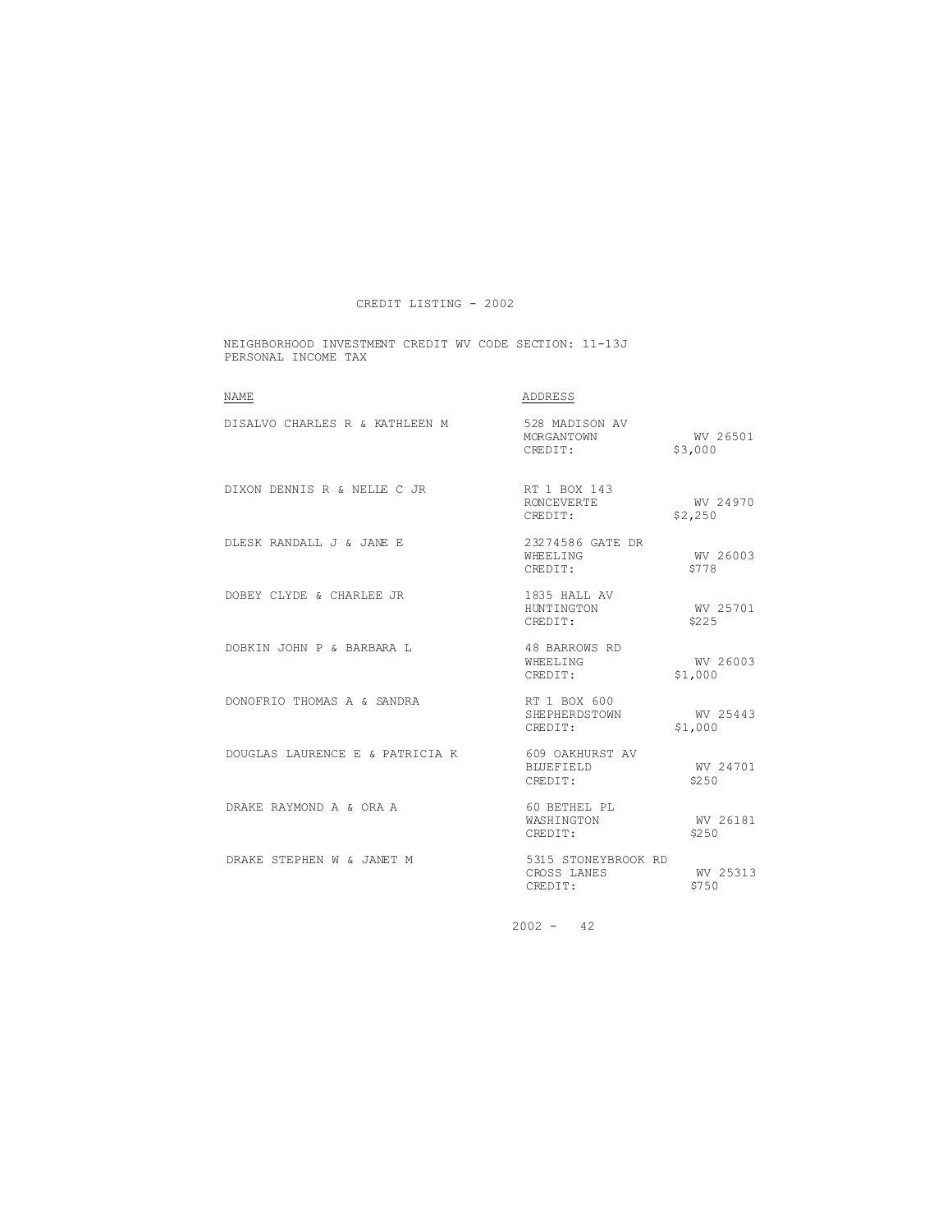# CREDIT LISTING - 2002

NEIGHBORHOOD INVESTMENT CREDIT WV CODE SECTION: 11-13J
PERSONAL INCOME TAX

| NAME | ADDRESS | |
|---|---|---|
| DISALVO CHARLES R & KATHLEEN M | 528 MADISON AV<br>MORGANTOWN<br>CREDIT: | <br>WV 26501<br>$3,000 |
| DIXON DENNIS R & NELLE C JR | RT 1 BOX 143<br>RONCEVERTE<br>CREDIT: | <br>WV 24970<br>$2,250 |
| DLESK RANDALL J & JANE E | 23274586 GATE DR<br>WHEELING<br>CREDIT: | <br>WV 26003<br>$778 |
| DOBEY CLYDE & CHARLEE JR | 1835 HALL AV<br>HUNTINGTON<br>CREDIT: | <br>WV 25701<br>$225 |
| DOBKIN JOHN P & BARBARA L | 48 BARROWS RD<br>WHEELING<br>CREDIT: | <br>WV 26003<br>$1,000 |
| DONOFRIO THOMAS A & SANDRA | RT 1 BOX 600<br>SHEPHERDSTOWN<br>CREDIT: | <br>WV 25443<br>$1,000 |
| DOUGLAS LAURENCE E & PATRICIA K | 609 OAKHURST AV<br>BLUEFIELD<br>CREDIT: | <br>WV 24701<br>$250 |
| DRAKE RAYMOND A & ORA A | 60 BETHEL PL<br>WASHINGTON<br>CREDIT: | <br>WV 26181<br>$250 |
| DRAKE STEPHEN W & JANET M | 5315 STONEYBROOK RD<br>CROSS LANES<br>CREDIT: | <br>WV 25313<br>$750 |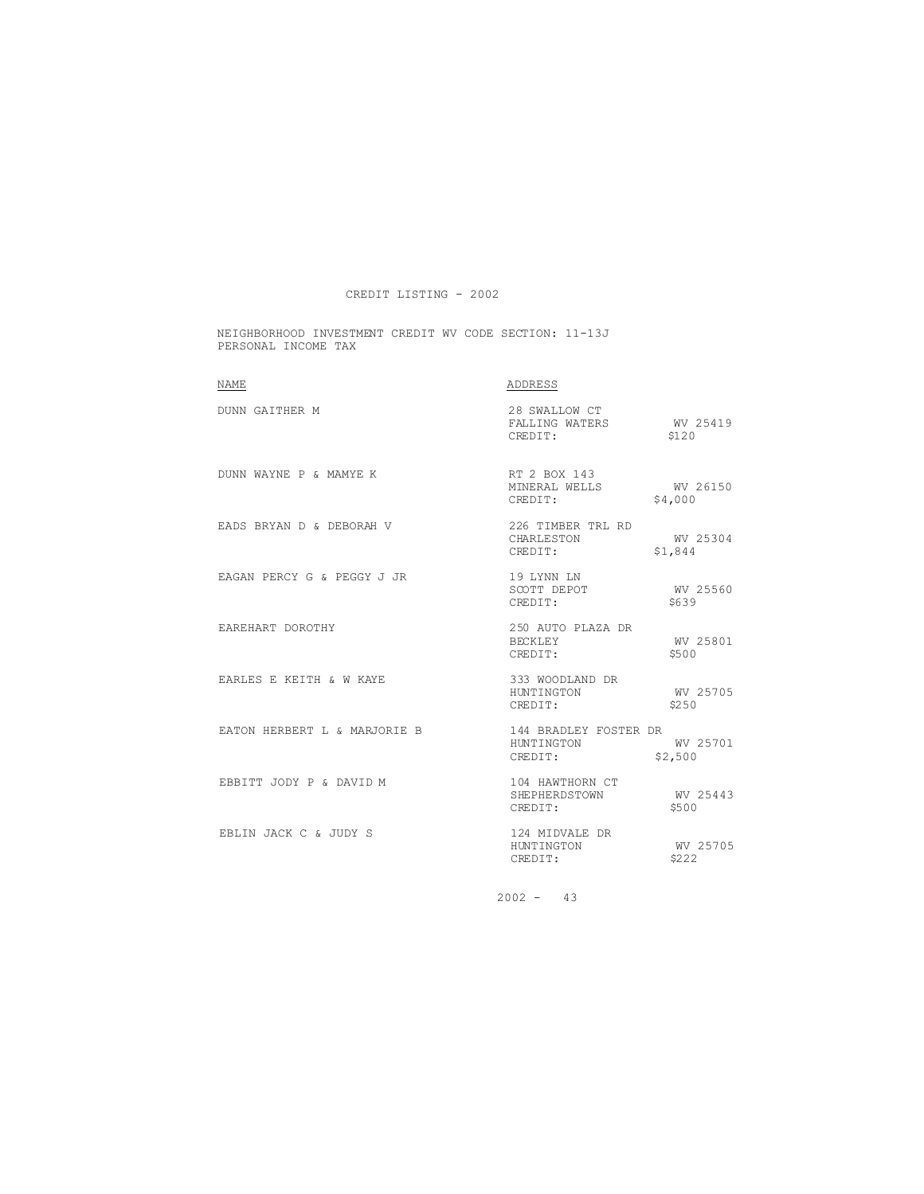# CREDIT LISTING - 2002

NEIGHBORHOOD INVESTMENT CREDIT WV CODE SECTION: 11-13J
PERSONAL INCOME TAX

| NAME | ADDRESS | | |
|---|---|---|---|
| DUNN GAITHER M | 28 SWALLOW CT<br>FALLING WATERS<br>CREDIT: | WV 25419<br>$120 | |
| DUNN WAYNE P & MAMYE K | RT 2 BOX 143<br>MINERAL WELLS<br>CREDIT: | WV 26150<br>$4,000 | |
| EADS BRYAN D & DEBORAH V | 226 TIMBER TRL RD<br>CHARLESTON<br>CREDIT: | WV 25304<br>$1,844 | |
| EAGAN PERCY G & PEGGY J JR | 19 LYNN LN<br>SCOTT DEPOT<br>CREDIT: | WV 25560<br>$639 | |
| EAREHART DOROTHY | 250 AUTO PLAZA DR<br>BECKLEY<br>CREDIT: | WV 25801<br>$500 | |
| EARLES E KEITH & W KAYE | 333 WOODLAND DR<br>HUNTINGTON<br>CREDIT: | WV 25705<br>$250 | |
| EATON HERBERT L & MARJORIE B | 144 BRADLEY FOSTER DR<br>HUNTINGTON<br>CREDIT: | WV 25701<br>$2,500 | |
| EBBITT JODY P & DAVID M | 104 HAWTHORN CT<br>SHEPHERDSTOWN<br>CREDIT: | WV 25443<br>$500 | |
| EBLIN JACK C & JUDY S | 124 MIDVALE DR<br>HUNTINGTON<br>CREDIT: | WV 25705<br>$222 | |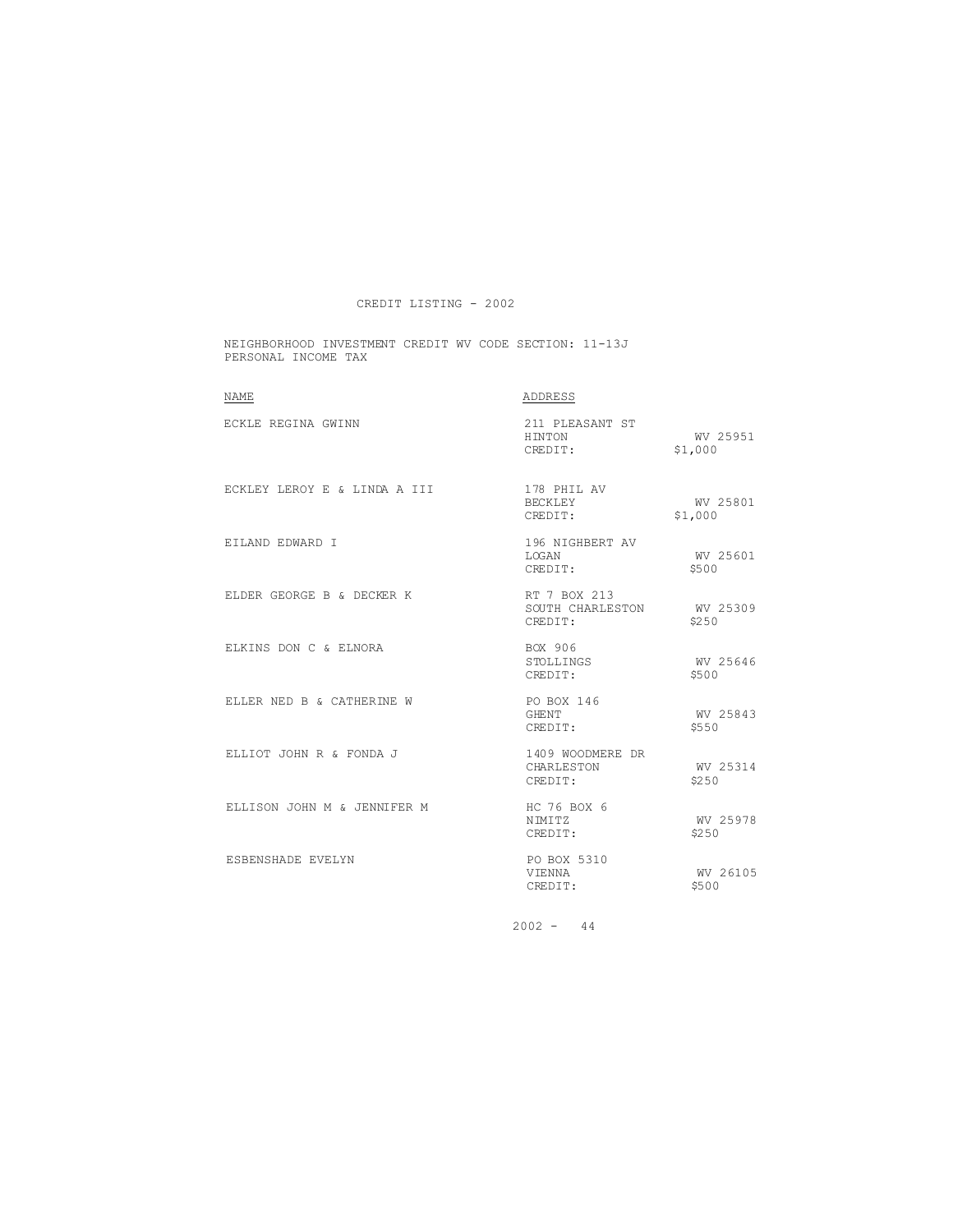CREDIT LISTING - 2002

NEIGHBORHOOD INVESTMENT CREDIT WV CODE SECTION: 11-13J
PERSONAL INCOME TAX

| NAME | ADDRESS | | |
|---|---|---|---|
| ECKLE REGINA GWINN | 211 PLEASANT ST<br>HINTON<br>CREDIT: | WV 25951<br>$1,000 | |
| ECKLEY LEROY E & LINDA A III | 178 PHIL AV<br>BECKLEY<br>CREDIT: | WV 25801<br>$1,000 | |
| EILAND EDWARD I | 196 NIGHBERT AV<br>LOGAN<br>CREDIT: | WV 25601<br>$500 | |
| ELDER GEORGE B & DECKER K | RT 7 BOX 213<br>SOUTH CHARLESTON<br>CREDIT: | WV 25309<br>$250 | |
| ELKINS DON C & ELNORA | BOX 906<br>STOLLINGS<br>CREDIT: | WV 25646<br>$500 | |
| ELLER NED B & CATHERINE W | PO BOX 146<br>GHENT<br>CREDIT: | WV 25843<br>$550 | |
| ELLIOT JOHN R & FONDA J | 1409 WOODMERE DR<br>CHARLESTON<br>CREDIT: | WV 25314<br>$250 | |
| ELLISON JOHN M & JENNIFER M | HC 76 BOX 6<br>NIMITZ<br>CREDIT: | WV 25978<br>$250 | |
| ESBENSHADE EVELYN | PO BOX 5310<br>VIENNA<br>CREDIT: | WV 26105<br>$500 | |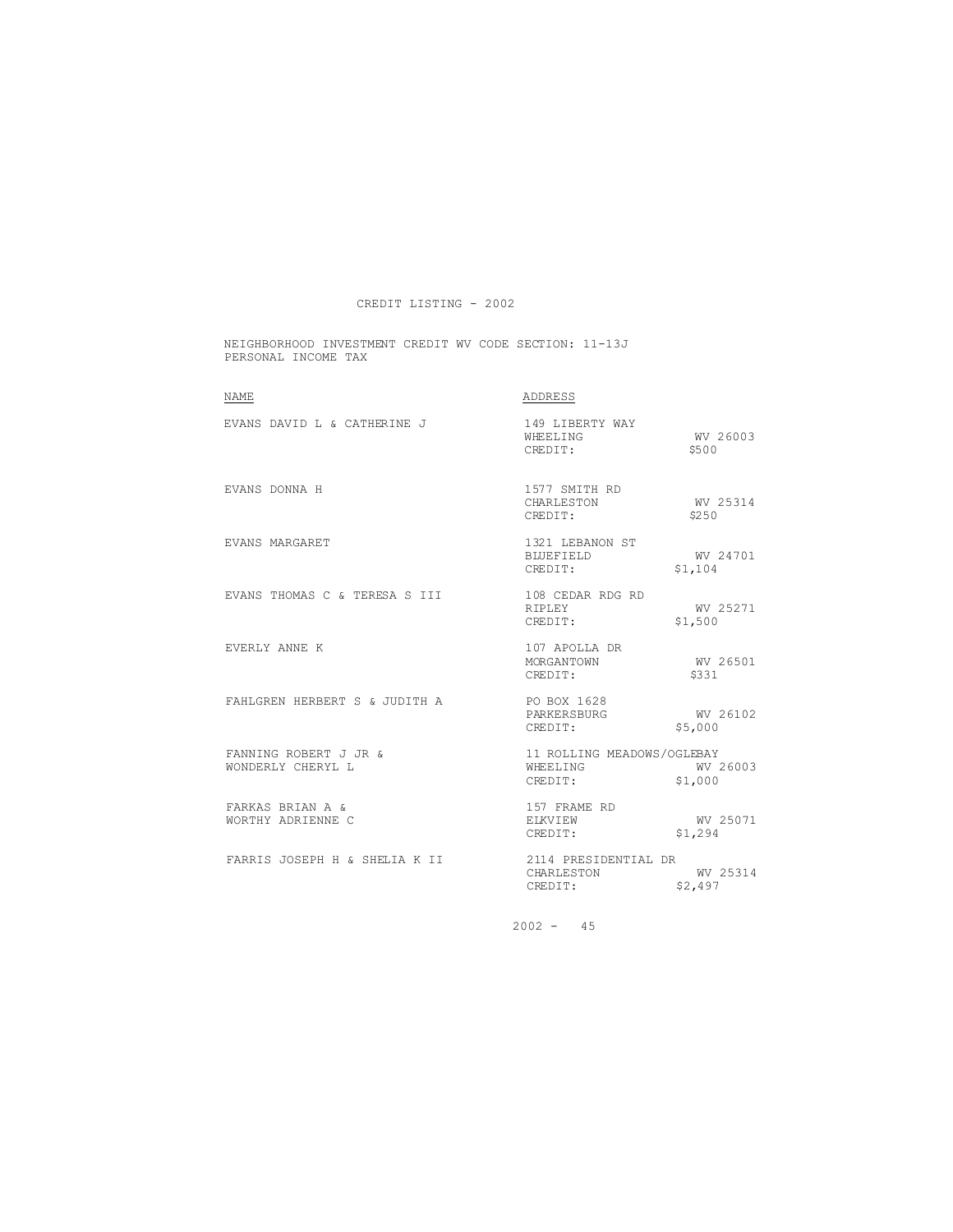CREDIT LISTING - 2002

NEIGHBORHOOD INVESTMENT CREDIT WV CODE SECTION: 11-13J
PERSONAL INCOME TAX

| NAME | ADDRESS |
|---|---|
| EVANS DAVID L & CATHERINE J | 149 LIBERTY WAY<br>WHEELING WV 26003<br>CREDIT: $500 |
| EVANS DONNA H | 1577 SMITH RD<br>CHARLESTON WV 25314<br>CREDIT: $250 |
| EVANS MARGARET | 1321 LEBANON ST<br>BLUEFIELD WV 24701<br>CREDIT: $1,104 |
| EVANS THOMAS C & TERESA S III | 108 CEDAR RDG RD<br>RIPLEY WV 25271<br>CREDIT: $1,500 |
| EVERLY ANNE K | 107 APOLLA DR<br>MORGANTOWN WV 26501<br>CREDIT: $331 |
| FAHLGREN HERBERT S & JUDITH A | PO BOX 1628<br>PARKERSBURG WV 26102<br>CREDIT: $5,000 |
| FANNING ROBERT J JR &<br>WONDERLY CHERYL L | 11 ROLLING MEADOWS/OGLEBAY<br>WHEELING WV 26003<br>CREDIT: $1,000 |
| FARKAS BRIAN A &<br>WORTHY ADRIENNE C | 157 FRAME RD<br>ELKVIEW WV 25071<br>CREDIT: $1,294 |
| FARRIS JOSEPH H & SHELIA K II | 2114 PRESIDENTIAL DR<br>CHARLESTON WV 25314<br>CREDIT: $2,497 |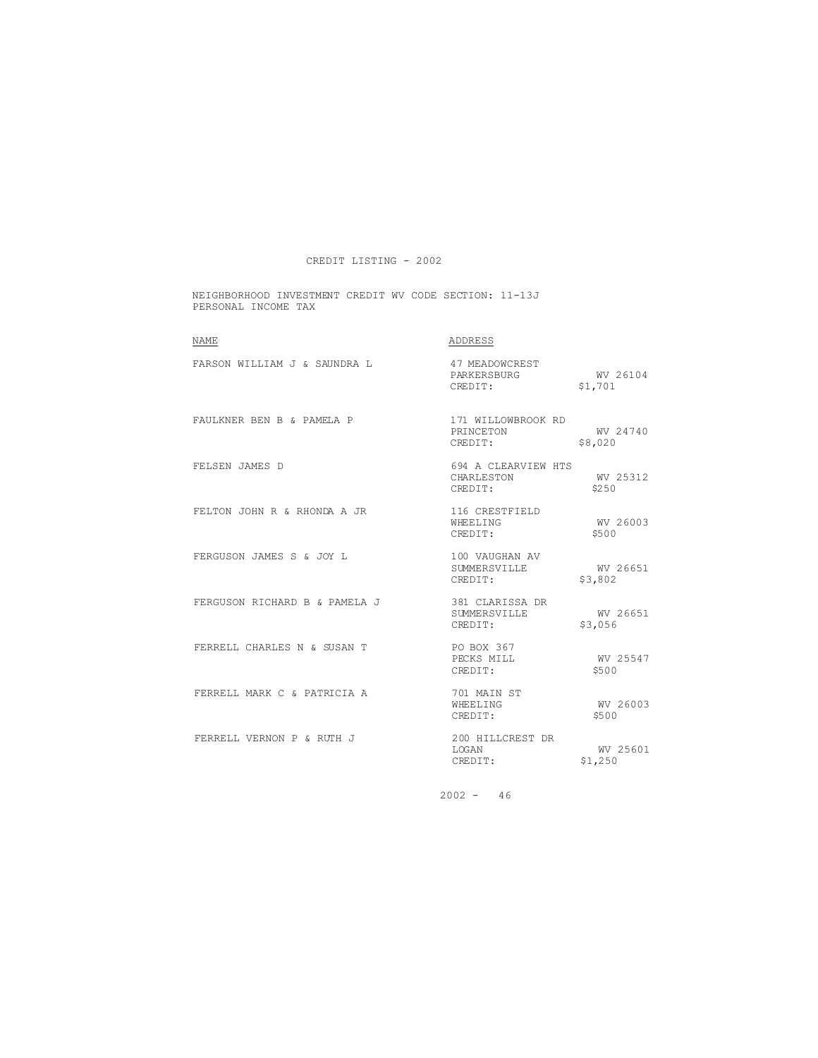CREDIT LISTING - 2002

NEIGHBORHOOD INVESTMENT CREDIT WV CODE SECTION: 11-13J
PERSONAL INCOME TAX

| NAME | ADDRESS | |
|---|---|---|
| FARSON WILLIAM J & SAUNDRA L | 47 MEADOWCREST | |
| | PARKERSBURG | WV 26104 |
| | CREDIT: | $1,701 |
| FAULKNER BEN B & PAMELA P | 171 WILLOWBROOK RD | |
| | PRINCETON | WV 24740 |
| | CREDIT: | $8,020 |
| FELSEN JAMES D | 694 A CLEARVIEW HTS | |
| | CHARLESTON | WV 25312 |
| | CREDIT: | $250 |
| FELTON JOHN R & RHONDA A JR | 116 CRESTFIELD | |
| | WHEELING | WV 26003 |
| | CREDIT: | $500 |
| FERGUSON JAMES S & JOY L | 100 VAUGHAN AV | |
| | SUMMERSVILLE | WV 26651 |
| | CREDIT: | $3,802 |
| FERGUSON RICHARD B & PAMELA J | 381 CLARISSA DR | |
| | SUMMERSVILLE | WV 26651 |
| | CREDIT: | $3,056 |
| FERRELL CHARLES N & SUSAN T | PO BOX 367 | |
| | PECKS MILL | WV 25547 |
| | CREDIT: | $500 |
| FERRELL MARK C & PATRICIA A | 701 MAIN ST | |
| | WHEELING | WV 26003 |
| | CREDIT: | $500 |
| FERRELL VERNON P & RUTH J | 200 HILLCREST DR | |
| | LOGAN | WV 25601 |
| | CREDIT: | $1,250 |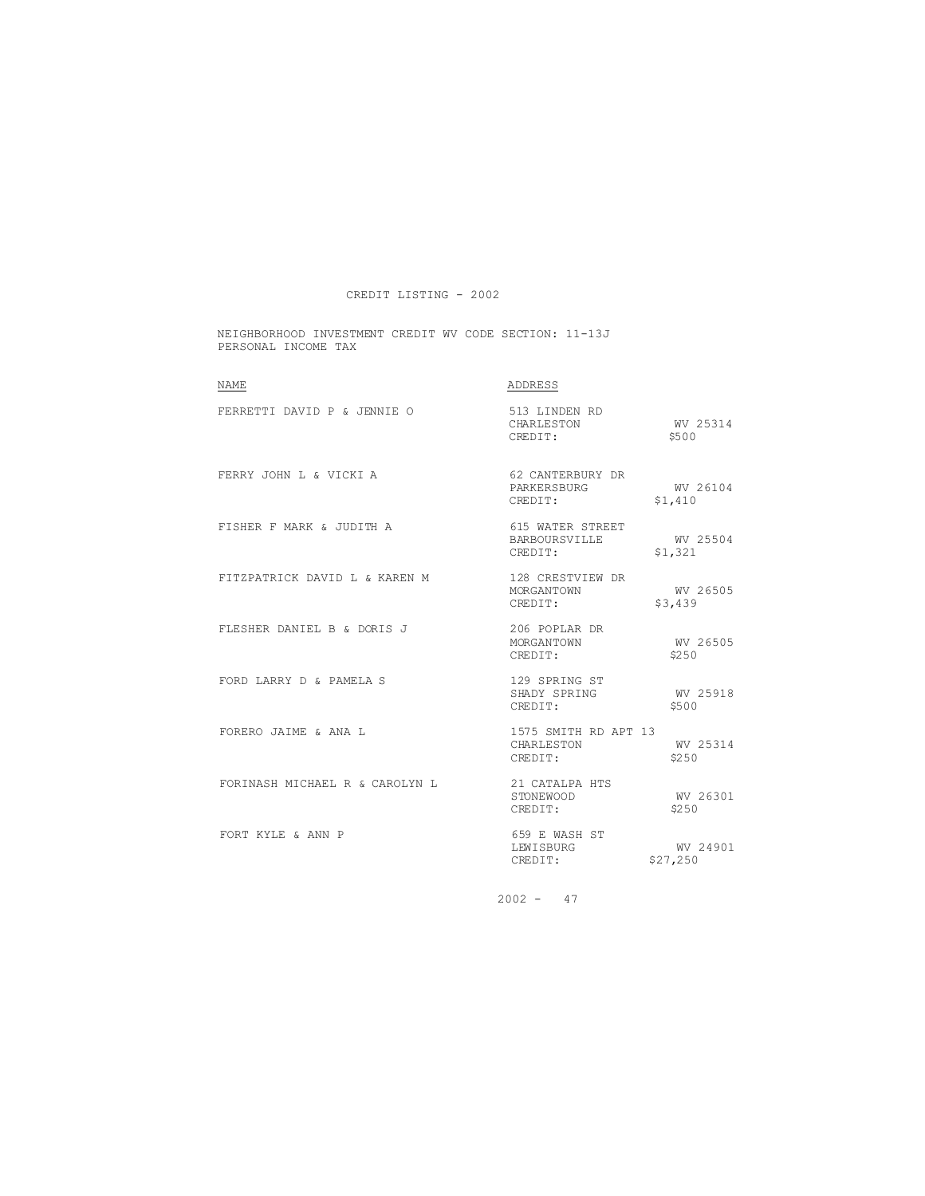CREDIT LISTING - 2002

NEIGHBORHOOD INVESTMENT CREDIT WV CODE SECTION: 11-13J
PERSONAL INCOME TAX

| NAME | ADDRESS | | |
|---|---|---|---|
| FERRETTI DAVID P & JENNIE O | 513 LINDEN RD<br>CHARLESTON<br>CREDIT: | WV 25314<br>$500 | |
| FERRY JOHN L & VICKI A | 62 CANTERBURY DR<br>PARKERSBURG<br>CREDIT: | WV 26104<br>$1,410 | |
| FISHER F MARK & JUDITH A | 615 WATER STREET<br>BARBOURSVILLE<br>CREDIT: | WV 25504<br>$1,321 | |
| FITZPATRICK DAVID L & KAREN M | 128 CRESTVIEW DR<br>MORGANTOWN<br>CREDIT: | WV 26505<br>$3,439 | |
| FLESHER DANIEL B & DORIS J | 206 POPLAR DR<br>MORGANTOWN<br>CREDIT: | WV 26505<br>$250 | |
| FORD LARRY D & PAMELA S | 129 SPRING ST<br>SHADY SPRING<br>CREDIT: | WV 25918<br>$500 | |
| FORERO JAIME & ANA L | 1575 SMITH RD APT 13<br>CHARLESTON<br>CREDIT: | WV 25314<br>$250 | |
| FORINASH MICHAEL R & CAROLYN L | 21 CATALPA HTS<br>STONEWOOD<br>CREDIT: | WV 26301<br>$250 | |
| FORT KYLE & ANN P | 659 E WASH ST<br>LEWISBURG<br>CREDIT: | WV 24901<br>$27,250 | |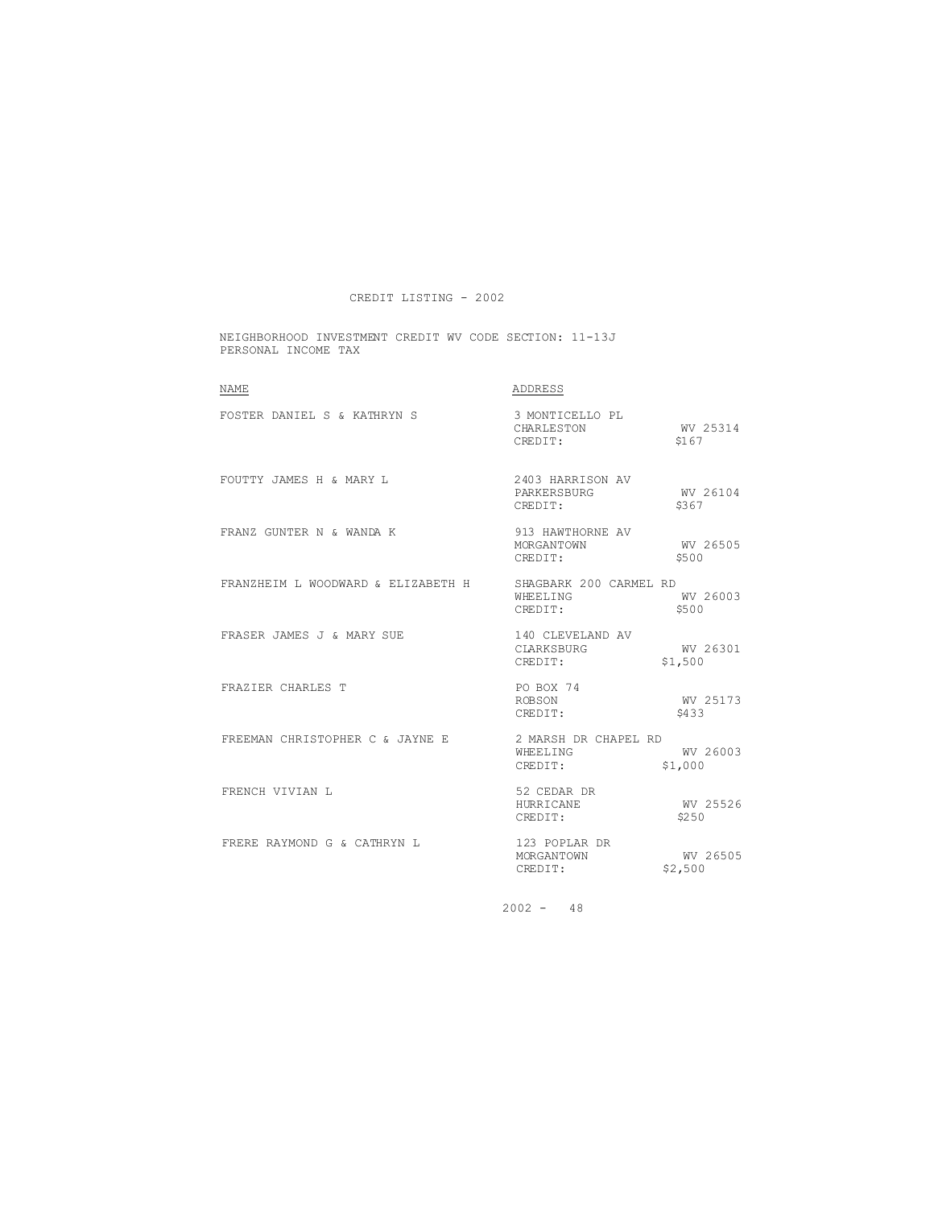CREDIT LISTING - 2002

NEIGHBORHOOD INVESTMENT CREDIT WV CODE SECTION: 11-13J
PERSONAL INCOME TAX

| NAME | ADDRESS | |
|---|---|---|
| FOSTER DANIEL S & KATHRYN S | 3 MONTICELLO PL<br>CHARLESTON<br>CREDIT: | <br>WV 25314<br>$167 |
| FOUTTY JAMES H & MARY L | 2403 HARRISON AV<br>PARKERSBURG<br>CREDIT: | <br>WV 26104<br>$367 |
| FRANZ GUNTER N & WANDA K | 913 HAWTHORNE AV<br>MORGANTOWN<br>CREDIT: | <br>WV 26505<br>$500 |
| FRANZHEIM L WOODWARD & ELIZABETH H | SHAGBARK 200 CARMEL RD<br>WHEELING<br>CREDIT: | <br>WV 26003<br>$500 |
| FRASER JAMES J & MARY SUE | 140 CLEVELAND AV<br>CLARKSBURG<br>CREDIT: | <br>WV 26301<br>$1,500 |
| FRAZIER CHARLES T | PO BOX 74<br>ROBSON<br>CREDIT: | <br>WV 25173<br>$433 |
| FREEMAN CHRISTOPHER C & JAYNE E | 2 MARSH DR CHAPEL RD<br>WHEELING<br>CREDIT: | <br>WV 26003<br>$1,000 |
| FRENCH VIVIAN L | 52 CEDAR DR<br>HURRICANE<br>CREDIT: | <br>WV 25526<br>$250 |
| FRERE RAYMOND G & CATHRYN L | 123 POPLAR DR<br>MORGANTOWN<br>CREDIT: | <br>WV 26505<br>$2,500 |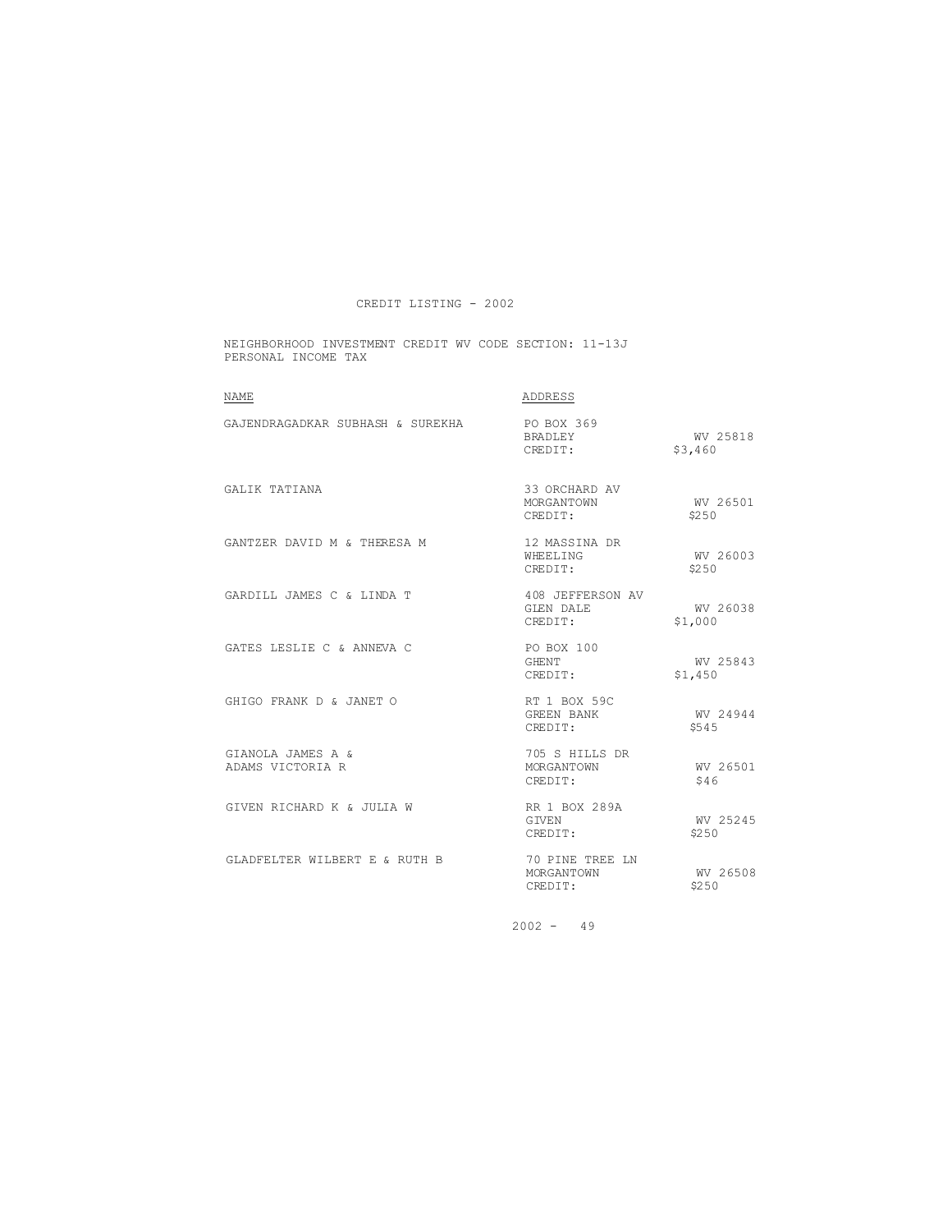CREDIT LISTING - 2002

NEIGHBORHOOD INVESTMENT CREDIT WV CODE SECTION: 11-13J
PERSONAL INCOME TAX

| NAME | ADDRESS | |
|---|---|---|
| GAJENDRAGADKAR SUBHASH & SUREKHA | PO BOX 369<br>BRADLEY<br>CREDIT: | <br>WV 25818<br>$3,460 |
| GALIK TATIANA | 33 ORCHARD AV<br>MORGANTOWN<br>CREDIT: | <br>WV 26501<br>$250 |
| GANTZER DAVID M & THERESA M | 12 MASSINA DR<br>WHEELING<br>CREDIT: | <br>WV 26003<br>$250 |
| GARDILL JAMES C & LINDA T | 408 JEFFERSON AV<br>GLEN DALE<br>CREDIT: | <br>WV 26038<br>$1,000 |
| GATES LESLIE C & ANNEVA C | PO BOX 100<br>GHENT<br>CREDIT: | <br>WV 25843<br>$1,450 |
| GHIGO FRANK D & JANET O | RT 1 BOX 59C<br>GREEN BANK<br>CREDIT: | <br>WV 24944<br>$545 |
| GIANOLA JAMES A &<br>ADAMS VICTORIA R | 705 S HILLS DR<br>MORGANTOWN<br>CREDIT: | <br>WV 26501<br>$46 |
| GIVEN RICHARD K & JULIA W | RR 1 BOX 289A<br>GIVEN<br>CREDIT: | <br>WV 25245<br>$250 |
| GLADFELTER WILBERT E & RUTH B | 70 PINE TREE LN<br>MORGANTOWN<br>CREDIT: | <br>WV 26508<br>$250 |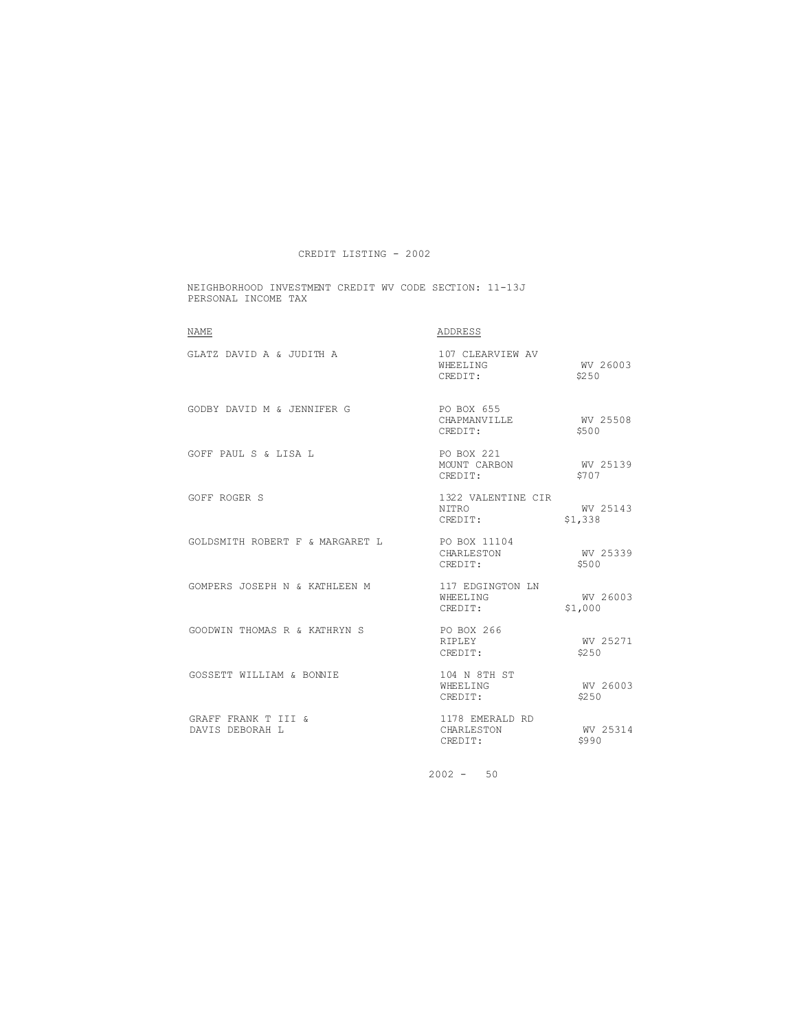CREDIT LISTING - 2002

NEIGHBORHOOD INVESTMENT CREDIT WV CODE SECTION: 11-13J
PERSONAL INCOME TAX

| NAME | ADDRESS | |
|---|---|---|
| GLATZ DAVID A & JUDITH A | 107 CLEARVIEW AV<br>WHEELING<br>CREDIT: | <br>WV 26003<br>$250 |
| GODBY DAVID M & JENNIFER G | PO BOX 655<br>CHAPMANVILLE<br>CREDIT: | <br>WV 25508<br>$500 |
| GOFF PAUL S & LISA L | PO BOX 221<br>MOUNT CARBON<br>CREDIT: | <br>WV 25139<br>$707 |
| GOFF ROGER S | 1322 VALENTINE CIR<br>NITRO<br>CREDIT: | <br>WV 25143<br>$1,338 |
| GOLDSMITH ROBERT F & MARGARET L | PO BOX 11104<br>CHARLESTON<br>CREDIT: | <br>WV 25339<br>$500 |
| GOMPERS JOSEPH N & KATHLEEN M | 117 EDGINGTON LN<br>WHEELING<br>CREDIT: | <br>WV 26003<br>$1,000 |
| GOODWIN THOMAS R & KATHRYN S | PO BOX 266<br>RIPLEY<br>CREDIT: | <br>WV 25271<br>$250 |
| GOSSETT WILLIAM & BONNIE | 104 N 8TH ST<br>WHEELING<br>CREDIT: | <br>WV 26003<br>$250 |
| GRAFF FRANK T III &<br>DAVIS DEBORAH L | 1178 EMERALD RD<br>CHARLESTON<br>CREDIT: | <br>WV 25314<br>$990 |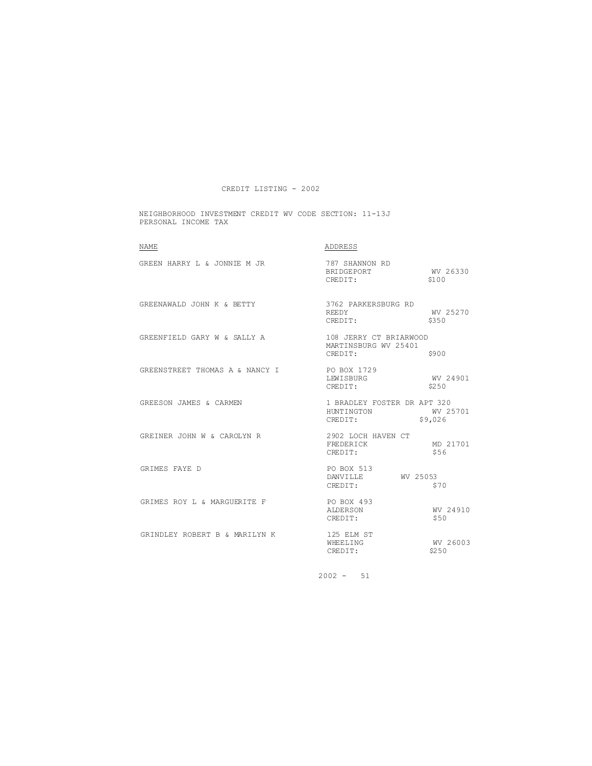CREDIT LISTING - 2002

NEIGHBORHOOD INVESTMENT CREDIT WV CODE SECTION: 11-13J
PERSONAL INCOME TAX

| NAME | ADDRESS |
| --- | --- |
| GREEN HARRY L & JONNIE M JR | 787 SHANNON RD<br>BRIDGEPORT WV 26330<br>CREDIT: $100 |
| GREENAWALD JOHN K & BETTY | 3762 PARKERSBURG RD<br>REEDY WV 25270<br>CREDIT: $350 |
| GREENFIELD GARY W & SALLY A | 108 JERRY CT BRIARWOOD<br>MARTINSBURG WV 25401<br>CREDIT: $900 |
| GREENSTREET THOMAS A & NANCY I | PO BOX 1729<br>LEWISBURG WV 24901<br>CREDIT: $250 |
| GREESON JAMES & CARMEN | 1 BRADLEY FOSTER DR APT 320<br>HUNTINGTON WV 25701<br>CREDIT: $9,026 |
| GREINER JOHN W & CAROLYN R | 2902 LOCH HAVEN CT<br>FREDERICK MD 21701<br>CREDIT: $56 |
| GRIMES FAYE D | PO BOX 513<br>DANVILLE WV 25053<br>CREDIT: $70 |
| GRIMES ROY L & MARGUERITE F | PO BOX 493<br>ALDERSON WV 24910<br>CREDIT: $50 |
| GRINDLEY ROBERT B & MARILYN K | 125 ELM ST<br>WHEELING WV 26003<br>CREDIT: $250 |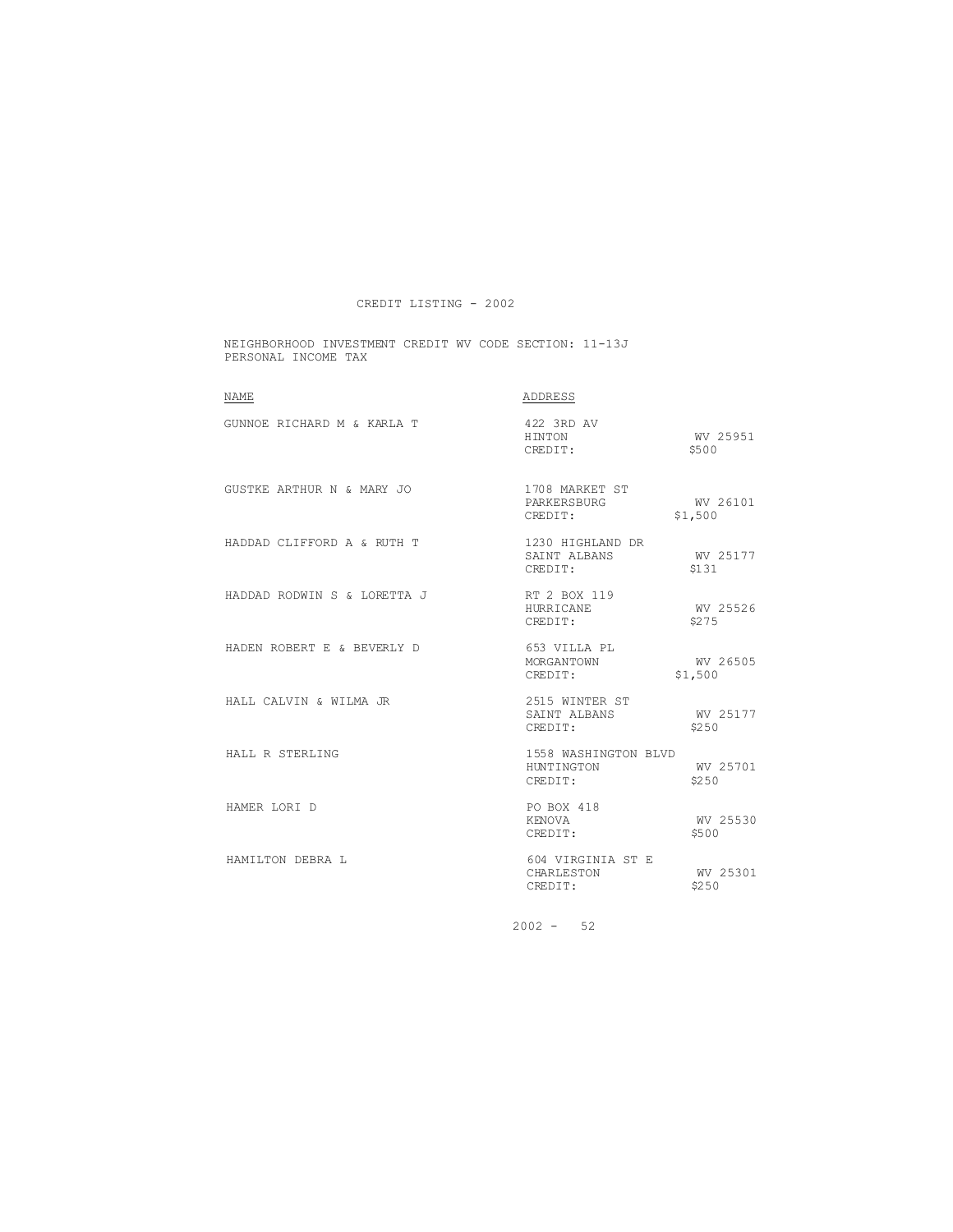CREDIT LISTING - 2002

NEIGHBORHOOD INVESTMENT CREDIT WV CODE SECTION: 11-13J
PERSONAL INCOME TAX

| NAME | ADDRESS | |
|---|---|---|
| GUNNOE RICHARD M & KARLA T | 422 3RD AV<br>HINTON<br>CREDIT: | <br>WV 25951<br>$500 |
| GUSTKE ARTHUR N & MARY JO | 1708 MARKET ST<br>PARKERSBURG<br>CREDIT: | <br>WV 26101<br>$1,500 |
| HADDAD CLIFFORD A & RUTH T | 1230 HIGHLAND DR<br>SAINT ALBANS<br>CREDIT: | <br>WV 25177<br>$131 |
| HADDAD RODWIN S & LORETTA J | RT 2 BOX 119<br>HURRICANE<br>CREDIT: | <br>WV 25526<br>$275 |
| HADEN ROBERT E & BEVERLY D | 653 VILLA PL<br>MORGANTOWN<br>CREDIT: | <br>WV 26505<br>$1,500 |
| HALL CALVIN & WILMA JR | 2515 WINTER ST<br>SAINT ALBANS<br>CREDIT: | <br>WV 25177<br>$250 |
| HALL R STERLING | 1558 WASHINGTON BLVD<br>HUNTINGTON<br>CREDIT: | <br>WV 25701<br>$250 |
| HAMER LORI D | PO BOX 418<br>KENOVA<br>CREDIT: | <br>WV 25530<br>$500 |
| HAMILTON DEBRA L | 604 VIRGINIA ST E<br>CHARLESTON<br>CREDIT: | <br>WV 25301<br>$250 |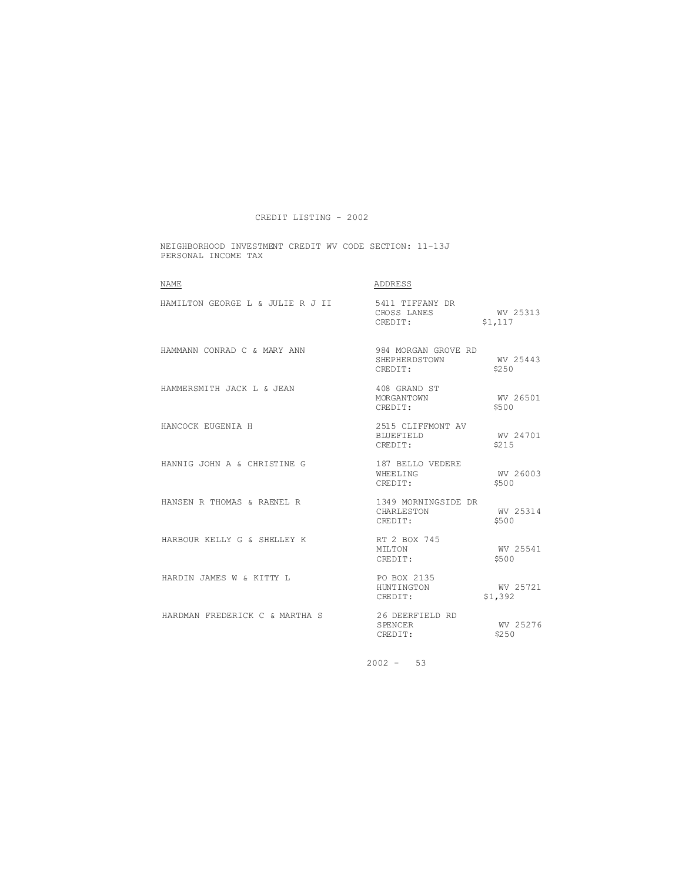CREDIT LISTING - 2002

NEIGHBORHOOD INVESTMENT CREDIT WV CODE SECTION: 11-13J
PERSONAL INCOME TAX

| NAME | ADDRESS | | |
|---|---|---|---|
| HAMILTON GEORGE L & JULIE R J II | 5411 TIFFANY DR<br>CROSS LANES | WV 25313 | CREDIT: $1,117 |
| HAMMANN CONRAD C & MARY ANN | 984 MORGAN GROVE RD<br>SHEPHERDSTOWN | WV 25443 | CREDIT: $250 |
| HAMMERSMITH JACK L & JEAN | 408 GRAND ST<br>MORGANTOWN | WV 26501 | CREDIT: $500 |
| HANCOCK EUGENIA H | 2515 CLIFFMONT AV<br>BLUEFIELD | WV 24701 | CREDIT: $215 |
| HANNIG JOHN A & CHRISTINE G | 187 BELLO VEDERE<br>WHEELING | WV 26003 | CREDIT: $500 |
| HANSEN R THOMAS & RAENEL R | 1349 MORNINGSIDE DR<br>CHARLESTON | WV 25314 | CREDIT: $500 |
| HARBOUR KELLY G & SHELLEY K | RT 2 BOX 745<br>MILTON | WV 25541 | CREDIT: $500 |
| HARDIN JAMES W & KITTY L | PO BOX 2135<br>HUNTINGTON | WV 25721 | CREDIT: $1,392 |
| HARDMAN FREDERICK C & MARTHA S | 26 DEERFIELD RD<br>SPENCER | WV 25276 | CREDIT: $250 |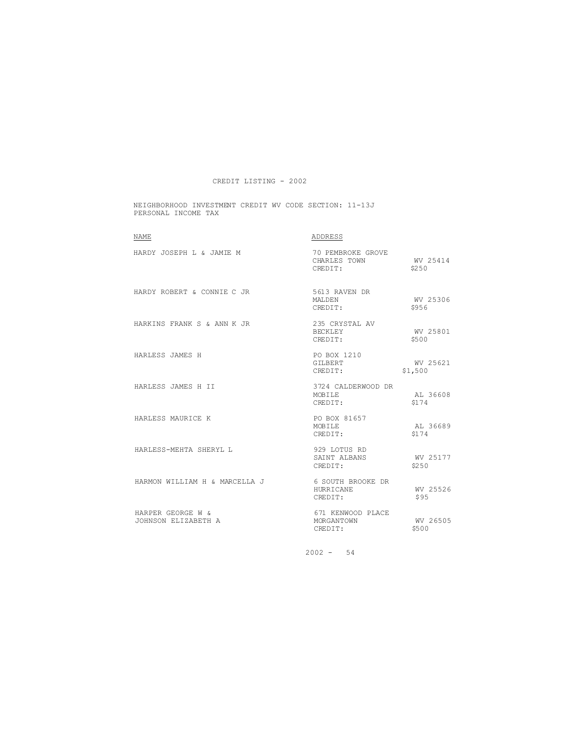CREDIT LISTING - 2002

NEIGHBORHOOD INVESTMENT CREDIT WV CODE SECTION: 11-13J
PERSONAL INCOME TAX

| NAME | ADDRESS | | |
|---|---|---|---|
| HARDY JOSEPH L & JAMIE M | 70 PEMBROKE GROVE<br>CHARLES TOWN<br>CREDIT: | WV 25414<br>$250 | |
| HARDY ROBERT & CONNIE C JR | 5613 RAVEN DR<br>MALDEN<br>CREDIT: | WV 25306<br>$956 | |
| HARKINS FRANK S & ANN K JR | 235 CRYSTAL AV<br>BECKLEY<br>CREDIT: | WV 25801<br>$500 | |
| HARLESS JAMES H | PO BOX 1210<br>GILBERT<br>CREDIT: | WV 25621<br>$1,500 | |
| HARLESS JAMES H II | 3724 CALDERWOOD DR<br>MOBILE<br>CREDIT: | AL 36608<br>$174 | |
| HARLESS MAURICE K | PO BOX 81657<br>MOBILE<br>CREDIT: | AL 36689<br>$174 | |
| HARLESS-MEHTA SHERYL L | 929 LOTUS RD<br>SAINT ALBANS<br>CREDIT: | WV 25177<br>$250 | |
| HARMON WILLIAM H & MARCELLA J | 6 SOUTH BROOKE DR<br>HURRICANE<br>CREDIT: | WV 25526<br>$95 | |
| HARPER GEORGE W &<br>JOHNSON ELIZABETH A | 671 KENWOOD PLACE<br>MORGANTOWN<br>CREDIT: | WV 26505<br>$500 | |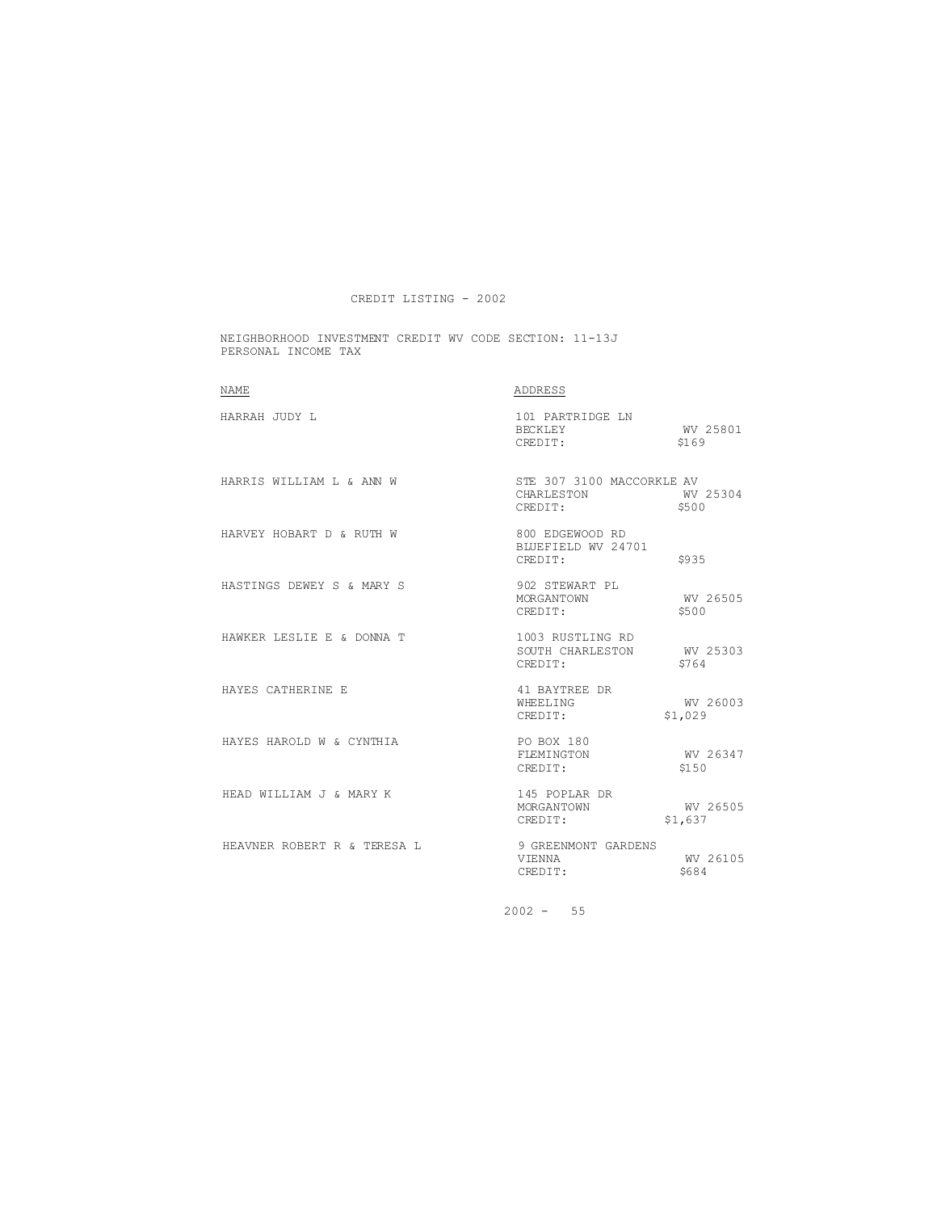# CREDIT LISTING - 2002

NEIGHBORHOOD INVESTMENT CREDIT WV CODE SECTION: 11-13J
PERSONAL INCOME TAX

| NAME | ADDRESS | | |
|---|---|---|---|
| HARRAH JUDY L | 101 PARTRIDGE LN<br>BECKLEY | WV 25801 | CREDIT: $169 |
| HARRIS WILLIAM L & ANN W | STE 307 3100 MACCORKLE AV<br>CHARLESTON | WV 25304 | CREDIT: $500 |
| HARVEY HOBART D & RUTH W | 800 EDGEWOOD RD<br>BLUEFIELD WV 24701 | | CREDIT: $935 |
| HASTINGS DEWEY S & MARY S | 902 STEWART PL<br>MORGANTOWN | WV 26505 | CREDIT: $500 |
| HAWKER LESLIE E & DONNA T | 1003 RUSTLING RD<br>SOUTH CHARLESTON | WV 25303 | CREDIT: $764 |
| HAYES CATHERINE E | 41 BAYTREE DR<br>WHEELING | WV 26003 | CREDIT: $1,029 |
| HAYES HAROLD W & CYNTHIA | PO BOX 180<br>FLEMINGTON | WV 26347 | CREDIT: $150 |
| HEAD WILLIAM J & MARY K | 145 POPLAR DR<br>MORGANTOWN | WV 26505 | CREDIT: $1,637 |
| HEAVNER ROBERT R & TERESA L | 9 GREENMONT GARDENS<br>VIENNA | WV 26105 | CREDIT: $684 |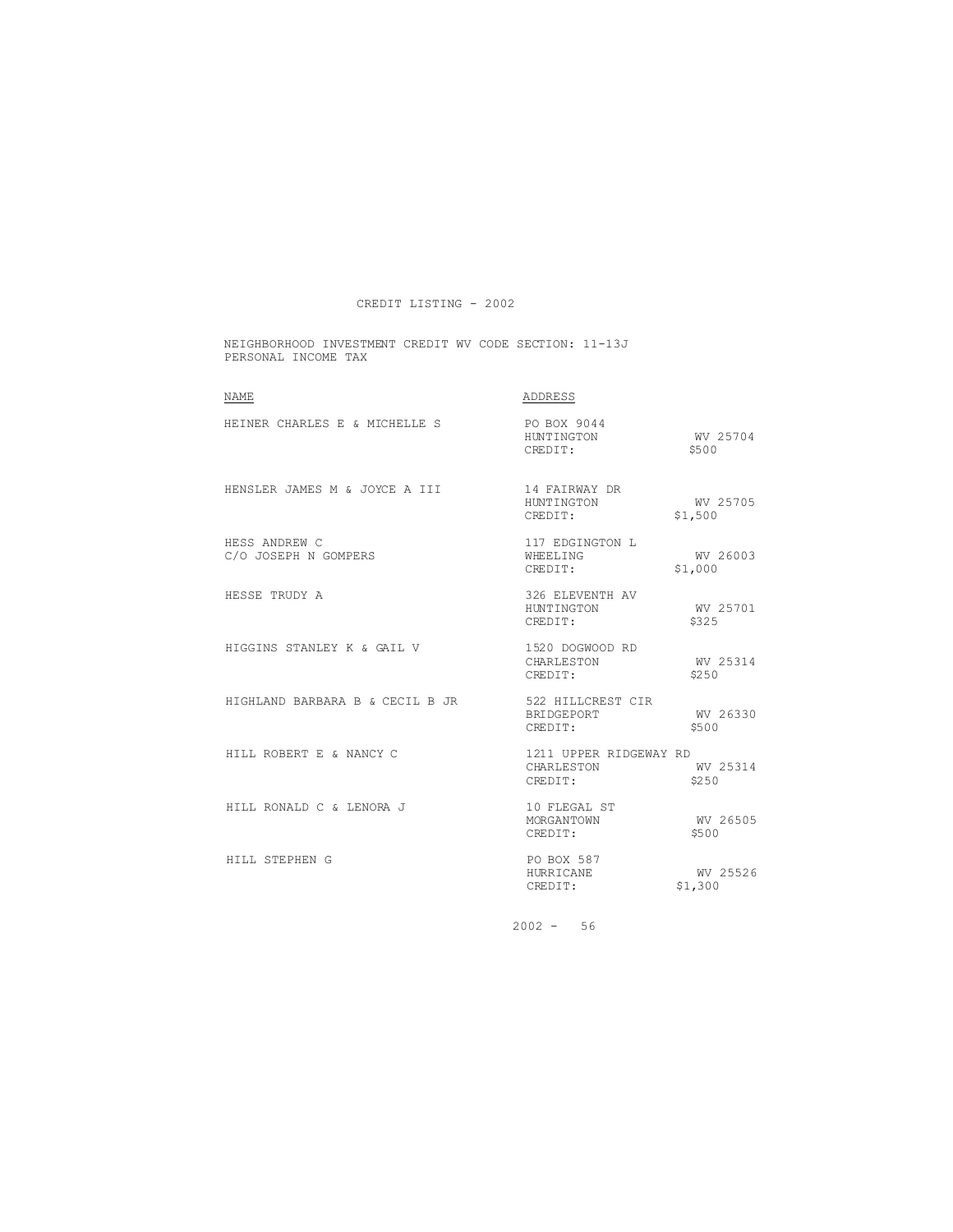# CREDIT LISTING - 2002

NEIGHBORHOOD INVESTMENT CREDIT WV CODE SECTION: 11-13J
PERSONAL INCOME TAX

| NAME | ADDRESS | |
|---|---|---|
| HEINER CHARLES E & MICHELLE S | PO BOX 9044<br>HUNTINGTON<br>CREDIT: | <br>WV 25704<br>$500 |
| HENSLER JAMES M & JOYCE A III | 14 FAIRWAY DR<br>HUNTINGTON<br>CREDIT: | <br>WV 25705<br>$1,500 |
| HESS ANDREW C<br>C/O JOSEPH N GOMPERS | 117 EDGINGTON L<br>WHEELING<br>CREDIT: | <br>WV 26003<br>$1,000 |
| HESSE TRUDY A | 326 ELEVENTH AV<br>HUNTINGTON<br>CREDIT: | <br>WV 25701<br>$325 |
| HIGGINS STANLEY K & GAIL V | 1520 DOGWOOD RD<br>CHARLESTON<br>CREDIT: | <br>WV 25314<br>$250 |
| HIGHLAND BARBARA B & CECIL B JR | 522 HILLCREST CIR<br>BRIDGEPORT<br>CREDIT: | <br>WV 26330<br>$500 |
| HILL ROBERT E & NANCY C | 1211 UPPER RIDGEWAY RD<br>CHARLESTON<br>CREDIT: | <br>WV 25314<br>$250 |
| HILL RONALD C & LENORA J | 10 FLEGAL ST<br>MORGANTOWN<br>CREDIT: | <br>WV 26505<br>$500 |
| HILL STEPHEN G | PO BOX 587<br>HURRICANE<br>CREDIT: | <br>WV 25526<br>$1,300 |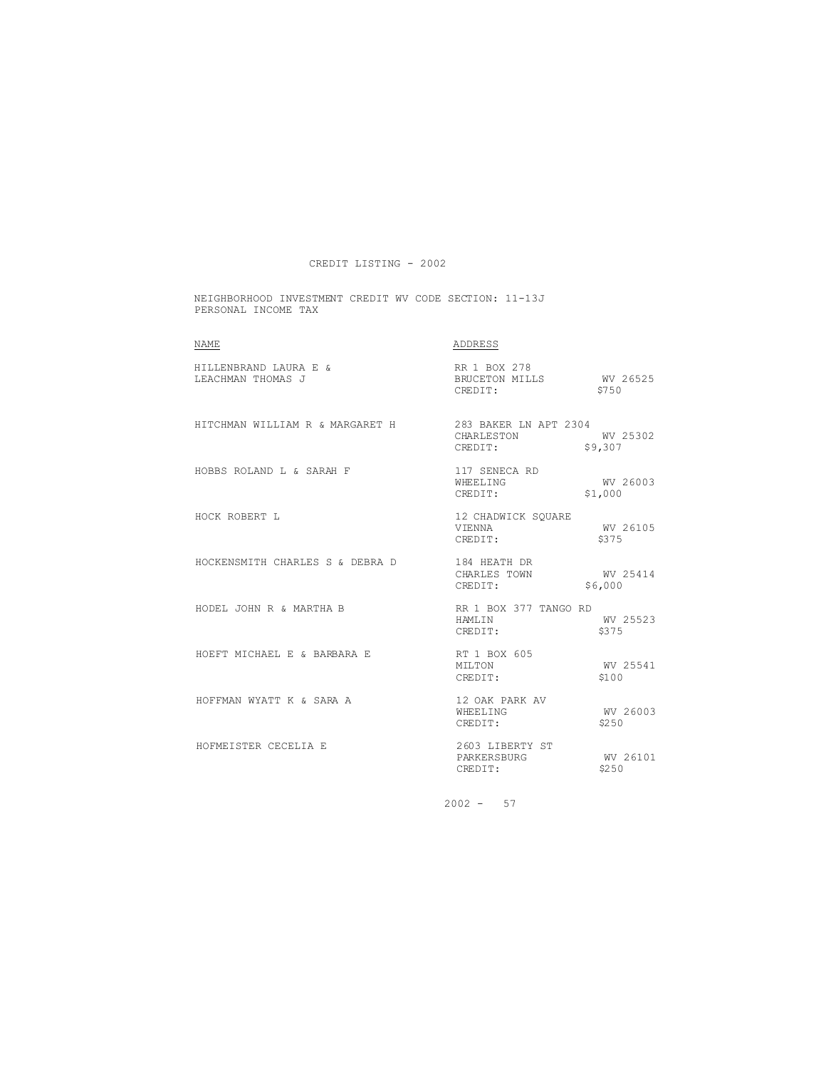CREDIT LISTING - 2002

NEIGHBORHOOD INVESTMENT CREDIT WV CODE SECTION: 11-13J
PERSONAL INCOME TAX

| NAME | ADDRESS | | |
|---|---|---|---|
| HILLENBRAND LAURA E & LEACHMAN THOMAS J | RR 1 BOX 278<br>BRUCETON MILLS | WV 26525 | CREDIT: $750 |
| HITCHMAN WILLIAM R & MARGARET H | 283 BAKER LN APT 2304<br>CHARLESTON | WV 25302 | CREDIT: $9,307 |
| HOBBS ROLAND L & SARAH F | 117 SENECA RD<br>WHEELING | WV 26003 | CREDIT: $1,000 |
| HOCK ROBERT L | 12 CHADWICK SQUARE<br>VIENNA | WV 26105 | CREDIT: $375 |
| HOCKENSMITH CHARLES S & DEBRA D | 184 HEATH DR<br>CHARLES TOWN | WV 25414 | CREDIT: $6,000 |
| HODEL JOHN R & MARTHA B | RR 1 BOX 377 TANGO RD<br>HAMLIN | WV 25523 | CREDIT: $375 |
| HOEFT MICHAEL E & BARBARA E | RT 1 BOX 605<br>MILTON | WV 25541 | CREDIT: $100 |
| HOFFMAN WYATT K & SARA A | 12 OAK PARK AV<br>WHEELING | WV 26003 | CREDIT: $250 |
| HOFMEISTER CECELIA E | 2603 LIBERTY ST<br>PARKERSBURG | WV 26101 | CREDIT: $250 |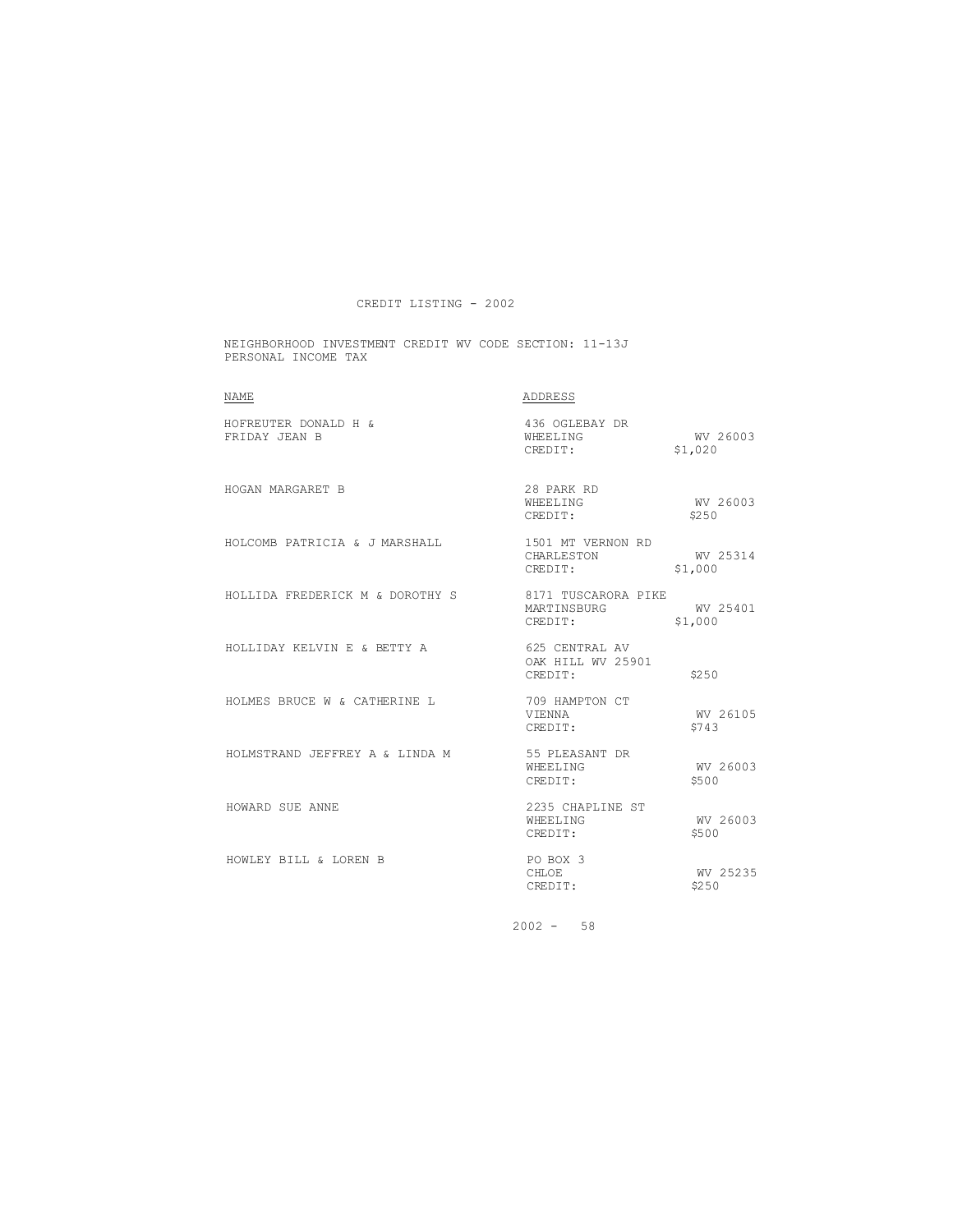CREDIT LISTING - 2002

NEIGHBORHOOD INVESTMENT CREDIT WV CODE SECTION: 11-13J
PERSONAL INCOME TAX

| NAME | ADDRESS | | |
|---|---|---|---|
| HOFREUTER DONALD H & FRIDAY JEAN B | 436 OGLEBAY DR<br>WHEELING | WV 26003 | CREDIT: $1,020 |
| HOGAN MARGARET B | 28 PARK RD<br>WHEELING | WV 26003 | CREDIT: $250 |
| HOLCOMB PATRICIA & J MARSHALL | 1501 MT VERNON RD<br>CHARLESTON | WV 25314 | CREDIT: $1,000 |
| HOLLIDA FREDERICK M & DOROTHY S | 8171 TUSCARORA PIKE<br>MARTINSBURG | WV 25401 | CREDIT: $1,000 |
| HOLLIDAY KELVIN E & BETTY A | 625 CENTRAL AV<br>OAK HILL WV 25901 | | CREDIT: $250 |
| HOLMES BRUCE W & CATHERINE L | 709 HAMPTON CT<br>VIENNA | WV 26105 | CREDIT: $743 |
| HOLMSTRAND JEFFREY A & LINDA M | 55 PLEASANT DR<br>WHEELING | WV 26003 | CREDIT: $500 |
| HOWARD SUE ANNE | 2235 CHAPLINE ST<br>WHEELING | WV 26003 | CREDIT: $500 |
| HOWLEY BILL & LOREN B | PO BOX 3<br>CHLOE | WV 25235 | CREDIT: $250 |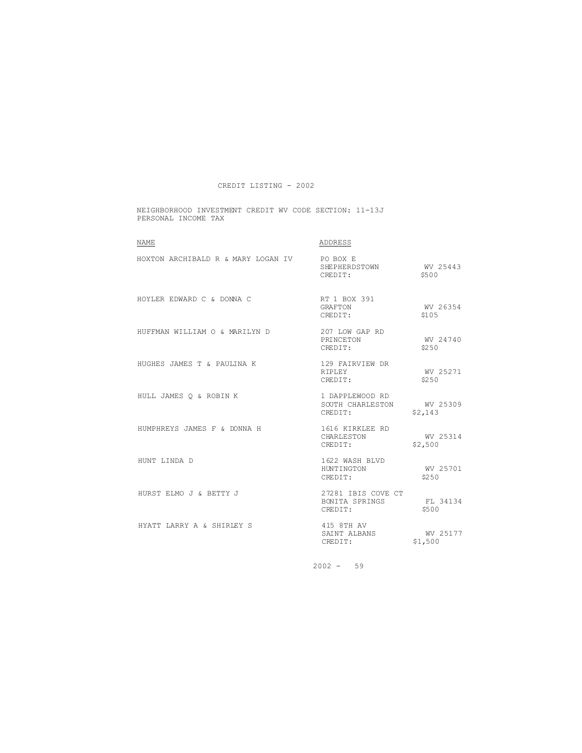CREDIT LISTING - 2002

NEIGHBORHOOD INVESTMENT CREDIT WV CODE SECTION: 11-13J
PERSONAL INCOME TAX

| NAME | ADDRESS | |
|---|---|---|
| HOXTON ARCHIBALD R & MARY LOGAN IV | PO BOX E<br>SHEPHERDSTOWN<br>CREDIT: | <br>WV 25443<br>$500 |
| HOYLER EDWARD C & DONNA C | RT 1 BOX 391<br>GRAFTON<br>CREDIT: | <br>WV 26354<br>$105 |
| HUFFMAN WILLIAM O & MARILYN D | 207 LOW GAP RD<br>PRINCETON<br>CREDIT: | <br>WV 24740<br>$250 |
| HUGHES JAMES T & PAULINA K | 129 FAIRVIEW DR<br>RIPLEY<br>CREDIT: | <br>WV 25271<br>$250 |
| HULL JAMES Q & ROBIN K | 1 DAPPLEWOOD RD<br>SOUTH CHARLESTON<br>CREDIT: | <br>WV 25309<br>$2,143 |
| HUMPHREYS JAMES F & DONNA H | 1616 KIRKLEE RD<br>CHARLESTON<br>CREDIT: | <br>WV 25314<br>$2,500 |
| HUNT LINDA D | 1622 WASH BLVD<br>HUNTINGTON<br>CREDIT: | <br>WV 25701<br>$250 |
| HURST ELMO J & BETTY J | 27281 IBIS COVE CT<br>BONITA SPRINGS<br>CREDIT: | <br>FL 34134<br>$500 |
| HYATT LARRY A & SHIRLEY S | 415 8TH AV<br>SAINT ALBANS<br>CREDIT: | <br>WV 25177<br>$1,500 |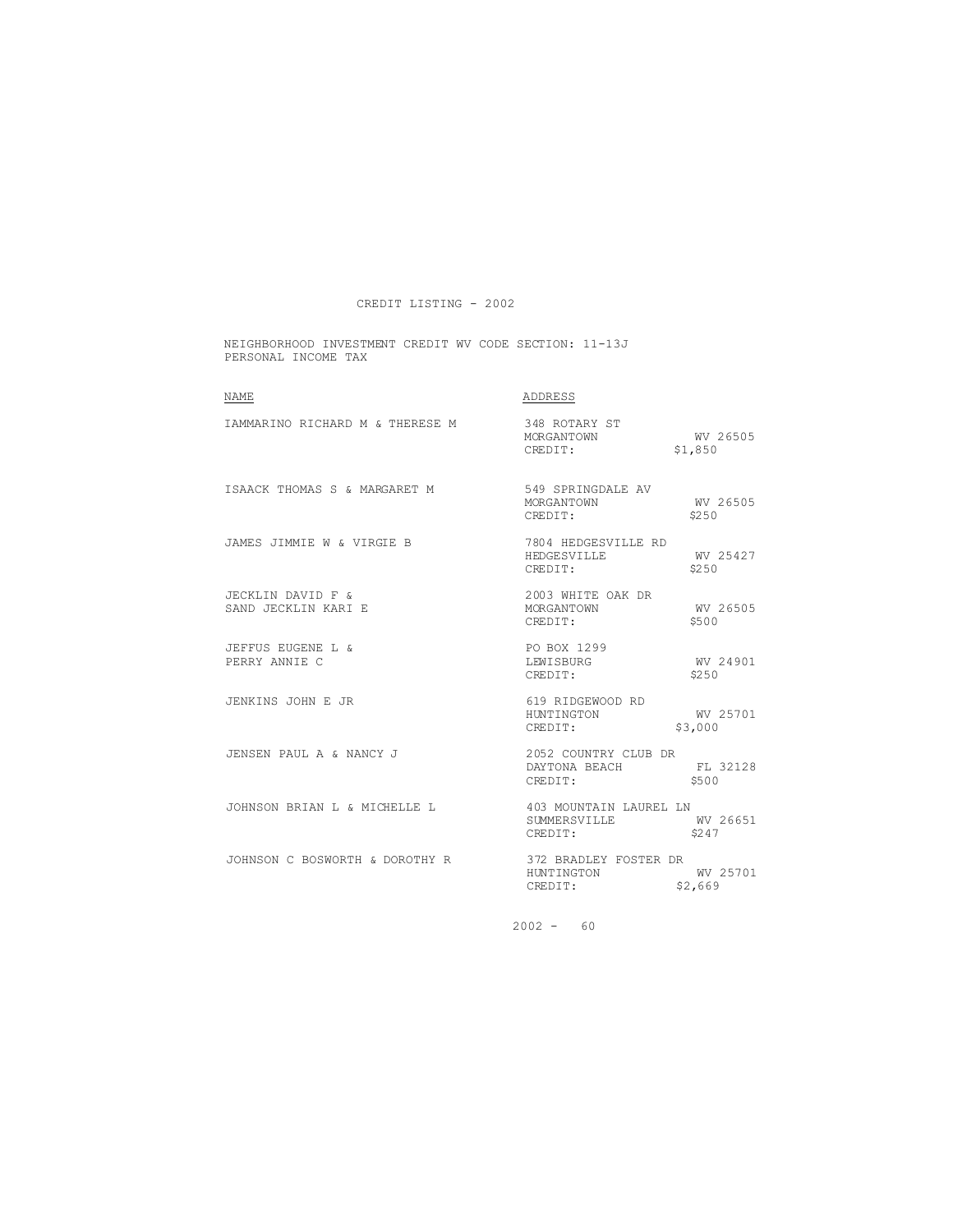CREDIT LISTING - 2002

NEIGHBORHOOD INVESTMENT CREDIT WV CODE SECTION: 11-13J
PERSONAL INCOME TAX

| NAME | ADDRESS | | |
|---|---|---|---|
| IAMMARINO RICHARD M & THERESE M | 348 ROTARY ST<br>MORGANTOWN<br>CREDIT: | WV 26505<br>$1,850 | |
| ISAACK THOMAS S & MARGARET M | 549 SPRINGDALE AV<br>MORGANTOWN<br>CREDIT: | WV 26505<br>$250 | |
| JAMES JIMMIE W & VIRGIE B | 7804 HEDGESVILLE RD<br>HEDGESVILLE<br>CREDIT: | WV 25427<br>$250 | |
| JECKLIN DAVID F &<br>SAND JECKLIN KARI E | 2003 WHITE OAK DR<br>MORGANTOWN<br>CREDIT: | WV 26505<br>$500 | |
| JEFFUS EUGENE L &<br>PERRY ANNIE C | PO BOX 1299<br>LEWISBURG<br>CREDIT: | WV 24901<br>$250 | |
| JENKINS JOHN E JR | 619 RIDGEWOOD RD<br>HUNTINGTON<br>CREDIT: | WV 25701<br>$3,000 | |
| JENSEN PAUL A & NANCY J | 2052 COUNTRY CLUB DR<br>DAYTONA BEACH<br>CREDIT: | FL 32128<br>$500 | |
| JOHNSON BRIAN L & MICHELLE L | 403 MOUNTAIN LAUREL LN<br>SUMMERSVILLE<br>CREDIT: | WV 26651<br>$247 | |
| JOHNSON C BOSWORTH & DOROTHY R | 372 BRADLEY FOSTER DR<br>HUNTINGTON<br>CREDIT: | WV 25701<br>$2,669 | |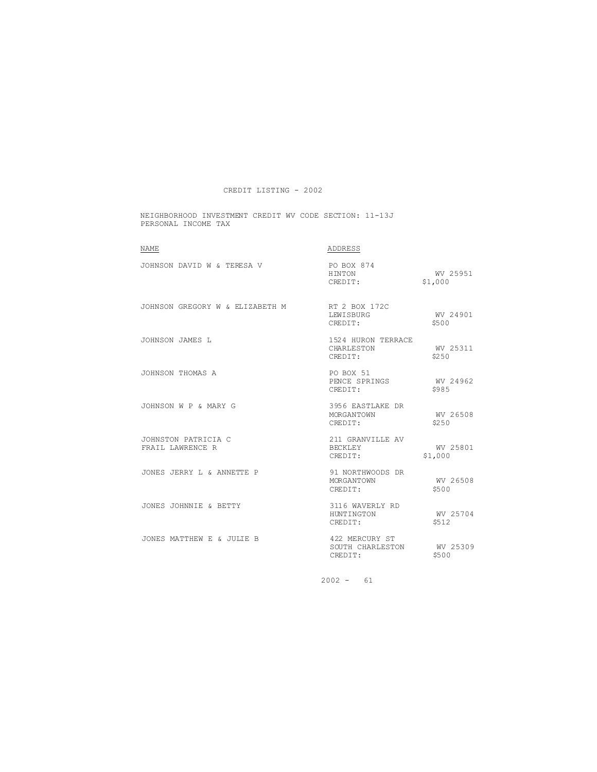# CREDIT LISTING - 2002

NEIGHBORHOOD INVESTMENT CREDIT WV CODE SECTION: 11-13J
PERSONAL INCOME TAX

| NAME | ADDRESS | | |
|---|---|---|---|
| JOHNSON DAVID W & TERESA V | PO BOX 874<br>HINTON<br>CREDIT: | WV 25951<br>$1,000 | |
| JOHNSON GREGORY W & ELIZABETH M | RT 2 BOX 172C<br>LEWISBURG<br>CREDIT: | WV 24901<br>$500 | |
| JOHNSON JAMES L | 1524 HURON TERRACE<br>CHARLESTON<br>CREDIT: | WV 25311<br>$250 | |
| JOHNSON THOMAS A | PO BOX 51<br>PENCE SPRINGS<br>CREDIT: | WV 24962<br>$985 | |
| JOHNSON W P & MARY G | 3956 EASTLAKE DR<br>MORGANTOWN<br>CREDIT: | WV 26508<br>$250 | |
| JOHNSTON PATRICIA C<br>FRAIL LAWRENCE R | 211 GRANVILLE AV<br>BECKLEY<br>CREDIT: | WV 25801<br>$1,000 | |
| JONES JERRY L & ANNETTE P | 91 NORTHWOODS DR<br>MORGANTOWN<br>CREDIT: | WV 26508<br>$500 | |
| JONES JOHNNIE & BETTY | 3116 WAVERLY RD<br>HUNTINGTON<br>CREDIT: | WV 25704<br>$512 | |
| JONES MATTHEW E & JULIE B | 422 MERCURY ST<br>SOUTH CHARLESTON<br>CREDIT: | WV 25309<br>$500 | |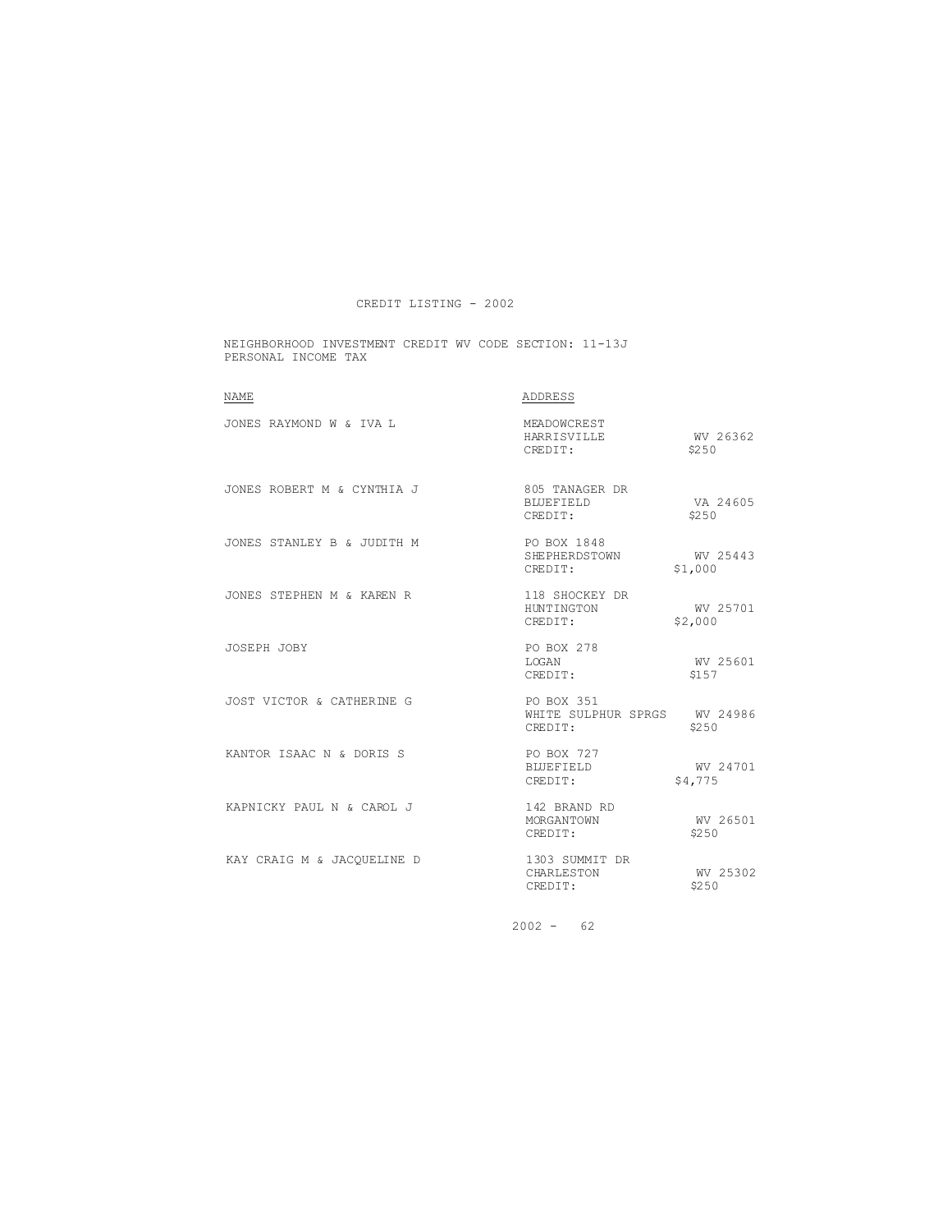CREDIT LISTING - 2002

NEIGHBORHOOD INVESTMENT CREDIT WV CODE SECTION: 11-13J
PERSONAL INCOME TAX

| NAME | ADDRESS | |
|---|---|---|
| JONES RAYMOND W & IVA L | MEADOWCREST<br>HARRISVILLE<br>CREDIT: | <br>WV 26362<br>$250 |
| JONES ROBERT M & CYNTHIA J | 805 TANAGER DR<br>BLUEFIELD<br>CREDIT: | <br>VA 24605<br>$250 |
| JONES STANLEY B & JUDITH M | PO BOX 1848<br>SHEPHERDSTOWN<br>CREDIT: | <br>WV 25443<br>$1,000 |
| JONES STEPHEN M & KAREN R | 118 SHOCKEY DR<br>HUNTINGTON<br>CREDIT: | <br>WV 25701<br>$2,000 |
| JOSEPH JOBY | PO BOX 278<br>LOGAN<br>CREDIT: | <br>WV 25601<br>$157 |
| JOST VICTOR & CATHERINE G | PO BOX 351<br>WHITE SULPHUR SPRGS<br>CREDIT: | <br>WV 24986<br>$250 |
| KANTOR ISAAC N & DORIS S | PO BOX 727<br>BLUEFIELD<br>CREDIT: | <br>WV 24701<br>$4,775 |
| KAPNICKY PAUL N & CAROL J | 142 BRAND RD<br>MORGANTOWN<br>CREDIT: | <br>WV 26501<br>$250 |
| KAY CRAIG M & JACQUELINE D | 1303 SUMMIT DR<br>CHARLESTON<br>CREDIT: | <br>WV 25302<br>$250 |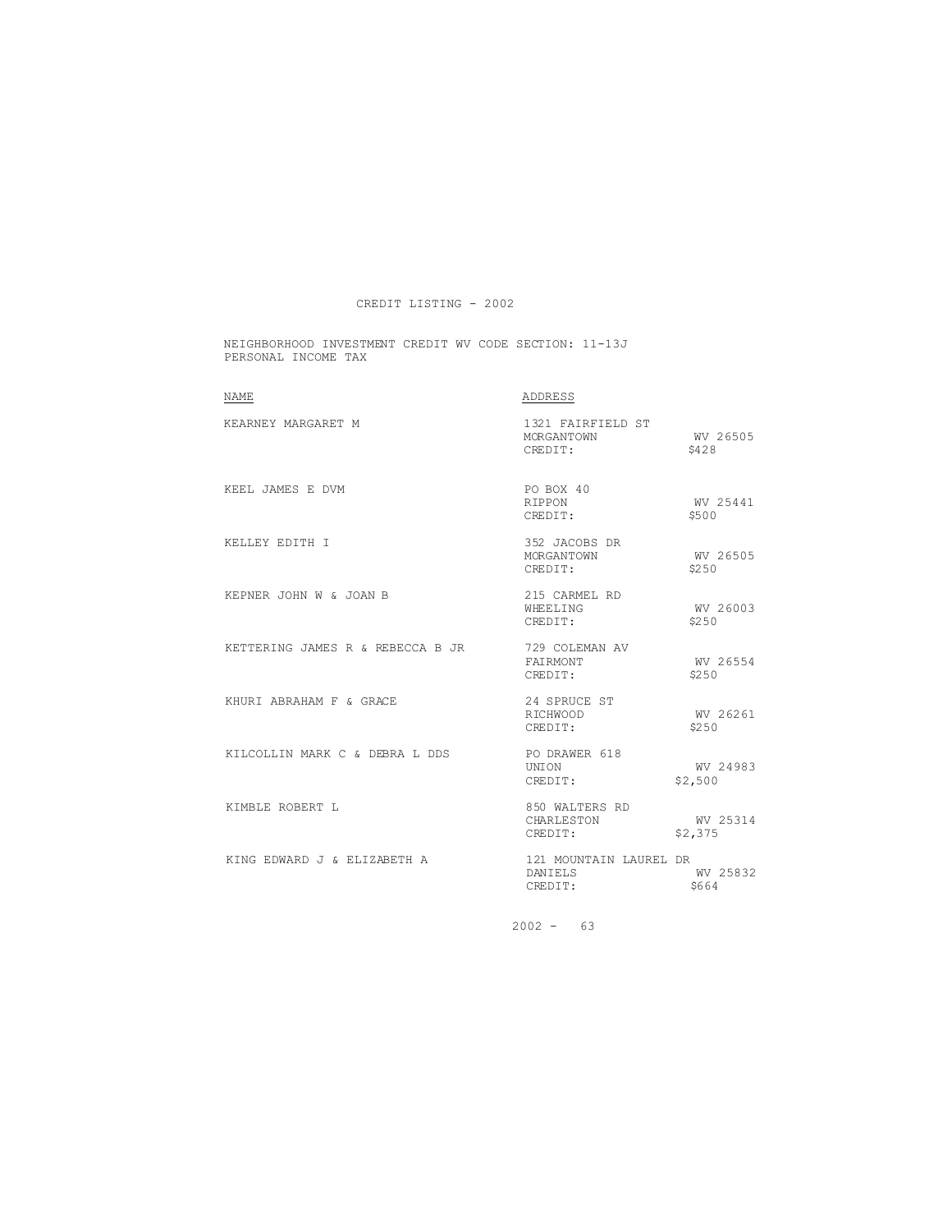# CREDIT LISTING - 2002

NEIGHBORHOOD INVESTMENT CREDIT WV CODE SECTION: 11-13J
PERSONAL INCOME TAX

| NAME | ADDRESS | |
|---|---|---|
| KEARNEY MARGARET M | 1321 FAIRFIELD ST<br>MORGANTOWN<br>CREDIT: | <br>WV 26505<br>$428 |
| KEEL JAMES E DVM | PO BOX 40<br>RIPPON<br>CREDIT: | <br>WV 25441<br>$500 |
| KELLEY EDITH I | 352 JACOBS DR<br>MORGANTOWN<br>CREDIT: | <br>WV 26505<br>$250 |
| KEPNER JOHN W & JOAN B | 215 CARMEL RD<br>WHEELING<br>CREDIT: | <br>WV 26003<br>$250 |
| KETTERING JAMES R & REBECCA B JR | 729 COLEMAN AV<br>FAIRMONT<br>CREDIT: | <br>WV 26554<br>$250 |
| KHURI ABRAHAM F & GRACE | 24 SPRUCE ST<br>RICHWOOD<br>CREDIT: | <br>WV 26261<br>$250 |
| KILCOLLIN MARK C & DEBRA L DDS | PO DRAWER 618<br>UNION<br>CREDIT: | <br>WV 24983<br>$2,500 |
| KIMBLE ROBERT L | 850 WALTERS RD<br>CHARLESTON<br>CREDIT: | <br>WV 25314<br>$2,375 |
| KING EDWARD J & ELIZABETH A | 121 MOUNTAIN LAUREL DR<br>DANIELS<br>CREDIT: | <br>WV 25832<br>$664 |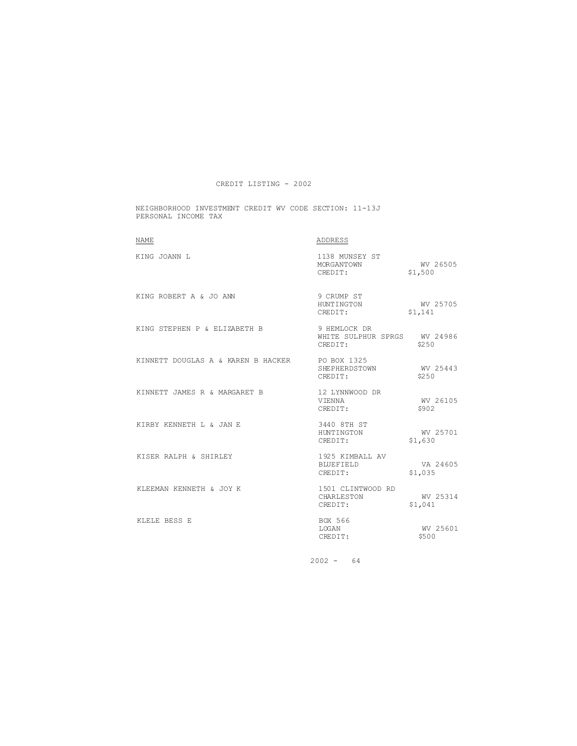# CREDIT LISTING - 2002

NEIGHBORHOOD INVESTMENT CREDIT WV CODE SECTION: 11-13J
PERSONAL INCOME TAX

| NAME | ADDRESS | |
|---|---|---|
| KING JOANN L | 1138 MUNSEY ST<br>MORGANTOWN<br>CREDIT: | <br>WV 26505<br>$1,500 |
| KING ROBERT A & JO ANN | 9 CRUMP ST<br>HUNTINGTON<br>CREDIT: | <br>WV 25705<br>$1,141 |
| KING STEPHEN P & ELIZABETH B | 9 HEMLOCK DR<br>WHITE SULPHUR SPRGS<br>CREDIT: | <br>WV 24986<br>$250 |
| KINNETT DOUGLAS A & KAREN B HACKER | PO BOX 1325<br>SHEPHERDSTOWN<br>CREDIT: | <br>WV 25443<br>$250 |
| KINNETT JAMES R & MARGARET B | 12 LYNNWOOD DR<br>VIENNA<br>CREDIT: | <br>WV 26105<br>$902 |
| KIRBY KENNETH L & JAN E | 3440 8TH ST<br>HUNTINGTON<br>CREDIT: | <br>WV 25701<br>$1,630 |
| KISER RALPH & SHIRLEY | 1925 KIMBALL AV<br>BLUEFIELD<br>CREDIT: | <br>VA 24605<br>$1,035 |
| KLEEMAN KENNETH & JOY K | 1501 CLINTWOOD RD<br>CHARLESTON<br>CREDIT: | <br>WV 25314<br>$1,041 |
| KLELE BESS E | BOX 566<br>LOGAN<br>CREDIT: | <br>WV 25601<br>$500 |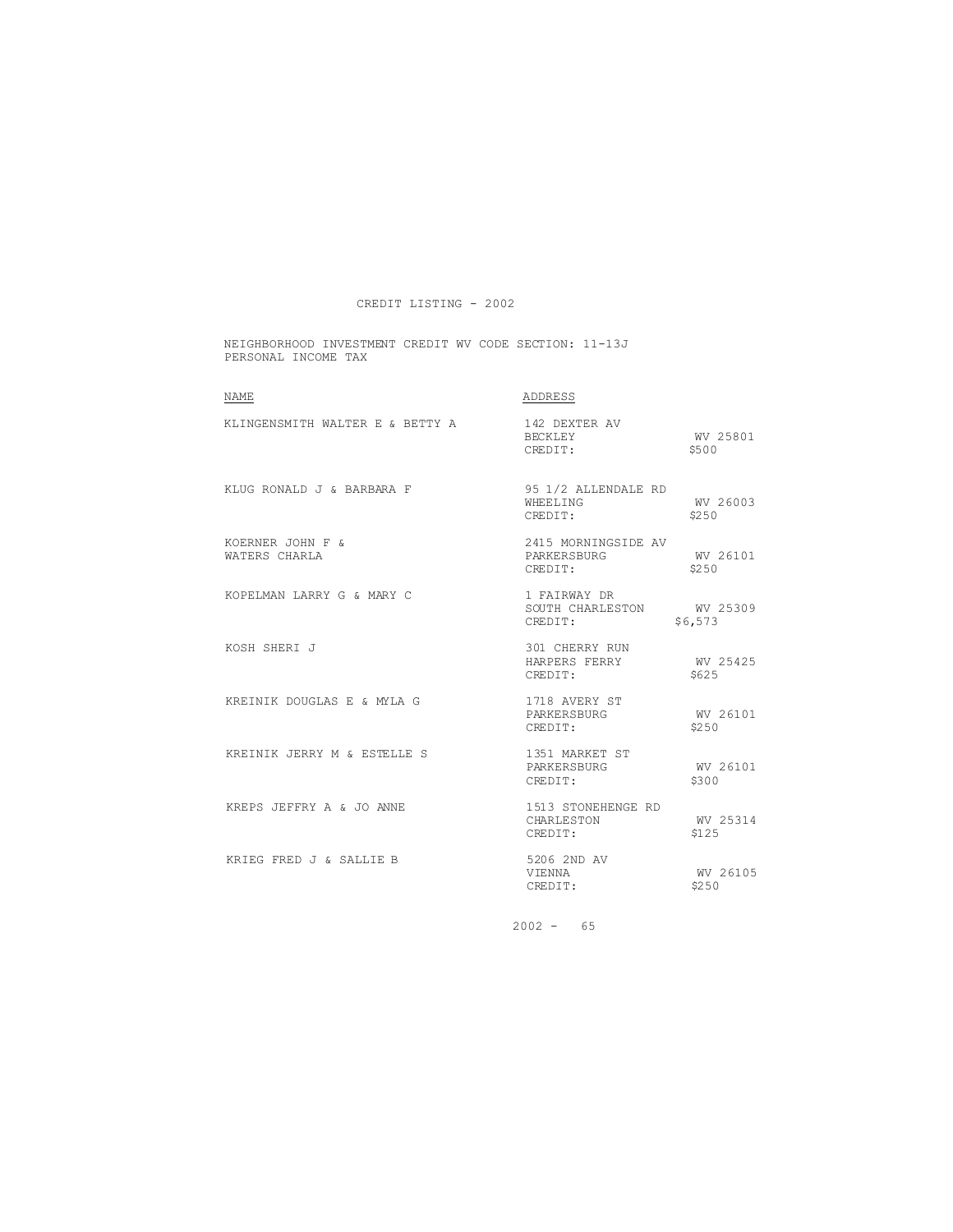CREDIT LISTING - 2002

NEIGHBORHOOD INVESTMENT CREDIT WV CODE SECTION: 11-13J
PERSONAL INCOME TAX

| NAME | ADDRESS | |
|---|---|---|
| KLINGENSMITH WALTER E & BETTY A | 142 DEXTER AV<br>BECKLEY<br>CREDIT: | <br>WV 25801<br>$500 |
| KLUG RONALD J & BARBARA F | 95 1/2 ALLENDALE RD<br>WHEELING<br>CREDIT: | <br>WV 26003<br>$250 |
| KOERNER JOHN F &<br>WATERS CHARLA | 2415 MORNINGSIDE AV<br>PARKERSBURG<br>CREDIT: | <br>WV 26101<br>$250 |
| KOPELMAN LARRY G & MARY C | 1 FAIRWAY DR<br>SOUTH CHARLESTON<br>CREDIT: | <br>WV 25309<br>$6,573 |
| KOSH SHERI J | 301 CHERRY RUN<br>HARPERS FERRY<br>CREDIT: | <br>WV 25425<br>$625 |
| KREINIK DOUGLAS E & MYLA G | 1718 AVERY ST<br>PARKERSBURG<br>CREDIT: | <br>WV 26101<br>$250 |
| KREINIK JERRY M & ESTELLE S | 1351 MARKET ST<br>PARKERSBURG<br>CREDIT: | <br>WV 26101<br>$300 |
| KREPS JEFFRY A & JO ANNE | 1513 STONEHENGE RD<br>CHARLESTON<br>CREDIT: | <br>WV 25314<br>$125 |
| KRIEG FRED J & SALLIE B | 5206 2ND AV<br>VIENNA<br>CREDIT: | <br>WV 26105<br>$250 |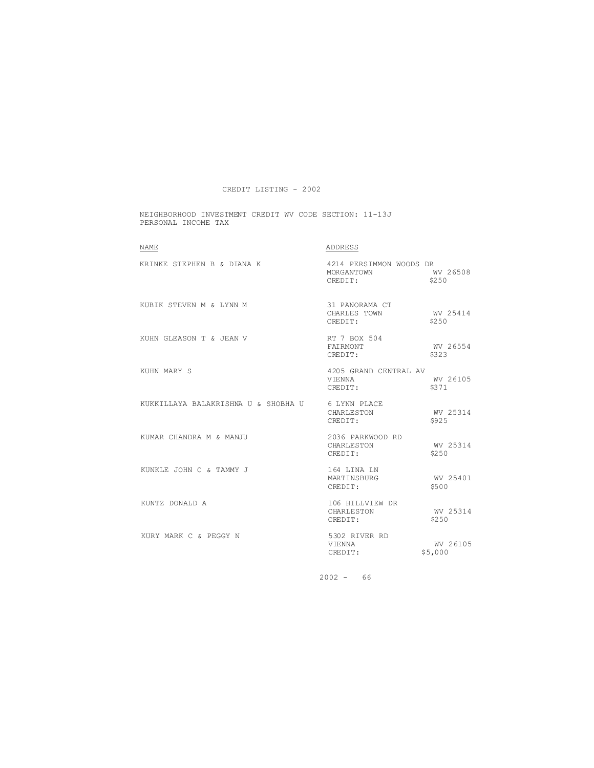CREDIT LISTING - 2002

NEIGHBORHOOD INVESTMENT CREDIT WV CODE SECTION: 11-13J
PERSONAL INCOME TAX

| NAME | ADDRESS | | |
|---|---|---|---|
| KRINKE STEPHEN B & DIANA K | 4214 PERSIMMON WOODS DR | | |
| | MORGANTOWN | WV 26508 | |
| | CREDIT: | $250 | |
| KUBIK STEVEN M & LYNN M | 31 PANORAMA CT | | |
| | CHARLES TOWN | WV 25414 | |
| | CREDIT: | $250 | |
| KUHN GLEASON T & JEAN V | RT 7 BOX 504 | | |
| | FAIRMONT | WV 26554 | |
| | CREDIT: | $323 | |
| KUHN MARY S | 4205 GRAND CENTRAL AV | | |
| | VIENNA | WV 26105 | |
| | CREDIT: | $371 | |
| KUKKILLAYA BALAKRISHNA U & SHOBHA U | 6 LYNN PLACE | | |
| | CHARLESTON | WV 25314 | |
| | CREDIT: | $925 | |
| KUMAR CHANDRA M & MANJU | 2036 PARKWOOD RD | | |
| | CHARLESTON | WV 25314 | |
| | CREDIT: | $250 | |
| KUNKLE JOHN C & TAMMY J | 164 LINA LN | | |
| | MARTINSBURG | WV 25401 | |
| | CREDIT: | $500 | |
| KUNTZ DONALD A | 106 HILLVIEW DR | | |
| | CHARLESTON | WV 25314 | |
| | CREDIT: | $250 | |
| KURY MARK C & PEGGY N | 5302 RIVER RD | | |
| | VIENNA | WV 26105 | |
| | CREDIT: | $5,000 | |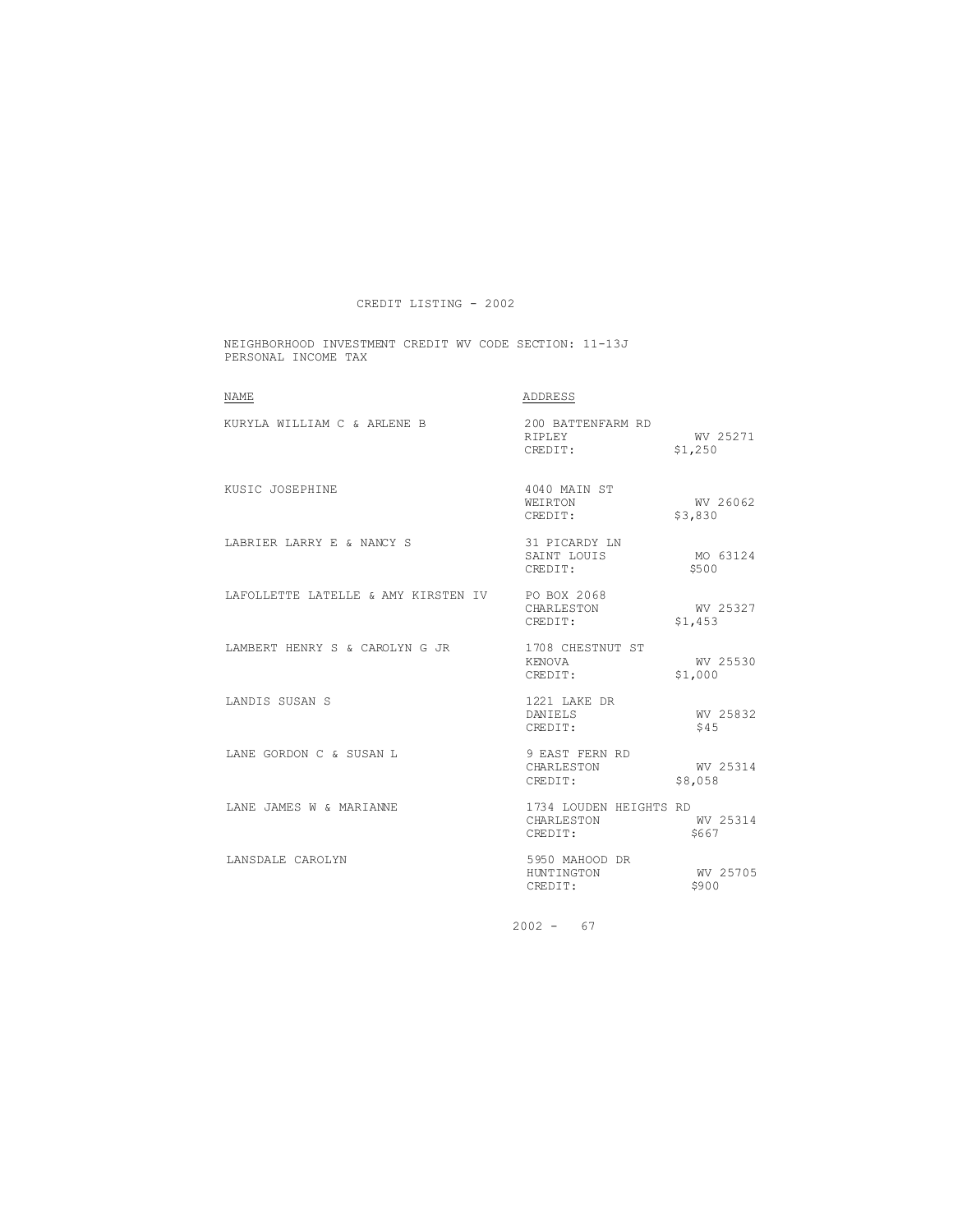CREDIT LISTING - 2002

NEIGHBORHOOD INVESTMENT CREDIT WV CODE SECTION: 11-13J
PERSONAL INCOME TAX

| NAME | ADDRESS | | |
|---|---|---|---|
| KURYLA WILLIAM C & ARLENE B | 200 BATTENFARM RD<br>RIPLEY<br>CREDIT: | WV 25271<br>$1,250 | |
| KUSIC JOSEPHINE | 4040 MAIN ST<br>WEIRTON<br>CREDIT: | WV 26062<br>$3,830 | |
| LABRIER LARRY E & NANCY S | 31 PICARDY LN<br>SAINT LOUIS<br>CREDIT: | MO 63124<br>$500 | |
| LAFOLLETTE LATELLE & AMY KIRSTEN IV | PO BOX 2068<br>CHARLESTON<br>CREDIT: | WV 25327<br>$1,453 | |
| LAMBERT HENRY S & CAROLYN G JR | 1708 CHESTNUT ST<br>KENOVA<br>CREDIT: | WV 25530<br>$1,000 | |
| LANDIS SUSAN S | 1221 LAKE DR<br>DANIELS<br>CREDIT: | WV 25832<br>$45 | |
| LANE GORDON C & SUSAN L | 9 EAST FERN RD<br>CHARLESTON<br>CREDIT: | WV 25314<br>$8,058 | |
| LANE JAMES W & MARIANNE | 1734 LOUDEN HEIGHTS RD<br>CHARLESTON<br>CREDIT: | WV 25314<br>$667 | |
| LANSDALE CAROLYN | 5950 MAHOOD DR<br>HUNTINGTON<br>CREDIT: | WV 25705<br>$900 | |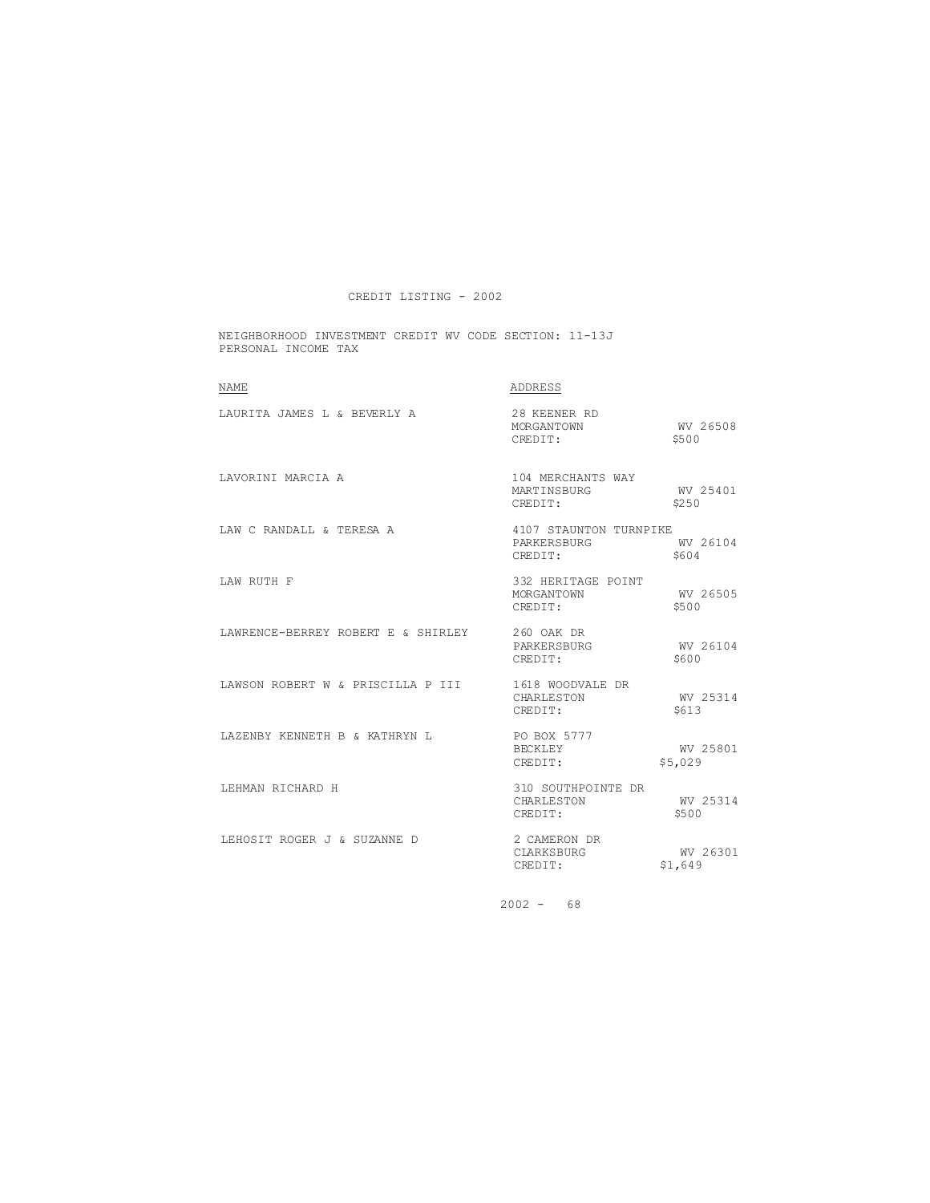# CREDIT LISTING - 2002

NEIGHBORHOOD INVESTMENT CREDIT WV CODE SECTION: 11-13J
PERSONAL INCOME TAX

| NAME | ADDRESS | |
|---|---|---|
| LAURITA JAMES L & BEVERLY A | 28 KEENER RD | |
| | MORGANTOWN | WV 26508 |
| | CREDIT: | $500 |
| LAVORINI MARCIA A | 104 MERCHANTS WAY | |
| | MARTINSBURG | WV 25401 |
| | CREDIT: | $250 |
| LAW C RANDALL & TERESA A | 4107 STAUNTON TURNPIKE | |
| | PARKERSBURG | WV 26104 |
| | CREDIT: | $604 |
| LAW RUTH F | 332 HERITAGE POINT | |
| | MORGANTOWN | WV 26505 |
| | CREDIT: | $500 |
| LAWRENCE-BERREY ROBERT E & SHIRLEY | 260 OAK DR | |
| | PARKERSBURG | WV 26104 |
| | CREDIT: | $600 |
| LAWSON ROBERT W & PRISCILLA P III | 1618 WOODVALE DR | |
| | CHARLESTON | WV 25314 |
| | CREDIT: | $613 |
| LAZENBY KENNETH B & KATHRYN L | PO BOX 5777 | |
| | BECKLEY | WV 25801 |
| | CREDIT: | $5,029 |
| LEHMAN RICHARD H | 310 SOUTHPOINTE DR | |
| | CHARLESTON | WV 25314 |
| | CREDIT: | $500 |
| LEHOSIT ROGER J & SUZANNE D | 2 CAMERON DR | |
| | CLARKSBURG | WV 26301 |
| | CREDIT: | $1,649 |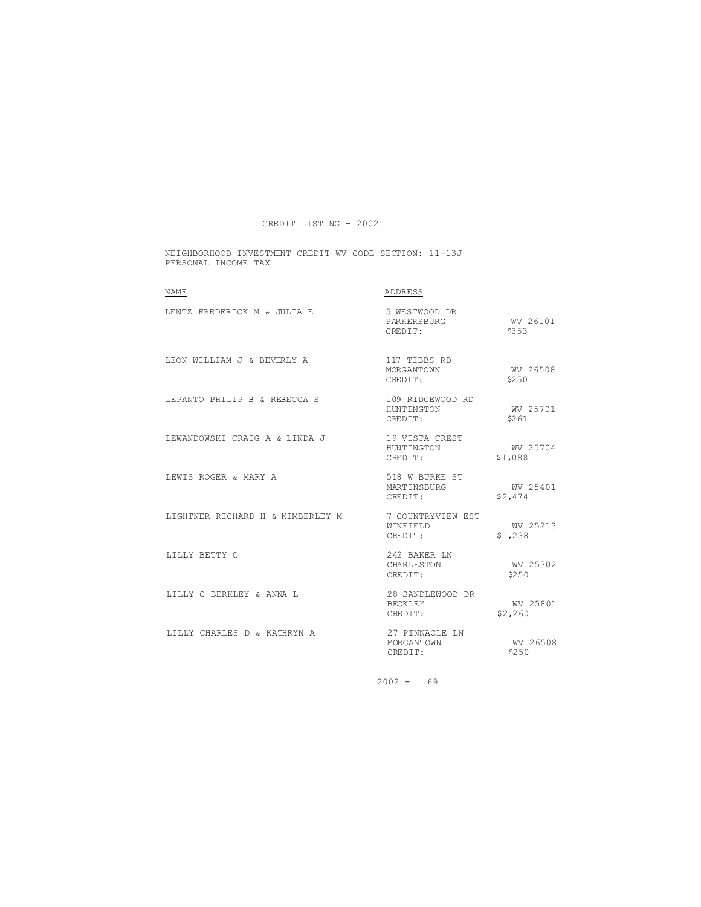CREDIT LISTING - 2002

NEIGHBORHOOD INVESTMENT CREDIT WV CODE SECTION: 11-13J
PERSONAL INCOME TAX

| NAME | ADDRESS | |
|---|---|---|
| LENTZ FREDERICK M & JULIA E | 5 WESTWOOD DR<br>PARKERSBURG<br>CREDIT: | <br>WV 26101<br>$353 |
| LEON WILLIAM J & BEVERLY A | 117 TIBBS RD<br>MORGANTOWN<br>CREDIT: | <br>WV 26508<br>$250 |
| LEPANTO PHILIP B & REBECCA S | 109 RIDGEWOOD RD<br>HUNTINGTON<br>CREDIT: | <br>WV 25701<br>$261 |
| LEWANDOWSKI CRAIG A & LINDA J | 19 VISTA CREST<br>HUNTINGTON<br>CREDIT: | <br>WV 25704<br>$1,088 |
| LEWIS ROGER & MARY A | 518 W BURKE ST<br>MARTINSBURG<br>CREDIT: | <br>WV 25401<br>$2,474 |
| LIGHTNER RICHARD H & KIMBERLEY M | 7 COUNTRYVIEW EST<br>WINFIELD<br>CREDIT: | <br>WV 25213<br>$1,238 |
| LILLY BETTY C | 242 BAKER LN<br>CHARLESTON<br>CREDIT: | <br>WV 25302<br>$250 |
| LILLY C BERKLEY & ANNA L | 28 SANDLEWOOD DR<br>BECKLEY<br>CREDIT: | <br>WV 25801<br>$2,260 |
| LILLY CHARLES D & KATHRYN A | 27 PINNACLE LN<br>MORGANTOWN<br>CREDIT: | <br>WV 26508<br>$250 |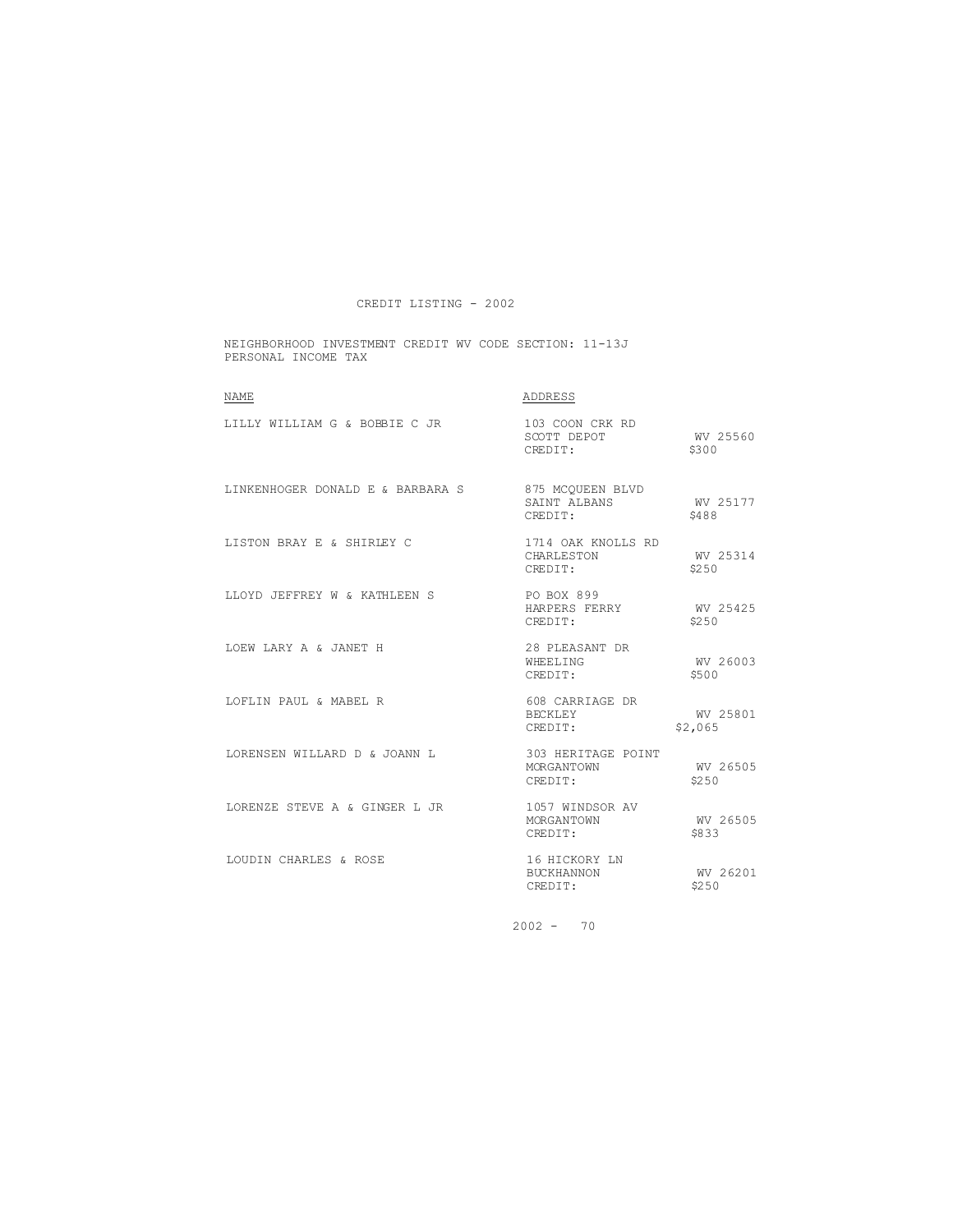CREDIT LISTING - 2002

NEIGHBORHOOD INVESTMENT CREDIT WV CODE SECTION: 11-13J
PERSONAL INCOME TAX

| NAME | ADDRESS | |
|---|---|---|
| LILLY WILLIAM G & BOBBIE C JR | 103 COON CRK RD<br>SCOTT DEPOT<br>CREDIT: | <br>WV 25560<br>$300 |
| LINKENHOGER DONALD E & BARBARA S | 875 MCQUEEN BLVD<br>SAINT ALBANS<br>CREDIT: | <br>WV 25177<br>$488 |
| LISTON BRAY E & SHIRLEY C | 1714 OAK KNOLLS RD<br>CHARLESTON<br>CREDIT: | <br>WV 25314<br>$250 |
| LLOYD JEFFREY W & KATHLEEN S | PO BOX 899<br>HARPERS FERRY<br>CREDIT: | <br>WV 25425<br>$250 |
| LOEW LARY A & JANET H | 28 PLEASANT DR<br>WHEELING<br>CREDIT: | <br>WV 26003<br>$500 |
| LOFLIN PAUL & MABEL R | 608 CARRIAGE DR<br>BECKLEY<br>CREDIT: | <br>WV 25801<br>$2,065 |
| LORENSEN WILLARD D & JOANN L | 303 HERITAGE POINT<br>MORGANTOWN<br>CREDIT: | <br>WV 26505<br>$250 |
| LORENZE STEVE A & GINGER L JR | 1057 WINDSOR AV<br>MORGANTOWN<br>CREDIT: | <br>WV 26505<br>$833 |
| LOUDIN CHARLES & ROSE | 16 HICKORY LN<br>BUCKHANNON<br>CREDIT: | <br>WV 26201<br>$250 |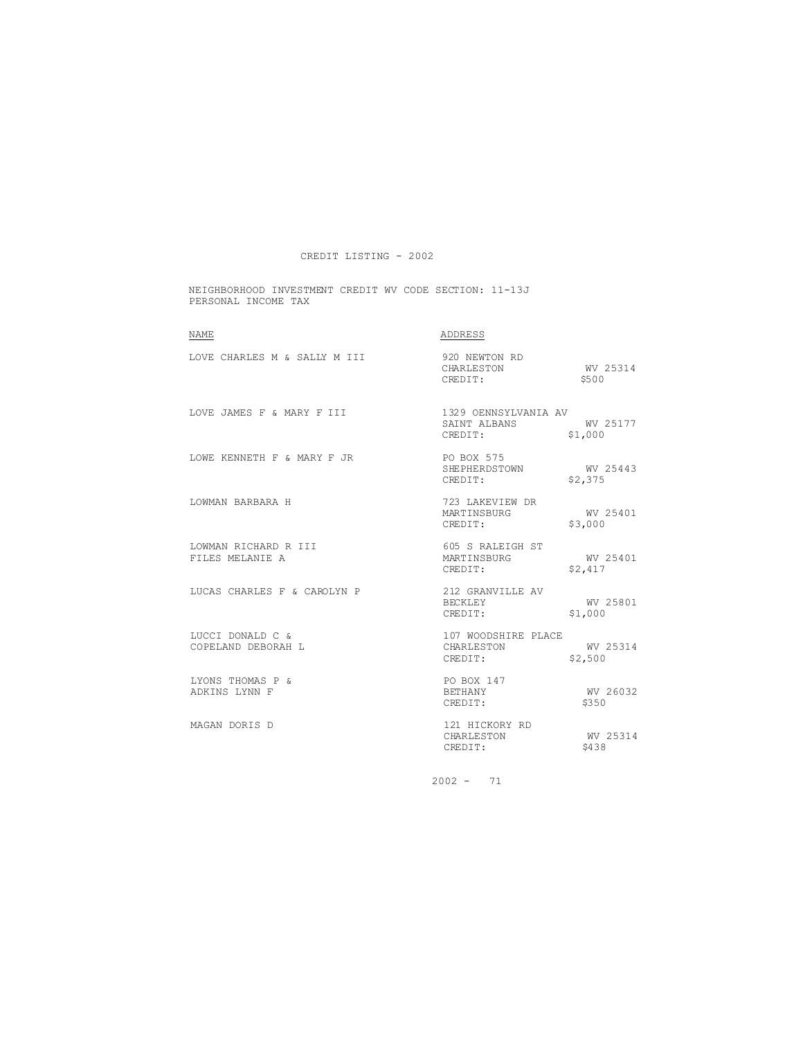# CREDIT LISTING - 2002

NEIGHBORHOOD INVESTMENT CREDIT WV CODE SECTION: 11-13J
PERSONAL INCOME TAX

| NAME | ADDRESS | | |
|---|---|---|---|
| LOVE CHARLES M & SALLY M III | 920 NEWTON RD<br>CHARLESTON<br>CREDIT: | WV 25314<br>$500 | |
| LOVE JAMES F & MARY F III | 1329 OENNSYLVANIA AV<br>SAINT ALBANS<br>CREDIT: | WV 25177<br>$1,000 | |
| LOWE KENNETH F & MARY F JR | PO BOX 575<br>SHEPHERDSTOWN<br>CREDIT: | WV 25443<br>$2,375 | |
| LOWMAN BARBARA H | 723 LAKEVIEW DR<br>MARTINSBURG<br>CREDIT: | WV 25401<br>$3,000 | |
| LOWMAN RICHARD R III<br>FILES MELANIE A | 605 S RALEIGH ST<br>MARTINSBURG<br>CREDIT: | WV 25401<br>$2,417 | |
| LUCAS CHARLES F & CAROLYN P | 212 GRANVILLE AV<br>BECKLEY<br>CREDIT: | WV 25801<br>$1,000 | |
| LUCCI DONALD C &<br>COPELAND DEBORAH L | 107 WOODSHIRE PLACE<br>CHARLESTON<br>CREDIT: | WV 25314<br>$2,500 | |
| LYONS THOMAS P &<br>ADKINS LYNN F | PO BOX 147<br>BETHANY<br>CREDIT: | WV 26032<br>$350 | |
| MAGAN DORIS D | 121 HICKORY RD<br>CHARLESTON<br>CREDIT: | WV 25314<br>$438 | |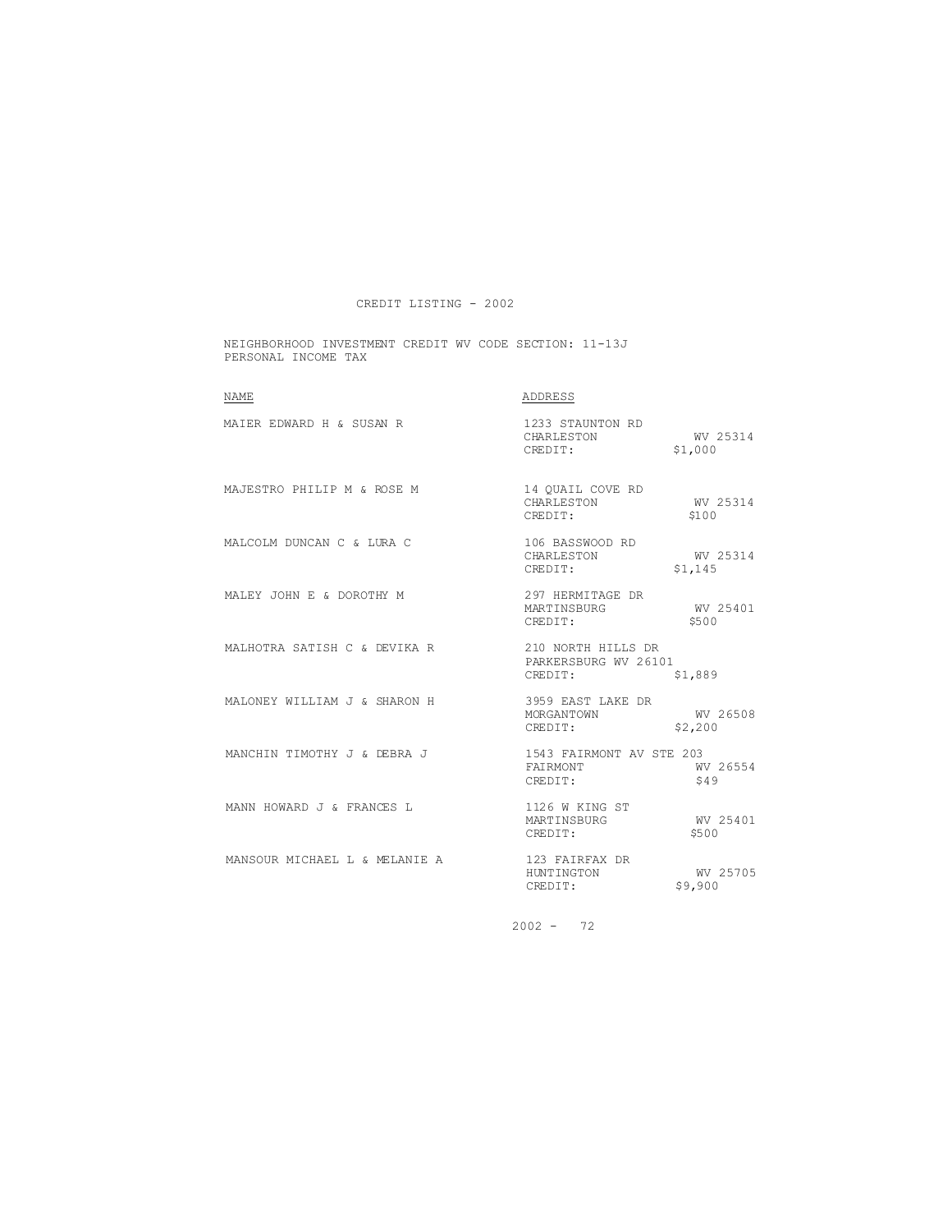CREDIT LISTING - 2002

NEIGHBORHOOD INVESTMENT CREDIT WV CODE SECTION: 11-13J
PERSONAL INCOME TAX

| NAME | ADDRESS |
|---|---|
| MAIER EDWARD H & SUSAN R | 1233 STAUNTON RD<br>CHARLESTON WV 25314<br>CREDIT: $1,000 |
| MAJESTRO PHILIP M & ROSE M | 14 QUAIL COVE RD<br>CHARLESTON WV 25314<br>CREDIT: $100 |
| MALCOLM DUNCAN C & LURA C | 106 BASSWOOD RD<br>CHARLESTON WV 25314<br>CREDIT: $1,145 |
| MALEY JOHN E & DOROTHY M | 297 HERMITAGE DR<br>MARTINSBURG WV 25401<br>CREDIT: $500 |
| MALHOTRA SATISH C & DEVIKA R | 210 NORTH HILLS DR<br>PARKERSBURG WV 26101<br>CREDIT: $1,889 |
| MALONEY WILLIAM J & SHARON H | 3959 EAST LAKE DR<br>MORGANTOWN WV 26508<br>CREDIT: $2,200 |
| MANCHIN TIMOTHY J & DEBRA J | 1543 FAIRMONT AV STE 203<br>FAIRMONT WV 26554<br>CREDIT: $49 |
| MANN HOWARD J & FRANCES L | 1126 W KING ST<br>MARTINSBURG WV 25401<br>CREDIT: $500 |
| MANSOUR MICHAEL L & MELANIE A | 123 FAIRFAX DR<br>HUNTINGTON WV 25705<br>CREDIT: $9,900 |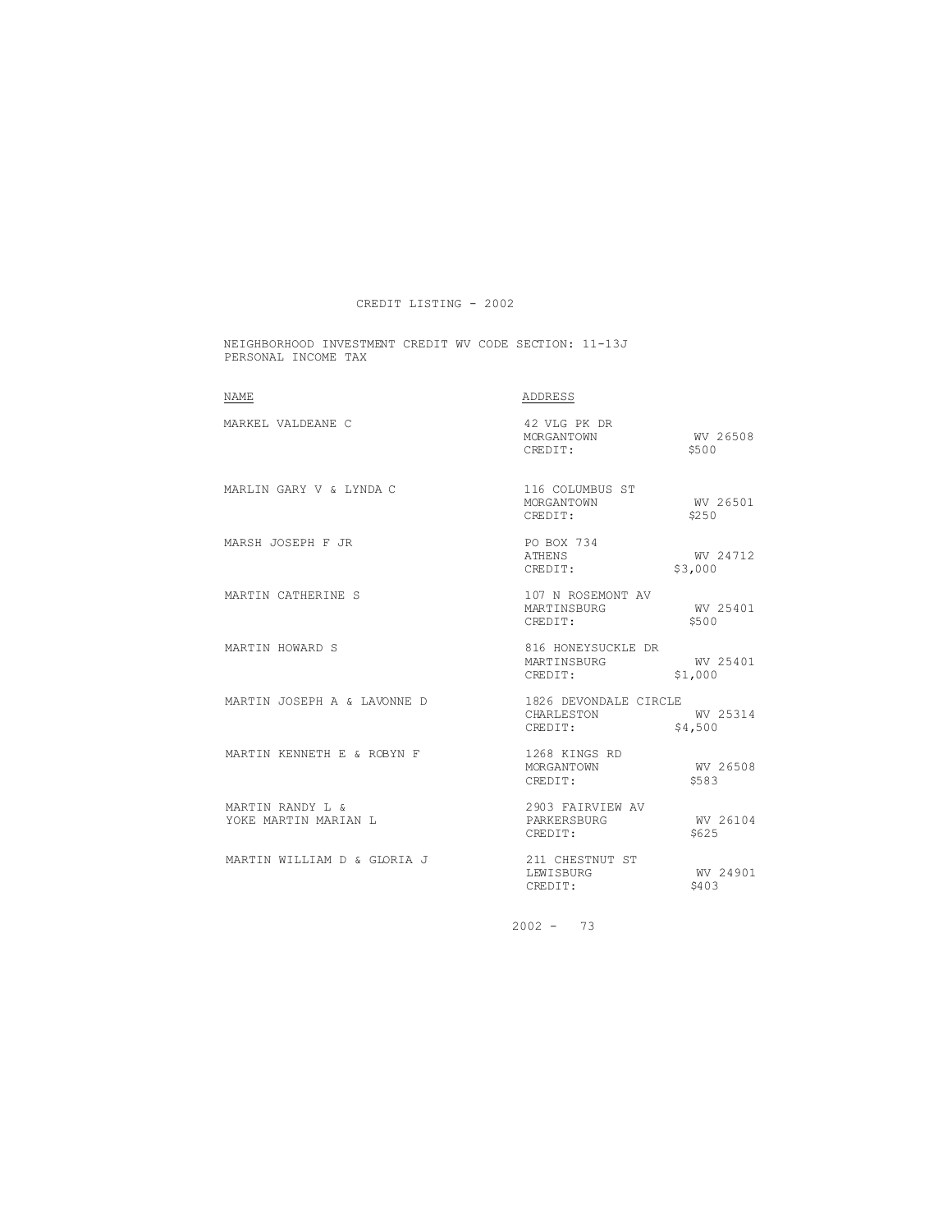# CREDIT LISTING - 2002

NEIGHBORHOOD INVESTMENT CREDIT WV CODE SECTION: 11-13J
PERSONAL INCOME TAX

| NAME | ADDRESS | |
|---|---|---|
| MARKEL VALDEANE C | 42 VLG PK DR<br>MORGANTOWN<br>CREDIT: | <br>WV 26508<br>$500 |
| MARLIN GARY V & LYNDA C | 116 COLUMBUS ST<br>MORGANTOWN<br>CREDIT: | <br>WV 26501<br>$250 |
| MARSH JOSEPH F JR | PO BOX 734<br>ATHENS<br>CREDIT: | <br>WV 24712<br>$3,000 |
| MARTIN CATHERINE S | 107 N ROSEMONT AV<br>MARTINSBURG<br>CREDIT: | <br>WV 25401<br>$500 |
| MARTIN HOWARD S | 816 HONEYSUCKLE DR<br>MARTINSBURG<br>CREDIT: | <br>WV 25401<br>$1,000 |
| MARTIN JOSEPH A & LAVONNE D | 1826 DEVONDALE CIRCLE<br>CHARLESTON<br>CREDIT: | <br>WV 25314<br>$4,500 |
| MARTIN KENNETH E & ROBYN F | 1268 KINGS RD<br>MORGANTOWN<br>CREDIT: | <br>WV 26508<br>$583 |
| MARTIN RANDY L &<br>YOKE MARTIN MARIAN L | 2903 FAIRVIEW AV<br>PARKERSBURG<br>CREDIT: | <br>WV 26104<br>$625 |
| MARTIN WILLIAM D & GLORIA J | 211 CHESTNUT ST<br>LEWISBURG<br>CREDIT: | <br>WV 24901<br>$403 |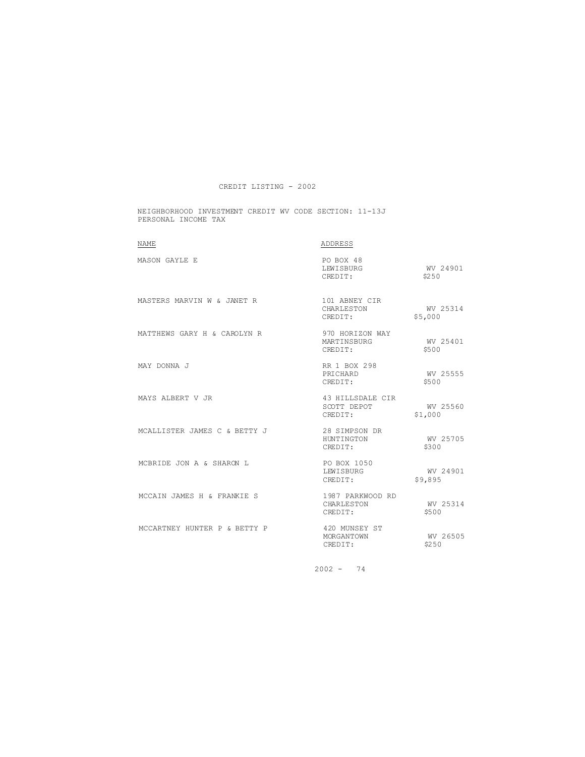CREDIT LISTING - 2002

NEIGHBORHOOD INVESTMENT CREDIT WV CODE SECTION: 11-13J
PERSONAL INCOME TAX

| NAME | ADDRESS | |
|---|---|---|
| MASON GAYLE E | PO BOX 48<br>LEWISBURG<br>CREDIT: | <br>WV 24901<br>$250 |
| MASTERS MARVIN W & JANET R | 101 ABNEY CIR<br>CHARLESTON<br>CREDIT: | <br>WV 25314<br>$5,000 |
| MATTHEWS GARY H & CAROLYN R | 970 HORIZON WAY<br>MARTINSBURG<br>CREDIT: | <br>WV 25401<br>$500 |
| MAY DONNA J | RR 1 BOX 298<br>PRICHARD<br>CREDIT: | <br>WV 25555<br>$500 |
| MAYS ALBERT V JR | 43 HILLSDALE CIR<br>SCOTT DEPOT<br>CREDIT: | <br>WV 25560<br>$1,000 |
| MCALLISTER JAMES C & BETTY J | 28 SIMPSON DR<br>HUNTINGTON<br>CREDIT: | <br>WV 25705<br>$300 |
| MCBRIDE JON A & SHARON L | PO BOX 1050<br>LEWISBURG<br>CREDIT: | <br>WV 24901<br>$9,895 |
| MCCAIN JAMES H & FRANKIE S | 1987 PARKWOOD RD<br>CHARLESTON<br>CREDIT: | <br>WV 25314<br>$500 |
| MCCARTNEY HUNTER P & BETTY P | 420 MUNSEY ST<br>MORGANTOWN<br>CREDIT: | <br>WV 26505<br>$250 |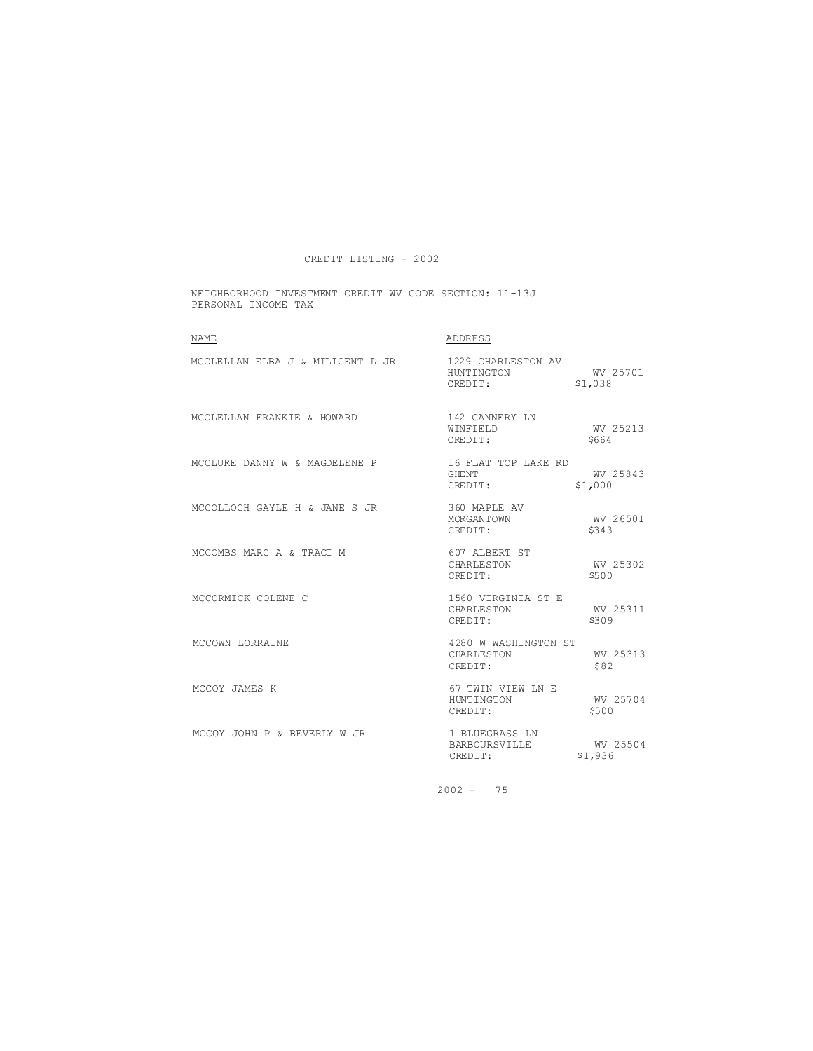CREDIT LISTING - 2002

NEIGHBORHOOD INVESTMENT CREDIT WV CODE SECTION: 11-13J
PERSONAL INCOME TAX

| NAME | ADDRESS | | |
|---|---|---|---|
| MCCLELLAN ELBA J & MILICENT L JR | 1229 CHARLESTON AV<br>HUNTINGTON<br>CREDIT: | WV 25701<br>$1,038 | |
| MCCLELLAN FRANKIE & HOWARD | 142 CANNERY LN<br>WINFIELD<br>CREDIT: | WV 25213<br>$664 | |
| MCCLURE DANNY W & MAGDELENE P | 16 FLAT TOP LAKE RD<br>GHENT<br>CREDIT: | WV 25843<br>$1,000 | |
| MCCOLLOCH GAYLE H & JANE S JR | 360 MAPLE AV<br>MORGANTOWN<br>CREDIT: | WV 26501<br>$343 | |
| MCCOMBS MARC A & TRACI M | 607 ALBERT ST<br>CHARLESTON<br>CREDIT: | WV 25302<br>$500 | |
| MCCORMICK COLENE C | 1560 VIRGINIA ST E<br>CHARLESTON<br>CREDIT: | WV 25311<br>$309 | |
| MCCOWN LORRAINE | 4280 W WASHINGTON ST<br>CHARLESTON<br>CREDIT: | WV 25313<br>$82 | |
| MCCOY JAMES K | 67 TWIN VIEW LN E<br>HUNTINGTON<br>CREDIT: | WV 25704<br>$500 | |
| MCCOY JOHN P & BEVERLY W JR | 1 BLUEGRASS LN<br>BARBOURSVILLE<br>CREDIT: | WV 25504<br>$1,936 | |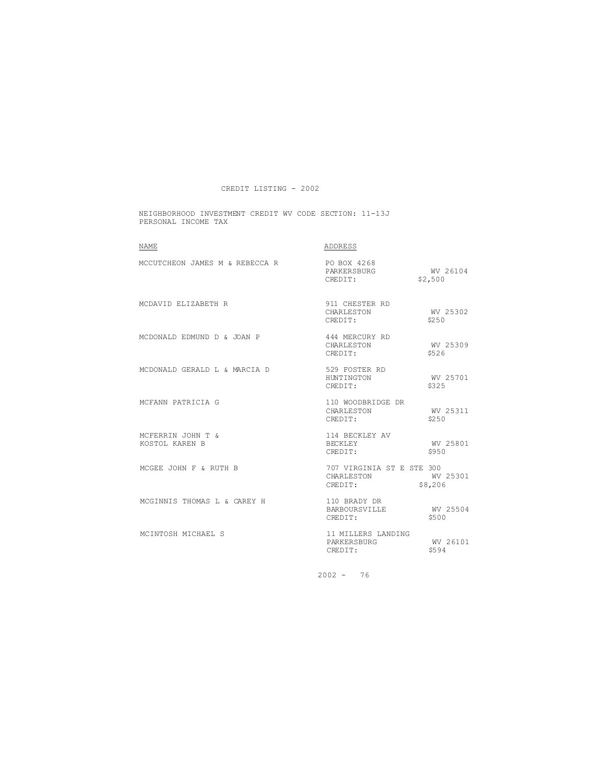CREDIT LISTING - 2002

NEIGHBORHOOD INVESTMENT CREDIT WV CODE SECTION: 11-13J
PERSONAL INCOME TAX

| NAME | ADDRESS | |
|---|---|---|
| MCCUTCHEON JAMES M & REBECCA R | PO BOX 4268<br>PARKERSBURG<br>CREDIT: | <br>WV 26104<br>$2,500 |
| MCDAVID ELIZABETH R | 911 CHESTER RD<br>CHARLESTON<br>CREDIT: | <br>WV 25302<br>$250 |
| MCDONALD EDMUND D & JOAN P | 444 MERCURY RD<br>CHARLESTON<br>CREDIT: | <br>WV 25309<br>$526 |
| MCDONALD GERALD L & MARCIA D | 529 FOSTER RD<br>HUNTINGTON<br>CREDIT: | <br>WV 25701<br>$325 |
| MCFANN PATRICIA G | 110 WOODBRIDGE DR<br>CHARLESTON<br>CREDIT: | <br>WV 25311<br>$250 |
| MCFERRIN JOHN T &<br>KOSTOL KAREN B | 114 BECKLEY AV<br>BECKLEY<br>CREDIT: | <br>WV 25801<br>$950 |
| MCGEE JOHN F & RUTH B | 707 VIRGINIA ST E STE 300<br>CHARLESTON<br>CREDIT: | <br>WV 25301<br>$8,206 |
| MCGINNIS THOMAS L & CAREY H | 110 BRADY DR<br>BARBOURSVILLE<br>CREDIT: | <br>WV 25504<br>$500 |
| MCINTOSH MICHAEL S | 11 MILLERS LANDING<br>PARKERSBURG<br>CREDIT: | <br>WV 26101<br>$594 |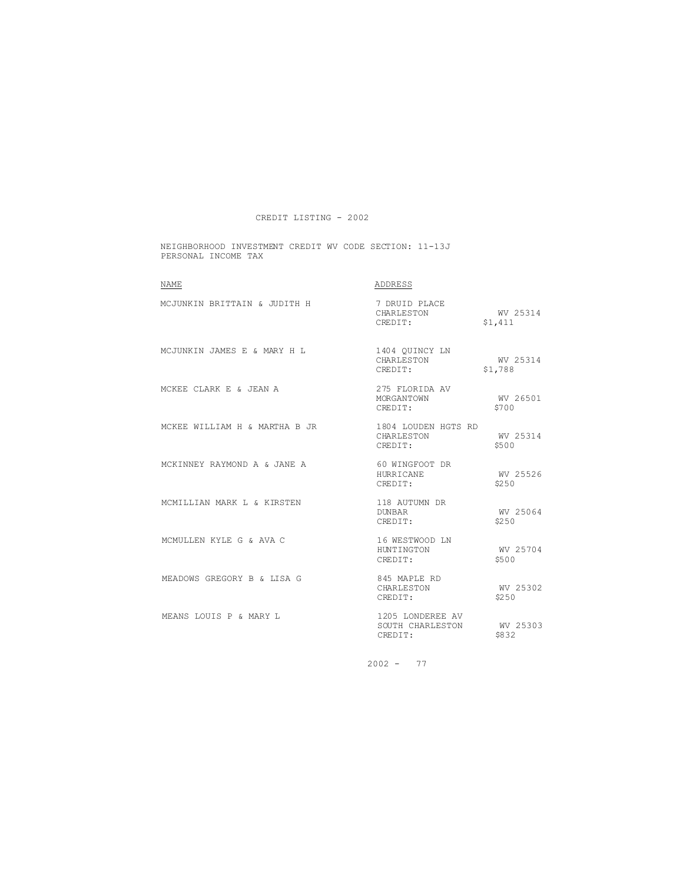# CREDIT LISTING - 2002

NEIGHBORHOOD INVESTMENT CREDIT WV CODE SECTION: 11-13J
PERSONAL INCOME TAX

| NAME | ADDRESS | |
|---|---|---|
| MCJUNKIN BRITTAIN & JUDITH H | 7 DRUID PLACE<br>CHARLESTON<br>CREDIT: | <br>WV 25314<br>$1,411 |
| MCJUNKIN JAMES E & MARY H L | 1404 QUINCY LN<br>CHARLESTON<br>CREDIT: | <br>WV 25314<br>$1,788 |
| MCKEE CLARK E & JEAN A | 275 FLORIDA AV<br>MORGANTOWN<br>CREDIT: | <br>WV 26501<br>$700 |
| MCKEE WILLIAM H & MARTHA B JR | 1804 LOUDEN HGTS RD<br>CHARLESTON<br>CREDIT: | <br>WV 25314<br>$500 |
| MCKINNEY RAYMOND A & JANE A | 60 WINGFOOT DR<br>HURRICANE<br>CREDIT: | <br>WV 25526<br>$250 |
| MCMILLIAN MARK L & KIRSTEN | 118 AUTUMN DR<br>DUNBAR<br>CREDIT: | <br>WV 25064<br>$250 |
| MCMULLEN KYLE G & AVA C | 16 WESTWOOD LN<br>HUNTINGTON<br>CREDIT: | <br>WV 25704<br>$500 |
| MEADOWS GREGORY B & LISA G | 845 MAPLE RD<br>CHARLESTON<br>CREDIT: | <br>WV 25302<br>$250 |
| MEANS LOUIS P & MARY L | 1205 LONDEREE AV<br>SOUTH CHARLESTON<br>CREDIT: | <br>WV 25303<br>$832 |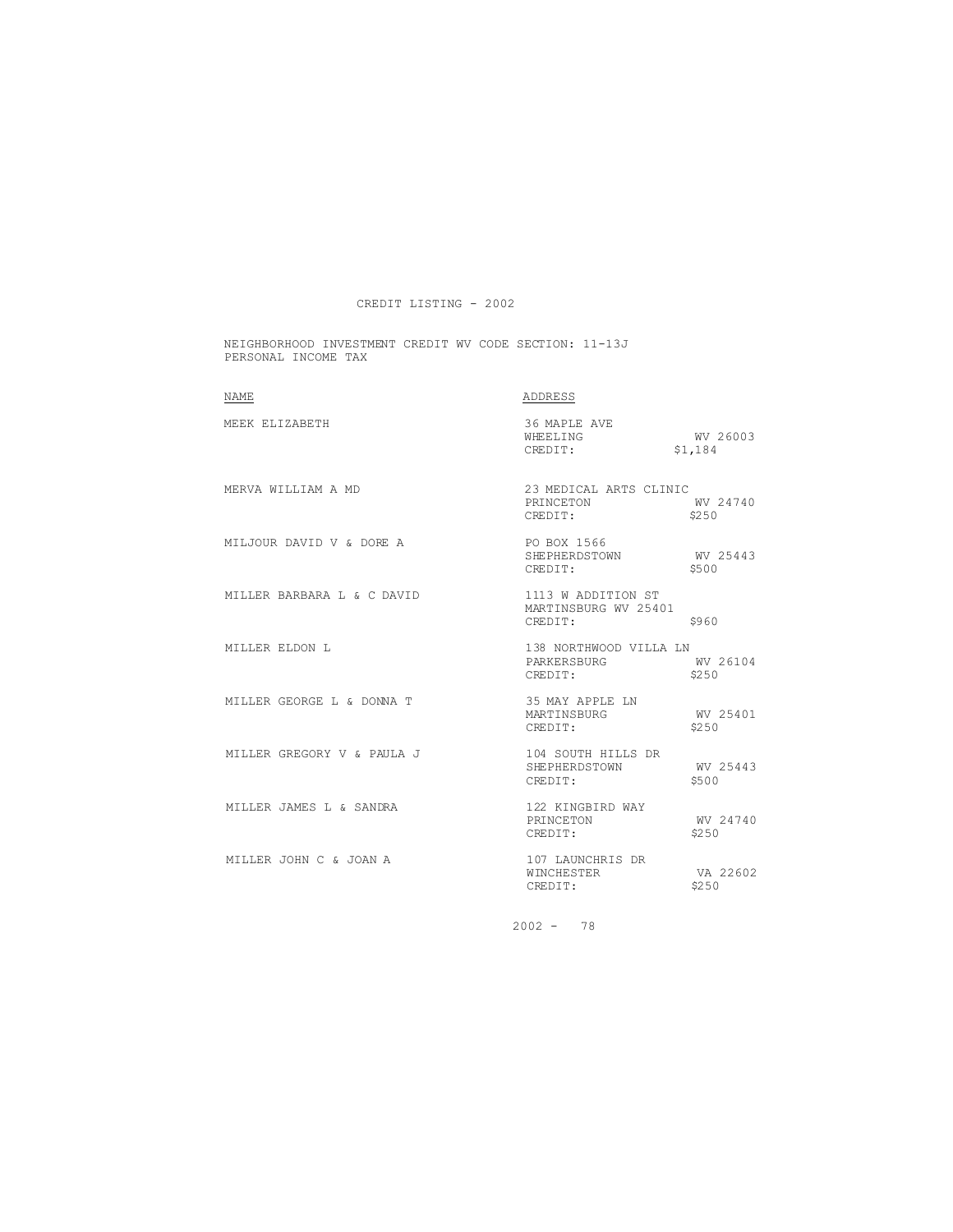CREDIT LISTING - 2002

NEIGHBORHOOD INVESTMENT CREDIT WV CODE SECTION: 11-13J
PERSONAL INCOME TAX

| NAME | ADDRESS |
|---|---|
| MEEK ELIZABETH | 36 MAPLE AVE<br>WHEELING WV 26003<br>CREDIT: $1,184 |
| MERVA WILLIAM A MD | 23 MEDICAL ARTS CLINIC<br>PRINCETON WV 24740<br>CREDIT: $250 |
| MILJOUR DAVID V & DORE A | PO BOX 1566<br>SHEPHERDSTOWN WV 25443<br>CREDIT: $500 |
| MILLER BARBARA L & C DAVID | 1113 W ADDITION ST<br>MARTINSBURG WV 25401<br>CREDIT: $960 |
| MILLER ELDON L | 138 NORTHWOOD VILLA LN<br>PARKERSBURG WV 26104<br>CREDIT: $250 |
| MILLER GEORGE L & DONNA T | 35 MAY APPLE LN<br>MARTINSBURG WV 25401<br>CREDIT: $250 |
| MILLER GREGORY V & PAULA J | 104 SOUTH HILLS DR<br>SHEPHERDSTOWN WV 25443<br>CREDIT: $500 |
| MILLER JAMES L & SANDRA | 122 KINGBIRD WAY<br>PRINCETON WV 24740<br>CREDIT: $250 |
| MILLER JOHN C & JOAN A | 107 LAUNCHRIS DR<br>WINCHESTER VA 22602<br>CREDIT: $250 |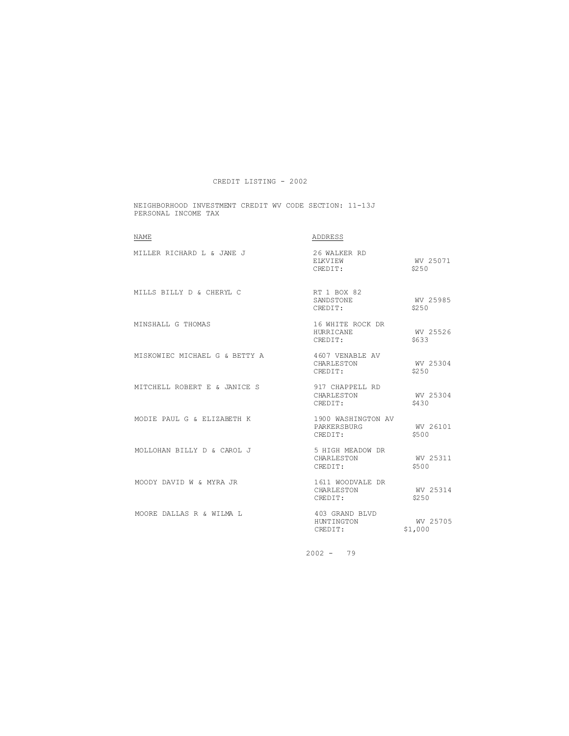CREDIT LISTING - 2002

NEIGHBORHOOD INVESTMENT CREDIT WV CODE SECTION: 11-13J
PERSONAL INCOME TAX

| NAME | ADDRESS | |
|---|---|---|
| MILLER RICHARD L & JANE J | 26 WALKER RD | |
| | ELKVIEW | WV 25071 |
| | CREDIT: | $250 |
| MILLS BILLY D & CHERYL C | RT 1 BOX 82 | |
| | SANDSTONE | WV 25985 |
| | CREDIT: | $250 |
| MINSHALL G THOMAS | 16 WHITE ROCK DR | |
| | HURRICANE | WV 25526 |
| | CREDIT: | $633 |
| MISKOWIEC MICHAEL G & BETTY A | 4607 VENABLE AV | |
| | CHARLESTON | WV 25304 |
| | CREDIT: | $250 |
| MITCHELL ROBERT E & JANICE S | 917 CHAPPELL RD | |
| | CHARLESTON | WV 25304 |
| | CREDIT: | $430 |
| MODIE PAUL G & ELIZABETH K | 1900 WASHINGTON AV | |
| | PARKERSBURG | WV 26101 |
| | CREDIT: | $500 |
| MOLLOHAN BILLY D & CAROL J | 5 HIGH MEADOW DR | |
| | CHARLESTON | WV 25311 |
| | CREDIT: | $500 |
| MOODY DAVID W & MYRA JR | 1611 WOODVALE DR | |
| | CHARLESTON | WV 25314 |
| | CREDIT: | $250 |
| MOORE DALLAS R & WILMA L | 403 GRAND BLVD | |
| | HUNTINGTON | WV 25705 |
| | CREDIT: | $1,000 |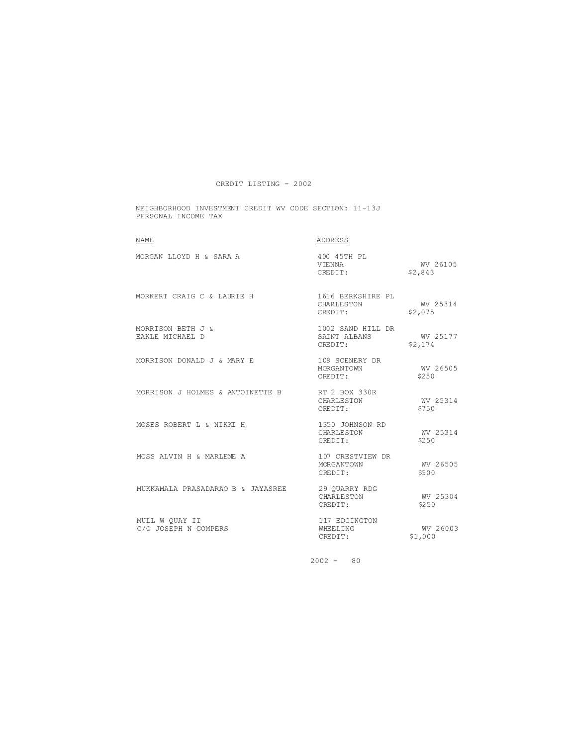CREDIT LISTING - 2002

NEIGHBORHOOD INVESTMENT CREDIT WV CODE SECTION: 11-13J
PERSONAL INCOME TAX

| NAME | ADDRESS | |
|---|---|---|
| MORGAN LLOYD H & SARA A | 400 45TH PL<br>VIENNA<br>CREDIT: | <br>WV 26105<br>$2,843 |
| MORKERT CRAIG C & LAURIE H | 1616 BERKSHIRE PL<br>CHARLESTON<br>CREDIT: | <br>WV 25314<br>$2,075 |
| MORRISON BETH J &<br>EAKLE MICHAEL D | 1002 SAND HILL DR<br>SAINT ALBANS<br>CREDIT: | <br>WV 25177<br>$2,174 |
| MORRISON DONALD J & MARY E | 108 SCENERY DR<br>MORGANTOWN<br>CREDIT: | <br>WV 26505<br>$250 |
| MORRISON J HOLMES & ANTOINETTE B | RT 2 BOX 330R<br>CHARLESTON<br>CREDIT: | <br>WV 25314<br>$750 |
| MOSES ROBERT L & NIKKI H | 1350 JOHNSON RD<br>CHARLESTON<br>CREDIT: | <br>WV 25314<br>$250 |
| MOSS ALVIN H & MARLENE A | 107 CRESTVIEW DR<br>MORGANTOWN<br>CREDIT: | <br>WV 26505<br>$500 |
| MUKKAMALA PRASADARAO B & JAYASREE | 29 QUARRY RDG<br>CHARLESTON<br>CREDIT: | <br>WV 25304<br>$250 |
| MULL W QUAY II<br>C/O JOSEPH N GOMPERS | 117 EDGINGTON<br>WHEELING<br>CREDIT: | <br>WV 26003<br>$1,000 |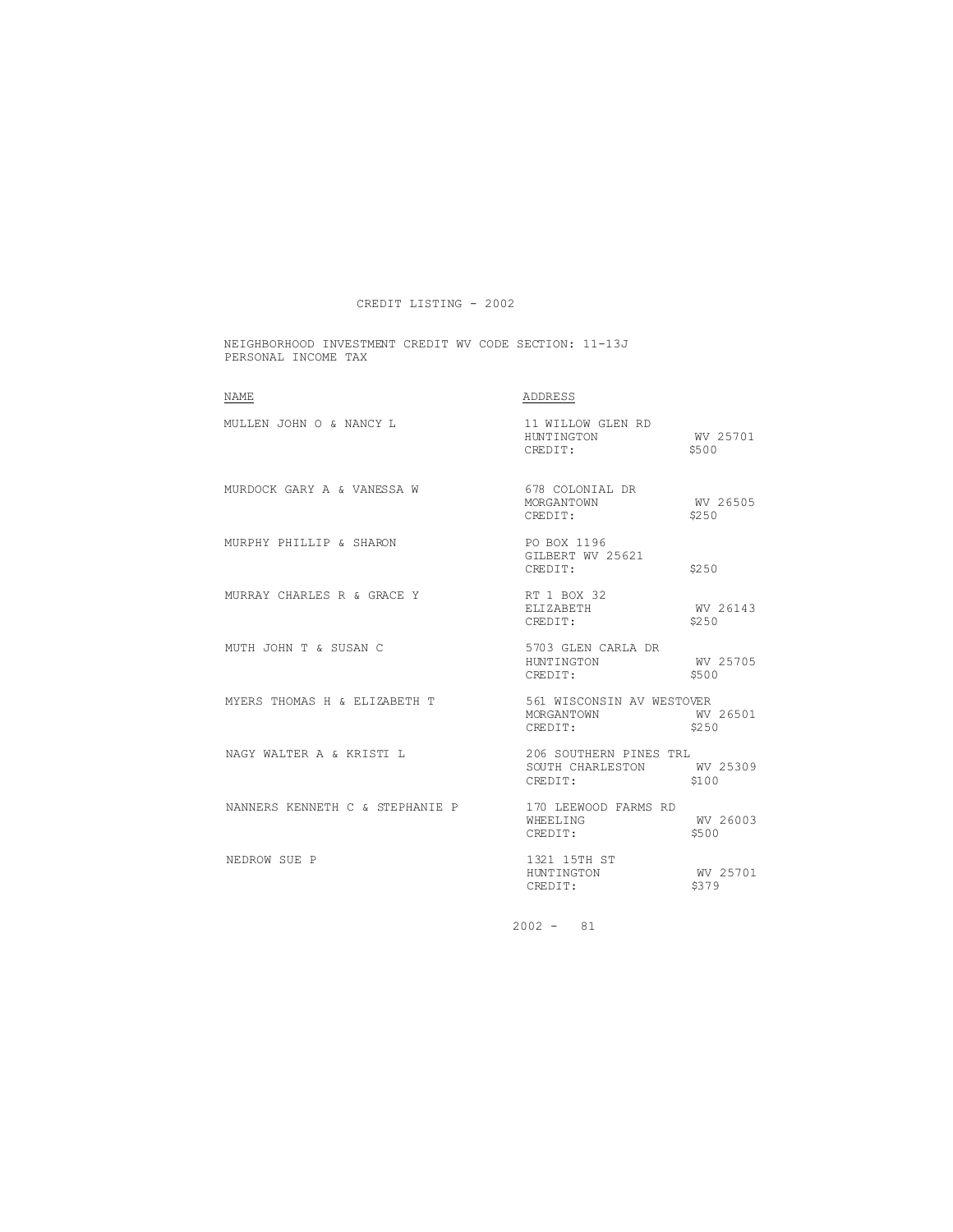CREDIT LISTING - 2002

NEIGHBORHOOD INVESTMENT CREDIT WV CODE SECTION: 11-13J
PERSONAL INCOME TAX

| NAME | ADDRESS | |
|---|---|---|
| MULLEN JOHN O & NANCY L | 11 WILLOW GLEN RD<br>HUNTINGTON<br>CREDIT: | <br>WV 25701<br>$500 |
| MURDOCK GARY A & VANESSA W | 678 COLONIAL DR<br>MORGANTOWN<br>CREDIT: | <br>WV 26505<br>$250 |
| MURPHY PHILLIP & SHARON | PO BOX 1196<br>GILBERT WV 25621<br>CREDIT: | <br><br>$250 |
| MURRAY CHARLES R & GRACE Y | RT 1 BOX 32<br>ELIZABETH<br>CREDIT: | <br>WV 26143<br>$250 |
| MUTH JOHN T & SUSAN C | 5703 GLEN CARLA DR<br>HUNTINGTON<br>CREDIT: | <br>WV 25705<br>$500 |
| MYERS THOMAS H & ELIZABETH T | 561 WISCONSIN AV WESTOVER<br>MORGANTOWN<br>CREDIT: | <br>WV 26501<br>$250 |
| NAGY WALTER A & KRISTI L | 206 SOUTHERN PINES TRL<br>SOUTH CHARLESTON<br>CREDIT: | <br>WV 25309<br>$100 |
| NANNERS KENNETH C & STEPHANIE P | 170 LEEWOOD FARMS RD<br>WHEELING<br>CREDIT: | <br>WV 26003<br>$500 |
| NEDROW SUE P | 1321 15TH ST<br>HUNTINGTON<br>CREDIT: | <br>WV 25701<br>$379 |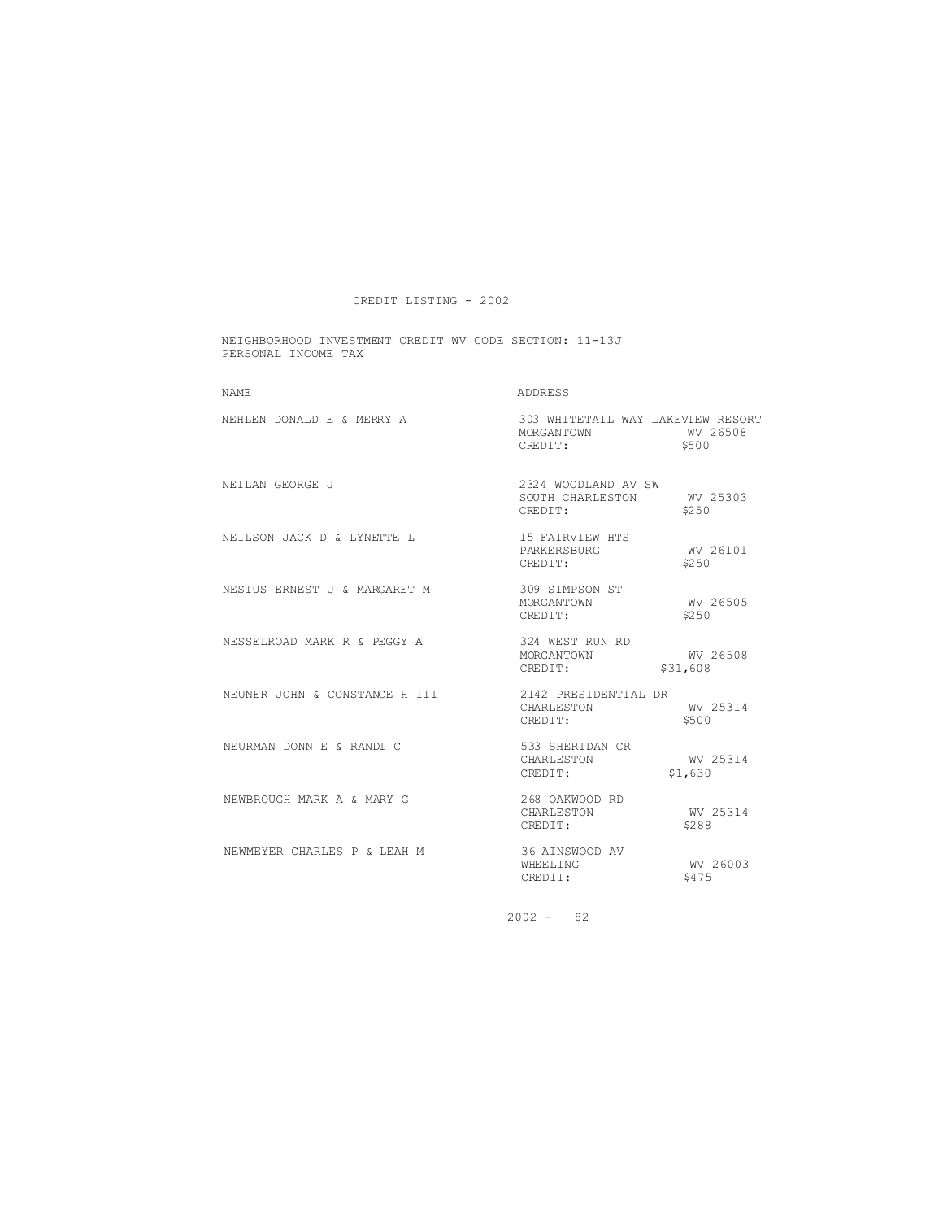CREDIT LISTING - 2002

NEIGHBORHOOD INVESTMENT CREDIT WV CODE SECTION: 11-13J
PERSONAL INCOME TAX

| NAME | ADDRESS |
|---|---|
| NEHLEN DONALD E & MERRY A | 303 WHITETAIL WAY LAKEVIEW RESORT<br>MORGANTOWN WV 26508<br>CREDIT: $500 |
| NEILAN GEORGE J | 2324 WOODLAND AV SW<br>SOUTH CHARLESTON WV 25303<br>CREDIT: $250 |
| NEILSON JACK D & LYNETTE L | 15 FAIRVIEW HTS<br>PARKERSBURG WV 26101<br>CREDIT: $250 |
| NESIUS ERNEST J & MARGARET M | 309 SIMPSON ST<br>MORGANTOWN WV 26505<br>CREDIT: $250 |
| NESSELROAD MARK R & PEGGY A | 324 WEST RUN RD<br>MORGANTOWN WV 26508<br>CREDIT: $31,608 |
| NEUNER JOHN & CONSTANCE H III | 2142 PRESIDENTIAL DR<br>CHARLESTON WV 25314<br>CREDIT: $500 |
| NEURMAN DONN E & RANDI C | 533 SHERIDAN CR<br>CHARLESTON WV 25314<br>CREDIT: $1,630 |
| NEWBROUGH MARK A & MARY G | 268 OAKWOOD RD<br>CHARLESTON WV 25314<br>CREDIT: $288 |
| NEWMEYER CHARLES P & LEAH M | 36 AINSWOOD AV<br>WHEELING WV 26003<br>CREDIT: $475 |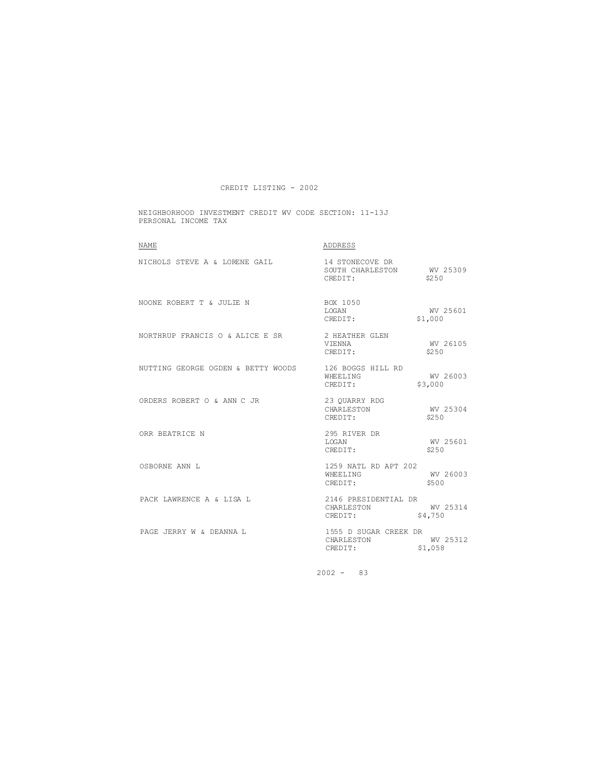# CREDIT LISTING - 2002

NEIGHBORHOOD INVESTMENT CREDIT WV CODE SECTION: 11-13J
PERSONAL INCOME TAX

| NAME | ADDRESS |
|---|---|
| NICHOLS STEVE A & LORENE GAIL | 14 STONECOVE DR<br>SOUTH CHARLESTON WV 25309<br>CREDIT: $250 |
| NOONE ROBERT T & JULIE N | BOX 1050<br>LOGAN WV 25601<br>CREDIT: $1,000 |
| NORTHRUP FRANCIS O & ALICE E SR | 2 HEATHER GLEN<br>VIENNA WV 26105<br>CREDIT: $250 |
| NUTTING GEORGE OGDEN & BETTY WOODS | 126 BOGGS HILL RD<br>WHEELING WV 26003<br>CREDIT: $3,000 |
| ORDERS ROBERT O & ANN C JR | 23 QUARRY RDG<br>CHARLESTON WV 25304<br>CREDIT: $250 |
| ORR BEATRICE N | 295 RIVER DR<br>LOGAN WV 25601<br>CREDIT: $250 |
| OSBORNE ANN L | 1259 NATL RD APT 202<br>WHEELING WV 26003<br>CREDIT: $500 |
| PACK LAWRENCE A & LISA L | 2146 PRESIDENTIAL DR<br>CHARLESTON WV 25314<br>CREDIT: $4,750 |
| PAGE JERRY W & DEANNA L | 1555 D SUGAR CREEK DR<br>CHARLESTON WV 25312<br>CREDIT: $1,058 |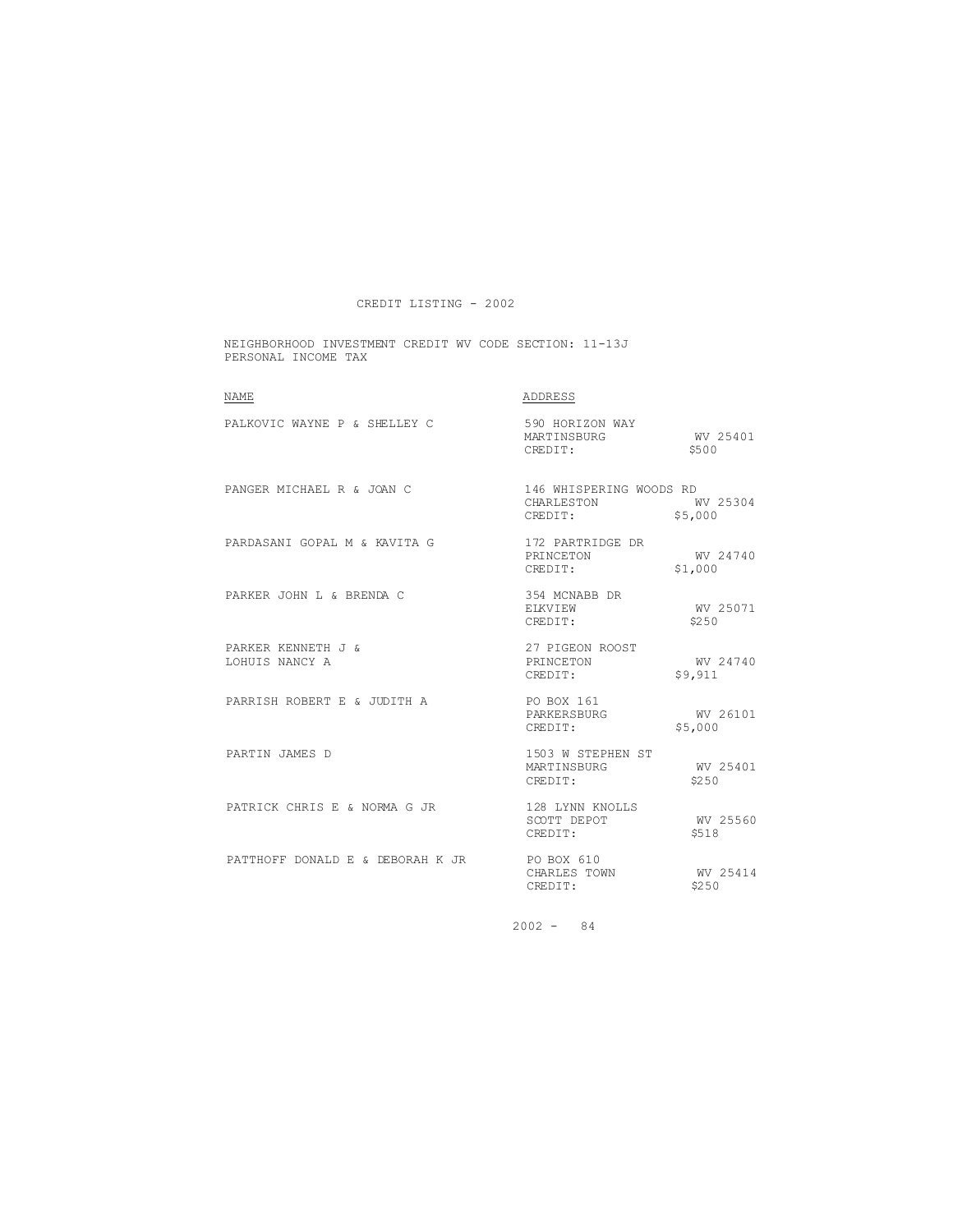CREDIT LISTING - 2002

NEIGHBORHOOD INVESTMENT CREDIT WV CODE SECTION: 11-13J
PERSONAL INCOME TAX

| NAME | ADDRESS | |
|---|---|---|
| PALKOVIC WAYNE P & SHELLEY C | 590 HORIZON WAY<br>MARTINSBURG<br>CREDIT: | <br>WV 25401<br>$500 |
| PANGER MICHAEL R & JOAN C | 146 WHISPERING WOODS RD<br>CHARLESTON<br>CREDIT: | <br>WV 25304<br>$5,000 |
| PARDASANI GOPAL M & KAVITA G | 172 PARTRIDGE DR<br>PRINCETON<br>CREDIT: | <br>WV 24740<br>$1,000 |
| PARKER JOHN L & BRENDA C | 354 MCNABB DR<br>ELKVIEW<br>CREDIT: | <br>WV 25071<br>$250 |
| PARKER KENNETH J &<br>LOHUIS NANCY A | 27 PIGEON ROOST<br>PRINCETON<br>CREDIT: | <br>WV 24740<br>$9,911 |
| PARRISH ROBERT E & JUDITH A | PO BOX 161<br>PARKERSBURG<br>CREDIT: | <br>WV 26101<br>$5,000 |
| PARTIN JAMES D | 1503 W STEPHEN ST<br>MARTINSBURG<br>CREDIT: | <br>WV 25401<br>$250 |
| PATRICK CHRIS E & NORMA G JR | 128 LYNN KNOLLS<br>SCOTT DEPOT<br>CREDIT: | <br>WV 25560<br>$518 |
| PATTHOFF DONALD E & DEBORAH K JR | PO BOX 610<br>CHARLES TOWN<br>CREDIT: | <br>WV 25414<br>$250 |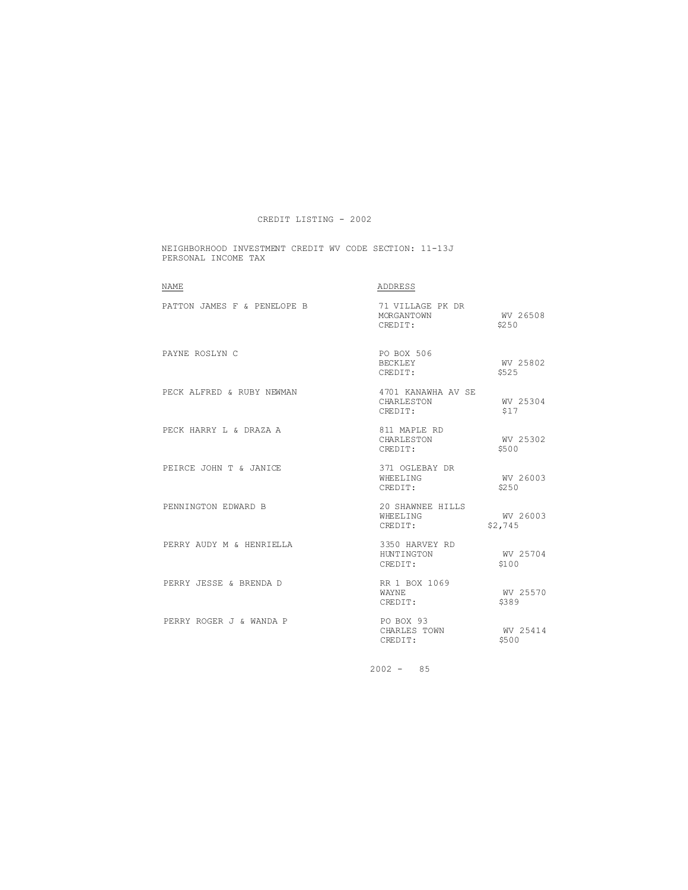CREDIT LISTING - 2002

NEIGHBORHOOD INVESTMENT CREDIT WV CODE SECTION: 11-13J
PERSONAL INCOME TAX

| NAME | ADDRESS | |
|---|---|---|
| PATTON JAMES F & PENELOPE B | 71 VILLAGE PK DR<br>MORGANTOWN<br>CREDIT: | <br>WV 26508<br>$250 |
| PAYNE ROSLYN C | PO BOX 506<br>BECKLEY<br>CREDIT: | <br>WV 25802<br>$525 |
| PECK ALFRED & RUBY NEWMAN | 4701 KANAWHA AV SE<br>CHARLESTON<br>CREDIT: | <br>WV 25304<br>$17 |
| PECK HARRY L & DRAZA A | 811 MAPLE RD<br>CHARLESTON<br>CREDIT: | <br>WV 25302<br>$500 |
| PEIRCE JOHN T & JANICE | 371 OGLEBAY DR<br>WHEELING<br>CREDIT: | <br>WV 26003<br>$250 |
| PENNINGTON EDWARD B | 20 SHAWNEE HILLS<br>WHEELING<br>CREDIT: | <br>WV 26003<br>$2,745 |
| PERRY AUDY M & HENRIELLA | 3350 HARVEY RD<br>HUNTINGTON<br>CREDIT: | <br>WV 25704<br>$100 |
| PERRY JESSE & BRENDA D | RR 1 BOX 1069<br>WAYNE<br>CREDIT: | <br>WV 25570<br>$389 |
| PERRY ROGER J & WANDA P | PO BOX 93<br>CHARLES TOWN<br>CREDIT: | <br>WV 25414<br>$500 |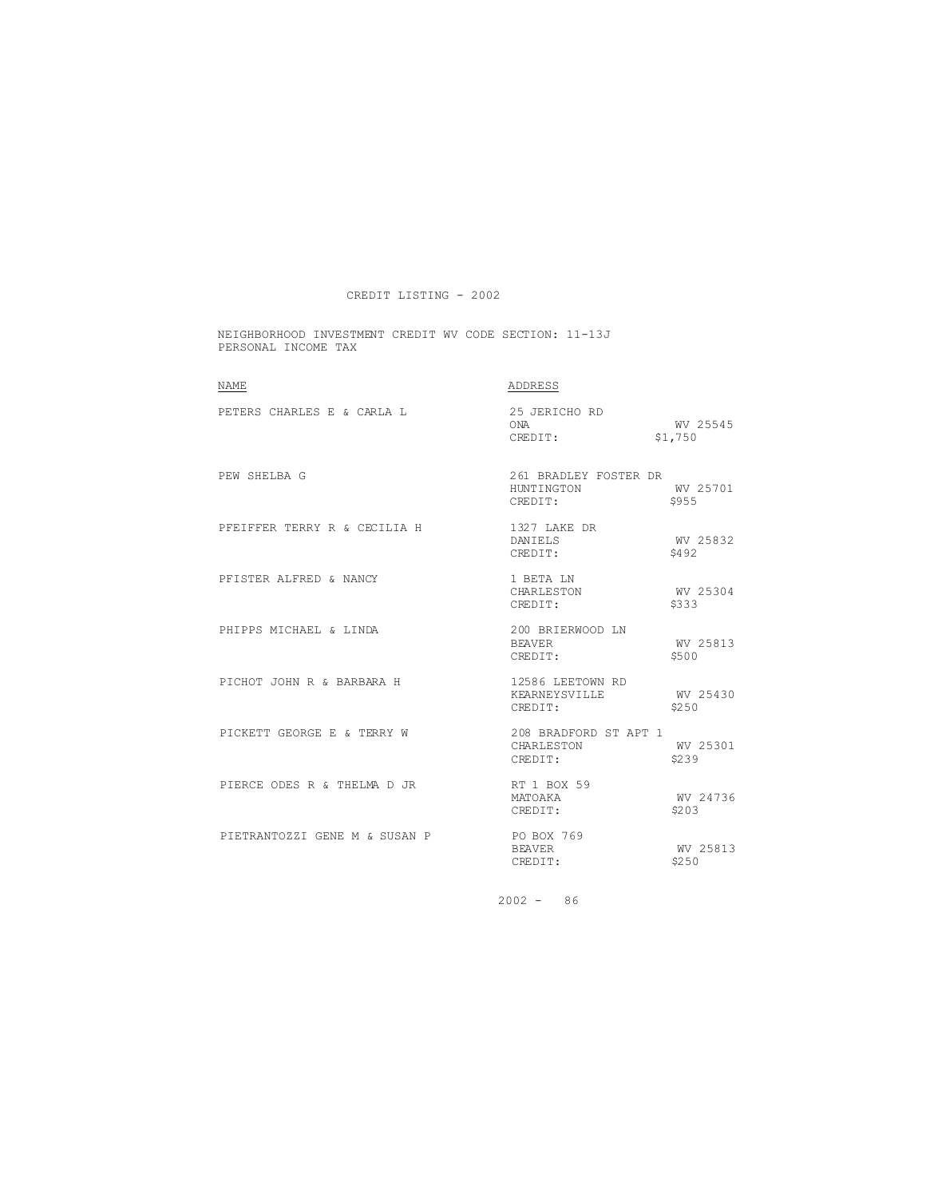# CREDIT LISTING - 2002

NEIGHBORHOOD INVESTMENT CREDIT WV CODE SECTION: 11-13J
PERSONAL INCOME TAX

| NAME | ADDRESS | | |
|---|---|---|---|
| PETERS CHARLES E & CARLA L | 25 JERICHO RD | | |
| | ONA | WV 25545 | |
| | CREDIT: | $1,750 | |
| PEW SHELBA G | 261 BRADLEY FOSTER DR | | |
| | HUNTINGTON | WV 25701 | |
| | CREDIT: | $955 | |
| PFEIFFER TERRY R & CECILIA H | 1327 LAKE DR | | |
| | DANIELS | WV 25832 | |
| | CREDIT: | $492 | |
| PFISTER ALFRED & NANCY | 1 BETA LN | | |
| | CHARLESTON | WV 25304 | |
| | CREDIT: | $333 | |
| PHIPPS MICHAEL & LINDA | 200 BRIERWOOD LN | | |
| | BEAVER | WV 25813 | |
| | CREDIT: | $500 | |
| PICHOT JOHN R & BARBARA H | 12586 LEETOWN RD | | |
| | KEARNEYSVILLE | WV 25430 | |
| | CREDIT: | $250 | |
| PICKETT GEORGE E & TERRY W | 208 BRADFORD ST APT 1 | | |
| | CHARLESTON | WV 25301 | |
| | CREDIT: | $239 | |
| PIERCE ODES R & THELMA D JR | RT 1 BOX 59 | | |
| | MATOAKA | WV 24736 | |
| | CREDIT: | $203 | |
| PIETRANTOZZI GENE M & SUSAN P | PO BOX 769 | | |
| | BEAVER | WV 25813 | |
| | CREDIT: | $250 | |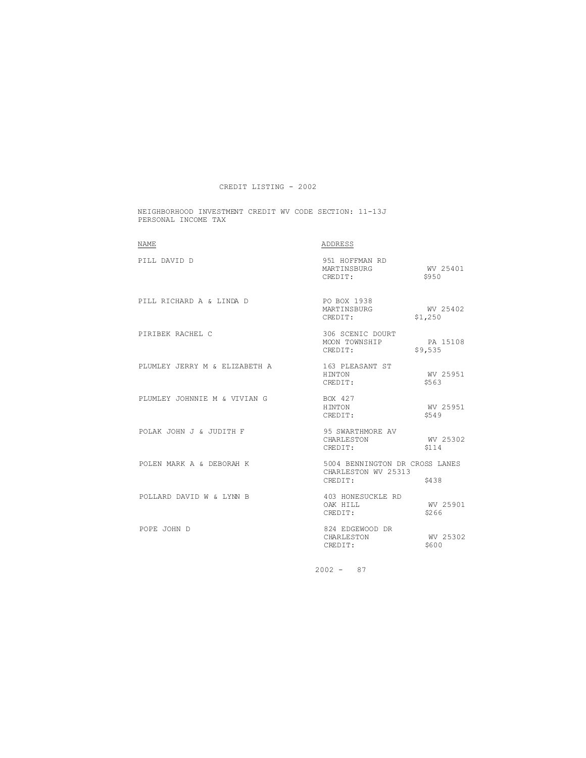CREDIT LISTING - 2002

NEIGHBORHOOD INVESTMENT CREDIT WV CODE SECTION: 11-13J
PERSONAL INCOME TAX

| NAME | ADDRESS | |
|---|---|---|
| PILL DAVID D | 951 HOFFMAN RD<br>MARTINSBURG<br>CREDIT: | <br>WV 25401<br>$950 |
| PILL RICHARD A & LINDA D | PO BOX 1938<br>MARTINSBURG<br>CREDIT: | <br>WV 25402<br>$1,250 |
| PIRIBEK RACHEL C | 306 SCENIC DOURT<br>MOON TOWNSHIP<br>CREDIT: | <br>PA 15108<br>$9,535 |
| PLUMLEY JERRY M & ELIZABETH A | 163 PLEASANT ST<br>HINTON<br>CREDIT: | <br>WV 25951<br>$563 |
| PLUMLEY JOHNNIE M & VIVIAN G | BOX 427<br>HINTON<br>CREDIT: | <br>WV 25951<br>$549 |
| POLAK JOHN J & JUDITH F | 95 SWARTHMORE AV<br>CHARLESTON<br>CREDIT: | <br>WV 25302<br>$114 |
| POLEN MARK A & DEBORAH K | 5004 BENNINGTON DR CROSS LANES<br>CHARLESTON WV 25313<br>CREDIT: | <br><br>$438 |
| POLLARD DAVID W & LYNN B | 403 HONESUCKLE RD<br>OAK HILL<br>CREDIT: | <br>WV 25901<br>$266 |
| POPE JOHN D | 824 EDGEWOOD DR<br>CHARLESTON<br>CREDIT: | <br>WV 25302<br>$600 |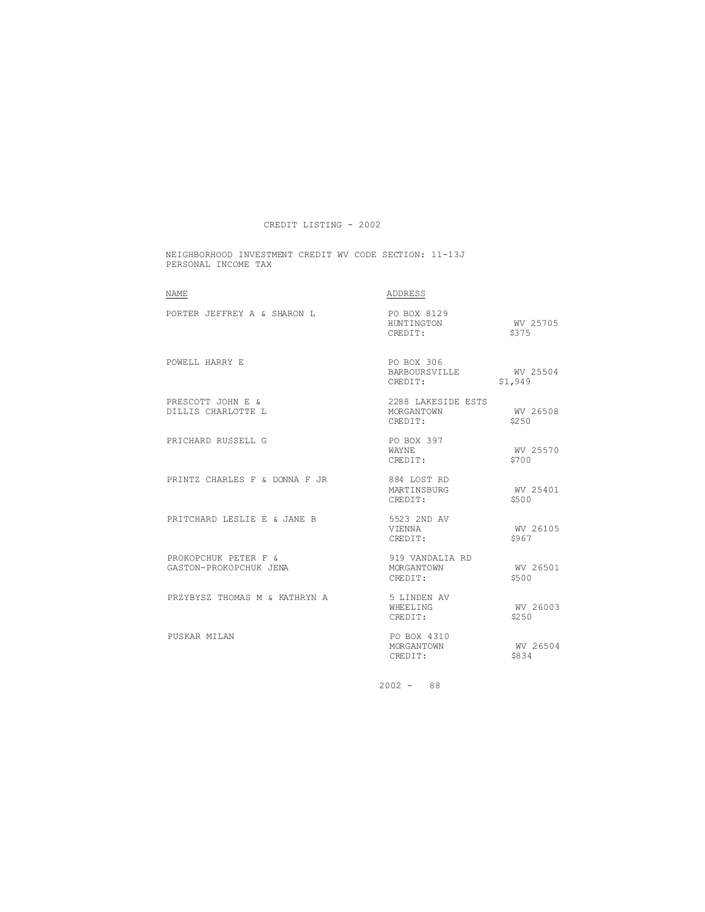CREDIT LISTING - 2002

NEIGHBORHOOD INVESTMENT CREDIT WV CODE SECTION: 11-13J
PERSONAL INCOME TAX

| NAME | ADDRESS | |
|---|---|---|
| PORTER JEFFREY A & SHARON L | PO BOX 8129<br>HUNTINGTON<br>CREDIT: | <br>WV 25705<br>$375 |
| POWELL HARRY E | PO BOX 306<br>BARBOURSVILLE<br>CREDIT: | <br>WV 25504<br>$1,949 |
| PRESCOTT JOHN E &<br>DILLIS CHARLOTTE L | 2288 LAKESIDE ESTS<br>MORGANTOWN<br>CREDIT: | <br>WV 26508<br>$250 |
| PRICHARD RUSSELL G | PO BOX 397<br>WAYNE<br>CREDIT: | <br>WV 25570<br>$700 |
| PRINTZ CHARLES F & DONNA F JR | 884 LOST RD<br>MARTINSBURG<br>CREDIT: | <br>WV 25401<br>$500 |
| PRITCHARD LESLIE E & JANE B | 5523 2ND AV<br>VIENNA<br>CREDIT: | <br>WV 26105<br>$967 |
| PROKOPCHUK PETER F &<br>GASTON-PROKOPCHUK JENA | 919 VANDALIA RD<br>MORGANTOWN<br>CREDIT: | <br>WV 26501<br>$500 |
| PRZYBYSZ THOMAS M & KATHRYN A | 5 LINDEN AV<br>WHEELING<br>CREDIT: | <br>WV 26003<br>$250 |
| PUSKAR MILAN | PO BOX 4310<br>MORGANTOWN<br>CREDIT: | <br>WV 26504<br>$834 |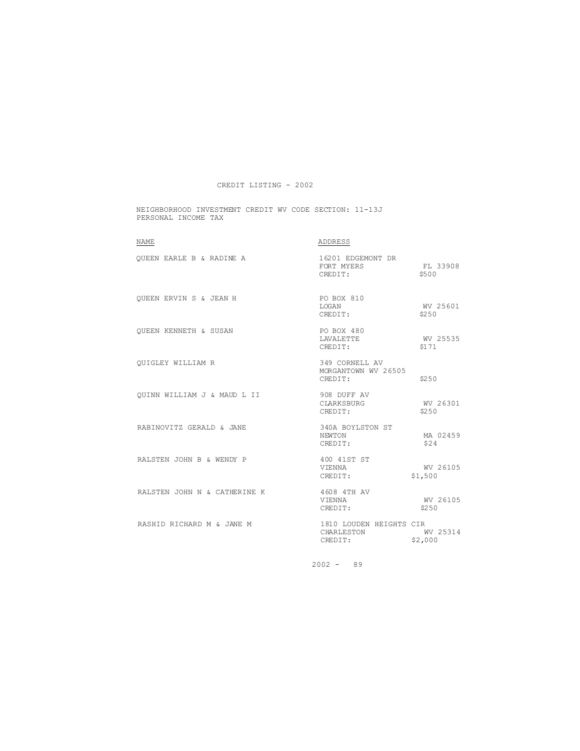# CREDIT LISTING - 2002

NEIGHBORHOOD INVESTMENT CREDIT WV CODE SECTION: 11-13J
PERSONAL INCOME TAX

| NAME | ADDRESS | |
|---|---|---|
| QUEEN EARLE B & RADINE A | 16201 EDGEMONT DR<br>FORT MYERS<br>CREDIT: | <br>FL 33908<br>$500 |
| QUEEN ERVIN S & JEAN H | PO BOX 810<br>LOGAN<br>CREDIT: | <br>WV 25601<br>$250 |
| QUEEN KENNETH & SUSAN | PO BOX 480<br>LAVALETTE<br>CREDIT: | <br>WV 25535<br>$171 |
| QUIGLEY WILLIAM R | 349 CORNELL AV<br>MORGANTOWN WV 26505<br>CREDIT: | <br><br>$250 |
| QUINN WILLIAM J & MAUD L II | 908 DUFF AV<br>CLARKSBURG<br>CREDIT: | <br>WV 26301<br>$250 |
| RABINOVITZ GERALD & JANE | 340A BOYLSTON ST<br>NEWTON<br>CREDIT: | <br>MA 02459<br>$24 |
| RALSTEN JOHN B & WENDY P | 400 41ST ST<br>VIENNA<br>CREDIT: | <br>WV 26105<br>$1,500 |
| RALSTEN JOHN N & CATHERINE K | 4608 4TH AV<br>VIENNA<br>CREDIT: | <br>WV 26105<br>$250 |
| RASHID RICHARD M & JANE M | 1810 LOUDEN HEIGHTS CIR<br>CHARLESTON<br>CREDIT: | <br>WV 25314<br>$2,000 |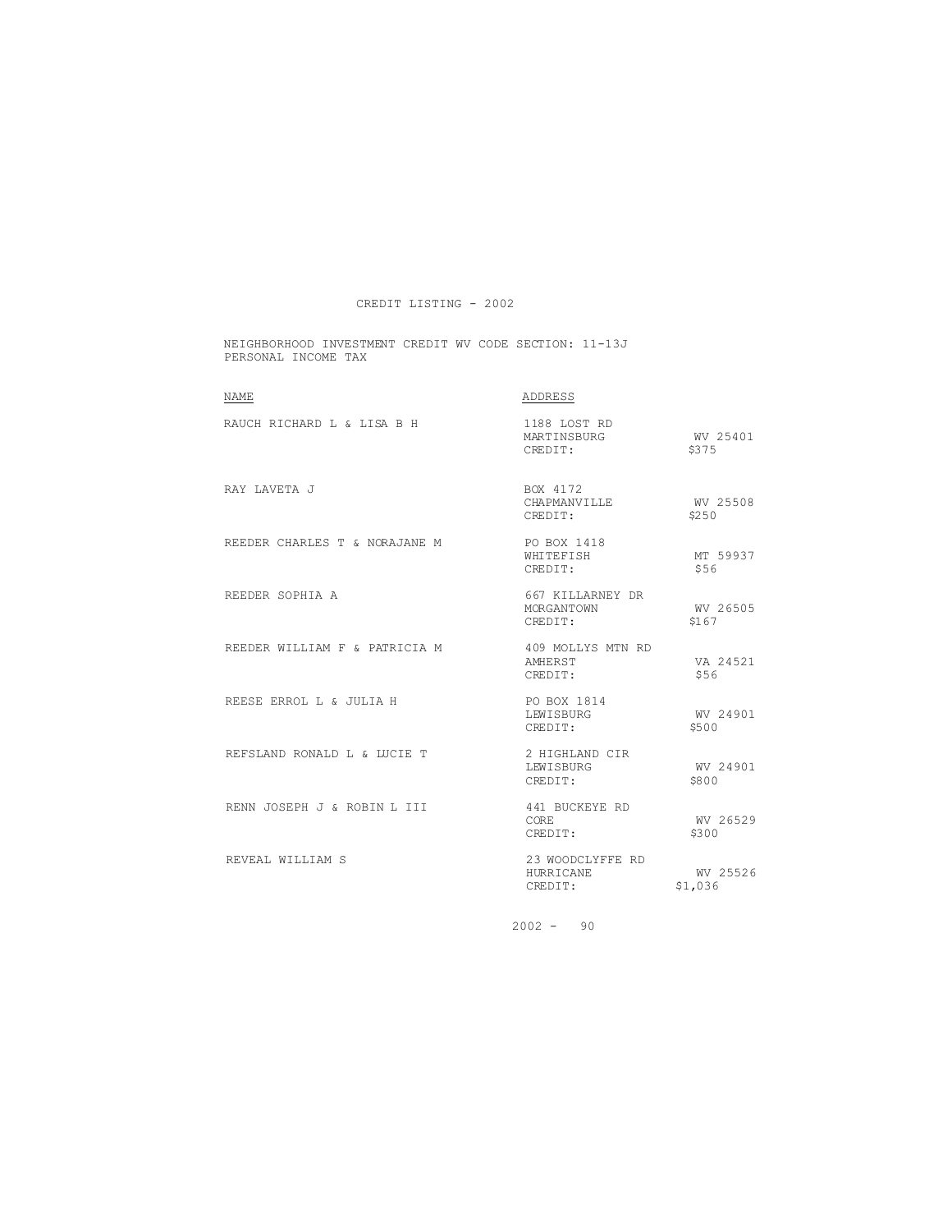CREDIT LISTING - 2002

NEIGHBORHOOD INVESTMENT CREDIT WV CODE SECTION: 11-13J
PERSONAL INCOME TAX

| NAME | ADDRESS | |
|---|---|---|
| RAUCH RICHARD L & LISA B H | 1188 LOST RD<br>MARTINSBURG<br>CREDIT: | <br>WV 25401<br>$375 |
| RAY LAVETA J | BOX 4172<br>CHAPMANVILLE<br>CREDIT: | <br>WV 25508<br>$250 |
| REEDER CHARLES T & NORAJANE M | PO BOX 1418<br>WHITEFISH<br>CREDIT: | <br>MT 59937<br>$56 |
| REEDER SOPHIA A | 667 KILLARNEY DR<br>MORGANTOWN<br>CREDIT: | <br>WV 26505<br>$167 |
| REEDER WILLIAM F & PATRICIA M | 409 MOLLYS MTN RD<br>AMHERST<br>CREDIT: | <br>VA 24521<br>$56 |
| REESE ERROL L & JULIA H | PO BOX 1814<br>LEWISBURG<br>CREDIT: | <br>WV 24901<br>$500 |
| REFSLAND RONALD L & LUCIE T | 2 HIGHLAND CIR<br>LEWISBURG<br>CREDIT: | <br>WV 24901<br>$800 |
| RENN JOSEPH J & ROBIN L III | 441 BUCKEYE RD<br>CORE<br>CREDIT: | <br>WV 26529<br>$300 |
| REVEAL WILLIAM S | 23 WOODCLYFFE RD<br>HURRICANE<br>CREDIT: | <br>WV 25526<br>$1,036 |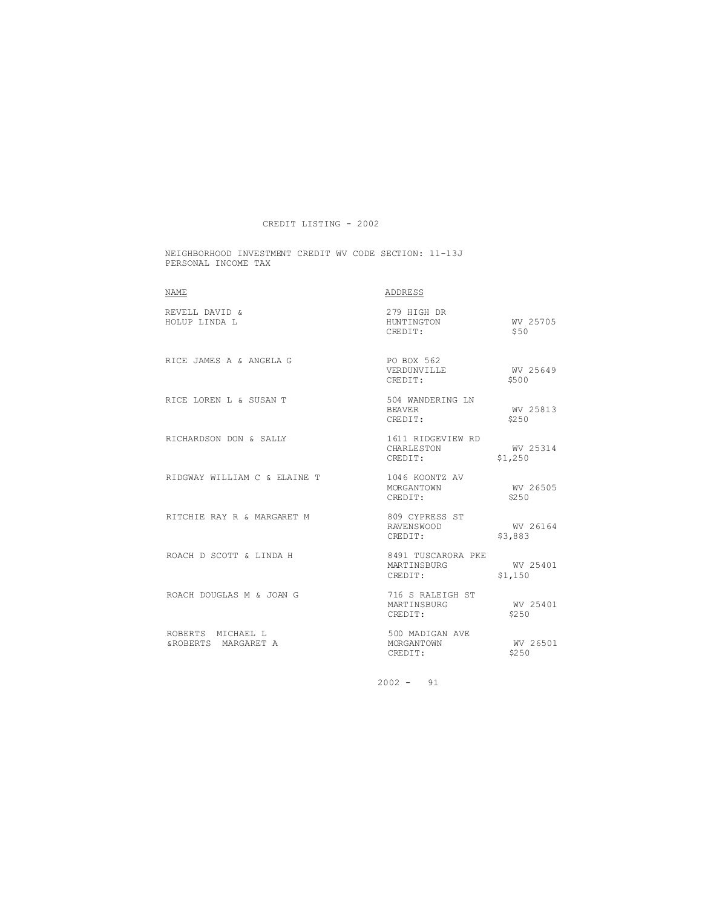CREDIT LISTING - 2002

NEIGHBORHOOD INVESTMENT CREDIT WV CODE SECTION: 11-13J
PERSONAL INCOME TAX

| NAME | ADDRESS | |
|---|---|---|
| REVELL DAVID & HOLUP LINDA L | 279 HIGH DR HUNTINGTON CREDIT: | WV 25705 $50 |
| RICE JAMES A & ANGELA G | PO BOX 562 VERDUNVILLE CREDIT: | WV 25649 $500 |
| RICE LOREN L & SUSAN T | 504 WANDERING LN BEAVER CREDIT: | WV 25813 $250 |
| RICHARDSON DON & SALLY | 1611 RIDGEVIEW RD CHARLESTON CREDIT: | WV 25314 $1,250 |
| RIDGWAY WILLIAM C & ELAINE T | 1046 KOONTZ AV MORGANTOWN CREDIT: | WV 26505 $250 |
| RITCHIE RAY R & MARGARET M | 809 CYPRESS ST RAVENSWOOD CREDIT: | WV 26164 $3,883 |
| ROACH D SCOTT & LINDA H | 8491 TUSCARORA PKE MARTINSBURG CREDIT: | WV 25401 $1,150 |
| ROACH DOUGLAS M & JOAN G | 716 S RALEIGH ST MARTINSBURG CREDIT: | WV 25401 $250 |
| ROBERTS MICHAEL L &ROBERTS MARGARET A | 500 MADIGAN AVE MORGANTOWN CREDIT: | WV 26501 $250 |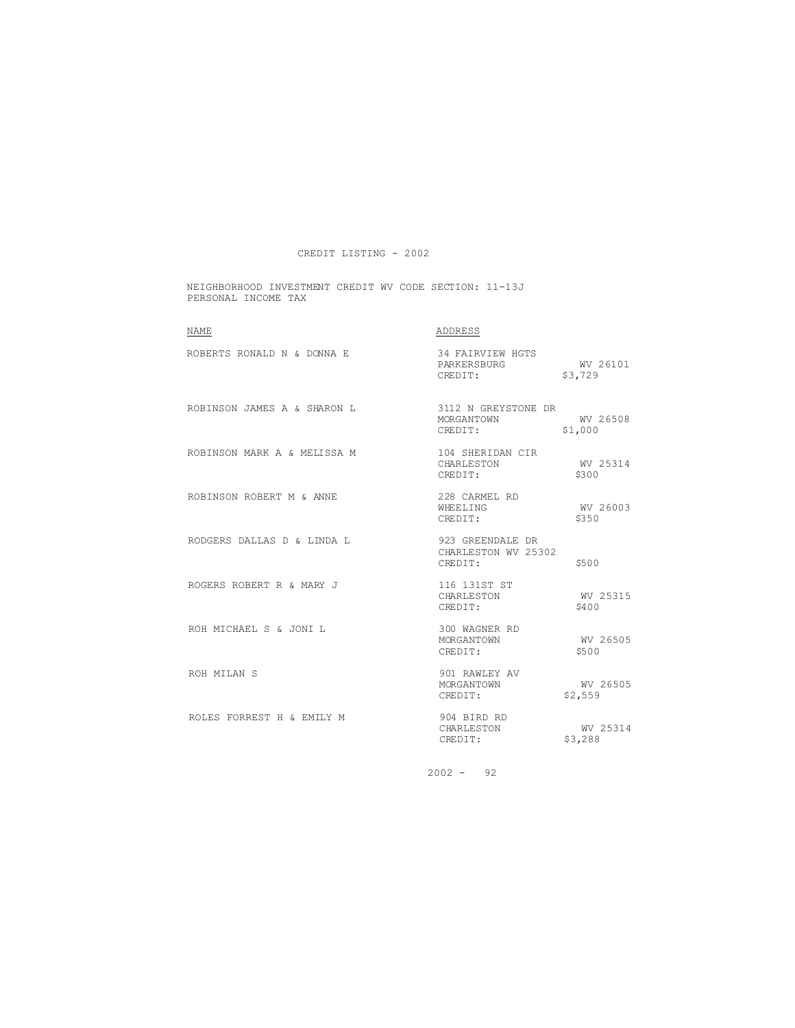CREDIT LISTING - 2002

NEIGHBORHOOD INVESTMENT CREDIT WV CODE SECTION: 11-13J
PERSONAL INCOME TAX

| NAME | ADDRESS |
| --- | --- |
| ROBERTS RONALD N & DONNA E | 34 FAIRVIEW HGTS<br>PARKERSBURG WV 26101<br>CREDIT: $3,729 |
| ROBINSON JAMES A & SHARON L | 3112 N GREYSTONE DR<br>MORGANTOWN WV 26508<br>CREDIT: $1,000 |
| ROBINSON MARK A & MELISSA M | 104 SHERIDAN CIR<br>CHARLESTON WV 25314<br>CREDIT: $300 |
| ROBINSON ROBERT M & ANNE | 228 CARMEL RD<br>WHEELING WV 26003<br>CREDIT: $350 |
| RODGERS DALLAS D & LINDA L | 923 GREENDALE DR<br>CHARLESTON WV 25302<br>CREDIT: $500 |
| ROGERS ROBERT R & MARY J | 116 131ST ST<br>CHARLESTON WV 25315<br>CREDIT: $400 |
| ROH MICHAEL S & JONI L | 300 WAGNER RD<br>MORGANTOWN WV 26505<br>CREDIT: $500 |
| ROH MILAN S | 901 RAWLEY AV<br>MORGANTOWN WV 26505<br>CREDIT: $2,559 |
| ROLES FORREST H & EMILY M | 904 BIRD RD<br>CHARLESTON WV 25314<br>CREDIT: $3,288 |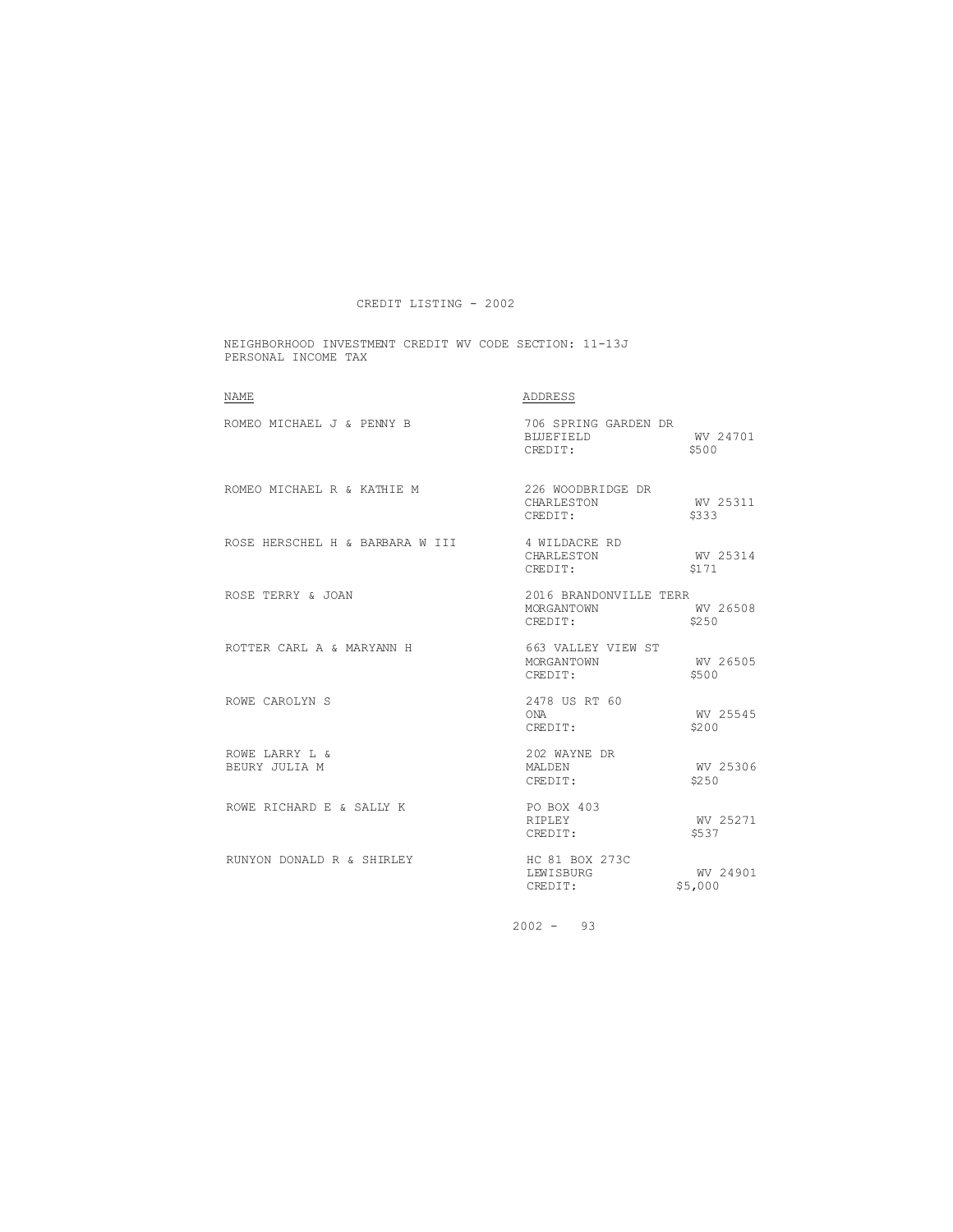# CREDIT LISTING - 2002

NEIGHBORHOOD INVESTMENT CREDIT WV CODE SECTION: 11-13J
PERSONAL INCOME TAX

| NAME | ADDRESS | | |
|---|---|---|---|
| ROMEO MICHAEL J & PENNY B | 706 SPRING GARDEN DR<br>BLUEFIELD<br>CREDIT: | WV 24701<br>$500 | |
| ROMEO MICHAEL R & KATHIE M | 226 WOODBRIDGE DR<br>CHARLESTON<br>CREDIT: | WV 25311<br>$333 | |
| ROSE HERSCHEL H & BARBARA W III | 4 WILDACRE RD<br>CHARLESTON<br>CREDIT: | WV 25314<br>$171 | |
| ROSE TERRY & JOAN | 2016 BRANDONVILLE TERR<br>MORGANTOWN<br>CREDIT: | WV 26508<br>$250 | |
| ROTTER CARL A & MARYANN H | 663 VALLEY VIEW ST<br>MORGANTOWN<br>CREDIT: | WV 26505<br>$500 | |
| ROWE CAROLYN S | 2478 US RT 60<br>ONA<br>CREDIT: | WV 25545<br>$200 | |
| ROWE LARRY L &<br>BEURY JULIA M | 202 WAYNE DR<br>MALDEN<br>CREDIT: | WV 25306<br>$250 | |
| ROWE RICHARD E & SALLY K | PO BOX 403<br>RIPLEY<br>CREDIT: | WV 25271<br>$537 | |
| RUNYON DONALD R & SHIRLEY | HC 81 BOX 273C<br>LEWISBURG<br>CREDIT: | WV 24901<br>$5,000 | |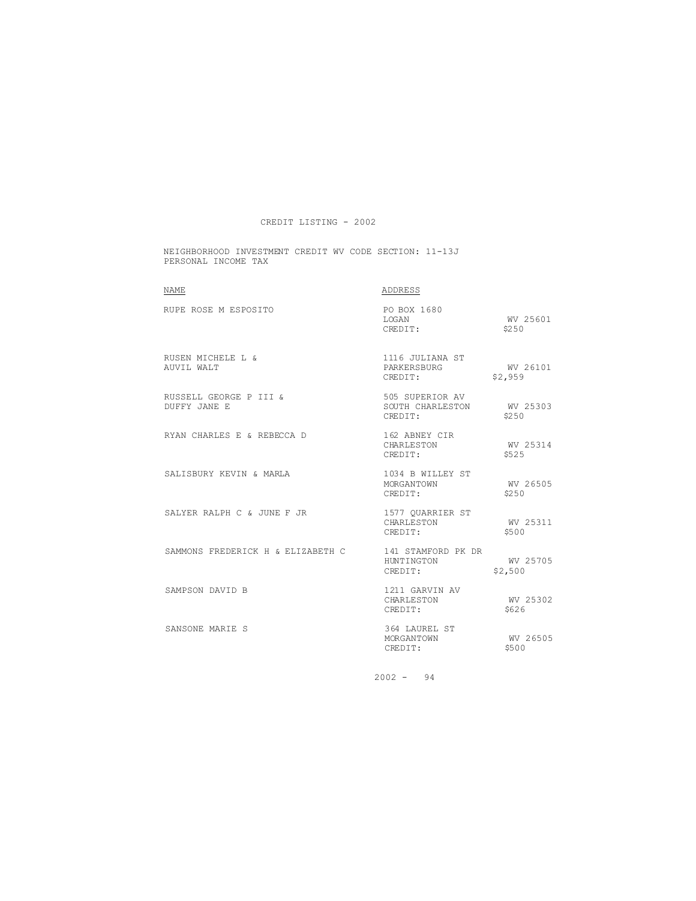# CREDIT LISTING - 2002

NEIGHBORHOOD INVESTMENT CREDIT WV CODE SECTION: 11-13J
PERSONAL INCOME TAX

| NAME | ADDRESS | |
|---|---|---|
| RUPE ROSE M ESPOSITO | PO BOX 1680<br>LOGAN<br>CREDIT: | <br>WV 25601<br>$250 |
| RUSEN MICHELE L &<br>AUVIL WALT | 1116 JULIANA ST<br>PARKERSBURG<br>CREDIT: | <br>WV 26101<br>$2,959 |
| RUSSELL GEORGE P III &<br>DUFFY JANE E | 505 SUPERIOR AV<br>SOUTH CHARLESTON<br>CREDIT: | <br>WV 25303<br>$250 |
| RYAN CHARLES E & REBECCA D | 162 ABNEY CIR<br>CHARLESTON<br>CREDIT: | <br>WV 25314<br>$525 |
| SALISBURY KEVIN & MARLA | 1034 B WILLEY ST<br>MORGANTOWN<br>CREDIT: | <br>WV 26505<br>$250 |
| SALYER RALPH C & JUNE F JR | 1577 QUARRIER ST<br>CHARLESTON<br>CREDIT: | <br>WV 25311<br>$500 |
| SAMMONS FREDERICK H & ELIZABETH C | 141 STAMFORD PK DR<br>HUNTINGTON<br>CREDIT: | <br>WV 25705<br>$2,500 |
| SAMPSON DAVID B | 1211 GARVIN AV<br>CHARLESTON<br>CREDIT: | <br>WV 25302<br>$626 |
| SANSONE MARIE S | 364 LAUREL ST<br>MORGANTOWN<br>CREDIT: | <br>WV 26505<br>$500 |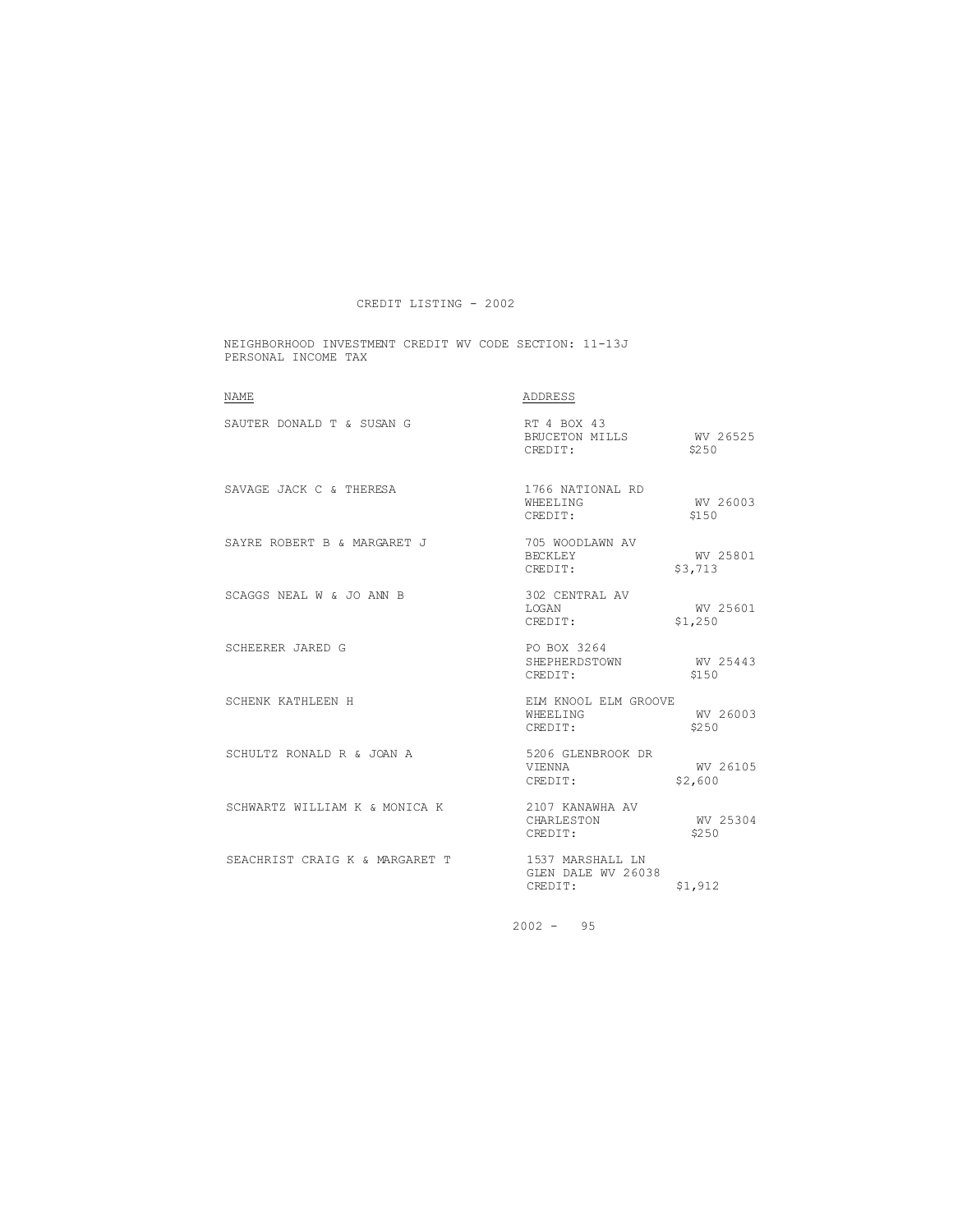CREDIT LISTING - 2002

NEIGHBORHOOD INVESTMENT CREDIT WV CODE SECTION: 11-13J
PERSONAL INCOME TAX

| NAME | ADDRESS | |
|---|---|---|
| SAUTER DONALD T & SUSAN G | RT 4 BOX 43<br>BRUCETON MILLS<br>CREDIT: | <br>WV 26525<br>$250 |
| SAVAGE JACK C & THERESA | 1766 NATIONAL RD<br>WHEELING<br>CREDIT: | <br>WV 26003<br>$150 |
| SAYRE ROBERT B & MARGARET J | 705 WOODLAWN AV<br>BECKLEY<br>CREDIT: | <br>WV 25801<br>$3,713 |
| SCAGGS NEAL W & JO ANN B | 302 CENTRAL AV<br>LOGAN<br>CREDIT: | <br>WV 25601<br>$1,250 |
| SCHEERER JARED G | PO BOX 3264<br>SHEPHERDSTOWN<br>CREDIT: | <br>WV 25443<br>$150 |
| SCHENK KATHLEEN H | ELM KNOOL ELM GROOVE<br>WHEELING<br>CREDIT: | <br>WV 26003<br>$250 |
| SCHULTZ RONALD R & JOAN A | 5206 GLENBROOK DR<br>VIENNA<br>CREDIT: | <br>WV 26105<br>$2,600 |
| SCHWARTZ WILLIAM K & MONICA K | 2107 KANAWHA AV<br>CHARLESTON<br>CREDIT: | <br>WV 25304<br>$250 |
| SEACHRIST CRAIG K & MARGARET T | 1537 MARSHALL LN<br>GLEN DALE WV 26038<br>CREDIT: | <br><br>$1,912 |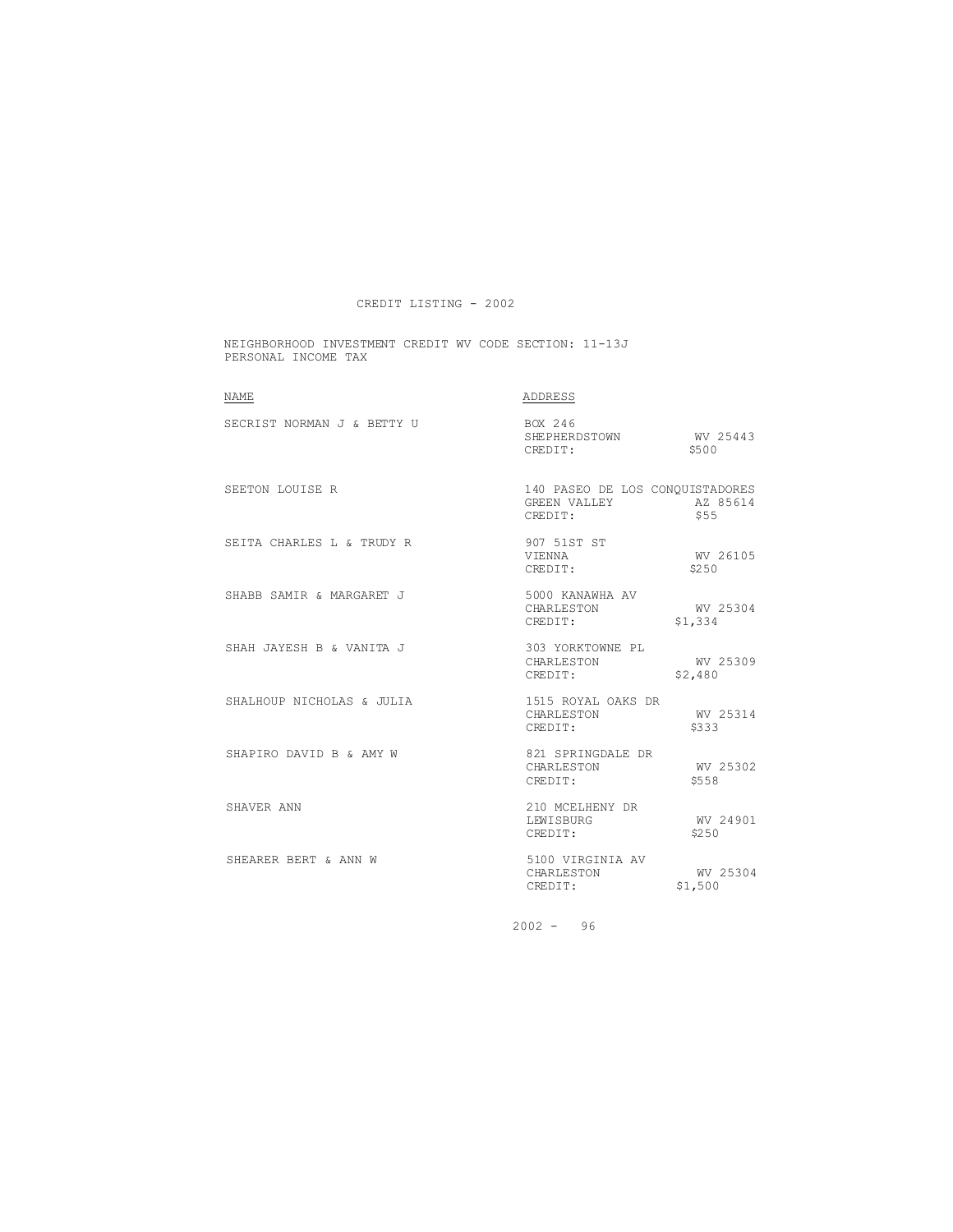# CREDIT LISTING - 2002

NEIGHBORHOOD INVESTMENT CREDIT WV CODE SECTION: 11-13J
PERSONAL INCOME TAX

| NAME | ADDRESS | |
|---|---|---|
| SECRIST NORMAN J & BETTY U | BOX 246 | |
| | SHEPHERDSTOWN | WV 25443 |
| | CREDIT: | $500 |
| SEETON LOUISE R | 140 PASEO DE LOS CONQUISTADORES | |
| | GREEN VALLEY | AZ 85614 |
| | CREDIT: | $55 |
| SEITA CHARLES L & TRUDY R | 907 51ST ST | |
| | VIENNA | WV 26105 |
| | CREDIT: | $250 |
| SHABB SAMIR & MARGARET J | 5000 KANAWHA AV | |
| | CHARLESTON | WV 25304 |
| | CREDIT: | $1,334 |
| SHAH JAYESH B & VANITA J | 303 YORKTOWNE PL | |
| | CHARLESTON | WV 25309 |
| | CREDIT: | $2,480 |
| SHALHOUP NICHOLAS & JULIA | 1515 ROYAL OAKS DR | |
| | CHARLESTON | WV 25314 |
| | CREDIT: | $333 |
| SHAPIRO DAVID B & AMY W | 821 SPRINGDALE DR | |
| | CHARLESTON | WV 25302 |
| | CREDIT: | $558 |
| SHAVER ANN | 210 MCELHENY DR | |
| | LEWISBURG | WV 24901 |
| | CREDIT: | $250 |
| SHEARER BERT & ANN W | 5100 VIRGINIA AV | |
| | CHARLESTON | WV 25304 |
| | CREDIT: | $1,500 |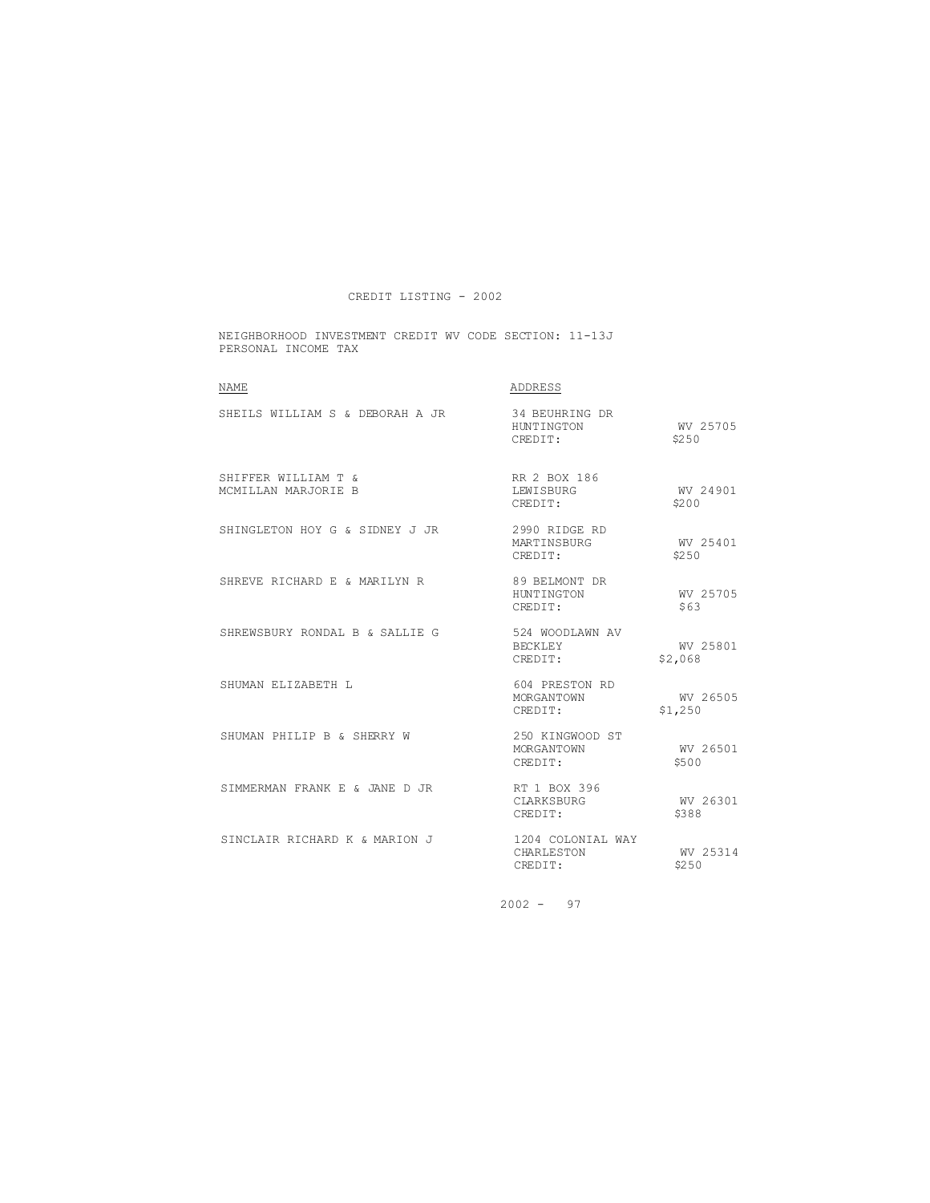CREDIT LISTING - 2002

NEIGHBORHOOD INVESTMENT CREDIT WV CODE SECTION: 11-13J
PERSONAL INCOME TAX

| NAME | ADDRESS | |
|---|---|---|
| SHEILS WILLIAM S & DEBORAH A JR | 34 BEUHRING DR<br>HUNTINGTON<br>CREDIT: | WV 25705<br>$250 |
| SHIFFER WILLIAM T &<br>MCMILLAN MARJORIE B | RR 2 BOX 186<br>LEWISBURG<br>CREDIT: | WV 24901<br>$200 |
| SHINGLETON HOY G & SIDNEY J JR | 2990 RIDGE RD<br>MARTINSBURG<br>CREDIT: | WV 25401<br>$250 |
| SHREVE RICHARD E & MARILYN R | 89 BELMONT DR<br>HUNTINGTON<br>CREDIT: | WV 25705<br>$63 |
| SHREWSBURY RONDAL B & SALLIE G | 524 WOODLAWN AV<br>BECKLEY<br>CREDIT: | WV 25801<br>$2,068 |
| SHUMAN ELIZABETH L | 604 PRESTON RD<br>MORGANTOWN<br>CREDIT: | WV 26505<br>$1,250 |
| SHUMAN PHILIP B & SHERRY W | 250 KINGWOOD ST<br>MORGANTOWN<br>CREDIT: | WV 26501<br>$500 |
| SIMMERMAN FRANK E & JANE D JR | RT 1 BOX 396<br>CLARKSBURG<br>CREDIT: | WV 26301<br>$388 |
| SINCLAIR RICHARD K & MARION J | 1204 COLONIAL WAY<br>CHARLESTON<br>CREDIT: | WV 25314<br>$250 |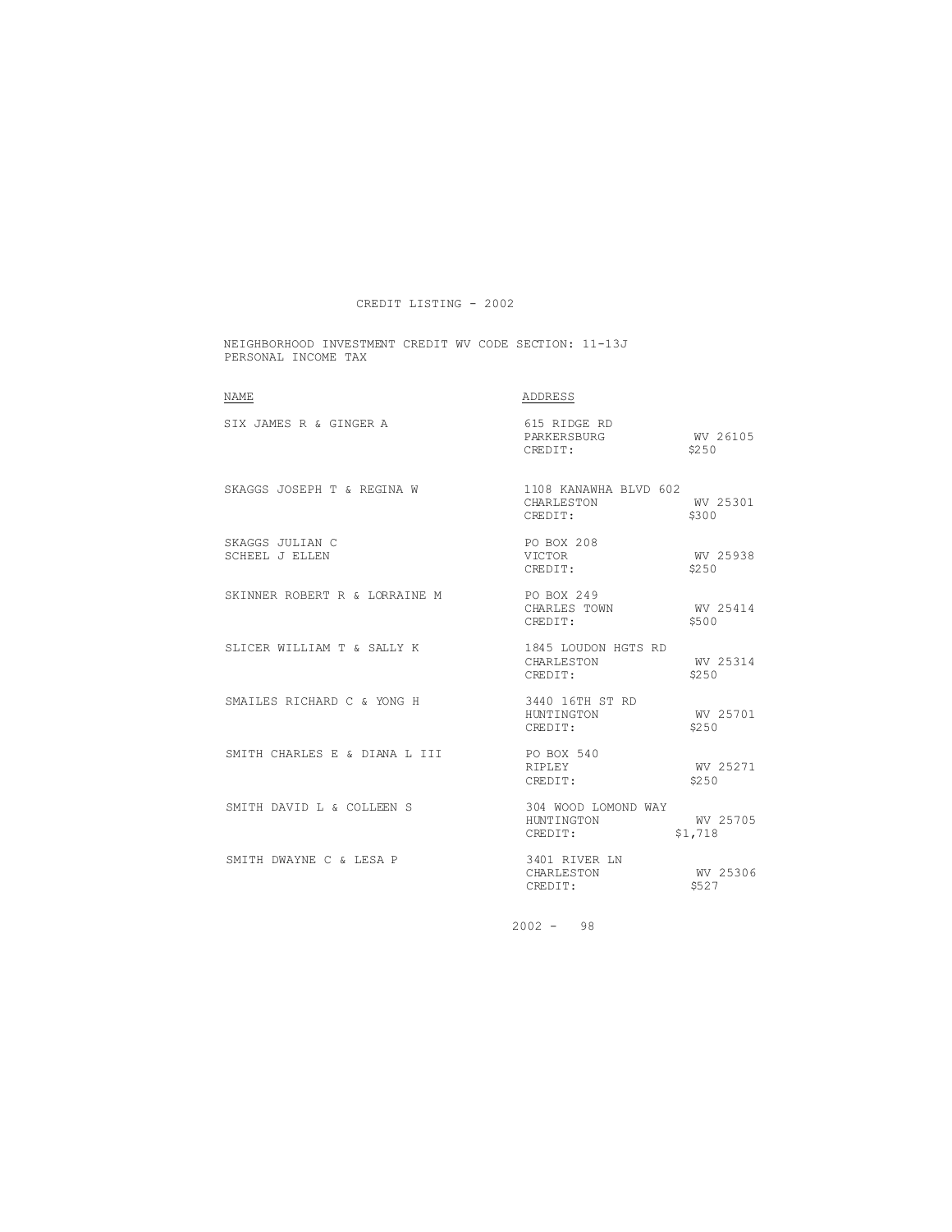CREDIT LISTING - 2002

NEIGHBORHOOD INVESTMENT CREDIT WV CODE SECTION: 11-13J
PERSONAL INCOME TAX

| NAME | ADDRESS | | |
|---|---|---|---|
| SIX JAMES R & GINGER A | 615 RIDGE RD<br>PARKERSBURG<br>CREDIT: | WV 26105<br>$250 | |
| SKAGGS JOSEPH T & REGINA W | 1108 KANAWHA BLVD 602<br>CHARLESTON<br>CREDIT: | WV 25301<br>$300 | |
| SKAGGS JULIAN C<br>SCHEEL J ELLEN | PO BOX 208<br>VICTOR<br>CREDIT: | WV 25938<br>$250 | |
| SKINNER ROBERT R & LORRAINE M | PO BOX 249<br>CHARLES TOWN<br>CREDIT: | WV 25414<br>$500 | |
| SLICER WILLIAM T & SALLY K | 1845 LOUDON HGTS RD<br>CHARLESTON<br>CREDIT: | WV 25314<br>$250 | |
| SMAILES RICHARD C & YONG H | 3440 16TH ST RD<br>HUNTINGTON<br>CREDIT: | WV 25701<br>$250 | |
| SMITH CHARLES E & DIANA L III | PO BOX 540<br>RIPLEY<br>CREDIT: | WV 25271<br>$250 | |
| SMITH DAVID L & COLLEEN S | 304 WOOD LOMOND WAY<br>HUNTINGTON<br>CREDIT: | WV 25705<br>$1,718 | |
| SMITH DWAYNE C & LESA P | 3401 RIVER LN<br>CHARLESTON<br>CREDIT: | WV 25306<br>$527 | |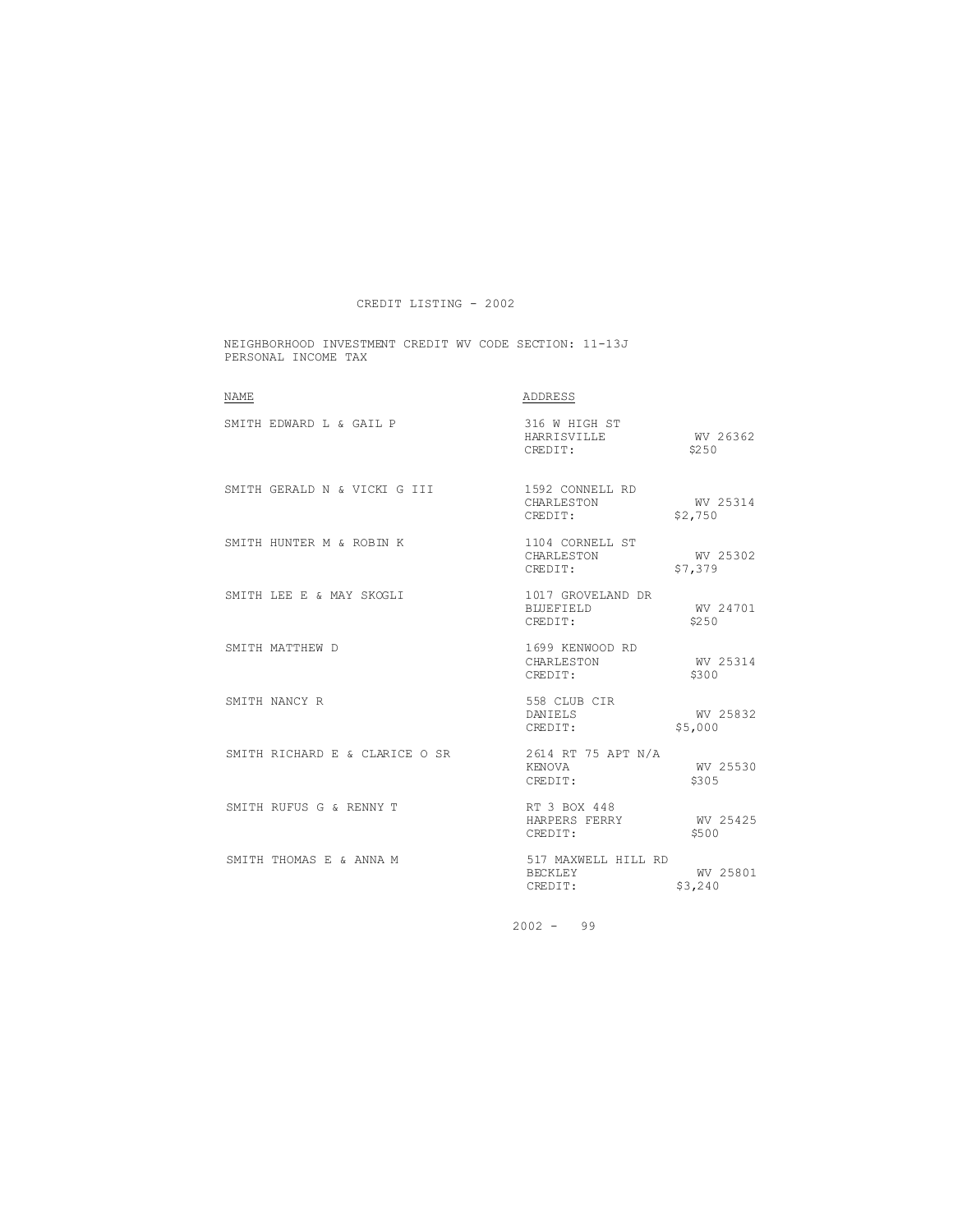# CREDIT LISTING - 2002

NEIGHBORHOOD INVESTMENT CREDIT WV CODE SECTION: 11-13J
PERSONAL INCOME TAX

| NAME | ADDRESS |
|---|---|
| SMITH EDWARD L & GAIL P | 316 W HIGH ST<br>HARRISVILLE WV 26362<br>CREDIT: $250 |
| SMITH GERALD N & VICKI G III | 1592 CONNELL RD<br>CHARLESTON WV 25314<br>CREDIT: $2,750 |
| SMITH HUNTER M & ROBIN K | 1104 CORNELL ST<br>CHARLESTON WV 25302<br>CREDIT: $7,379 |
| SMITH LEE E & MAY SKOGLI | 1017 GROVELAND DR<br>BLUEFIELD WV 24701<br>CREDIT: $250 |
| SMITH MATTHEW D | 1699 KENWOOD RD<br>CHARLESTON WV 25314<br>CREDIT: $300 |
| SMITH NANCY R | 558 CLUB CIR<br>DANIELS WV 25832<br>CREDIT: $5,000 |
| SMITH RICHARD E & CLARICE O SR | 2614 RT 75 APT N/A<br>KENOVA WV 25530<br>CREDIT: $305 |
| SMITH RUFUS G & RENNY T | RT 3 BOX 448<br>HARPERS FERRY WV 25425<br>CREDIT: $500 |
| SMITH THOMAS E & ANNA M | 517 MAXWELL HILL RD<br>BECKLEY WV 25801<br>CREDIT: $3,240 |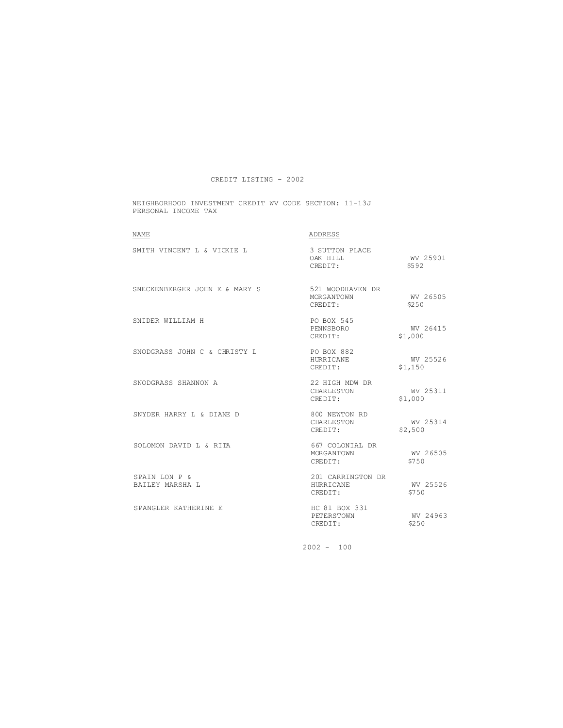CREDIT LISTING - 2002

NEIGHBORHOOD INVESTMENT CREDIT WV CODE SECTION: 11-13J
PERSONAL INCOME TAX

| NAME | ADDRESS | |
|---|---|---|
| SMITH VINCENT L & VICKIE L | 3 SUTTON PLACE<br>OAK HILL<br>CREDIT: | <br>WV 25901<br>$592 |
| SNECKENBERGER JOHN E & MARY S | 521 WOODHAVEN DR<br>MORGANTOWN<br>CREDIT: | <br>WV 26505<br>$250 |
| SNIDER WILLIAM H | PO BOX 545<br>PENNSBORO<br>CREDIT: | <br>WV 26415<br>$1,000 |
| SNODGRASS JOHN C & CHRISTY L | PO BOX 882<br>HURRICANE<br>CREDIT: | <br>WV 25526<br>$1,150 |
| SNODGRASS SHANNON A | 22 HIGH MDW DR<br>CHARLESTON<br>CREDIT: | <br>WV 25311<br>$1,000 |
| SNYDER HARRY L & DIANE D | 800 NEWTON RD<br>CHARLESTON<br>CREDIT: | <br>WV 25314<br>$2,500 |
| SOLOMON DAVID L & RITA | 667 COLONIAL DR<br>MORGANTOWN<br>CREDIT: | <br>WV 26505<br>$750 |
| SPAIN LON P &<br>BAILEY MARSHA L | 201 CARRINGTON DR<br>HURRICANE<br>CREDIT: | <br>WV 25526<br>$750 |
| SPANGLER KATHERINE E | HC 81 BOX 331<br>PETERSTOWN<br>CREDIT: | <br>WV 24963<br>$250 |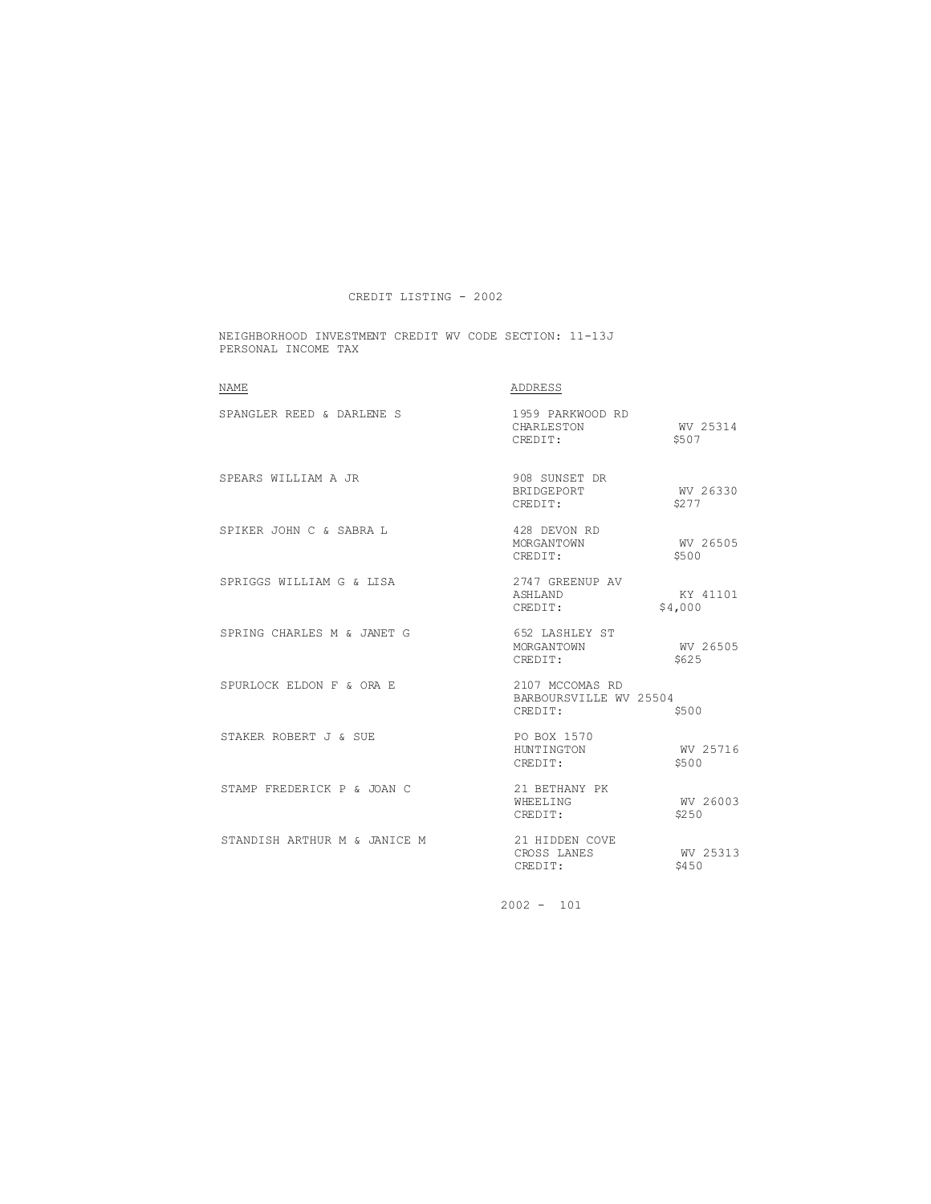CREDIT LISTING - 2002

NEIGHBORHOOD INVESTMENT CREDIT WV CODE SECTION: 11-13J
PERSONAL INCOME TAX

| NAME | ADDRESS | |
|---|---|---|
| SPANGLER REED & DARLENE S | 1959 PARKWOOD RD<br>CHARLESTON<br>CREDIT: | <br>WV 25314<br>$507 |
| SPEARS WILLIAM A JR | 908 SUNSET DR<br>BRIDGEPORT<br>CREDIT: | <br>WV 26330<br>$277 |
| SPIKER JOHN C & SABRA L | 428 DEVON RD<br>MORGANTOWN<br>CREDIT: | <br>WV 26505<br>$500 |
| SPRIGGS WILLIAM G & LISA | 2747 GREENUP AV<br>ASHLAND<br>CREDIT: | <br>KY 41101<br>$4,000 |
| SPRING CHARLES M & JANET G | 652 LASHLEY ST<br>MORGANTOWN<br>CREDIT: | <br>WV 26505<br>$625 |
| SPURLOCK ELDON F & ORA E | 2107 MCCOMAS RD<br>BARBOURSVILLE WV 25504<br>CREDIT: | <br><br>$500 |
| STAKER ROBERT J & SUE | PO BOX 1570<br>HUNTINGTON<br>CREDIT: | <br>WV 25716<br>$500 |
| STAMP FREDERICK P & JOAN C | 21 BETHANY PK<br>WHEELING<br>CREDIT: | <br>WV 26003<br>$250 |
| STANDISH ARTHUR M & JANICE M | 21 HIDDEN COVE<br>CROSS LANES<br>CREDIT: | <br>WV 25313<br>$450 |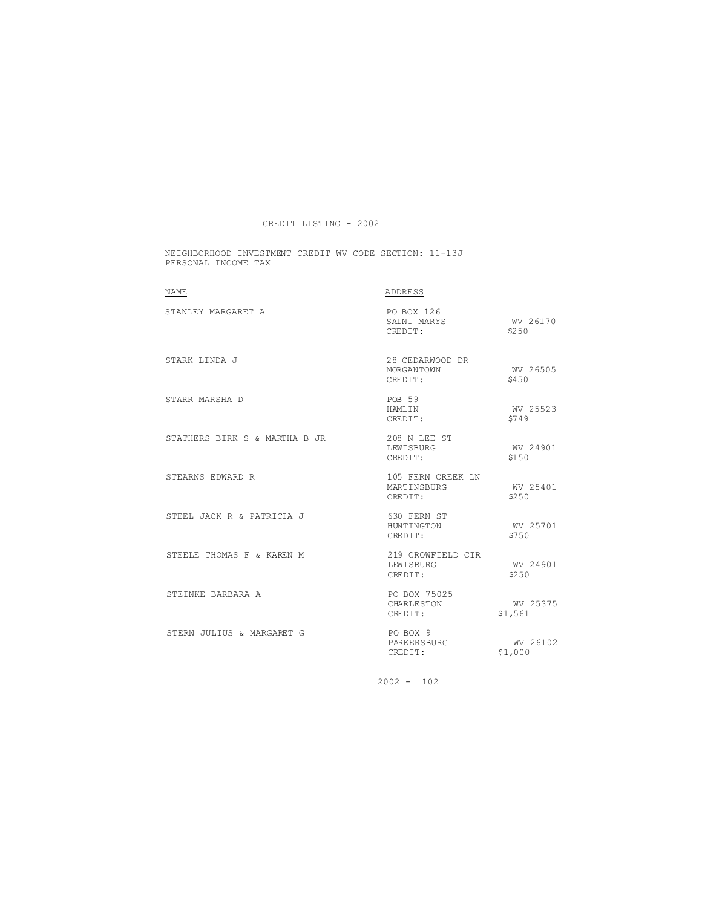CREDIT LISTING - 2002

NEIGHBORHOOD INVESTMENT CREDIT WV CODE SECTION: 11-13J
PERSONAL INCOME TAX

| NAME | ADDRESS | |
|---|---|---|
| STANLEY MARGARET A | PO BOX 126 | |
| | SAINT MARYS | WV 26170 |
| | CREDIT: | $250 |
| STARK LINDA J | 28 CEDARWOOD DR | |
| | MORGANTOWN | WV 26505 |
| | CREDIT: | $450 |
| STARR MARSHA D | POB 59 | |
| | HAMLIN | WV 25523 |
| | CREDIT: | $749 |
| STATHERS BIRK S & MARTHA B JR | 208 N LEE ST | |
| | LEWISBURG | WV 24901 |
| | CREDIT: | $150 |
| STEARNS EDWARD R | 105 FERN CREEK LN | |
| | MARTINSBURG | WV 25401 |
| | CREDIT: | $250 |
| STEEL JACK R & PATRICIA J | 630 FERN ST | |
| | HUNTINGTON | WV 25701 |
| | CREDIT: | $750 |
| STEELE THOMAS F & KAREN M | 219 CROWFIELD CIR | |
| | LEWISBURG | WV 24901 |
| | CREDIT: | $250 |
| STEINKE BARBARA A | PO BOX 75025 | |
| | CHARLESTON | WV 25375 |
| | CREDIT: | $1,561 |
| STERN JULIUS & MARGARET G | PO BOX 9 | |
| | PARKERSBURG | WV 26102 |
| | CREDIT: | $1,000 |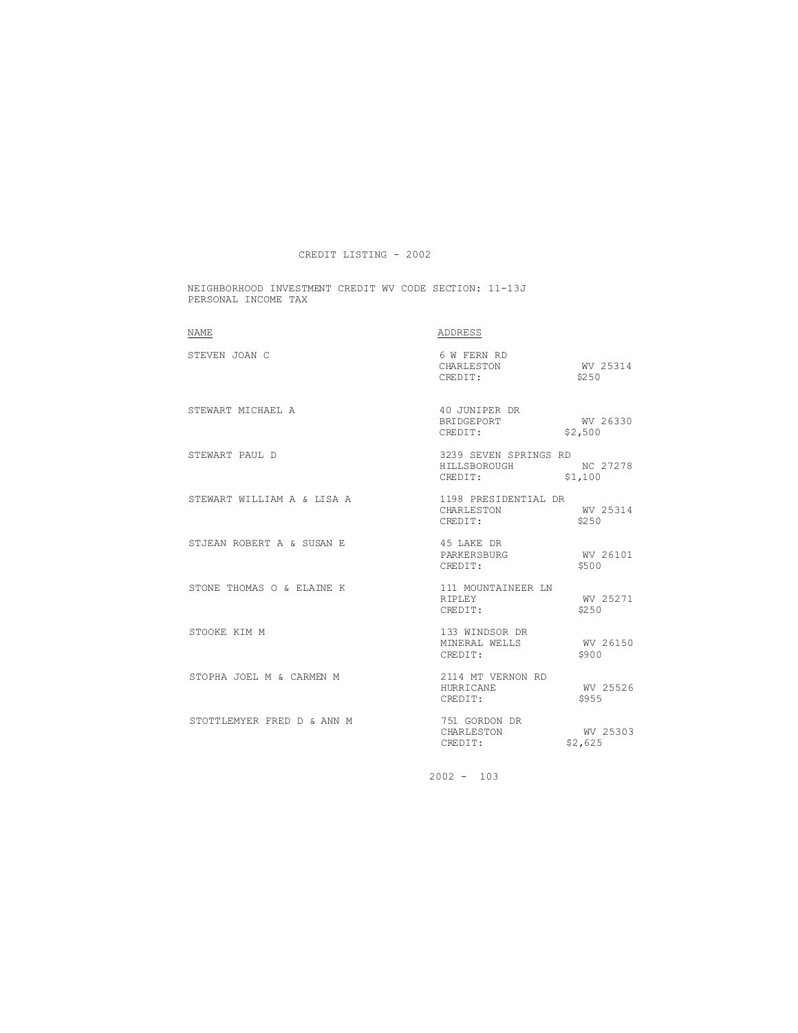CREDIT LISTING - 2002

NEIGHBORHOOD INVESTMENT CREDIT WV CODE SECTION: 11-13J
PERSONAL INCOME TAX

| NAME | ADDRESS |
|---|---|
| STEVEN JOAN C | 6 W FERN RD<br>CHARLESTON WV 25314<br>CREDIT: $250 |
| STEWART MICHAEL A | 40 JUNIPER DR<br>BRIDGEPORT WV 26330<br>CREDIT: $2,500 |
| STEWART PAUL D | 3239 SEVEN SPRINGS RD<br>HILLSBOROUGH NC 27278<br>CREDIT: $1,100 |
| STEWART WILLIAM A & LISA A | 1198 PRESIDENTIAL DR<br>CHARLESTON WV 25314<br>CREDIT: $250 |
| STJEAN ROBERT A & SUSAN E | 45 LAKE DR<br>PARKERSBURG WV 26101<br>CREDIT: $500 |
| STONE THOMAS O & ELAINE K | 111 MOUNTAINEER LN<br>RIPLEY WV 25271<br>CREDIT: $250 |
| STOOKE KIM M | 133 WINDSOR DR<br>MINERAL WELLS WV 26150<br>CREDIT: $900 |
| STOPHA JOEL M & CARMEN M | 2114 MT VERNON RD<br>HURRICANE WV 25526<br>CREDIT: $955 |
| STOTTLEMYER FRED D & ANN M | 751 GORDON DR<br>CHARLESTON WV 25303<br>CREDIT: $2,625 |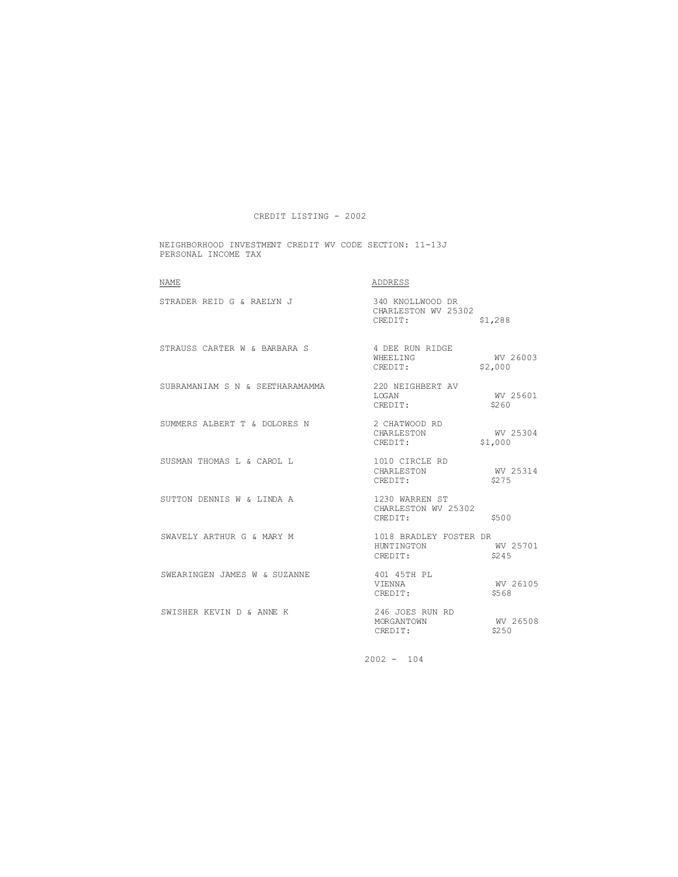CREDIT LISTING - 2002

NEIGHBORHOOD INVESTMENT CREDIT WV CODE SECTION: 11-13J
PERSONAL INCOME TAX

| NAME | ADDRESS |
| --- | --- |
| STRADER REID G & RAELYN J | 340 KNOLLWOOD DR<br>CHARLESTON WV 25302<br>CREDIT: $1,288 |
| STRAUSS CARTER W & BARBARA S | 4 DEE RUN RIDGE<br>WHEELING WV 26003<br>CREDIT: $2,000 |
| SUBRAMANIAM S N & SEETHARAMAMMA | 220 NEIGHBERT AV<br>LOGAN WV 25601<br>CREDIT: $260 |
| SUMMERS ALBERT T & DOLORES N | 2 CHATWOOD RD<br>CHARLESTON WV 25304<br>CREDIT: $1,000 |
| SUSMAN THOMAS L & CAROL L | 1010 CIRCLE RD<br>CHARLESTON WV 25314<br>CREDIT: $275 |
| SUTTON DENNIS W & LINDA A | 1230 WARREN ST<br>CHARLESTON WV 25302<br>CREDIT: $500 |
| SWAVELY ARTHUR G & MARY M | 1018 BRADLEY FOSTER DR<br>HUNTINGTON WV 25701<br>CREDIT: $245 |
| SWEARINGEN JAMES W & SUZANNE | 401 45TH PL<br>VIENNA WV 26105<br>CREDIT: $568 |
| SWISHER KEVIN D & ANNE K | 246 JOES RUN RD<br>MORGANTOWN WV 26508<br>CREDIT: $250 |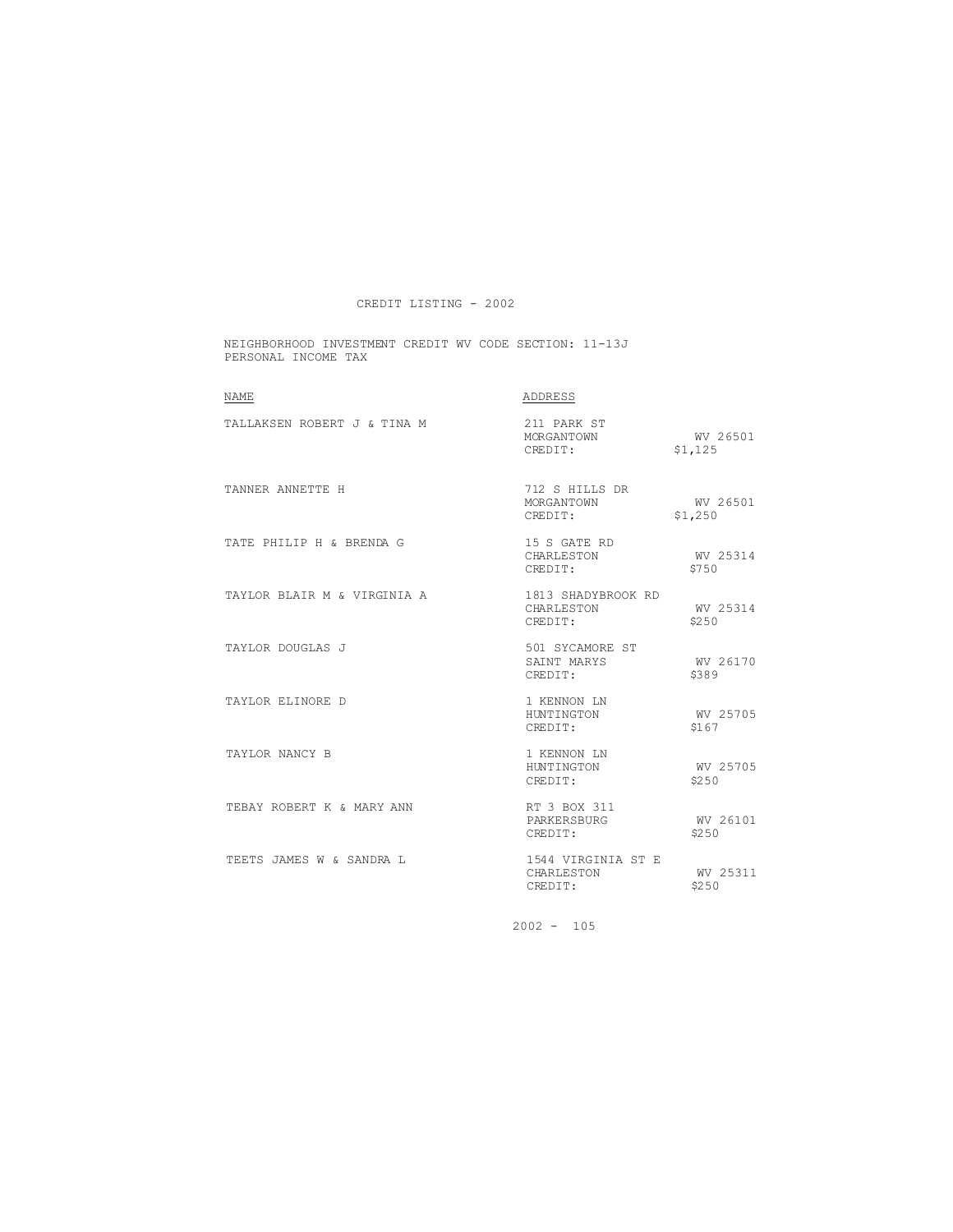CREDIT LISTING - 2002

NEIGHBORHOOD INVESTMENT CREDIT WV CODE SECTION: 11-13J
PERSONAL INCOME TAX

| NAME | ADDRESS | |
|---|---|---|
| TALLAKSEN ROBERT J & TINA M | 211 PARK ST<br>MORGANTOWN<br>CREDIT: | <br>WV 26501<br>$1,125 |
| TANNER ANNETTE H | 712 S HILLS DR<br>MORGANTOWN<br>CREDIT: | <br>WV 26501<br>$1,250 |
| TATE PHILIP H & BRENDA G | 15 S GATE RD<br>CHARLESTON<br>CREDIT: | <br>WV 25314<br>$750 |
| TAYLOR BLAIR M & VIRGINIA A | 1813 SHADYBROOK RD<br>CHARLESTON<br>CREDIT: | <br>WV 25314<br>$250 |
| TAYLOR DOUGLAS J | 501 SYCAMORE ST<br>SAINT MARYS<br>CREDIT: | <br>WV 26170<br>$389 |
| TAYLOR ELINORE D | 1 KENNON LN<br>HUNTINGTON<br>CREDIT: | <br>WV 25705<br>$167 |
| TAYLOR NANCY B | 1 KENNON LN<br>HUNTINGTON<br>CREDIT: | <br>WV 25705<br>$250 |
| TEBAY ROBERT K & MARY ANN | RT 3 BOX 311<br>PARKERSBURG<br>CREDIT: | <br>WV 26101<br>$250 |
| TEETS JAMES W & SANDRA L | 1544 VIRGINIA ST E<br>CHARLESTON<br>CREDIT: | <br>WV 25311<br>$250 |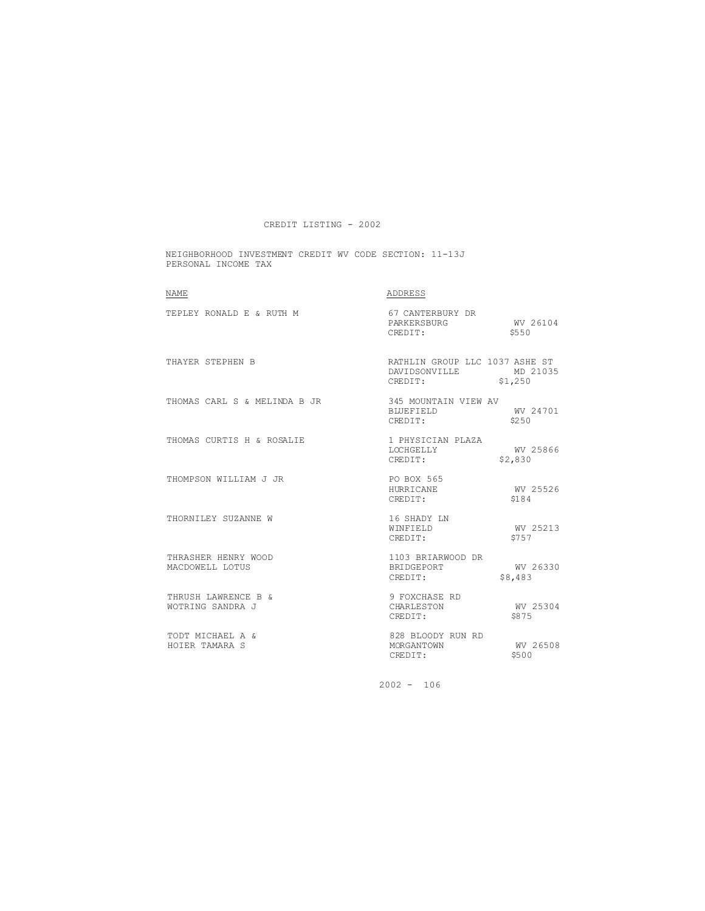CREDIT LISTING - 2002

NEIGHBORHOOD INVESTMENT CREDIT WV CODE SECTION: 11-13J
PERSONAL INCOME TAX

| NAME | ADDRESS |
|---|---|
| TEPLEY RONALD E & RUTH M | 67 CANTERBURY DR<br>PARKERSBURG WV 26104<br>CREDIT: $550 |
| THAYER STEPHEN B | RATHLIN GROUP LLC 1037 ASHE ST<br>DAVIDSONVILLE MD 21035<br>CREDIT: $1,250 |
| THOMAS CARL S & MELINDA B JR | 345 MOUNTAIN VIEW AV<br>BLUEFIELD WV 24701<br>CREDIT: $250 |
| THOMAS CURTIS H & ROSALIE | 1 PHYSICIAN PLAZA<br>LOCHGELLY WV 25866<br>CREDIT: $2,830 |
| THOMPSON WILLIAM J JR | PO BOX 565<br>HURRICANE WV 25526<br>CREDIT: $184 |
| THORNILEY SUZANNE W | 16 SHADY LN<br>WINFIELD WV 25213<br>CREDIT: $757 |
| THRASHER HENRY WOOD<br>MACDOWELL LOTUS | 1103 BRIARWOOD DR<br>BRIDGEPORT WV 26330<br>CREDIT: $8,483 |
| THRUSH LAWRENCE B &<br>WOTRING SANDRA J | 9 FOXCHASE RD<br>CHARLESTON WV 25304<br>CREDIT: $875 |
| TODT MICHAEL A &<br>HOIER TAMARA S | 828 BLOODY RUN RD<br>MORGANTOWN WV 26508<br>CREDIT: $500 |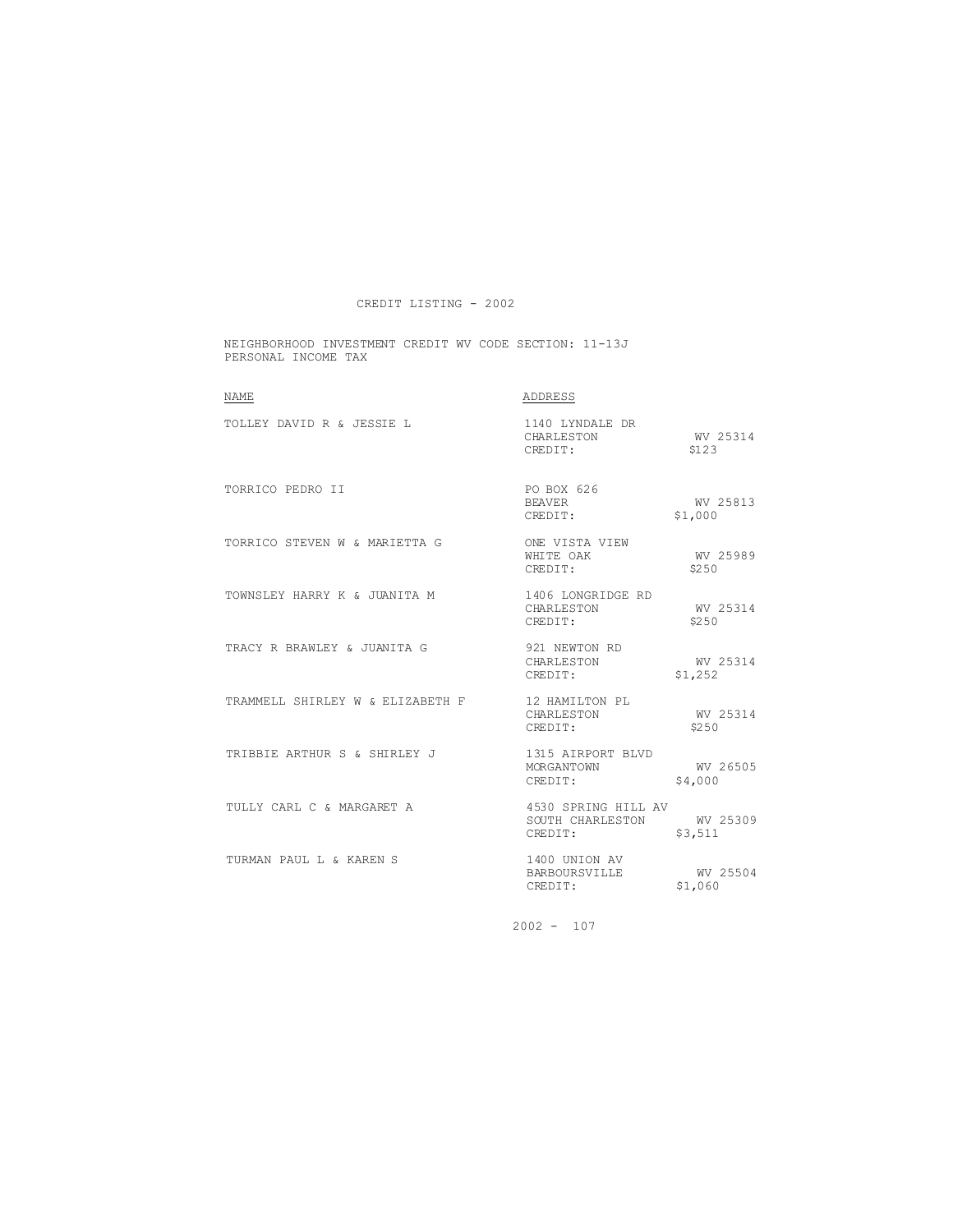# CREDIT LISTING - 2002

NEIGHBORHOOD INVESTMENT CREDIT WV CODE SECTION: 11-13J
PERSONAL INCOME TAX

| NAME | ADDRESS | |
|---|---|---|
| TOLLEY DAVID R & JESSIE L | 1140 LYNDALE DR<br>CHARLESTON<br>CREDIT: | <br>WV 25314<br>$123 |
| TORRICO PEDRO II | PO BOX 626<br>BEAVER<br>CREDIT: | <br>WV 25813<br>$1,000 |
| TORRICO STEVEN W & MARIETTA G | ONE VISTA VIEW<br>WHITE OAK<br>CREDIT: | <br>WV 25989<br>$250 |
| TOWNSLEY HARRY K & JUANITA M | 1406 LONGRIDGE RD<br>CHARLESTON<br>CREDIT: | <br>WV 25314<br>$250 |
| TRACY R BRAWLEY & JUANITA G | 921 NEWTON RD<br>CHARLESTON<br>CREDIT: | <br>WV 25314<br>$1,252 |
| TRAMMELL SHIRLEY W & ELIZABETH F | 12 HAMILTON PL<br>CHARLESTON<br>CREDIT: | <br>WV 25314<br>$250 |
| TRIBBIE ARTHUR S & SHIRLEY J | 1315 AIRPORT BLVD<br>MORGANTOWN<br>CREDIT: | <br>WV 26505<br>$4,000 |
| TULLY CARL C & MARGARET A | 4530 SPRING HILL AV<br>SOUTH CHARLESTON<br>CREDIT: | <br>WV 25309<br>$3,511 |
| TURMAN PAUL L & KAREN S | 1400 UNION AV<br>BARBOURSVILLE<br>CREDIT: | <br>WV 25504<br>$1,060 |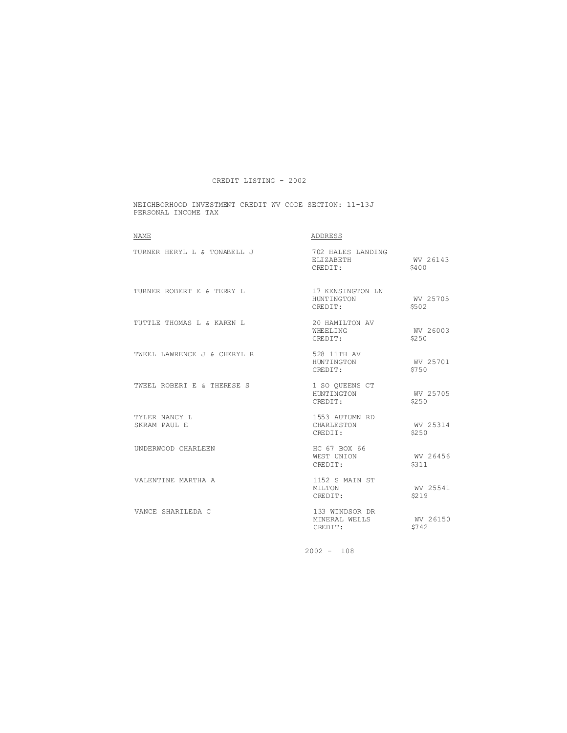CREDIT LISTING - 2002

NEIGHBORHOOD INVESTMENT CREDIT WV CODE SECTION: 11-13J
PERSONAL INCOME TAX

| NAME | ADDRESS | |
|---|---|---|
| TURNER HERYL L & TONABELL J | 702 HALES LANDING<br>ELIZABETH<br>CREDIT: | <br>WV 26143<br>$400 |
| TURNER ROBERT E & TERRY L | 17 KENSINGTON LN<br>HUNTINGTON<br>CREDIT: | <br>WV 25705<br>$502 |
| TUTTLE THOMAS L & KAREN L | 20 HAMILTON AV<br>WHEELING<br>CREDIT: | <br>WV 26003<br>$250 |
| TWEEL LAWRENCE J & CHERYL R | 528 11TH AV<br>HUNTINGTON<br>CREDIT: | <br>WV 25701<br>$750 |
| TWEEL ROBERT E & THERESE S | 1 SO QUEENS CT<br>HUNTINGTON<br>CREDIT: | <br>WV 25705<br>$250 |
| TYLER NANCY L<br>SKRAM PAUL E | 1553 AUTUMN RD<br>CHARLESTON<br>CREDIT: | <br>WV 25314<br>$250 |
| UNDERWOOD CHARLEEN | HC 67 BOX 66<br>WEST UNION<br>CREDIT: | <br>WV 26456<br>$311 |
| VALENTINE MARTHA A | 1152 S MAIN ST<br>MILTON<br>CREDIT: | <br>WV 25541<br>$219 |
| VANCE SHARILEDA C | 133 WINDSOR DR<br>MINERAL WELLS<br>CREDIT: | <br>WV 26150<br>$742 |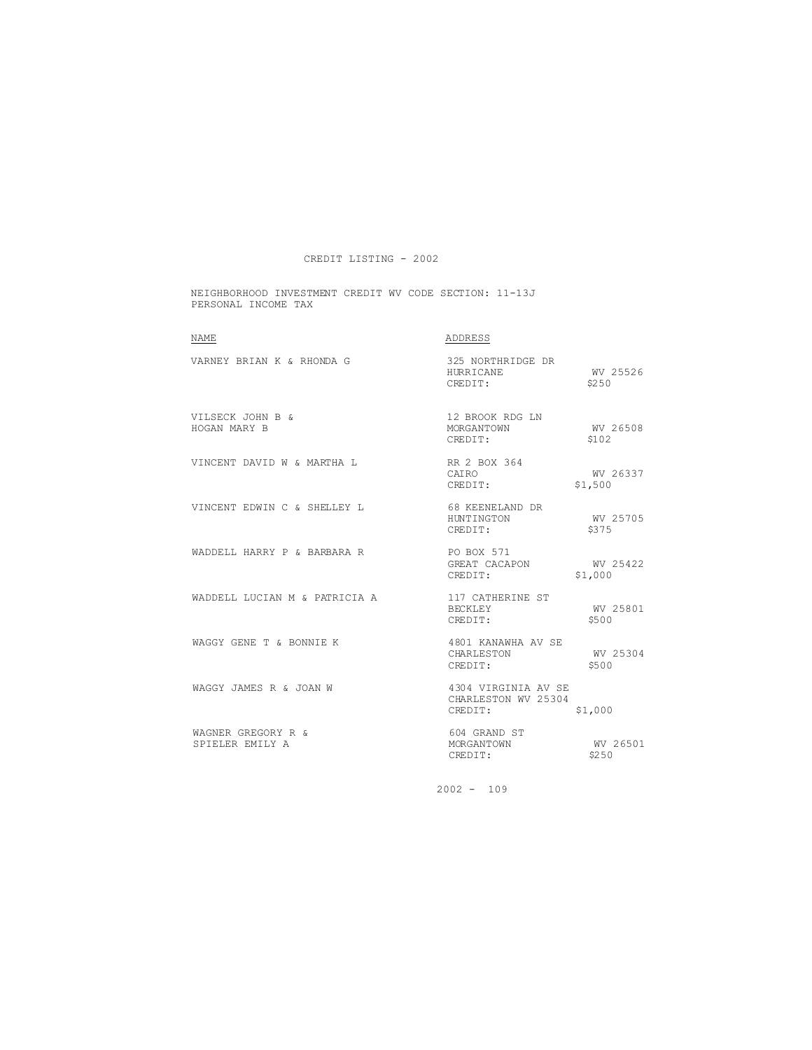CREDIT LISTING - 2002

NEIGHBORHOOD INVESTMENT CREDIT WV CODE SECTION: 11-13J
PERSONAL INCOME TAX

| NAME | ADDRESS |
|---|---|
| VARNEY BRIAN K & RHONDA G | 325 NORTHRIDGE DR<br>HURRICANE WV 25526<br>CREDIT: $250 |
| VILSECK JOHN B &<br>HOGAN MARY B | 12 BROOK RDG LN<br>MORGANTOWN WV 26508<br>CREDIT: $102 |
| VINCENT DAVID W & MARTHA L | RR 2 BOX 364<br>CAIRO WV 26337<br>CREDIT: $1,500 |
| VINCENT EDWIN C & SHELLEY L | 68 KEENELAND DR<br>HUNTINGTON WV 25705<br>CREDIT: $375 |
| WADDELL HARRY P & BARBARA R | PO BOX 571<br>GREAT CACAPON WV 25422<br>CREDIT: $1,000 |
| WADDELL LUCIAN M & PATRICIA A | 117 CATHERINE ST<br>BECKLEY WV 25801<br>CREDIT: $500 |
| WAGGY GENE T & BONNIE K | 4801 KANAWHA AV SE<br>CHARLESTON WV 25304<br>CREDIT: $500 |
| WAGGY JAMES R & JOAN W | 4304 VIRGINIA AV SE<br>CHARLESTON WV 25304<br>CREDIT: $1,000 |
| WAGNER GREGORY R &<br>SPIELER EMILY A | 604 GRAND ST<br>MORGANTOWN WV 26501<br>CREDIT: $250 |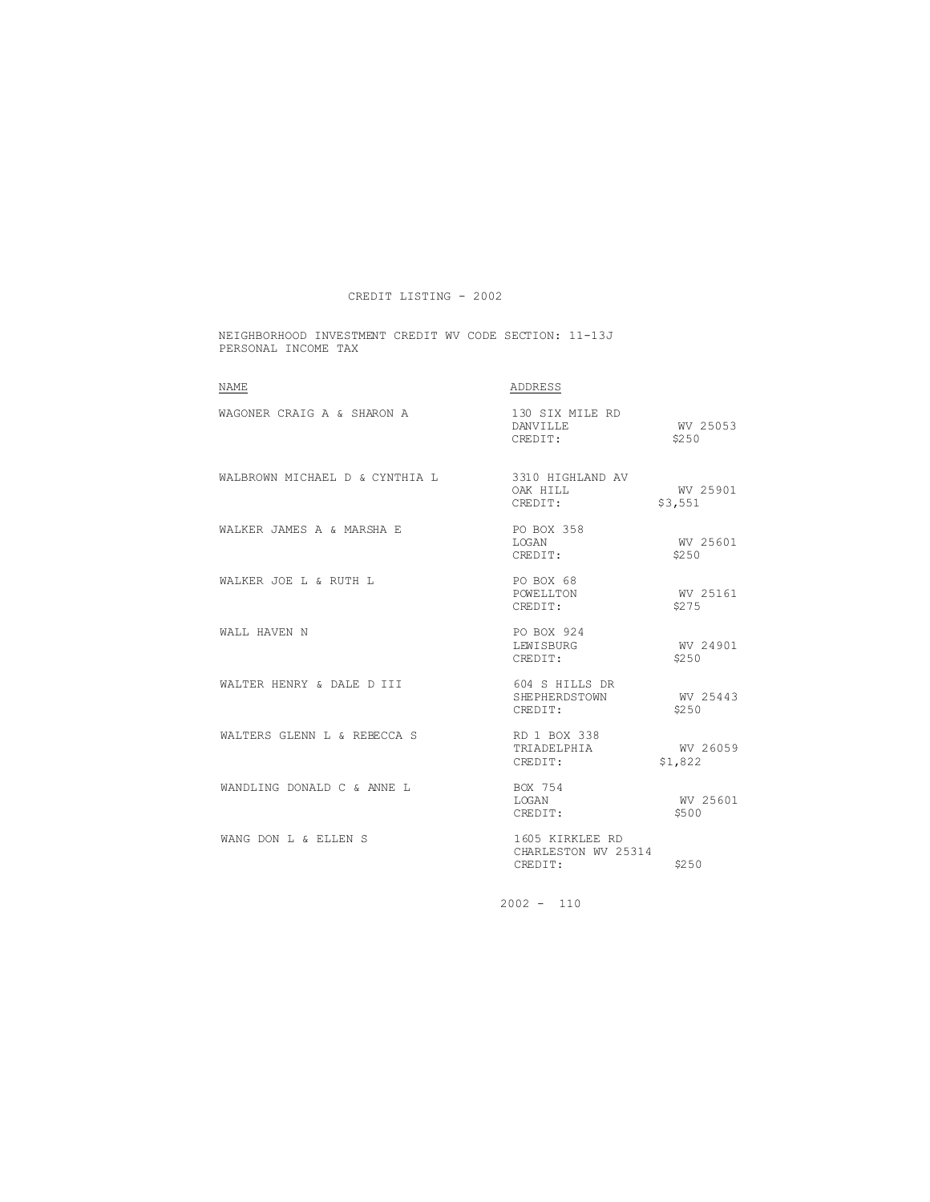# CREDIT LISTING - 2002

NEIGHBORHOOD INVESTMENT CREDIT WV CODE SECTION: 11-13J
PERSONAL INCOME TAX

| NAME | ADDRESS | |
|---|---|---|
| WAGONER CRAIG A & SHARON A | 130 SIX MILE RD<br>DANVILLE<br>CREDIT: | <br>WV 25053<br>$250 |
| WALBROWN MICHAEL D & CYNTHIA L | 3310 HIGHLAND AV<br>OAK HILL<br>CREDIT: | <br>WV 25901<br>$3,551 |
| WALKER JAMES A & MARSHA E | PO BOX 358<br>LOGAN<br>CREDIT: | <br>WV 25601<br>$250 |
| WALKER JOE L & RUTH L | PO BOX 68<br>POWELLTON<br>CREDIT: | <br>WV 25161<br>$275 |
| WALL HAVEN N | PO BOX 924<br>LEWISBURG<br>CREDIT: | <br>WV 24901<br>$250 |
| WALTER HENRY & DALE D III | 604 S HILLS DR<br>SHEPHERDSTOWN<br>CREDIT: | <br>WV 25443<br>$250 |
| WALTERS GLENN L & REBECCA S | RD 1 BOX 338<br>TRIADELPHIA<br>CREDIT: | <br>WV 26059<br>$1,822 |
| WANDLING DONALD C & ANNE L | BOX 754<br>LOGAN<br>CREDIT: | <br>WV 25601<br>$500 |
| WANG DON L & ELLEN S | 1605 KIRKLEE RD<br>CHARLESTON WV 25314<br>CREDIT: | <br><br>$250 |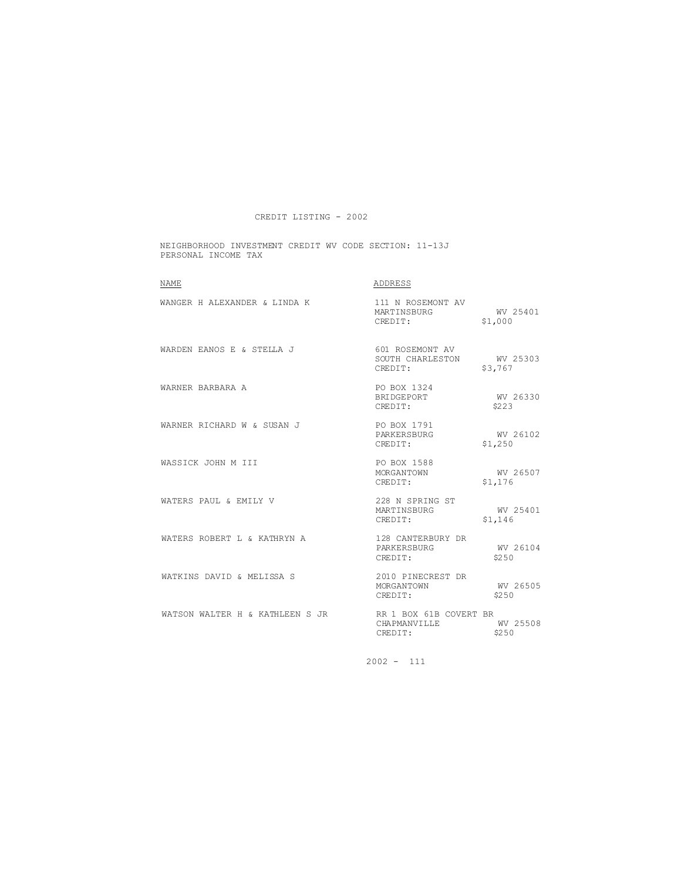# CREDIT LISTING - 2002

NEIGHBORHOOD INVESTMENT CREDIT WV CODE SECTION: 11-13J
PERSONAL INCOME TAX

| NAME | ADDRESS | | |
|---|---|---|---|
| WANGER H ALEXANDER & LINDA K | 111 N ROSEMONT AV<br>MARTINSBURG<br>CREDIT: | WV 25401<br>$1,000 | |
| WARDEN EANOS E & STELLA J | 601 ROSEMONT AV<br>SOUTH CHARLESTON<br>CREDIT: | WV 25303<br>$3,767 | |
| WARNER BARBARA A | PO BOX 1324<br>BRIDGEPORT<br>CREDIT: | WV 26330<br>$223 | |
| WARNER RICHARD W & SUSAN J | PO BOX 1791<br>PARKERSBURG<br>CREDIT: | WV 26102<br>$1,250 | |
| WASSICK JOHN M III | PO BOX 1588<br>MORGANTOWN<br>CREDIT: | WV 26507<br>$1,176 | |
| WATERS PAUL & EMILY V | 228 N SPRING ST<br>MARTINSBURG<br>CREDIT: | WV 25401<br>$1,146 | |
| WATERS ROBERT L & KATHRYN A | 128 CANTERBURY DR<br>PARKERSBURG<br>CREDIT: | WV 26104<br>$250 | |
| WATKINS DAVID & MELISSA S | 2010 PINECREST DR<br>MORGANTOWN<br>CREDIT: | WV 26505<br>$250 | |
| WATSON WALTER H & KATHLEEN S JR | RR 1 BOX 61B COVERT BR<br>CHAPMANVILLE<br>CREDIT: | WV 25508<br>$250 | |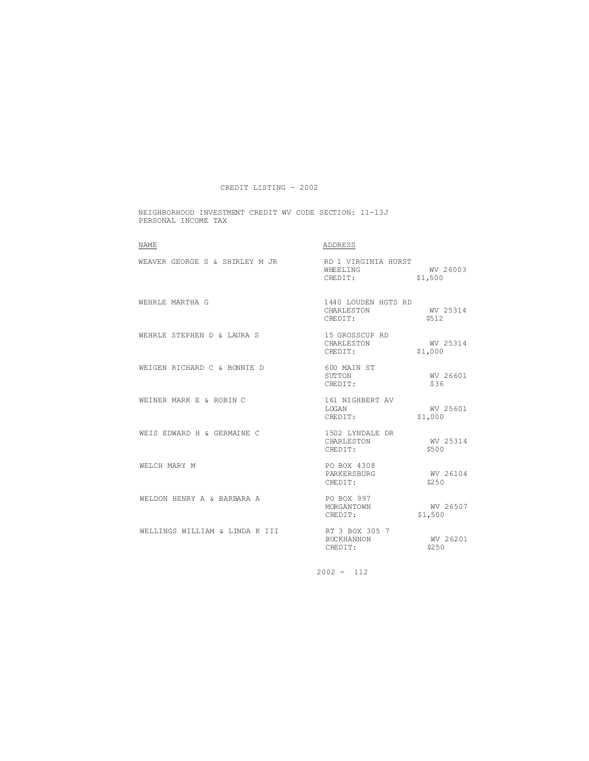CREDIT LISTING - 2002

NEIGHBORHOOD INVESTMENT CREDIT WV CODE SECTION: 11-13J
PERSONAL INCOME TAX

| NAME | ADDRESS |
|---|---|
| WEAVER GEORGE S & SHIRLEY M JR | RD 1 VIRGINIA HURST<br>WHEELING WV 26003<br>CREDIT: $1,500 |
| WEHRLE MARTHA G | 1440 LOUDEN HGTS RD<br>CHARLESTON WV 25314<br>CREDIT: $512 |
| WEHRLE STEPHEN D & LAURA S | 15 GROSSCUP RD<br>CHARLESTON WV 25314<br>CREDIT: $1,000 |
| WEIGEN RICHARD C & BONNIE D | 600 MAIN ST<br>SUTTON WV 26601<br>CREDIT: $36 |
| WEINER MARK E & ROBIN C | 161 NIGHBERT AV<br>LOGAN WV 25601<br>CREDIT: $1,000 |
| WEIS EDWARD H & GERMAINE C | 1502 LYNDALE DR<br>CHARLESTON WV 25314<br>CREDIT: $500 |
| WELCH MARY M | PO BOX 4308<br>PARKERSBURG WV 26104<br>CREDIT: $250 |
| WELDON HENRY A & BARBARA A | PO BOX 997<br>MORGANTOWN WV 26507<br>CREDIT: $1,500 |
| WELLINGS WILLIAM & LINDA K III | RT 3 BOX 305 7<br>BUCKHANNON WV 26201<br>CREDIT: $250 |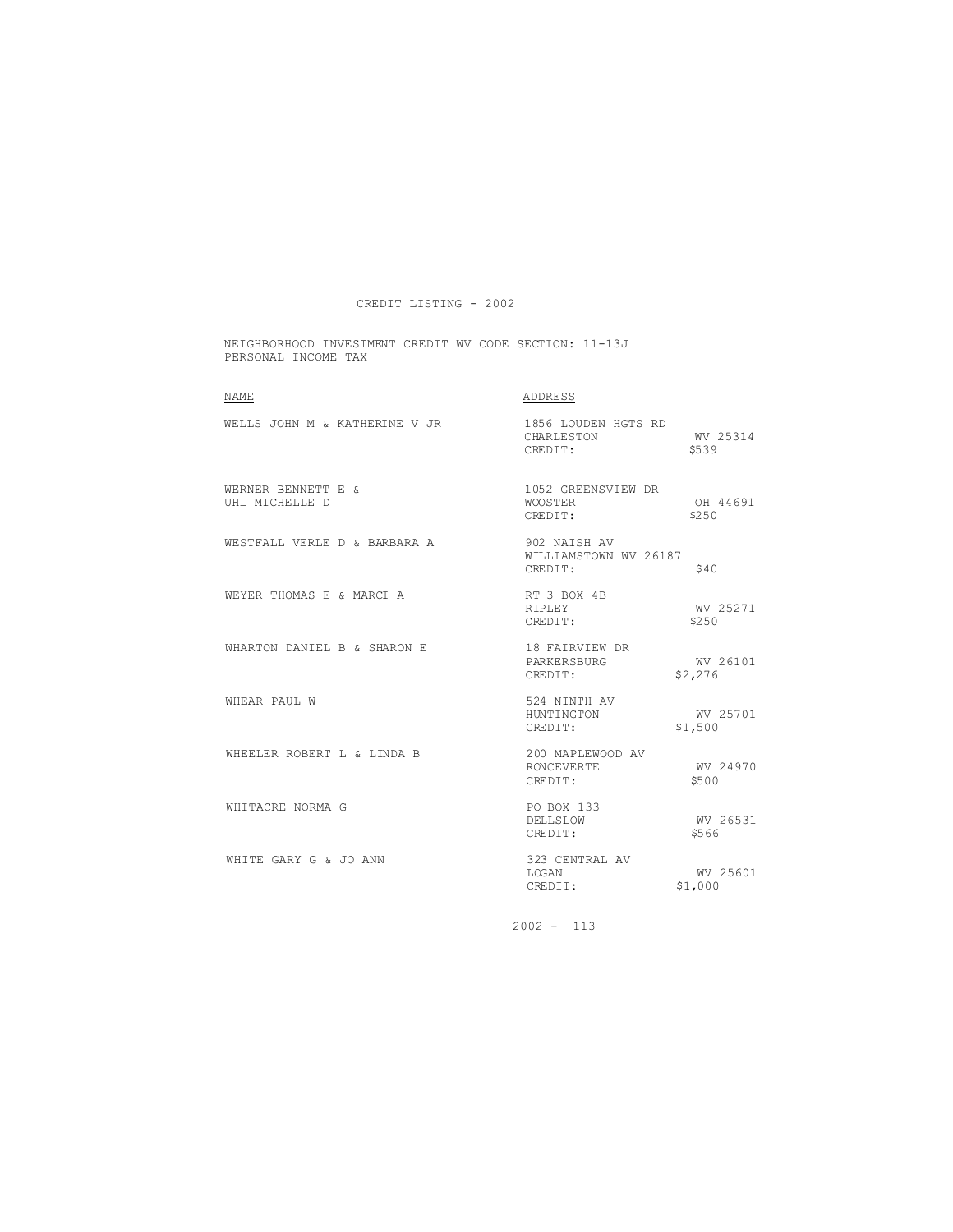CREDIT LISTING - 2002

NEIGHBORHOOD INVESTMENT CREDIT WV CODE SECTION: 11-13J
PERSONAL INCOME TAX

| NAME | ADDRESS | | |
|---|---|---|---|
| WELLS JOHN M & KATHERINE V JR | 1856 LOUDEN HGTS RD | | |
| | CHARLESTON | WV 25314 | |
| | CREDIT: | $539 | |
| WERNER BENNETT E & UHL MICHELLE D | 1052 GREENSVIEW DR | | |
| | WOOSTER | OH 44691 | |
| | CREDIT: | $250 | |
| WESTFALL VERLE D & BARBARA A | 902 NAISH AV | | |
| | WILLIAMSTOWN WV 26187 | | |
| | CREDIT: | $40 | |
| WEYER THOMAS E & MARCI A | RT 3 BOX 4B | | |
| | RIPLEY | WV 25271 | |
| | CREDIT: | $250 | |
| WHARTON DANIEL B & SHARON E | 18 FAIRVIEW DR | | |
| | PARKERSBURG | WV 26101 | |
| | CREDIT: | $2,276 | |
| WHEAR PAUL W | 524 NINTH AV | | |
| | HUNTINGTON | WV 25701 | |
| | CREDIT: | $1,500 | |
| WHEELER ROBERT L & LINDA B | 200 MAPLEWOOD AV | | |
| | RONCEVERTE | WV 24970 | |
| | CREDIT: | $500 | |
| WHITACRE NORMA G | PO BOX 133 | | |
| | DELLSLOW | WV 26531 | |
| | CREDIT: | $566 | |
| WHITE GARY G & JO ANN | 323 CENTRAL AV | | |
| | LOGAN | WV 25601 | |
| | CREDIT: | $1,000 | |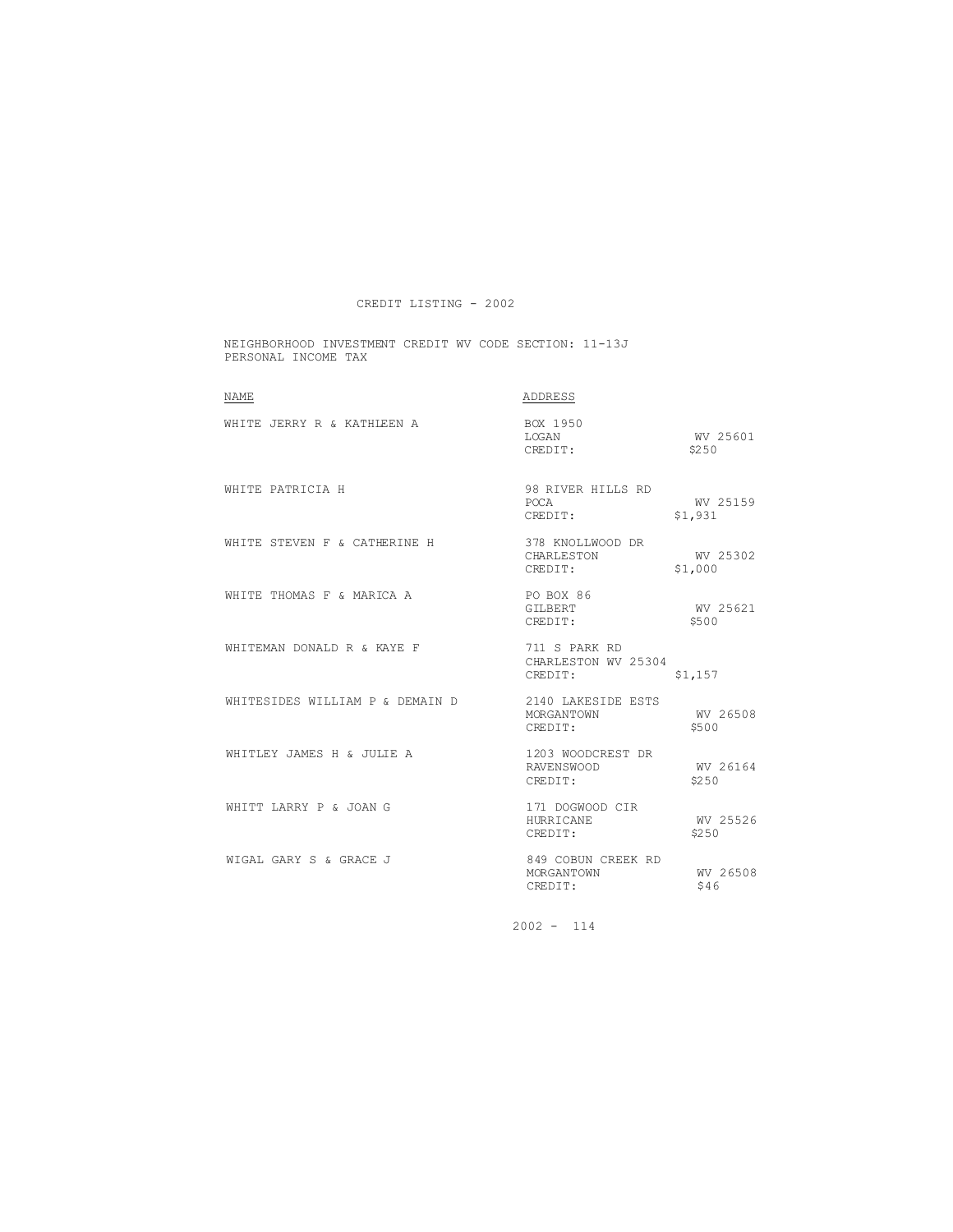# CREDIT LISTING - 2002

NEIGHBORHOOD INVESTMENT CREDIT WV CODE SECTION: 11-13J
PERSONAL INCOME TAX

| NAME | ADDRESS | |
|---|---|---|
| WHITE JERRY R & KATHLEEN A | BOX 1950<br>LOGAN<br>CREDIT: | <br>WV 25601<br>$250 |
| WHITE PATRICIA H | 98 RIVER HILLS RD<br>POCA<br>CREDIT: | <br>WV 25159<br>$1,931 |
| WHITE STEVEN F & CATHERINE H | 378 KNOLLWOOD DR<br>CHARLESTON<br>CREDIT: | <br>WV 25302<br>$1,000 |
| WHITE THOMAS F & MARICA A | PO BOX 86<br>GILBERT<br>CREDIT: | <br>WV 25621<br>$500 |
| WHITEMAN DONALD R & KAYE F | 711 S PARK RD<br>CHARLESTON WV 25304<br>CREDIT: | <br><br>$1,157 |
| WHITESIDES WILLIAM P & DEMAIN D | 2140 LAKESIDE ESTS<br>MORGANTOWN<br>CREDIT: | <br>WV 26508<br>$500 |
| WHITLEY JAMES H & JULIE A | 1203 WOODCREST DR<br>RAVENSWOOD<br>CREDIT: | <br>WV 26164<br>$250 |
| WHITT LARRY P & JOAN G | 171 DOGWOOD CIR<br>HURRICANE<br>CREDIT: | <br>WV 25526<br>$250 |
| WIGAL GARY S & GRACE J | 849 COBUN CREEK RD<br>MORGANTOWN<br>CREDIT: | <br>WV 26508<br>$46 |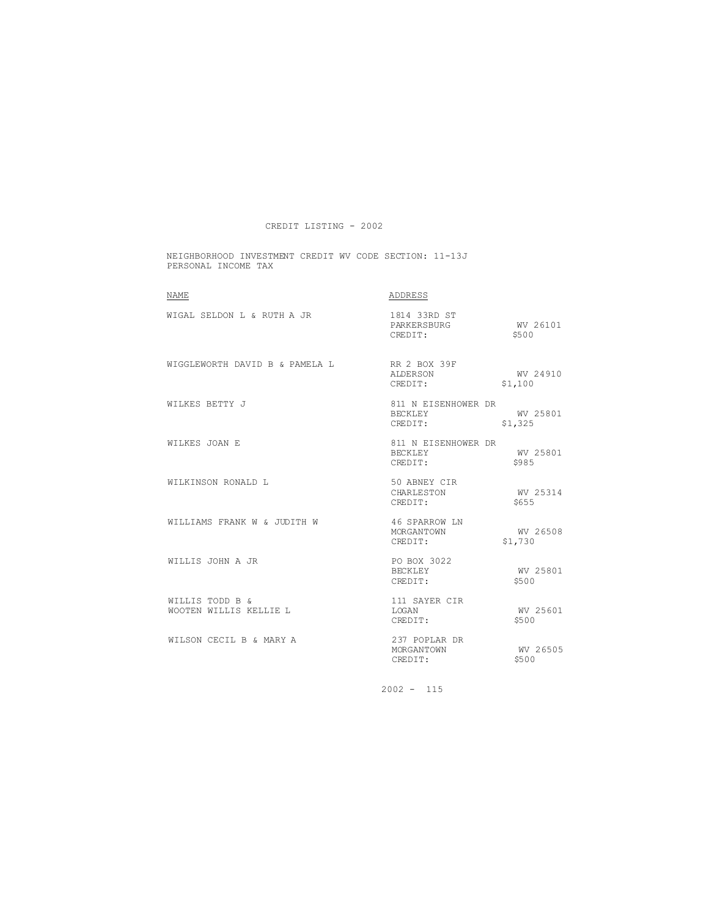CREDIT LISTING - 2002

NEIGHBORHOOD INVESTMENT CREDIT WV CODE SECTION: 11-13J
PERSONAL INCOME TAX

| NAME | ADDRESS | | |
|---|---|---|---|
| WIGAL SELDON L & RUTH A JR | 1814 33RD ST<br>PARKERSBURG<br>CREDIT: | WV 26101<br>$500 | |
| WIGGLEWORTH DAVID B & PAMELA L | RR 2 BOX 39F<br>ALDERSON<br>CREDIT: | WV 24910<br>$1,100 | |
| WILKES BETTY J | 811 N EISENHOWER DR<br>BECKLEY<br>CREDIT: | WV 25801<br>$1,325 | |
| WILKES JOAN E | 811 N EISENHOWER DR<br>BECKLEY<br>CREDIT: | WV 25801<br>$985 | |
| WILKINSON RONALD L | 50 ABNEY CIR<br>CHARLESTON<br>CREDIT: | WV 25314<br>$655 | |
| WILLIAMS FRANK W & JUDITH W | 46 SPARROW LN<br>MORGANTOWN<br>CREDIT: | WV 26508<br>$1,730 | |
| WILLIS JOHN A JR | PO BOX 3022<br>BECKLEY<br>CREDIT: | WV 25801<br>$500 | |
| WILLIS TODD B &<br>WOOTEN WILLIS KELLIE L | 111 SAYER CIR<br>LOGAN<br>CREDIT: | WV 25601<br>$500 | |
| WILSON CECIL B & MARY A | 237 POPLAR DR<br>MORGANTOWN<br>CREDIT: | WV 26505<br>$500 | |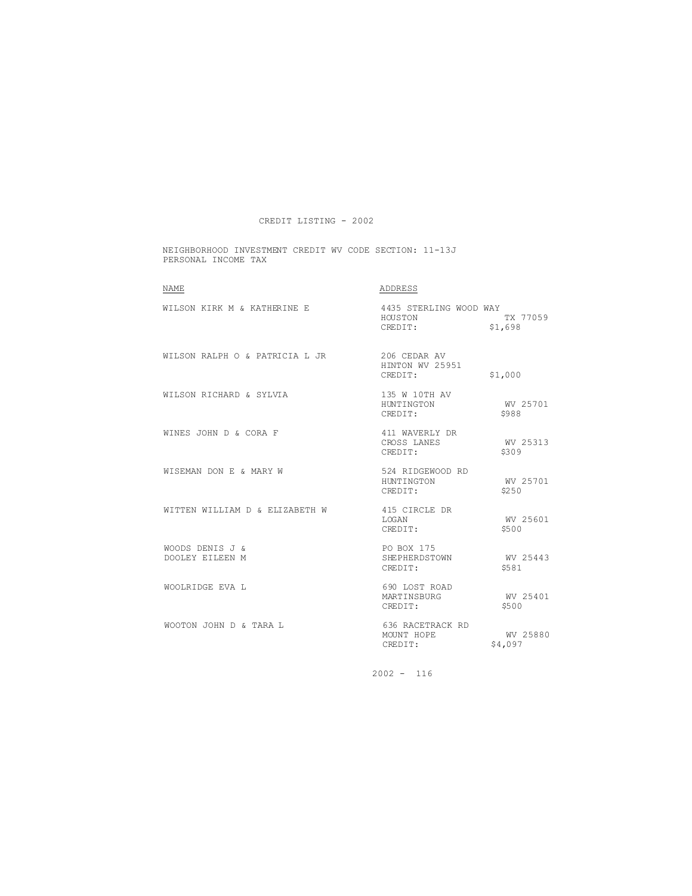CREDIT LISTING - 2002

NEIGHBORHOOD INVESTMENT CREDIT WV CODE SECTION: 11-13J
PERSONAL INCOME TAX

| NAME | ADDRESS | |
|---|---|---|
| WILSON KIRK M & KATHERINE E | 4435 STERLING WOOD WAY<br>HOUSTON<br>CREDIT: | <br>TX 77059<br>$1,698 |
| WILSON RALPH O & PATRICIA L JR | 206 CEDAR AV<br>HINTON WV 25951<br>CREDIT: | <br><br>$1,000 |
| WILSON RICHARD & SYLVIA | 135 W 10TH AV<br>HUNTINGTON<br>CREDIT: | <br>WV 25701<br>$988 |
| WINES JOHN D & CORA F | 411 WAVERLY DR<br>CROSS LANES<br>CREDIT: | <br>WV 25313<br>$309 |
| WISEMAN DON E & MARY W | 524 RIDGEWOOD RD<br>HUNTINGTON<br>CREDIT: | <br>WV 25701<br>$250 |
| WITTEN WILLIAM D & ELIZABETH W | 415 CIRCLE DR<br>LOGAN<br>CREDIT: | <br>WV 25601<br>$500 |
| WOODS DENIS J &<br>DOOLEY EILEEN M | PO BOX 175<br>SHEPHERDSTOWN<br>CREDIT: | <br>WV 25443<br>$581 |
| WOOLRIDGE EVA L | 690 LOST ROAD<br>MARTINSBURG<br>CREDIT: | <br>WV 25401<br>$500 |
| WOOTON JOHN D & TARA L | 636 RACETRACK RD<br>MOUNT HOPE<br>CREDIT: | <br>WV 25880<br>$4,097 |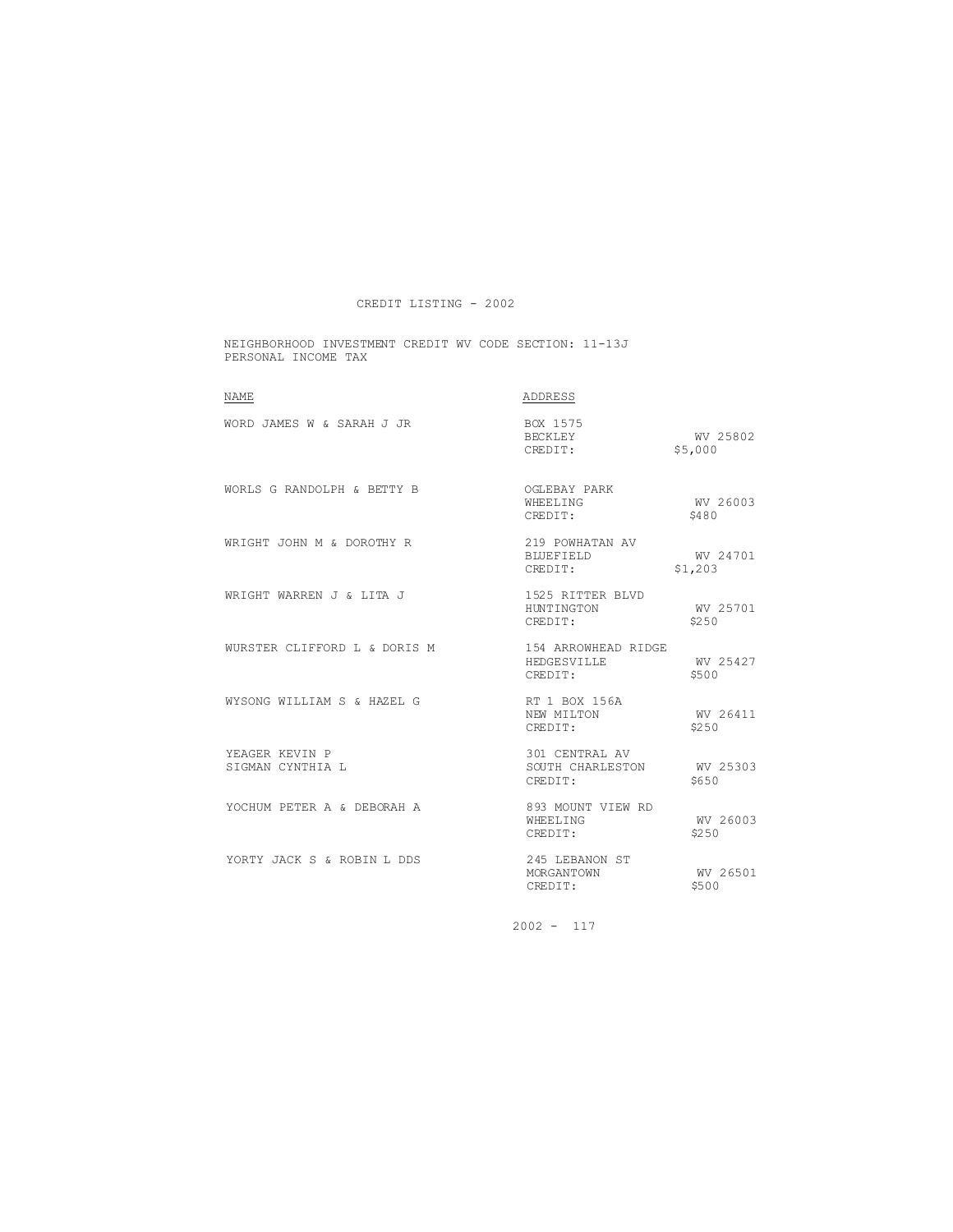CREDIT LISTING - 2002

NEIGHBORHOOD INVESTMENT CREDIT WV CODE SECTION: 11-13J
PERSONAL INCOME TAX

| NAME | ADDRESS | |
|---|---|---|
| WORD JAMES W & SARAH J JR | BOX 1575<br>BECKLEY<br>CREDIT: | <br>WV 25802<br>$5,000 |
| WORLS G RANDOLPH & BETTY B | OGLEBAY PARK<br>WHEELING<br>CREDIT: | <br>WV 26003<br>$480 |
| WRIGHT JOHN M & DOROTHY R | 219 POWHATAN AV<br>BLUEFIELD<br>CREDIT: | <br>WV 24701<br>$1,203 |
| WRIGHT WARREN J & LITA J | 1525 RITTER BLVD<br>HUNTINGTON<br>CREDIT: | <br>WV 25701<br>$250 |
| WURSTER CLIFFORD L & DORIS M | 154 ARROWHEAD RIDGE<br>HEDGESVILLE<br>CREDIT: | <br>WV 25427<br>$500 |
| WYSONG WILLIAM S & HAZEL G | RT 1 BOX 156A<br>NEW MILTON<br>CREDIT: | <br>WV 26411<br>$250 |
| YEAGER KEVIN P<br>SIGMAN CYNTHIA L | 301 CENTRAL AV<br>SOUTH CHARLESTON<br>CREDIT: | <br>WV 25303<br>$650 |
| YOCHUM PETER A & DEBORAH A | 893 MOUNT VIEW RD<br>WHEELING<br>CREDIT: | <br>WV 26003<br>$250 |
| YORTY JACK S & ROBIN L DDS | 245 LEBANON ST<br>MORGANTOWN<br>CREDIT: | <br>WV 26501<br>$500 |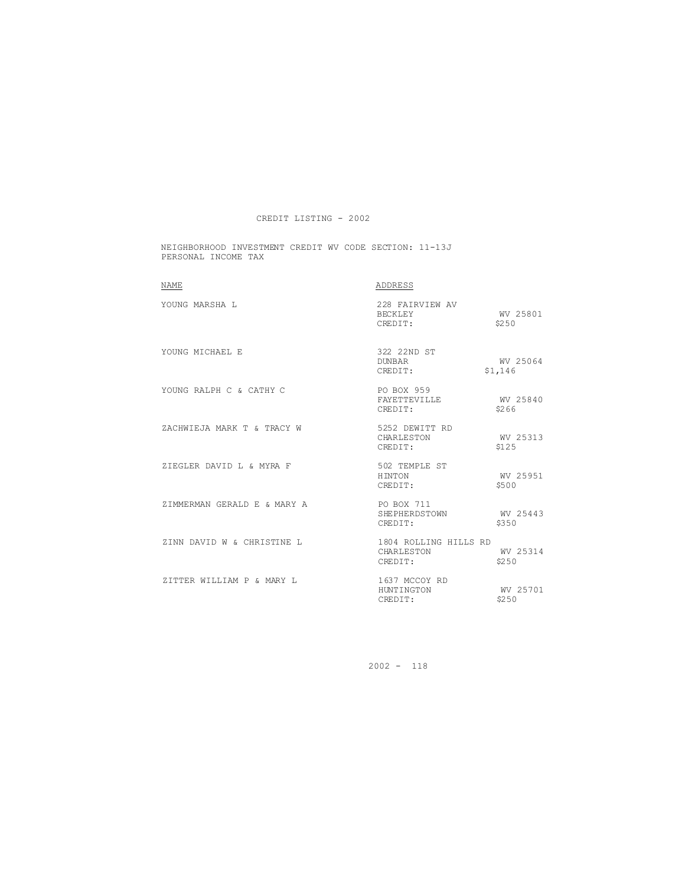CREDIT LISTING - 2002

NEIGHBORHOOD INVESTMENT CREDIT WV CODE SECTION: 11-13J
PERSONAL INCOME TAX

| NAME | ADDRESS | |
|---|---|---|
| YOUNG MARSHA L | 228 FAIRVIEW AV<br>BECKLEY<br>CREDIT: | <br>WV 25801<br>$250 |
| YOUNG MICHAEL E | 322 22ND ST<br>DUNBAR<br>CREDIT: | <br>WV 25064<br>$1,146 |
| YOUNG RALPH C & CATHY C | PO BOX 959<br>FAYETTEVILLE<br>CREDIT: | <br>WV 25840<br>$266 |
| ZACHWIEJA MARK T & TRACY W | 5252 DEWITT RD<br>CHARLESTON<br>CREDIT: | <br>WV 25313<br>$125 |
| ZIEGLER DAVID L & MYRA F | 502 TEMPLE ST<br>HINTON<br>CREDIT: | <br>WV 25951<br>$500 |
| ZIMMERMAN GERALD E & MARY A | PO BOX 711<br>SHEPHERDSTOWN<br>CREDIT: | <br>WV 25443<br>$350 |
| ZINN DAVID W & CHRISTINE L | 1804 ROLLING HILLS RD<br>CHARLESTON<br>CREDIT: | <br>WV 25314<br>$250 |
| ZITTER WILLIAM P & MARY L | 1637 MCCOY RD<br>HUNTINGTON<br>CREDIT: | <br>WV 25701<br>$250 |